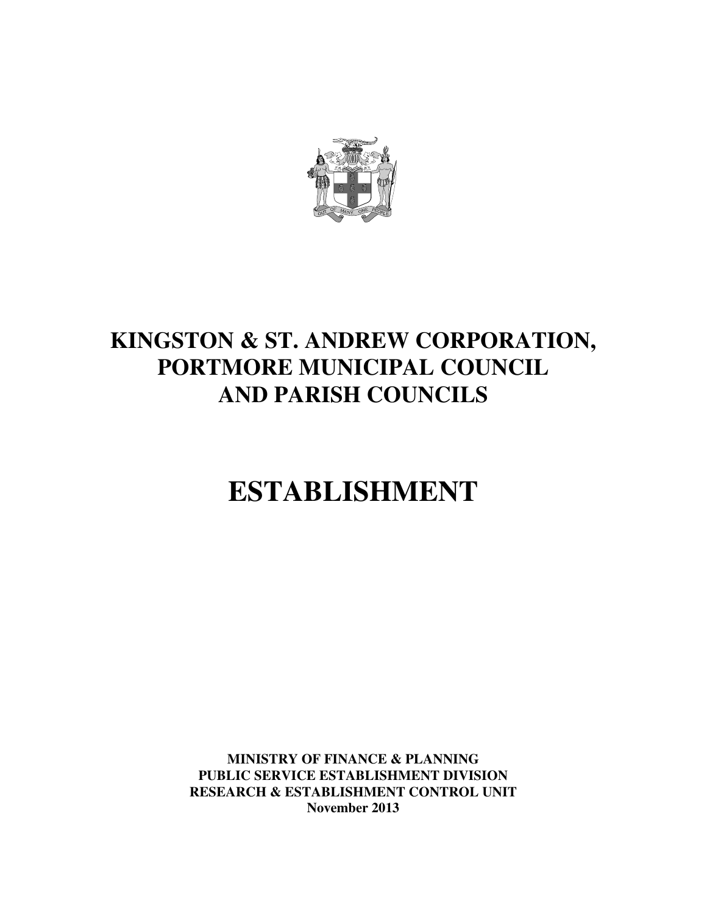# KINGSTON & ST. ANDREW CORPORATION, PORTMORE MUNICIPAL COUNCIL AND PARISH COUNCILS

# ESTABLISHMENT

**MINISTRY OF FINANCE & PLANNING**
**PUBLIC SERVICE ESTABLISHMENT DIVISION**
**RESEARCH & ESTABLISHMENT CONTROL UNIT**
**November 2013**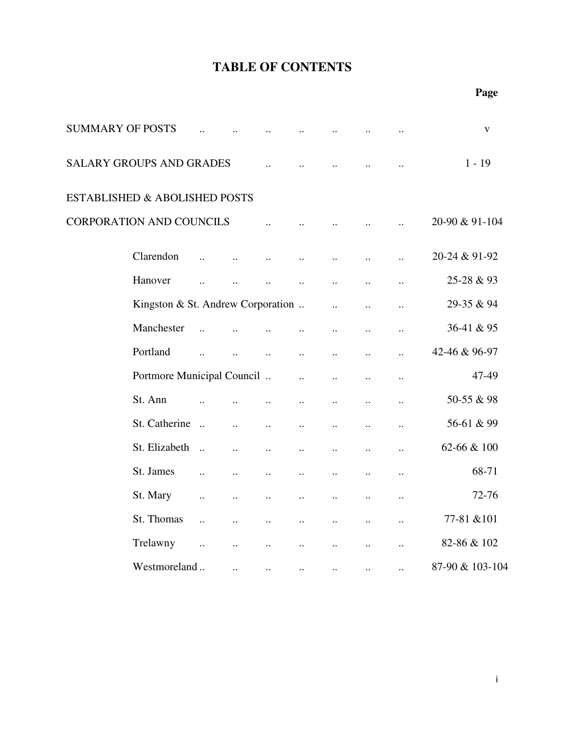# TABLE OF CONTENTS

| | Page |
|---|---|
| SUMMARY OF POSTS | v |
| SALARY GROUPS AND GRADES | 1 - 19 |
| ESTABLISHED & ABOLISHED POSTS | |
| CORPORATION AND COUNCILS | 20-90 & 91-104 |
| Clarendon | 20-24 & 91-92 |
| Hanover | 25-28 & 93 |
| Kingston & St. Andrew Corporation | 29-35 & 94 |
| Manchester | 36-41 & 95 |
| Portland | 42-46 & 96-97 |
| Portmore Municipal Council | 47-49 |
| St. Ann | 50-55 & 98 |
| St. Catherine | 56-61 & 99 |
| St. Elizabeth | 62-66 & 100 |
| St. James | 68-71 |
| St. Mary | 72-76 |
| St. Thomas | 77-81 &101 |
| Trelawny | 82-86 & 102 |
| Westmoreland | 87-90 & 103-104 |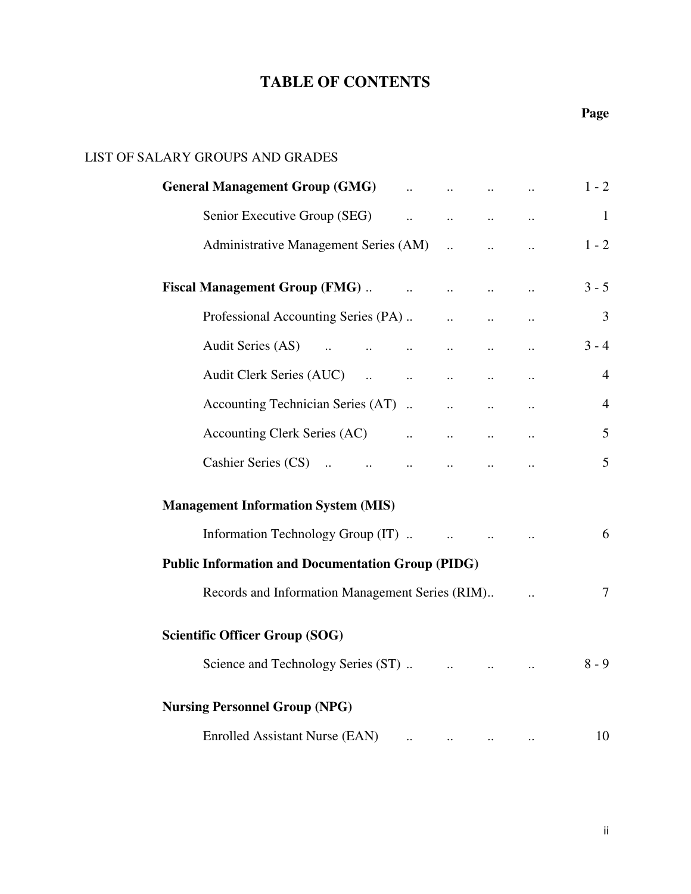# TABLE OF CONTENTS

| | Page |
|---|---|
| LIST OF SALARY GROUPS AND GRADES | |
| **General Management Group (GMG)** | 1 - 2 |
| Senior Executive Group (SEG) | 1 |
| Administrative Management Series (AM) | 1 - 2 |
| **Fiscal Management Group (FMG)** | 3 - 5 |
| Professional Accounting Series (PA) | 3 |
| Audit Series (AS) | 3 - 4 |
| Audit Clerk Series (AUC) | 4 |
| Accounting Technician Series (AT) | 4 |
| Accounting Clerk Series (AC) | 5 |
| Cashier Series (CS) | 5 |
| **Management Information System (MIS)** | |
| Information Technology Group (IT) | 6 |
| **Public Information and Documentation Group (PIDG)** | |
| Records and Information Management Series (RIM) | 7 |
| **Scientific Officer Group (SOG)** | |
| Science and Technology Series (ST) | 8 - 9 |
| **Nursing Personnel Group (NPG)** | |
| Enrolled Assistant Nurse (EAN) | 10 |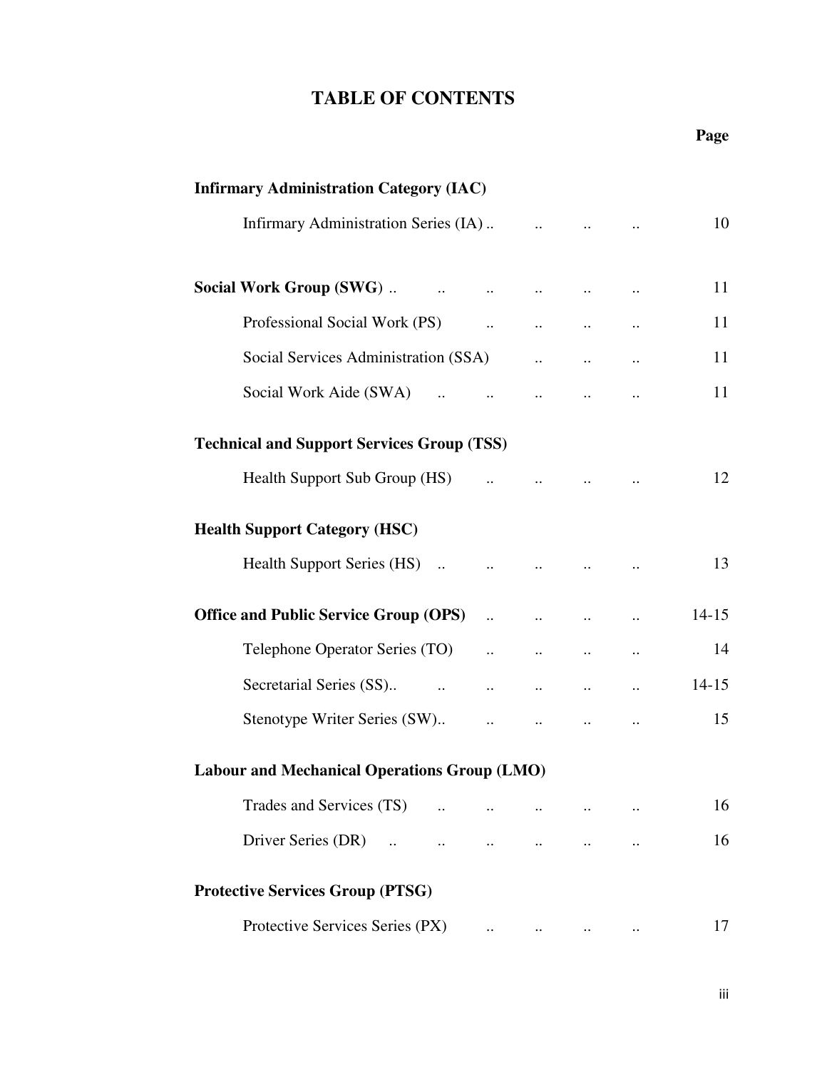# TABLE OF CONTENTS

| | Page |
|---|---|
| **Infirmary Administration Category (IAC)** | |
| Infirmary Administration Series (IA) | 10 |
| **Social Work Group (SWG)** | 11 |
| Professional Social Work (PS) | 11 |
| Social Services Administration (SSA) | 11 |
| Social Work Aide (SWA) | 11 |
| **Technical and Support Services Group (TSS)** | |
| Health Support Sub Group (HS) | 12 |
| **Health Support Category (HSC)** | |
| Health Support Series (HS) | 13 |
| **Office and Public Service Group (OPS)** | 14-15 |
| Telephone Operator Series (TO) | 14 |
| Secretarial Series (SS) | 14-15 |
| Stenotype Writer Series (SW) | 15 |
| **Labour and Mechanical Operations Group (LMO)** | |
| Trades and Services (TS) | 16 |
| Driver Series (DR) | 16 |
| **Protective Services Group (PTSG)** | |
| Protective Services Series (PX) | 17 |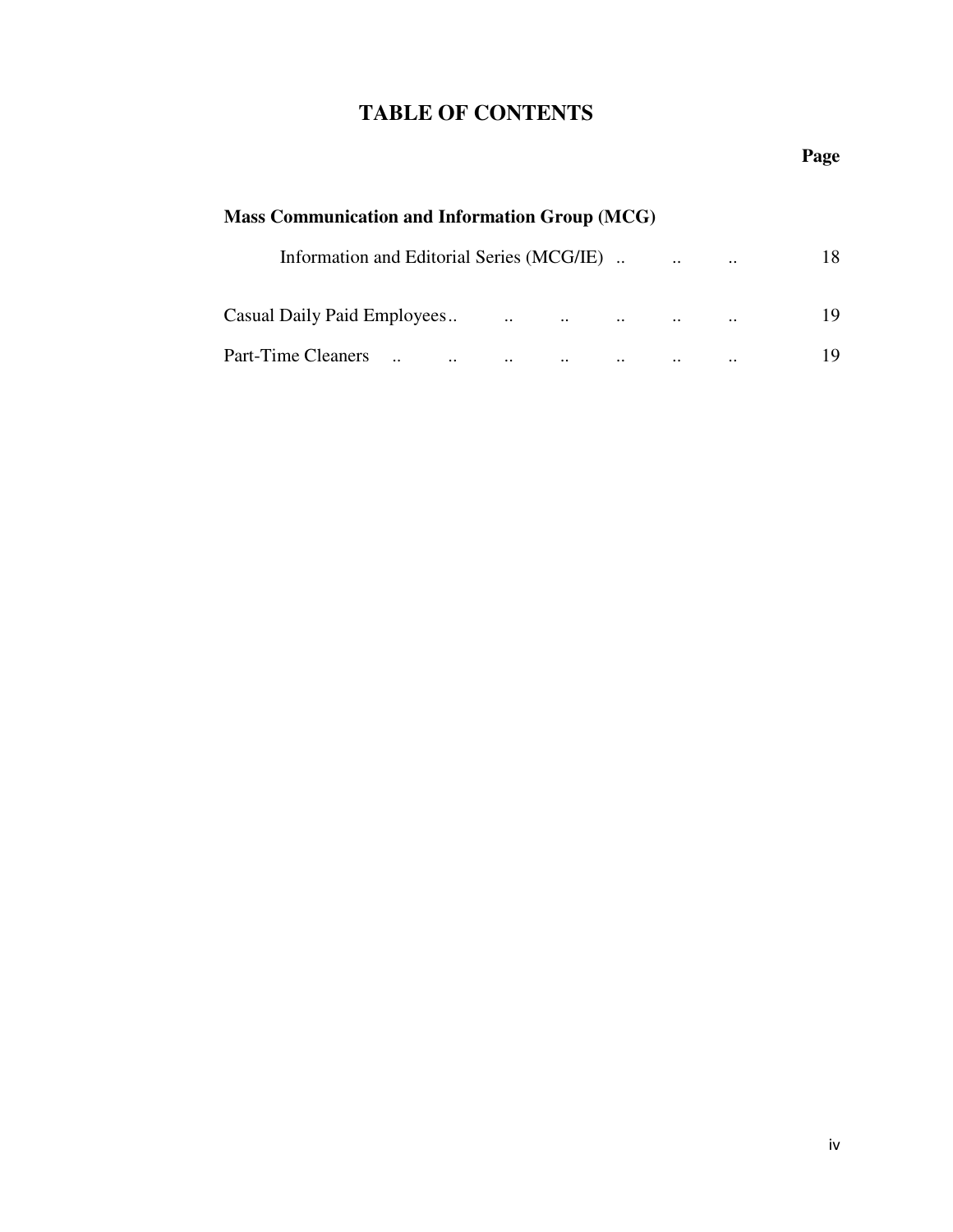# TABLE OF CONTENTS

| | Page |
|---|---|
| **Mass Communication and Information Group (MCG)** | |
| Information and Editorial Series (MCG/IE) .. .. .. | 18 |
| Casual Daily Paid Employees .. .. .. .. .. .. | 19 |
| Part-Time Cleaners .. .. .. .. .. .. .. | 19 |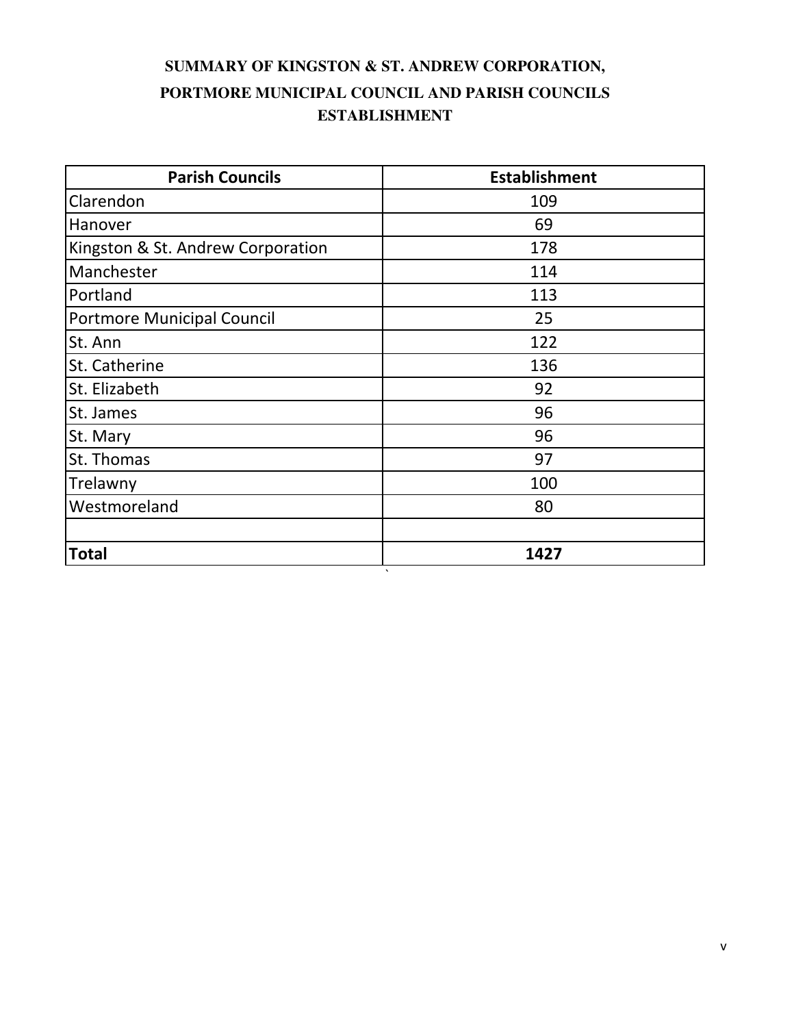# SUMMARY OF KINGSTON & ST. ANDREW CORPORATION, PORTMORE MUNICIPAL COUNCIL AND PARISH COUNCILS ESTABLISHMENT

| Parish Councils | Establishment |
|---|---|
| Clarendon | 109 |
| Hanover | 69 |
| Kingston & St. Andrew Corporation | 178 |
| Manchester | 114 |
| Portland | 113 |
| Portmore Municipal Council | 25 |
| St. Ann | 122 |
| St. Catherine | 136 |
| St. Elizabeth | 92 |
| St. James | 96 |
| St. Mary | 96 |
| St. Thomas | 97 |
| Trelawny | 100 |
| Westmoreland | 80 |
| | |
| **Total** | **1427** |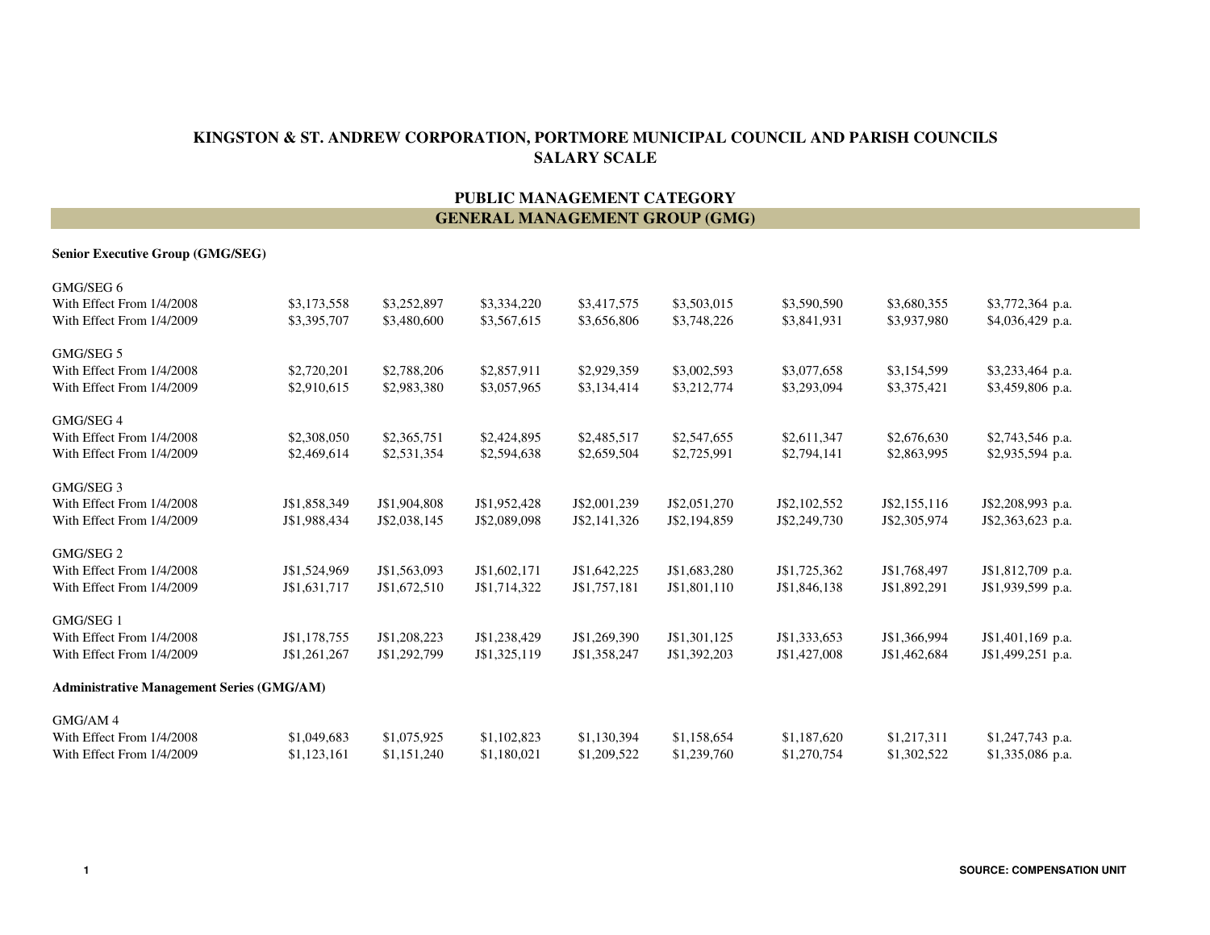**KINGSTON & ST. ANDREW CORPORATION, PORTMORE MUNICIPAL COUNCIL AND PARISH COUNCILS**
**SALARY SCALE**

## PUBLIC MANAGEMENT CATEGORY

## GENERAL MANAGEMENT GROUP (GMG)

### Senior Executive Group (GMG/SEG)

| | | | | | | | | |
|---|---|---|---|---|---|---|---|---|
| GMG/SEG 6 | | | | | | | | |
| With Effect From 1/4/2008 | $3,173,558 | $3,252,897 | $3,334,220 | $3,417,575 | $3,503,015 | $3,590,590 | $3,680,355 | $3,772,364 p.a. |
| With Effect From 1/4/2009 | $3,395,707 | $3,480,600 | $3,567,615 | $3,656,806 | $3,748,226 | $3,841,931 | $3,937,980 | $4,036,429 p.a. |
| GMG/SEG 5 | | | | | | | | |
| With Effect From 1/4/2008 | $2,720,201 | $2,788,206 | $2,857,911 | $2,929,359 | $3,002,593 | $3,077,658 | $3,154,599 | $3,233,464 p.a. |
| With Effect From 1/4/2009 | $2,910,615 | $2,983,380 | $3,057,965 | $3,134,414 | $3,212,774 | $3,293,094 | $3,375,421 | $3,459,806 p.a. |
| GMG/SEG 4 | | | | | | | | |
| With Effect From 1/4/2008 | $2,308,050 | $2,365,751 | $2,424,895 | $2,485,517 | $2,547,655 | $2,611,347 | $2,676,630 | $2,743,546 p.a. |
| With Effect From 1/4/2009 | $2,469,614 | $2,531,354 | $2,594,638 | $2,659,504 | $2,725,991 | $2,794,141 | $2,863,995 | $2,935,594 p.a. |
| GMG/SEG 3 | | | | | | | | |
| With Effect From 1/4/2008 | J$1,858,349 | J$1,904,808 | J$1,952,428 | J$2,001,239 | J$2,051,270 | J$2,102,552 | J$2,155,116 | J$2,208,993 p.a. |
| With Effect From 1/4/2009 | J$1,988,434 | J$2,038,145 | J$2,089,098 | J$2,141,326 | J$2,194,859 | J$2,249,730 | J$2,305,974 | J$2,363,623 p.a. |
| GMG/SEG 2 | | | | | | | | |
| With Effect From 1/4/2008 | J$1,524,969 | J$1,563,093 | J$1,602,171 | J$1,642,225 | J$1,683,280 | J$1,725,362 | J$1,768,497 | J$1,812,709 p.a. |
| With Effect From 1/4/2009 | J$1,631,717 | J$1,672,510 | J$1,714,322 | J$1,757,181 | J$1,801,110 | J$1,846,138 | J$1,892,291 | J$1,939,599 p.a. |
| GMG/SEG 1 | | | | | | | | |
| With Effect From 1/4/2008 | J$1,178,755 | J$1,208,223 | J$1,238,429 | J$1,269,390 | J$1,301,125 | J$1,333,653 | J$1,366,994 | J$1,401,169 p.a. |
| With Effect From 1/4/2009 | J$1,261,267 | J$1,292,799 | J$1,325,119 | J$1,358,247 | J$1,392,203 | J$1,427,008 | J$1,462,684 | J$1,499,251 p.a. |

### Administrative Management Series (GMG/AM)

| | | | | | | | | |
|---|---|---|---|---|---|---|---|---|
| GMG/AM 4 | | | | | | | | |
| With Effect From 1/4/2008 | $1,049,683 | $1,075,925 | $1,102,823 | $1,130,394 | $1,158,654 | $1,187,620 | $1,217,311 | $1,247,743 p.a. |
| With Effect From 1/4/2009 | $1,123,161 | $1,151,240 | $1,180,021 | $1,209,522 | $1,239,760 | $1,270,754 | $1,302,522 | $1,335,086 p.a. |

SOURCE: COMPENSATION UNIT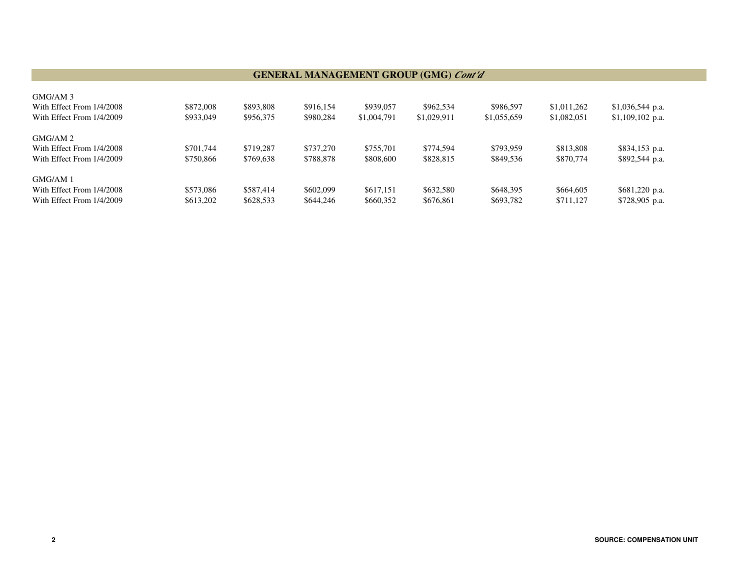## GENERAL MANAGEMENT GROUP (GMG) *Cont'd*

| | | | | | | | | |
|---|---|---|---|---|---|---|---|---|
| GMG/AM 3 | | | | | | | | |
| With Effect From 1/4/2008 | $872,008 | $893,808 | $916,154 | $939,057 | $962,534 | $986,597 | $1,011,262 | $1,036,544 p.a. |
| With Effect From 1/4/2009 | $933,049 | $956,375 | $980,284 | $1,004,791 | $1,029,911 | $1,055,659 | $1,082,051 | $1,109,102 p.a. |
| GMG/AM 2 | | | | | | | | |
| With Effect From 1/4/2008 | $701,744 | $719,287 | $737,270 | $755,701 | $774,594 | $793,959 | $813,808 | $834,153 p.a. |
| With Effect From 1/4/2009 | $750,866 | $769,638 | $788,878 | $808,600 | $828,815 | $849,536 | $870,774 | $892,544 p.a. |
| GMG/AM 1 | | | | | | | | |
| With Effect From 1/4/2008 | $573,086 | $587,414 | $602,099 | $617,151 | $632,580 | $648,395 | $664,605 | $681,220 p.a. |
| With Effect From 1/4/2009 | $613,202 | $628,533 | $644,246 | $660,352 | $676,861 | $693,782 | $711,127 | $728,905 p.a. |

**SOURCE: COMPENSATION UNIT**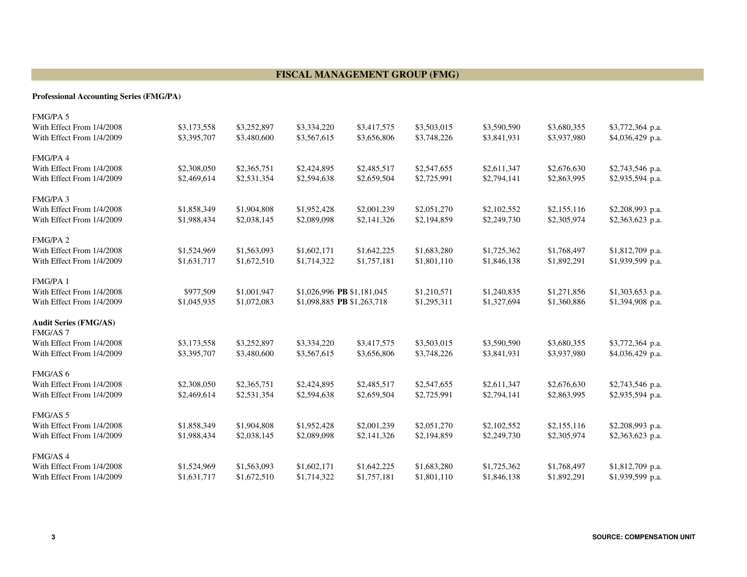# FISCAL MANAGEMENT GROUP (FMG)

**Professional Accounting Series (FMG/PA)**

| | | | | | | | | |
|---|---|---|---|---|---|---|---|---|
| FMG/PA 5 | | | | | | | | |
| With Effect From 1/4/2008 | $3,173,558 | $3,252,897 | $3,334,220 | $3,417,575 | $3,503,015 | $3,590,590 | $3,680,355 | $3,772,364 p.a. |
| With Effect From 1/4/2009 | $3,395,707 | $3,480,600 | $3,567,615 | $3,656,806 | $3,748,226 | $3,841,931 | $3,937,980 | $4,036,429 p.a. |
| FMG/PA 4 | | | | | | | | |
| With Effect From 1/4/2008 | $2,308,050 | $2,365,751 | $2,424,895 | $2,485,517 | $2,547,655 | $2,611,347 | $2,676,630 | $2,743,546 p.a. |
| With Effect From 1/4/2009 | $2,469,614 | $2,531,354 | $2,594,638 | $2,659,504 | $2,725,991 | $2,794,141 | $2,863,995 | $2,935,594 p.a. |
| FMG/PA 3 | | | | | | | | |
| With Effect From 1/4/2008 | $1,858,349 | $1,904,808 | $1,952,428 | $2,001,239 | $2,051,270 | $2,102,552 | $2,155,116 | $2,208,993 p.a. |
| With Effect From 1/4/2009 | $1,988,434 | $2,038,145 | $2,089,098 | $2,141,326 | $2,194,859 | $2,249,730 | $2,305,974 | $2,363,623 p.a. |
| FMG/PA 2 | | | | | | | | |
| With Effect From 1/4/2008 | $1,524,969 | $1,563,093 | $1,602,171 | $1,642,225 | $1,683,280 | $1,725,362 | $1,768,497 | $1,812,709 p.a. |
| With Effect From 1/4/2009 | $1,631,717 | $1,672,510 | $1,714,322 | $1,757,181 | $1,801,110 | $1,846,138 | $1,892,291 | $1,939,599 p.a. |
| FMG/PA 1 | | | | | | | | |
| With Effect From 1/4/2008 | $977,509 | $1,001,947 | $1,026,996 **PB** | $1,181,045 | $1,210,571 | $1,240,835 | $1,271,856 | $1,303,653 p.a. |
| With Effect From 1/4/2009 | $1,045,935 | $1,072,083 | $1,098,885 **PB** | $1,263,718 | $1,295,311 | $1,327,694 | $1,360,886 | $1,394,908 p.a. |

**Audit Series (FMG/AS)**

| | | | | | | | | |
|---|---|---|---|---|---|---|---|---|
| FMG/AS 7 | | | | | | | | |
| With Effect From 1/4/2008 | $3,173,558 | $3,252,897 | $3,334,220 | $3,417,575 | $3,503,015 | $3,590,590 | $3,680,355 | $3,772,364 p.a. |
| With Effect From 1/4/2009 | $3,395,707 | $3,480,600 | $3,567,615 | $3,656,806 | $3,748,226 | $3,841,931 | $3,937,980 | $4,036,429 p.a. |
| FMG/AS 6 | | | | | | | | |
| With Effect From 1/4/2008 | $2,308,050 | $2,365,751 | $2,424,895 | $2,485,517 | $2,547,655 | $2,611,347 | $2,676,630 | $2,743,546 p.a. |
| With Effect From 1/4/2009 | $2,469,614 | $2,531,354 | $2,594,638 | $2,659,504 | $2,725,991 | $2,794,141 | $2,863,995 | $2,935,594 p.a. |
| FMG/AS 5 | | | | | | | | |
| With Effect From 1/4/2008 | $1,858,349 | $1,904,808 | $1,952,428 | $2,001,239 | $2,051,270 | $2,102,552 | $2,155,116 | $2,208,993 p.a. |
| With Effect From 1/4/2009 | $1,988,434 | $2,038,145 | $2,089,098 | $2,141,326 | $2,194,859 | $2,249,730 | $2,305,974 | $2,363,623 p.a. |
| FMG/AS 4 | | | | | | | | |
| With Effect From 1/4/2008 | $1,524,969 | $1,563,093 | $1,602,171 | $1,642,225 | $1,683,280 | $1,725,362 | $1,768,497 | $1,812,709 p.a. |
| With Effect From 1/4/2009 | $1,631,717 | $1,672,510 | $1,714,322 | $1,757,181 | $1,801,110 | $1,846,138 | $1,892,291 | $1,939,599 p.a. |

SOURCE: COMPENSATION UNIT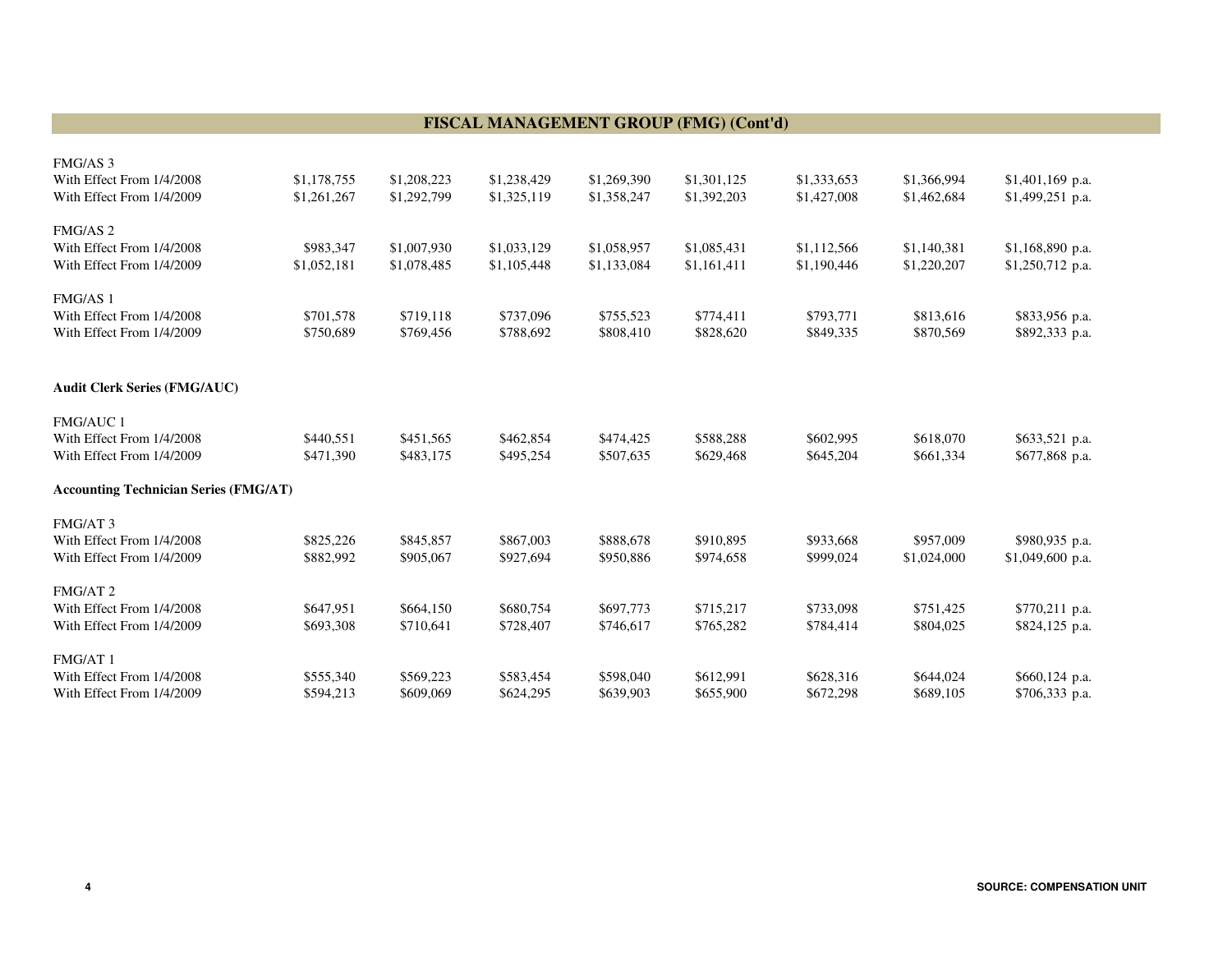## FISCAL MANAGEMENT GROUP (FMG) (Cont'd)

| | | | | | | | | |
|---|---|---|---|---|---|---|---|---|
| FMG/AS 3 | | | | | | | | |
| With Effect From 1/4/2008 | $1,178,755 | $1,208,223 | $1,238,429 | $1,269,390 | $1,301,125 | $1,333,653 | $1,366,994 | $1,401,169 p.a. |
| With Effect From 1/4/2009 | $1,261,267 | $1,292,799 | $1,325,119 | $1,358,247 | $1,392,203 | $1,427,008 | $1,462,684 | $1,499,251 p.a. |
| FMG/AS 2 | | | | | | | | |
| With Effect From 1/4/2008 | $983,347 | $1,007,930 | $1,033,129 | $1,058,957 | $1,085,431 | $1,112,566 | $1,140,381 | $1,168,890 p.a. |
| With Effect From 1/4/2009 | $1,052,181 | $1,078,485 | $1,105,448 | $1,133,084 | $1,161,411 | $1,190,446 | $1,220,207 | $1,250,712 p.a. |
| FMG/AS 1 | | | | | | | | |
| With Effect From 1/4/2008 | $701,578 | $719,118 | $737,096 | $755,523 | $774,411 | $793,771 | $813,616 | $833,956 p.a. |
| With Effect From 1/4/2009 | $750,689 | $769,456 | $788,692 | $808,410 | $828,620 | $849,335 | $870,569 | $892,333 p.a. |
| **Audit Clerk Series (FMG/AUC)** | | | | | | | | |
| FMG/AUC 1 | | | | | | | | |
| With Effect From 1/4/2008 | $440,551 | $451,565 | $462,854 | $474,425 | $588,288 | $602,995 | $618,070 | $633,521 p.a. |
| With Effect From 1/4/2009 | $471,390 | $483,175 | $495,254 | $507,635 | $629,468 | $645,204 | $661,334 | $677,868 p.a. |
| **Accounting Technician Series (FMG/AT)** | | | | | | | | |
| FMG/AT 3 | | | | | | | | |
| With Effect From 1/4/2008 | $825,226 | $845,857 | $867,003 | $888,678 | $910,895 | $933,668 | $957,009 | $980,935 p.a. |
| With Effect From 1/4/2009 | $882,992 | $905,067 | $927,694 | $950,886 | $974,658 | $999,024 | $1,024,000 | $1,049,600 p.a. |
| FMG/AT 2 | | | | | | | | |
| With Effect From 1/4/2008 | $647,951 | $664,150 | $680,754 | $697,773 | $715,217 | $733,098 | $751,425 | $770,211 p.a. |
| With Effect From 1/4/2009 | $693,308 | $710,641 | $728,407 | $746,617 | $765,282 | $784,414 | $804,025 | $824,125 p.a. |
| FMG/AT 1 | | | | | | | | |
| With Effect From 1/4/2008 | $555,340 | $569,223 | $583,454 | $598,040 | $612,991 | $628,316 | $644,024 | $660,124 p.a. |
| With Effect From 1/4/2009 | $594,213 | $609,069 | $624,295 | $639,903 | $655,900 | $672,298 | $689,105 | $706,333 p.a. |

SOURCE: COMPENSATION UNIT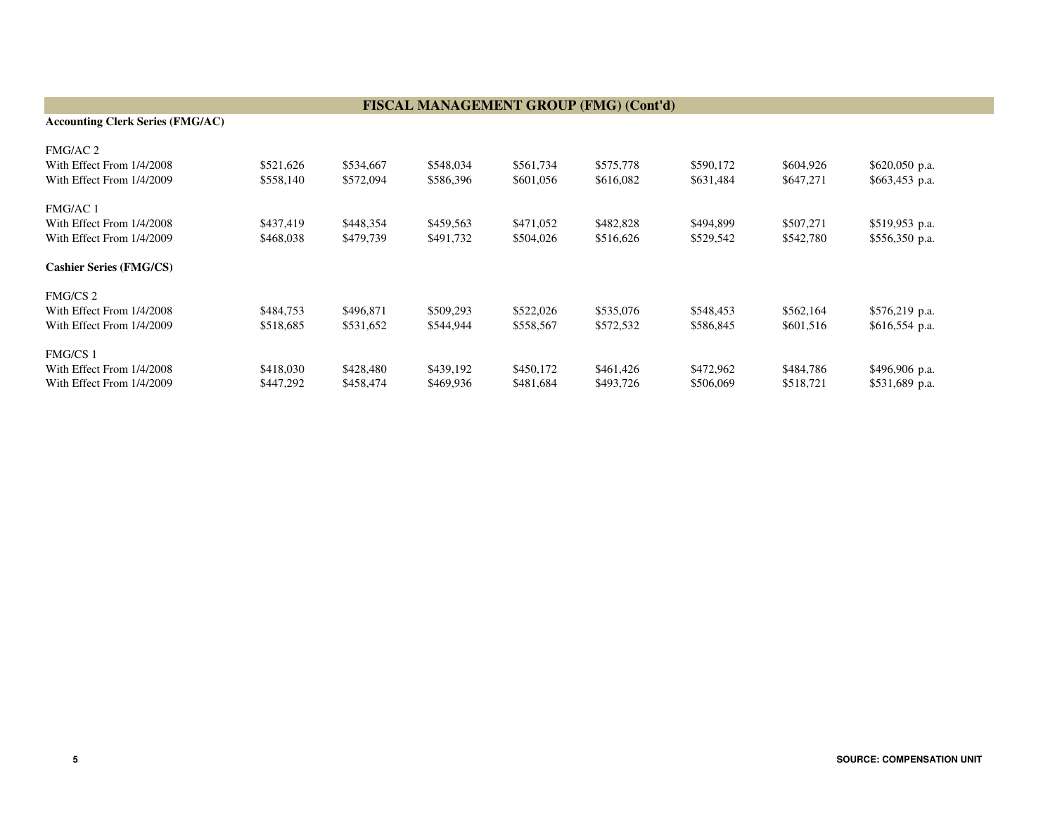## FISCAL MANAGEMENT GROUP (FMG) (Cont'd)

### Accounting Clerk Series (FMG/AC)

| | | | | | | | | |
|---|---|---|---|---|---|---|---|---|
| FMG/AC 2 | | | | | | | | |
| With Effect From 1/4/2008 | $521,626 | $534,667 | $548,034 | $561,734 | $575,778 | $590,172 | $604,926 | $620,050 p.a. |
| With Effect From 1/4/2009 | $558,140 | $572,094 | $586,396 | $601,056 | $616,082 | $631,484 | $647,271 | $663,453 p.a. |
| FMG/AC 1 | | | | | | | | |
| With Effect From 1/4/2008 | $437,419 | $448,354 | $459,563 | $471,052 | $482,828 | $494,899 | $507,271 | $519,953 p.a. |
| With Effect From 1/4/2009 | $468,038 | $479,739 | $491,732 | $504,026 | $516,626 | $529,542 | $542,780 | $556,350 p.a. |

### Cashier Series (FMG/CS)

| | | | | | | | | |
|---|---|---|---|---|---|---|---|---|
| FMG/CS 2 | | | | | | | | |
| With Effect From 1/4/2008 | $484,753 | $496,871 | $509,293 | $522,026 | $535,076 | $548,453 | $562,164 | $576,219 p.a. |
| With Effect From 1/4/2009 | $518,685 | $531,652 | $544,944 | $558,567 | $572,532 | $586,845 | $601,516 | $616,554 p.a. |
| FMG/CS 1 | | | | | | | | |
| With Effect From 1/4/2008 | $418,030 | $428,480 | $439,192 | $450,172 | $461,426 | $472,962 | $484,786 | $496,906 p.a. |
| With Effect From 1/4/2009 | $447,292 | $458,474 | $469,936 | $481,684 | $493,726 | $506,069 | $518,721 | $531,689 p.a. |

**SOURCE: COMPENSATION UNIT**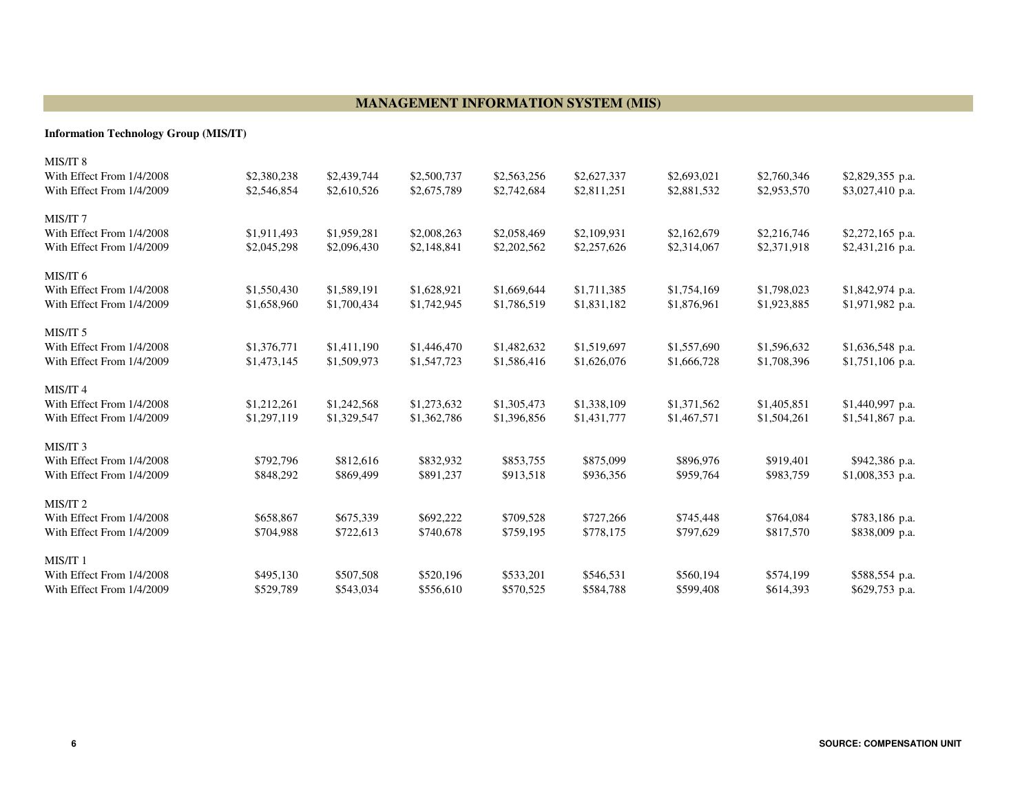# MANAGEMENT INFORMATION SYSTEM (MIS)

**Information Technology Group (MIS/IT)**

| | | | | | | | | |
|---|---|---|---|---|---|---|---|---|
| MIS/IT 8 | | | | | | | | |
| With Effect From 1/4/2008 | $2,380,238 | $2,439,744 | $2,500,737 | $2,563,256 | $2,627,337 | $2,693,021 | $2,760,346 | $2,829,355 p.a. |
| With Effect From 1/4/2009 | $2,546,854 | $2,610,526 | $2,675,789 | $2,742,684 | $2,811,251 | $2,881,532 | $2,953,570 | $3,027,410 p.a. |
| MIS/IT 7 | | | | | | | | |
| With Effect From 1/4/2008 | $1,911,493 | $1,959,281 | $2,008,263 | $2,058,469 | $2,109,931 | $2,162,679 | $2,216,746 | $2,272,165 p.a. |
| With Effect From 1/4/2009 | $2,045,298 | $2,096,430 | $2,148,841 | $2,202,562 | $2,257,626 | $2,314,067 | $2,371,918 | $2,431,216 p.a. |
| MIS/IT 6 | | | | | | | | |
| With Effect From 1/4/2008 | $1,550,430 | $1,589,191 | $1,628,921 | $1,669,644 | $1,711,385 | $1,754,169 | $1,798,023 | $1,842,974 p.a. |
| With Effect From 1/4/2009 | $1,658,960 | $1,700,434 | $1,742,945 | $1,786,519 | $1,831,182 | $1,876,961 | $1,923,885 | $1,971,982 p.a. |
| MIS/IT 5 | | | | | | | | |
| With Effect From 1/4/2008 | $1,376,771 | $1,411,190 | $1,446,470 | $1,482,632 | $1,519,697 | $1,557,690 | $1,596,632 | $1,636,548 p.a. |
| With Effect From 1/4/2009 | $1,473,145 | $1,509,973 | $1,547,723 | $1,586,416 | $1,626,076 | $1,666,728 | $1,708,396 | $1,751,106 p.a. |
| MIS/IT 4 | | | | | | | | |
| With Effect From 1/4/2008 | $1,212,261 | $1,242,568 | $1,273,632 | $1,305,473 | $1,338,109 | $1,371,562 | $1,405,851 | $1,440,997 p.a. |
| With Effect From 1/4/2009 | $1,297,119 | $1,329,547 | $1,362,786 | $1,396,856 | $1,431,777 | $1,467,571 | $1,504,261 | $1,541,867 p.a. |
| MIS/IT 3 | | | | | | | | |
| With Effect From 1/4/2008 | $792,796 | $812,616 | $832,932 | $853,755 | $875,099 | $896,976 | $919,401 | $942,386 p.a. |
| With Effect From 1/4/2009 | $848,292 | $869,499 | $891,237 | $913,518 | $936,356 | $959,764 | $983,759 | $1,008,353 p.a. |
| MIS/IT 2 | | | | | | | | |
| With Effect From 1/4/2008 | $658,867 | $675,339 | $692,222 | $709,528 | $727,266 | $745,448 | $764,084 | $783,186 p.a. |
| With Effect From 1/4/2009 | $704,988 | $722,613 | $740,678 | $759,195 | $778,175 | $797,629 | $817,570 | $838,009 p.a. |
| MIS/IT 1 | | | | | | | | |
| With Effect From 1/4/2008 | $495,130 | $507,508 | $520,196 | $533,201 | $546,531 | $560,194 | $574,199 | $588,554 p.a. |
| With Effect From 1/4/2009 | $529,789 | $543,034 | $556,610 | $570,525 | $584,788 | $599,408 | $614,393 | $629,753 p.a. |

SOURCE: COMPENSATION UNIT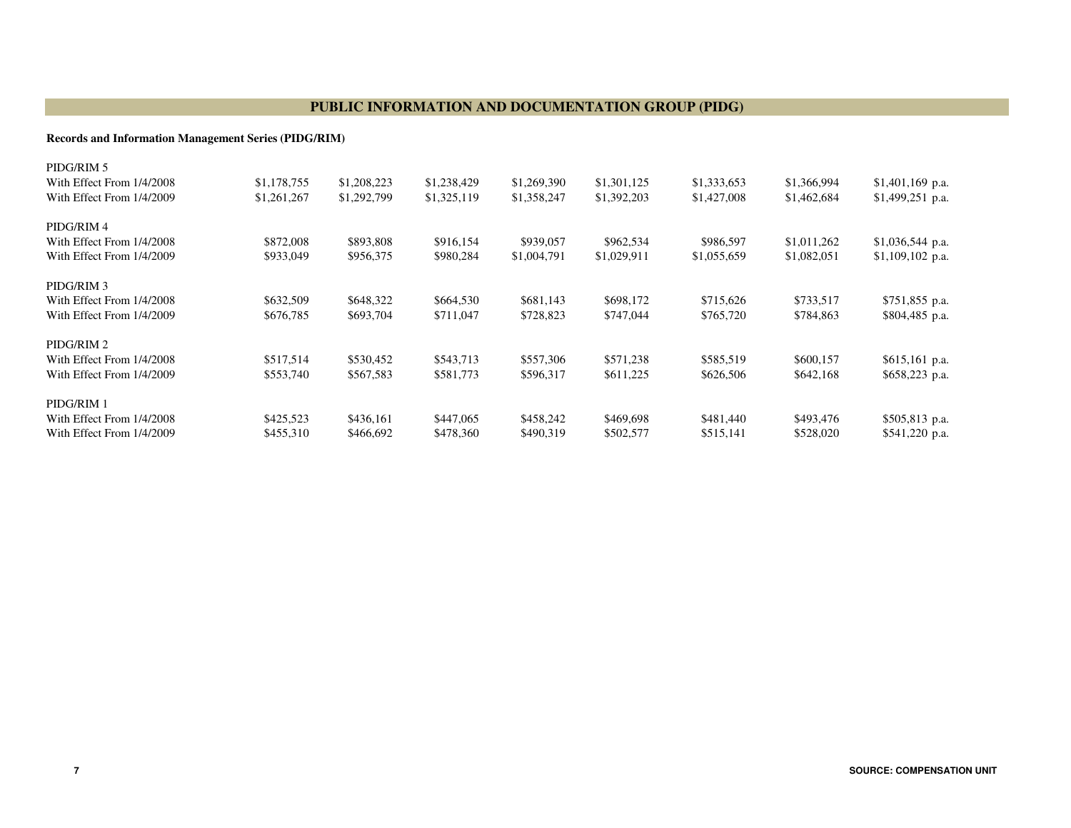## PUBLIC INFORMATION AND DOCUMENTATION GROUP (PIDG)

**Records and Information Management Series (PIDG/RIM)**

| | | | | | | | | |
|---|---|---|---|---|---|---|---|---|
| PIDG/RIM 5 | | | | | | | | |
| With Effect From 1/4/2008 | $1,178,755 | $1,208,223 | $1,238,429 | $1,269,390 | $1,301,125 | $1,333,653 | $1,366,994 | $1,401,169 p.a. |
| With Effect From 1/4/2009 | $1,261,267 | $1,292,799 | $1,325,119 | $1,358,247 | $1,392,203 | $1,427,008 | $1,462,684 | $1,499,251 p.a. |
| | | | | | | | | |
| PIDG/RIM 4 | | | | | | | | |
| With Effect From 1/4/2008 | $872,008 | $893,808 | $916,154 | $939,057 | $962,534 | $986,597 | $1,011,262 | $1,036,544 p.a. |
| With Effect From 1/4/2009 | $933,049 | $956,375 | $980,284 | $1,004,791 | $1,029,911 | $1,055,659 | $1,082,051 | $1,109,102 p.a. |
| | | | | | | | | |
| PIDG/RIM 3 | | | | | | | | |
| With Effect From 1/4/2008 | $632,509 | $648,322 | $664,530 | $681,143 | $698,172 | $715,626 | $733,517 | $751,855 p.a. |
| With Effect From 1/4/2009 | $676,785 | $693,704 | $711,047 | $728,823 | $747,044 | $765,720 | $784,863 | $804,485 p.a. |
| | | | | | | | | |
| PIDG/RIM 2 | | | | | | | | |
| With Effect From 1/4/2008 | $517,514 | $530,452 | $543,713 | $557,306 | $571,238 | $585,519 | $600,157 | $615,161 p.a. |
| With Effect From 1/4/2009 | $553,740 | $567,583 | $581,773 | $596,317 | $611,225 | $626,506 | $642,168 | $658,223 p.a. |
| | | | | | | | | |
| PIDG/RIM 1 | | | | | | | | |
| With Effect From 1/4/2008 | $425,523 | $436,161 | $447,065 | $458,242 | $469,698 | $481,440 | $493,476 | $505,813 p.a. |
| With Effect From 1/4/2009 | $455,310 | $466,692 | $478,360 | $490,319 | $502,577 | $515,141 | $528,020 | $541,220 p.a. |

**SOURCE: COMPENSATION UNIT**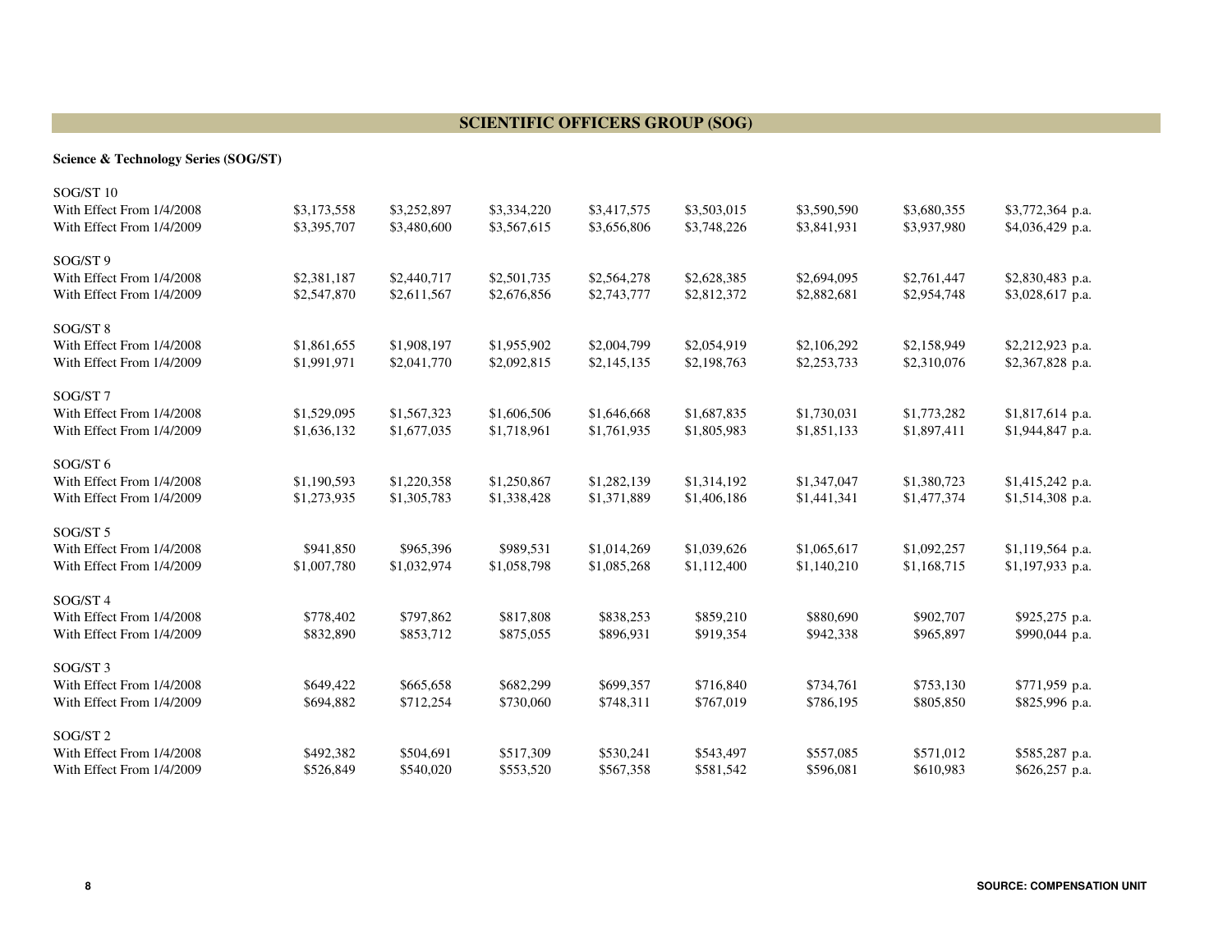## SCIENTIFIC OFFICERS GROUP (SOG)

**Science & Technology Series (SOG/ST)**

| | | | | | | | | |
|---|---|---|---|---|---|---|---|---|
| SOG/ST 10 | | | | | | | | |
| With Effect From 1/4/2008 | $3,173,558 | $3,252,897 | $3,334,220 | $3,417,575 | $3,503,015 | $3,590,590 | $3,680,355 | $3,772,364 p.a. |
| With Effect From 1/4/2009 | $3,395,707 | $3,480,600 | $3,567,615 | $3,656,806 | $3,748,226 | $3,841,931 | $3,937,980 | $4,036,429 p.a. |
| SOG/ST 9 | | | | | | | | |
| With Effect From 1/4/2008 | $2,381,187 | $2,440,717 | $2,501,735 | $2,564,278 | $2,628,385 | $2,694,095 | $2,761,447 | $2,830,483 p.a. |
| With Effect From 1/4/2009 | $2,547,870 | $2,611,567 | $2,676,856 | $2,743,777 | $2,812,372 | $2,882,681 | $2,954,748 | $3,028,617 p.a. |
| SOG/ST 8 | | | | | | | | |
| With Effect From 1/4/2008 | $1,861,655 | $1,908,197 | $1,955,902 | $2,004,799 | $2,054,919 | $2,106,292 | $2,158,949 | $2,212,923 p.a. |
| With Effect From 1/4/2009 | $1,991,971 | $2,041,770 | $2,092,815 | $2,145,135 | $2,198,763 | $2,253,733 | $2,310,076 | $2,367,828 p.a. |
| SOG/ST 7 | | | | | | | | |
| With Effect From 1/4/2008 | $1,529,095 | $1,567,323 | $1,606,506 | $1,646,668 | $1,687,835 | $1,730,031 | $1,773,282 | $1,817,614 p.a. |
| With Effect From 1/4/2009 | $1,636,132 | $1,677,035 | $1,718,961 | $1,761,935 | $1,805,983 | $1,851,133 | $1,897,411 | $1,944,847 p.a. |
| SOG/ST 6 | | | | | | | | |
| With Effect From 1/4/2008 | $1,190,593 | $1,220,358 | $1,250,867 | $1,282,139 | $1,314,192 | $1,347,047 | $1,380,723 | $1,415,242 p.a. |
| With Effect From 1/4/2009 | $1,273,935 | $1,305,783 | $1,338,428 | $1,371,889 | $1,406,186 | $1,441,341 | $1,477,374 | $1,514,308 p.a. |
| SOG/ST 5 | | | | | | | | |
| With Effect From 1/4/2008 | $941,850 | $965,396 | $989,531 | $1,014,269 | $1,039,626 | $1,065,617 | $1,092,257 | $1,119,564 p.a. |
| With Effect From 1/4/2009 | $1,007,780 | $1,032,974 | $1,058,798 | $1,085,268 | $1,112,400 | $1,140,210 | $1,168,715 | $1,197,933 p.a. |
| SOG/ST 4 | | | | | | | | |
| With Effect From 1/4/2008 | $778,402 | $797,862 | $817,808 | $838,253 | $859,210 | $880,690 | $902,707 | $925,275 p.a. |
| With Effect From 1/4/2009 | $832,890 | $853,712 | $875,055 | $896,931 | $919,354 | $942,338 | $965,897 | $990,044 p.a. |
| SOG/ST 3 | | | | | | | | |
| With Effect From 1/4/2008 | $649,422 | $665,658 | $682,299 | $699,357 | $716,840 | $734,761 | $753,130 | $771,959 p.a. |
| With Effect From 1/4/2009 | $694,882 | $712,254 | $730,060 | $748,311 | $767,019 | $786,195 | $805,850 | $825,996 p.a. |
| SOG/ST 2 | | | | | | | | |
| With Effect From 1/4/2008 | $492,382 | $504,691 | $517,309 | $530,241 | $543,497 | $557,085 | $571,012 | $585,287 p.a. |
| With Effect From 1/4/2009 | $526,849 | $540,020 | $553,520 | $567,358 | $581,542 | $596,081 | $610,983 | $626,257 p.a. |

SOURCE: COMPENSATION UNIT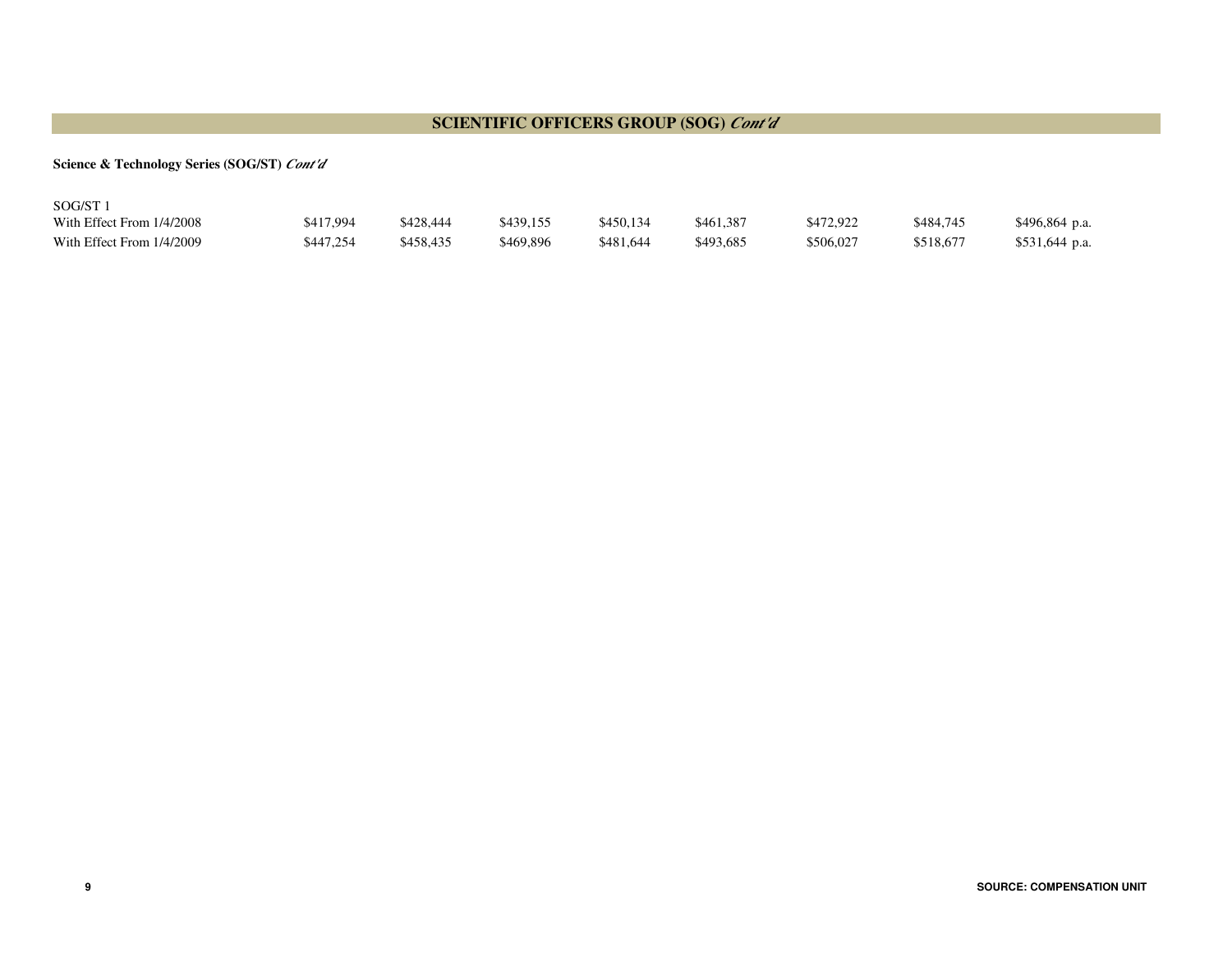## SCIENTIFIC OFFICERS GROUP (SOG) *Cont'd*

**Science & Technology Series (SOG/ST)** ***Cont'd***

| SOG/ST 1 | | | | | | | | |
|---|---|---|---|---|---|---|---|---|
| With Effect From 1/4/2008 | $417,994 | $428,444 | $439,155 | $450,134 | $461,387 | $472,922 | $484,745 | $496,864 p.a. |
| With Effect From 1/4/2009 | $447,254 | $458,435 | $469,896 | $481,644 | $493,685 | $506,027 | $518,677 | $531,644 p.a. |

**SOURCE: COMPENSATION UNIT**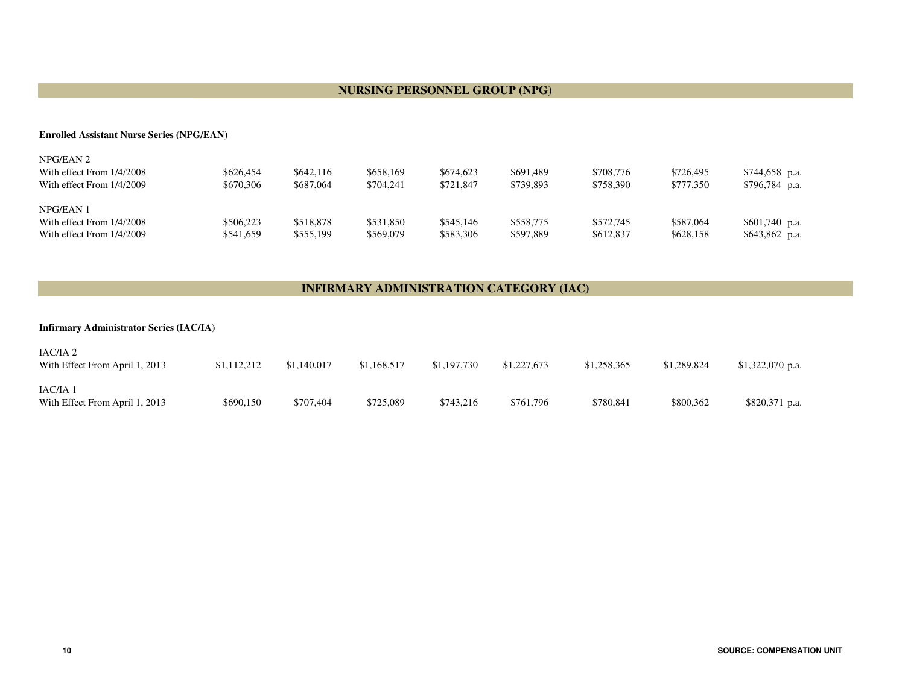## NURSING PERSONNEL GROUP (NPG)

**Enrolled Assistant Nurse Series (NPG/EAN)**

| | | | | | | | | |
|---|---|---|---|---|---|---|---|---|
| NPG/EAN 2 | | | | | | | | |
| With effect From 1/4/2008 | $626,454 | $642,116 | $658,169 | $674,623 | $691,489 | $708,776 | $726,495 | $744,658 p.a. |
| With effect From 1/4/2009 | $670,306 | $687,064 | $704,241 | $721,847 | $739,893 | $758,390 | $777,350 | $796,784 p.a. |
| NPG/EAN 1 | | | | | | | | |
| With effect From 1/4/2008 | $506,223 | $518,878 | $531,850 | $545,146 | $558,775 | $572,745 | $587,064 | $601,740 p.a. |
| With effect From 1/4/2009 | $541,659 | $555,199 | $569,079 | $583,306 | $597,889 | $612,837 | $628,158 | $643,862 p.a. |

## INFIRMARY ADMINISTRATION CATEGORY (IAC)

**Infirmary Administrator Series (IAC/IA)**

| | | | | | | | | |
|---|---|---|---|---|---|---|---|---|
| IAC/IA 2 | | | | | | | | |
| With Effect From April 1, 2013 | $1,112,212 | $1,140,017 | $1,168,517 | $1,197,730 | $1,227,673 | $1,258,365 | $1,289,824 | $1,322,070 p.a. |
| IAC/IA 1 | | | | | | | | |
| With Effect From April 1, 2013 | $690,150 | $707,404 | $725,089 | $743,216 | $761,796 | $780,841 | $800,362 | $820,371 p.a. |

SOURCE: COMPENSATION UNIT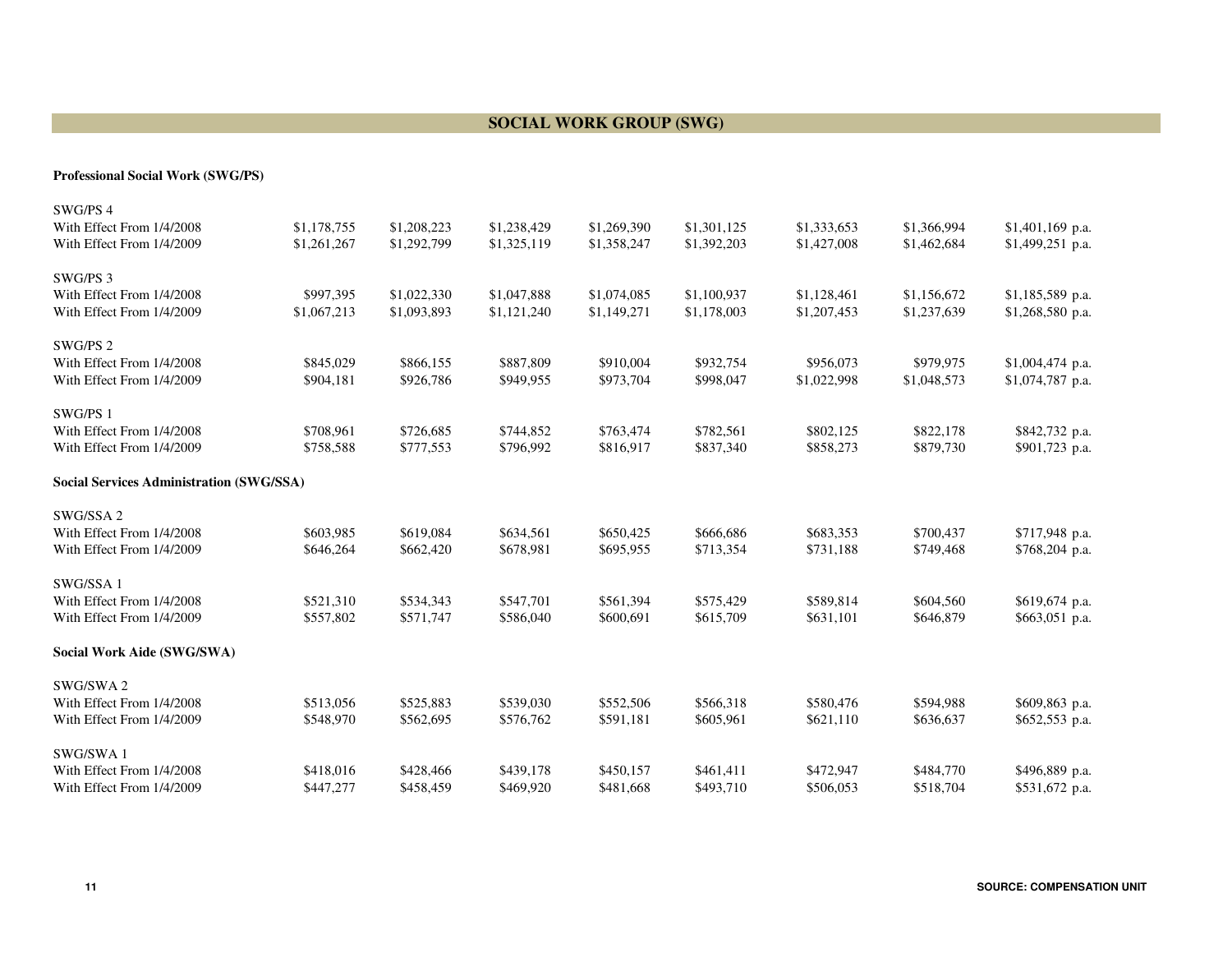## SOCIAL WORK GROUP (SWG)

**Professional Social Work (SWG/PS)**

| | | | | | | | | |
|---|---|---|---|---|---|---|---|---|
| SWG/PS 4 | | | | | | | | |
| With Effect From 1/4/2008 | $1,178,755 | $1,208,223 | $1,238,429 | $1,269,390 | $1,301,125 | $1,333,653 | $1,366,994 | $1,401,169 p.a. |
| With Effect From 1/4/2009 | $1,261,267 | $1,292,799 | $1,325,119 | $1,358,247 | $1,392,203 | $1,427,008 | $1,462,684 | $1,499,251 p.a. |
| SWG/PS 3 | | | | | | | | |
| With Effect From 1/4/2008 | $997,395 | $1,022,330 | $1,047,888 | $1,074,085 | $1,100,937 | $1,128,461 | $1,156,672 | $1,185,589 p.a. |
| With Effect From 1/4/2009 | $1,067,213 | $1,093,893 | $1,121,240 | $1,149,271 | $1,178,003 | $1,207,453 | $1,237,639 | $1,268,580 p.a. |
| SWG/PS 2 | | | | | | | | |
| With Effect From 1/4/2008 | $845,029 | $866,155 | $887,809 | $910,004 | $932,754 | $956,073 | $979,975 | $1,004,474 p.a. |
| With Effect From 1/4/2009 | $904,181 | $926,786 | $949,955 | $973,704 | $998,047 | $1,022,998 | $1,048,573 | $1,074,787 p.a. |
| SWG/PS 1 | | | | | | | | |
| With Effect From 1/4/2008 | $708,961 | $726,685 | $744,852 | $763,474 | $782,561 | $802,125 | $822,178 | $842,732 p.a. |
| With Effect From 1/4/2009 | $758,588 | $777,553 | $796,992 | $816,917 | $837,340 | $858,273 | $879,730 | $901,723 p.a. |

**Social Services Administration (SWG/SSA)**

| | | | | | | | | |
|---|---|---|---|---|---|---|---|---|
| SWG/SSA 2 | | | | | | | | |
| With Effect From 1/4/2008 | $603,985 | $619,084 | $634,561 | $650,425 | $666,686 | $683,353 | $700,437 | $717,948 p.a. |
| With Effect From 1/4/2009 | $646,264 | $662,420 | $678,981 | $695,955 | $713,354 | $731,188 | $749,468 | $768,204 p.a. |
| SWG/SSA 1 | | | | | | | | |
| With Effect From 1/4/2008 | $521,310 | $534,343 | $547,701 | $561,394 | $575,429 | $589,814 | $604,560 | $619,674 p.a. |
| With Effect From 1/4/2009 | $557,802 | $571,747 | $586,040 | $600,691 | $615,709 | $631,101 | $646,879 | $663,051 p.a. |

**Social Work Aide (SWG/SWA)**

| | | | | | | | | |
|---|---|---|---|---|---|---|---|---|
| SWG/SWA 2 | | | | | | | | |
| With Effect From 1/4/2008 | $513,056 | $525,883 | $539,030 | $552,506 | $566,318 | $580,476 | $594,988 | $609,863 p.a. |
| With Effect From 1/4/2009 | $548,970 | $562,695 | $576,762 | $591,181 | $605,961 | $621,110 | $636,637 | $652,553 p.a. |
| SWG/SWA 1 | | | | | | | | |
| With Effect From 1/4/2008 | $418,016 | $428,466 | $439,178 | $450,157 | $461,411 | $472,947 | $484,770 | $496,889 p.a. |
| With Effect From 1/4/2009 | $447,277 | $458,459 | $469,920 | $481,668 | $493,710 | $506,053 | $518,704 | $531,672 p.a. |

SOURCE: COMPENSATION UNIT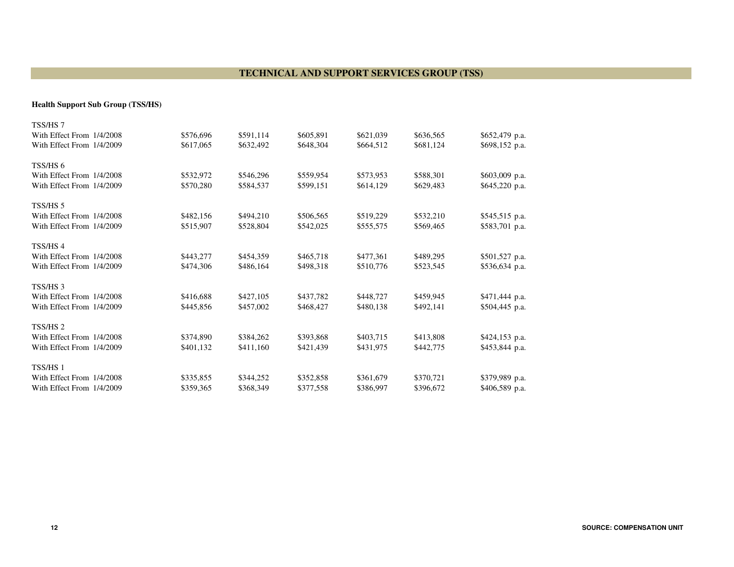## TECHNICAL AND SUPPORT SERVICES GROUP (TSS)

**Health Support Sub Group (TSS/HS)**

| | | | | | | |
|---|---|---|---|---|---|---|
| **TSS/HS 7** | | | | | | |
| With Effect From 1/4/2008 | $576,696 | $591,114 | $605,891 | $621,039 | $636,565 | $652,479 p.a. |
| With Effect From 1/4/2009 | $617,065 | $632,492 | $648,304 | $664,512 | $681,124 | $698,152 p.a. |
| **TSS/HS 6** | | | | | | |
| With Effect From 1/4/2008 | $532,972 | $546,296 | $559,954 | $573,953 | $588,301 | $603,009 p.a. |
| With Effect From 1/4/2009 | $570,280 | $584,537 | $599,151 | $614,129 | $629,483 | $645,220 p.a. |
| **TSS/HS 5** | | | | | | |
| With Effect From 1/4/2008 | $482,156 | $494,210 | $506,565 | $519,229 | $532,210 | $545,515 p.a. |
| With Effect From 1/4/2009 | $515,907 | $528,804 | $542,025 | $555,575 | $569,465 | $583,701 p.a. |
| **TSS/HS 4** | | | | | | |
| With Effect From 1/4/2008 | $443,277 | $454,359 | $465,718 | $477,361 | $489,295 | $501,527 p.a. |
| With Effect From 1/4/2009 | $474,306 | $486,164 | $498,318 | $510,776 | $523,545 | $536,634 p.a. |
| **TSS/HS 3** | | | | | | |
| With Effect From 1/4/2008 | $416,688 | $427,105 | $437,782 | $448,727 | $459,945 | $471,444 p.a. |
| With Effect From 1/4/2009 | $445,856 | $457,002 | $468,427 | $480,138 | $492,141 | $504,445 p.a. |
| **TSS/HS 2** | | | | | | |
| With Effect From 1/4/2008 | $374,890 | $384,262 | $393,868 | $403,715 | $413,808 | $424,153 p.a. |
| With Effect From 1/4/2009 | $401,132 | $411,160 | $421,439 | $431,975 | $442,775 | $453,844 p.a. |
| **TSS/HS 1** | | | | | | |
| With Effect From 1/4/2008 | $335,855 | $344,252 | $352,858 | $361,679 | $370,721 | $379,989 p.a. |
| With Effect From 1/4/2009 | $359,365 | $368,349 | $377,558 | $386,997 | $396,672 | $406,589 p.a. |

SOURCE: COMPENSATION UNIT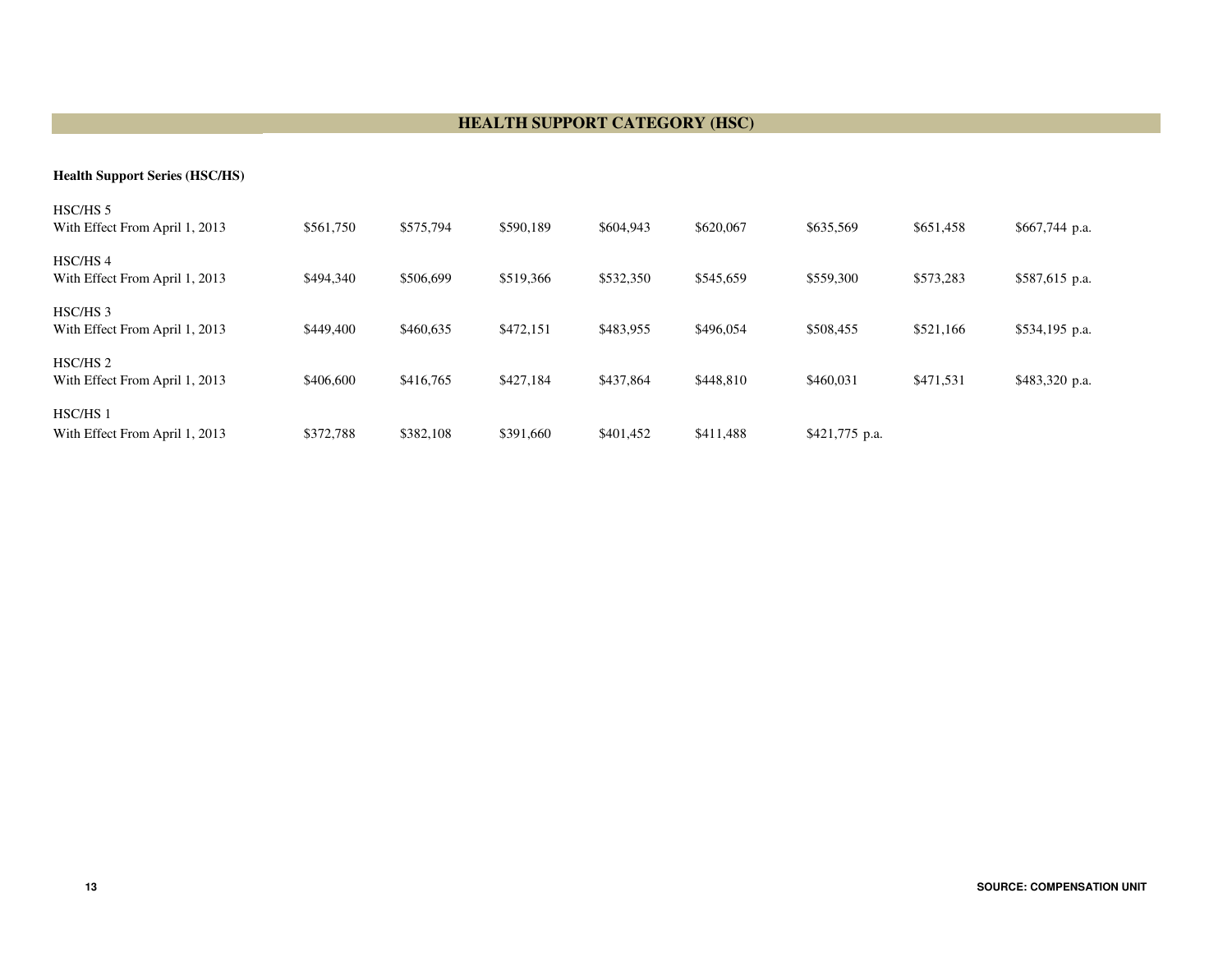# HEALTH SUPPORT CATEGORY (HSC)

**Health Support Series (HSC/HS)**

| | | | | | | | | |
|---|---|---|---|---|---|---|---|---|
| HSC/HS 5<br>With Effect From April 1, 2013 | $561,750 | $575,794 | $590,189 | $604,943 | $620,067 | $635,569 | $651,458 | $667,744 p.a. |
| HSC/HS 4<br>With Effect From April 1, 2013 | $494,340 | $506,699 | $519,366 | $532,350 | $545,659 | $559,300 | $573,283 | $587,615 p.a. |
| HSC/HS 3<br>With Effect From April 1, 2013 | $449,400 | $460,635 | $472,151 | $483,955 | $496,054 | $508,455 | $521,166 | $534,195 p.a. |
| HSC/HS 2<br>With Effect From April 1, 2013 | $406,600 | $416,765 | $427,184 | $437,864 | $448,810 | $460,031 | $471,531 | $483,320 p.a. |
| HSC/HS 1<br>With Effect From April 1, 2013 | $372,788 | $382,108 | $391,660 | $401,452 | $411,488 | $421,775 p.a. | | |

SOURCE: COMPENSATION UNIT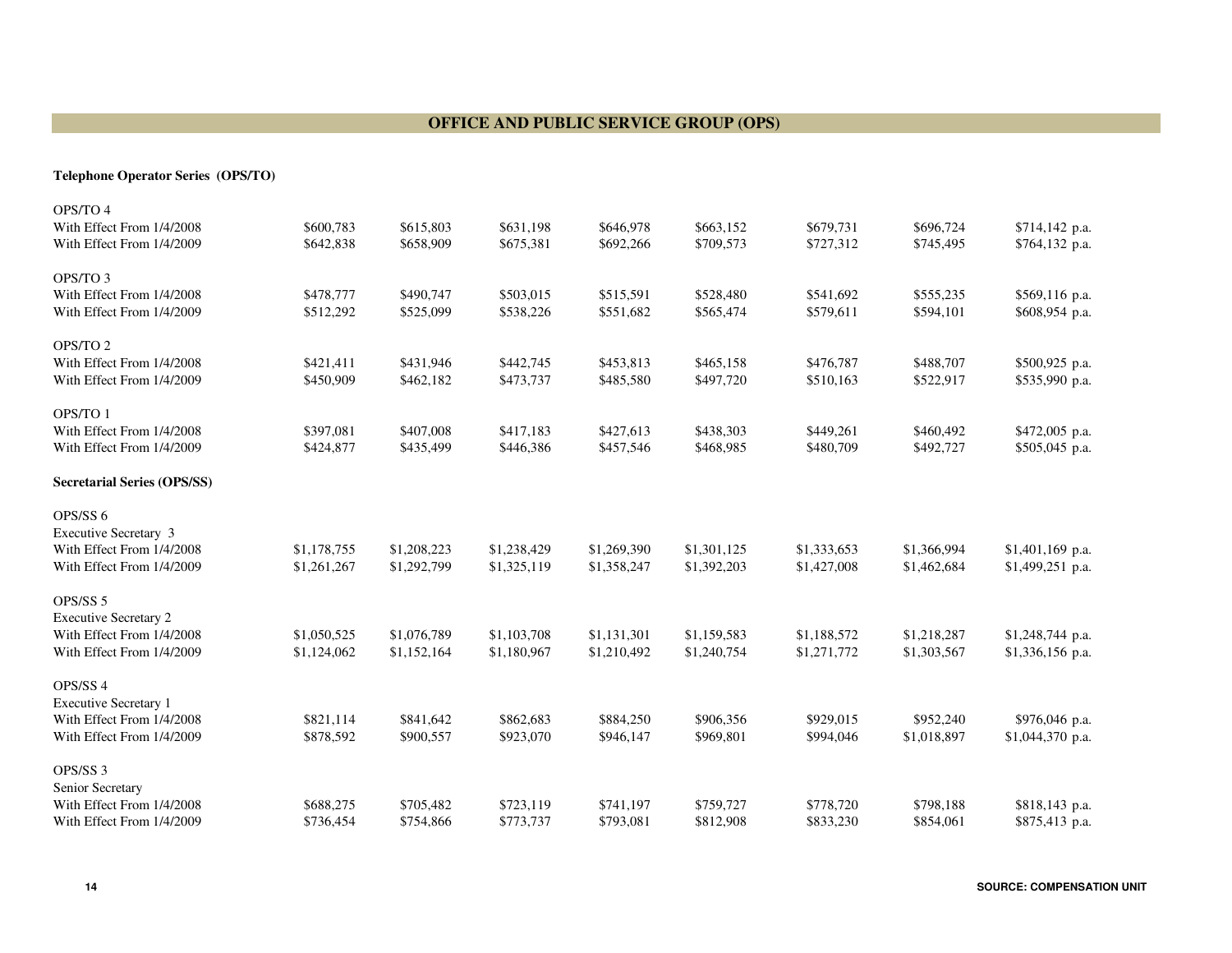## OFFICE AND PUBLIC SERVICE GROUP (OPS)

### Telephone Operator Series (OPS/TO)

| | | | | | | | | |
|---|---|---|---|---|---|---|---|---|
| **OPS/TO 4** | | | | | | | | |
| With Effect From 1/4/2008 | $600,783 | $615,803 | $631,198 | $646,978 | $663,152 | $679,731 | $696,724 | $714,142 p.a. |
| With Effect From 1/4/2009 | $642,838 | $658,909 | $675,381 | $692,266 | $709,573 | $727,312 | $745,495 | $764,132 p.a. |
| **OPS/TO 3** | | | | | | | | |
| With Effect From 1/4/2008 | $478,777 | $490,747 | $503,015 | $515,591 | $528,480 | $541,692 | $555,235 | $569,116 p.a. |
| With Effect From 1/4/2009 | $512,292 | $525,099 | $538,226 | $551,682 | $565,474 | $579,611 | $594,101 | $608,954 p.a. |
| **OPS/TO 2** | | | | | | | | |
| With Effect From 1/4/2008 | $421,411 | $431,946 | $442,745 | $453,813 | $465,158 | $476,787 | $488,707 | $500,925 p.a. |
| With Effect From 1/4/2009 | $450,909 | $462,182 | $473,737 | $485,580 | $497,720 | $510,163 | $522,917 | $535,990 p.a. |
| **OPS/TO 1** | | | | | | | | |
| With Effect From 1/4/2008 | $397,081 | $407,008 | $417,183 | $427,613 | $438,303 | $449,261 | $460,492 | $472,005 p.a. |
| With Effect From 1/4/2009 | $424,877 | $435,499 | $446,386 | $457,546 | $468,985 | $480,709 | $492,727 | $505,045 p.a. |

### Secretarial Series (OPS/SS)

| | | | | | | | | |
|---|---|---|---|---|---|---|---|---|
| **OPS/SS 6** | | | | | | | | |
| Executive Secretary 3 | | | | | | | | |
| With Effect From 1/4/2008 | $1,178,755 | $1,208,223 | $1,238,429 | $1,269,390 | $1,301,125 | $1,333,653 | $1,366,994 | $1,401,169 p.a. |
| With Effect From 1/4/2009 | $1,261,267 | $1,292,799 | $1,325,119 | $1,358,247 | $1,392,203 | $1,427,008 | $1,462,684 | $1,499,251 p.a. |
| **OPS/SS 5** | | | | | | | | |
| Executive Secretary 2 | | | | | | | | |
| With Effect From 1/4/2008 | $1,050,525 | $1,076,789 | $1,103,708 | $1,131,301 | $1,159,583 | $1,188,572 | $1,218,287 | $1,248,744 p.a. |
| With Effect From 1/4/2009 | $1,124,062 | $1,152,164 | $1,180,967 | $1,210,492 | $1,240,754 | $1,271,772 | $1,303,567 | $1,336,156 p.a. |
| **OPS/SS 4** | | | | | | | | |
| Executive Secretary 1 | | | | | | | | |
| With Effect From 1/4/2008 | $821,114 | $841,642 | $862,683 | $884,250 | $906,356 | $929,015 | $952,240 | $976,046 p.a. |
| With Effect From 1/4/2009 | $878,592 | $900,557 | $923,070 | $946,147 | $969,801 | $994,046 | $1,018,897 | $1,044,370 p.a. |
| **OPS/SS 3** | | | | | | | | |
| Senior Secretary | | | | | | | | |
| With Effect From 1/4/2008 | $688,275 | $705,482 | $723,119 | $741,197 | $759,727 | $778,720 | $798,188 | $818,143 p.a. |
| With Effect From 1/4/2009 | $736,454 | $754,866 | $773,737 | $793,081 | $812,908 | $833,230 | $854,061 | $875,413 p.a. |

SOURCE: COMPENSATION UNIT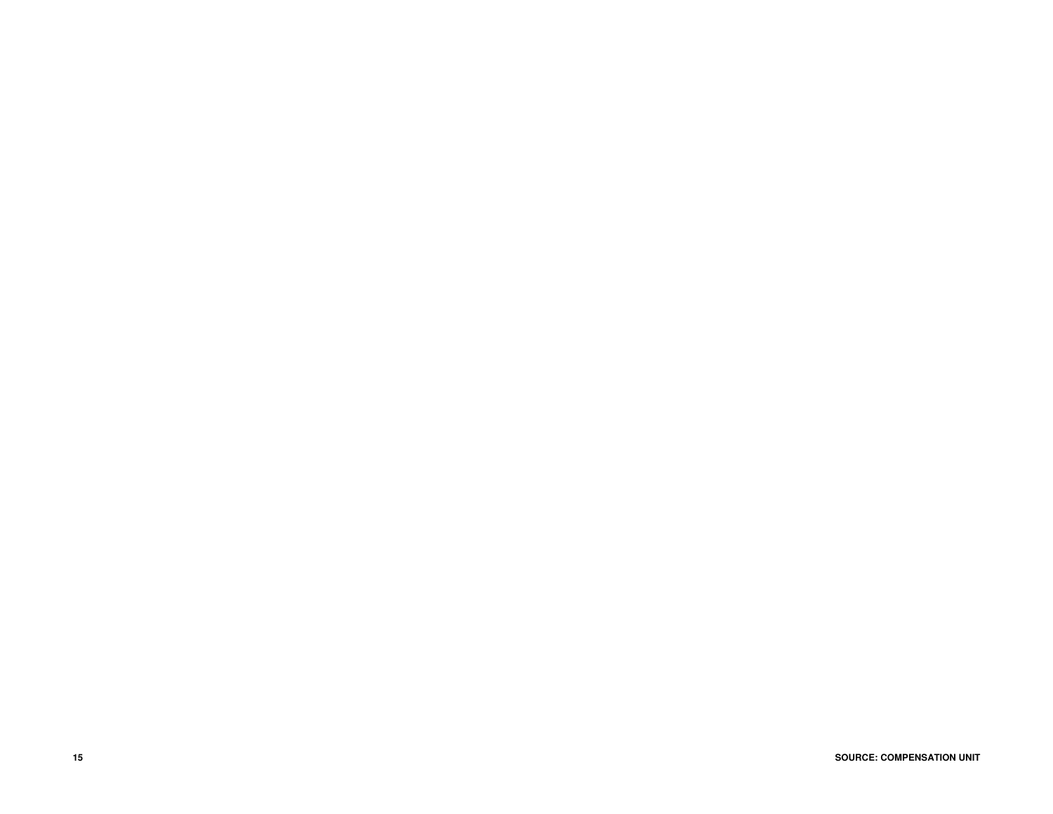SOURCE: COMPENSATION UNIT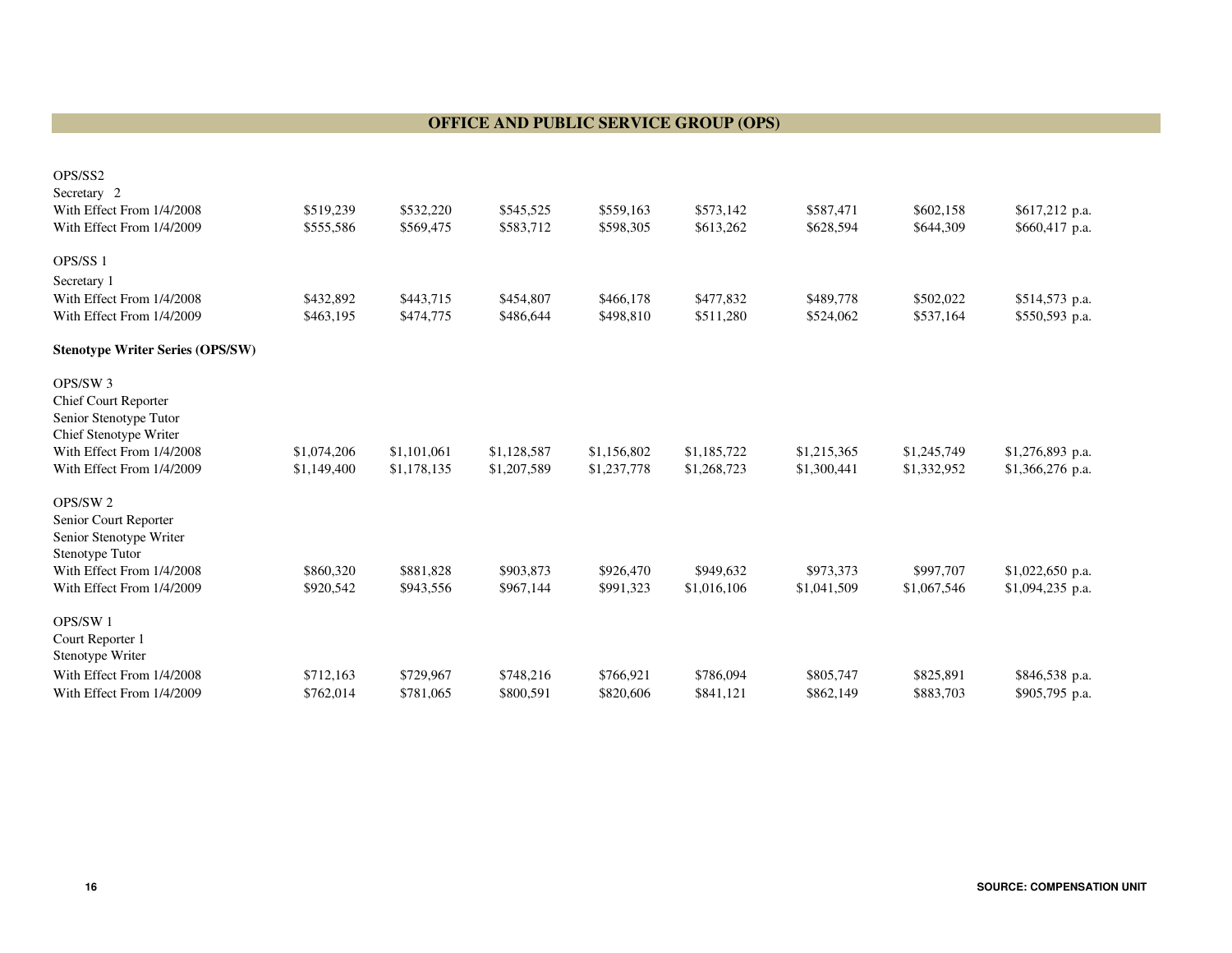## OFFICE AND PUBLIC SERVICE GROUP (OPS)

| | | | | | | | | |
|---|---|---|---|---|---|---|---|---|
| OPS/SS2 | | | | | | | | |
| Secretary 2 | | | | | | | | |
| With Effect From 1/4/2008 | $519,239 | $532,220 | $545,525 | $559,163 | $573,142 | $587,471 | $602,158 | $617,212 p.a. |
| With Effect From 1/4/2009 | $555,586 | $569,475 | $583,712 | $598,305 | $613,262 | $628,594 | $644,309 | $660,417 p.a. |
| OPS/SS 1 | | | | | | | | |
| Secretary 1 | | | | | | | | |
| With Effect From 1/4/2008 | $432,892 | $443,715 | $454,807 | $466,178 | $477,832 | $489,778 | $502,022 | $514,573 p.a. |
| With Effect From 1/4/2009 | $463,195 | $474,775 | $486,644 | $498,810 | $511,280 | $524,062 | $537,164 | $550,593 p.a. |
| **Stenotype Writer Series (OPS/SW)** | | | | | | | | |
| OPS/SW 3 | | | | | | | | |
| Chief Court Reporter | | | | | | | | |
| Senior Stenotype Tutor | | | | | | | | |
| Chief Stenotype Writer | | | | | | | | |
| With Effect From 1/4/2008 | $1,074,206 | $1,101,061 | $1,128,587 | $1,156,802 | $1,185,722 | $1,215,365 | $1,245,749 | $1,276,893 p.a. |
| With Effect From 1/4/2009 | $1,149,400 | $1,178,135 | $1,207,589 | $1,237,778 | $1,268,723 | $1,300,441 | $1,332,952 | $1,366,276 p.a. |
| OPS/SW 2 | | | | | | | | |
| Senior Court Reporter | | | | | | | | |
| Senior Stenotype Writer | | | | | | | | |
| Stenotype Tutor | | | | | | | | |
| With Effect From 1/4/2008 | $860,320 | $881,828 | $903,873 | $926,470 | $949,632 | $973,373 | $997,707 | $1,022,650 p.a. |
| With Effect From 1/4/2009 | $920,542 | $943,556 | $967,144 | $991,323 | $1,016,106 | $1,041,509 | $1,067,546 | $1,094,235 p.a. |
| OPS/SW 1 | | | | | | | | |
| Court Reporter 1 | | | | | | | | |
| Stenotype Writer | | | | | | | | |
| With Effect From 1/4/2008 | $712,163 | $729,967 | $748,216 | $766,921 | $786,094 | $805,747 | $825,891 | $846,538 p.a. |
| With Effect From 1/4/2009 | $762,014 | $781,065 | $800,591 | $820,606 | $841,121 | $862,149 | $883,703 | $905,795 p.a. |

SOURCE: COMPENSATION UNIT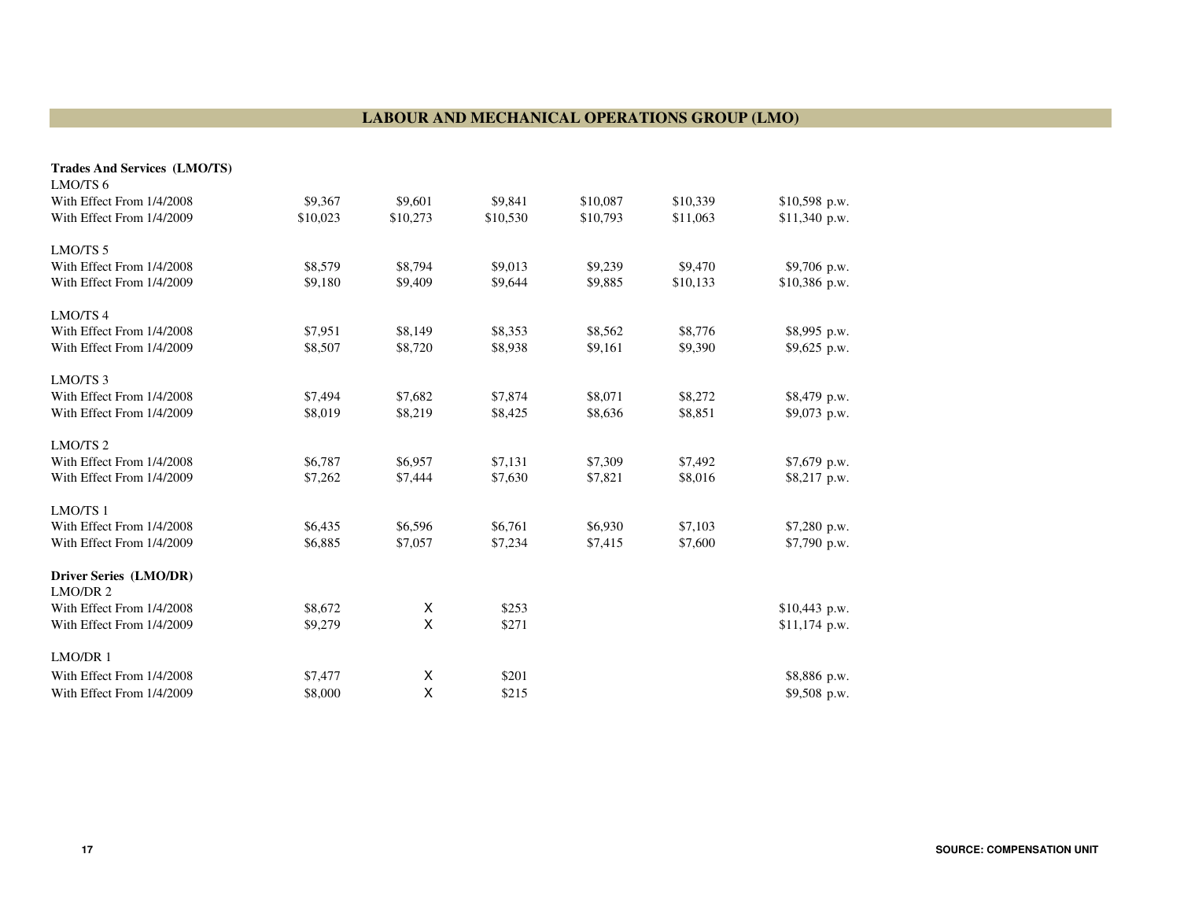# LABOUR AND MECHANICAL OPERATIONS GROUP (LMO)

**Trades And Services (LMO/TS)**

| | | | | | | |
|---|---|---|---|---|---|---|
| **LMO/TS 6** | | | | | | |
| With Effect From 1/4/2008 | $9,367 | $9,601 | $9,841 | $10,087 | $10,339 | $10,598 p.w. |
| With Effect From 1/4/2009 | $10,023 | $10,273 | $10,530 | $10,793 | $11,063 | $11,340 p.w. |
| **LMO/TS 5** | | | | | | |
| With Effect From 1/4/2008 | $8,579 | $8,794 | $9,013 | $9,239 | $9,470 | $9,706 p.w. |
| With Effect From 1/4/2009 | $9,180 | $9,409 | $9,644 | $9,885 | $10,133 | $10,386 p.w. |
| **LMO/TS 4** | | | | | | |
| With Effect From 1/4/2008 | $7,951 | $8,149 | $8,353 | $8,562 | $8,776 | $8,995 p.w. |
| With Effect From 1/4/2009 | $8,507 | $8,720 | $8,938 | $9,161 | $9,390 | $9,625 p.w. |
| **LMO/TS 3** | | | | | | |
| With Effect From 1/4/2008 | $7,494 | $7,682 | $7,874 | $8,071 | $8,272 | $8,479 p.w. |
| With Effect From 1/4/2009 | $8,019 | $8,219 | $8,425 | $8,636 | $8,851 | $9,073 p.w. |
| **LMO/TS 2** | | | | | | |
| With Effect From 1/4/2008 | $6,787 | $6,957 | $7,131 | $7,309 | $7,492 | $7,679 p.w. |
| With Effect From 1/4/2009 | $7,262 | $7,444 | $7,630 | $7,821 | $8,016 | $8,217 p.w. |
| **LMO/TS 1** | | | | | | |
| With Effect From 1/4/2008 | $6,435 | $6,596 | $6,761 | $6,930 | $7,103 | $7,280 p.w. |
| With Effect From 1/4/2009 | $6,885 | $7,057 | $7,234 | $7,415 | $7,600 | $7,790 p.w. |

**Driver Series (LMO/DR)**

| | | | | | | |
|---|---|---|---|---|---|---|
| **LMO/DR 2** | | | | | | |
| With Effect From 1/4/2008 | $8,672 | X | $253 | | | $10,443 p.w. |
| With Effect From 1/4/2009 | $9,279 | X | $271 | | | $11,174 p.w. |
| **LMO/DR 1** | | | | | | |
| With Effect From 1/4/2008 | $7,477 | X | $201 | | | $8,886 p.w. |
| With Effect From 1/4/2009 | $8,000 | X | $215 | | | $9,508 p.w. |

SOURCE: COMPENSATION UNIT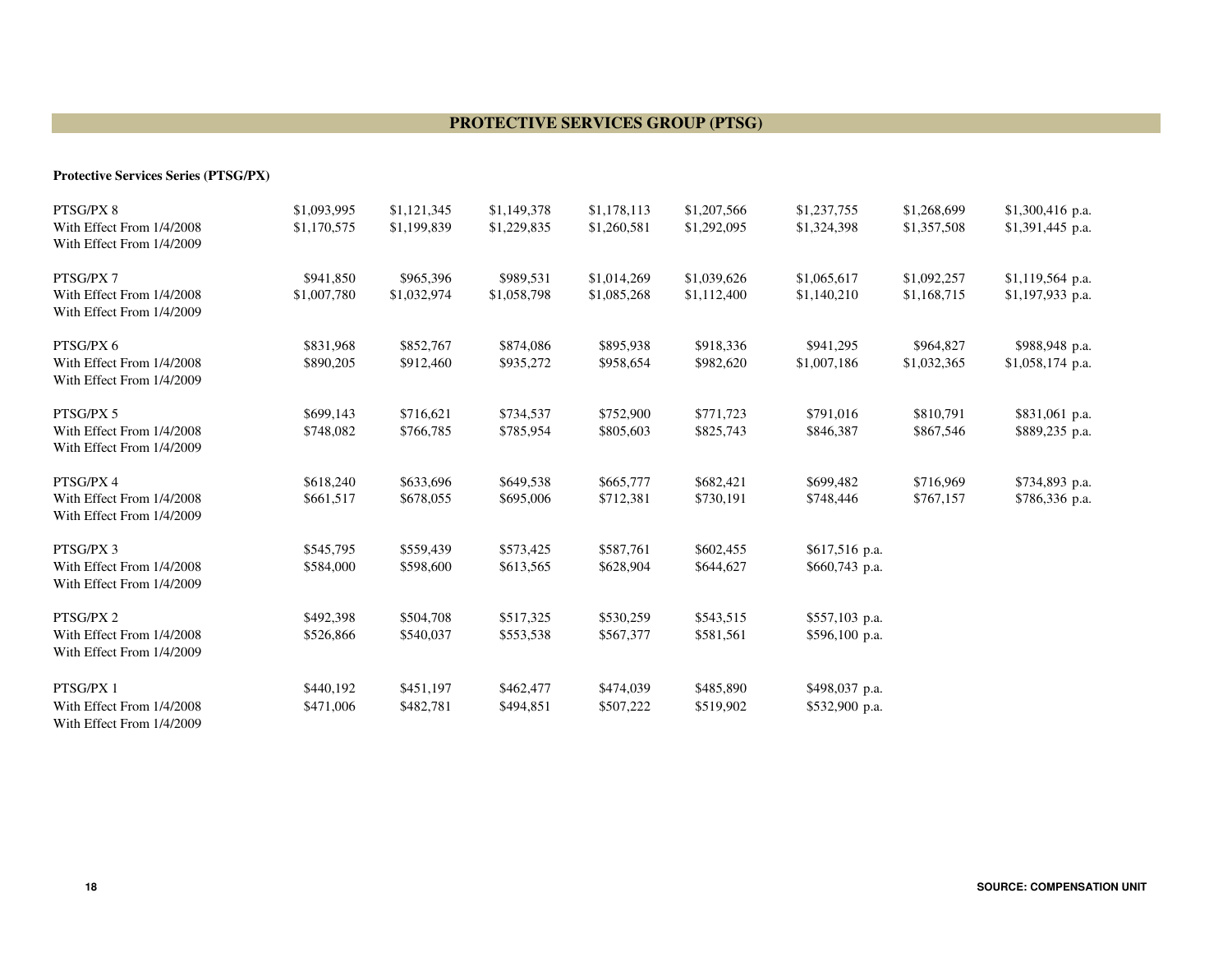## PROTECTIVE SERVICES GROUP (PTSG)

**Protective Services Series (PTSG/PX)**

| | | | | | | | | |
|---|---|---|---|---|---|---|---|---|
| PTSG/PX 8 | $1,093,995 | $1,121,345 | $1,149,378 | $1,178,113 | $1,207,566 | $1,237,755 | $1,268,699 | $1,300,416 p.a. |
| With Effect From 1/4/2008 | $1,170,575 | $1,199,839 | $1,229,835 | $1,260,581 | $1,292,095 | $1,324,398 | $1,357,508 | $1,391,445 p.a. |
| With Effect From 1/4/2009 | | | | | | | | |
| PTSG/PX 7 | $941,850 | $965,396 | $989,531 | $1,014,269 | $1,039,626 | $1,065,617 | $1,092,257 | $1,119,564 p.a. |
| With Effect From 1/4/2008 | $1,007,780 | $1,032,974 | $1,058,798 | $1,085,268 | $1,112,400 | $1,140,210 | $1,168,715 | $1,197,933 p.a. |
| With Effect From 1/4/2009 | | | | | | | | |
| PTSG/PX 6 | $831,968 | $852,767 | $874,086 | $895,938 | $918,336 | $941,295 | $964,827 | $988,948 p.a. |
| With Effect From 1/4/2008 | $890,205 | $912,460 | $935,272 | $958,654 | $982,620 | $1,007,186 | $1,032,365 | $1,058,174 p.a. |
| With Effect From 1/4/2009 | | | | | | | | |
| PTSG/PX 5 | $699,143 | $716,621 | $734,537 | $752,900 | $771,723 | $791,016 | $810,791 | $831,061 p.a. |
| With Effect From 1/4/2008 | $748,082 | $766,785 | $785,954 | $805,603 | $825,743 | $846,387 | $867,546 | $889,235 p.a. |
| With Effect From 1/4/2009 | | | | | | | | |
| PTSG/PX 4 | $618,240 | $633,696 | $649,538 | $665,777 | $682,421 | $699,482 | $716,969 | $734,893 p.a. |
| With Effect From 1/4/2008 | $661,517 | $678,055 | $695,006 | $712,381 | $730,191 | $748,446 | $767,157 | $786,336 p.a. |
| With Effect From 1/4/2009 | | | | | | | | |
| PTSG/PX 3 | $545,795 | $559,439 | $573,425 | $587,761 | $602,455 | $617,516 p.a. | | |
| With Effect From 1/4/2008 | $584,000 | $598,600 | $613,565 | $628,904 | $644,627 | $660,743 p.a. | | |
| With Effect From 1/4/2009 | | | | | | | | |
| PTSG/PX 2 | $492,398 | $504,708 | $517,325 | $530,259 | $543,515 | $557,103 p.a. | | |
| With Effect From 1/4/2008 | $526,866 | $540,037 | $553,538 | $567,377 | $581,561 | $596,100 p.a. | | |
| With Effect From 1/4/2009 | | | | | | | | |
| PTSG/PX 1 | $440,192 | $451,197 | $462,477 | $474,039 | $485,890 | $498,037 p.a. | | |
| With Effect From 1/4/2008 | $471,006 | $482,781 | $494,851 | $507,222 | $519,902 | $532,900 p.a. | | |
| With Effect From 1/4/2009 | | | | | | | | |

SOURCE: COMPENSATION UNIT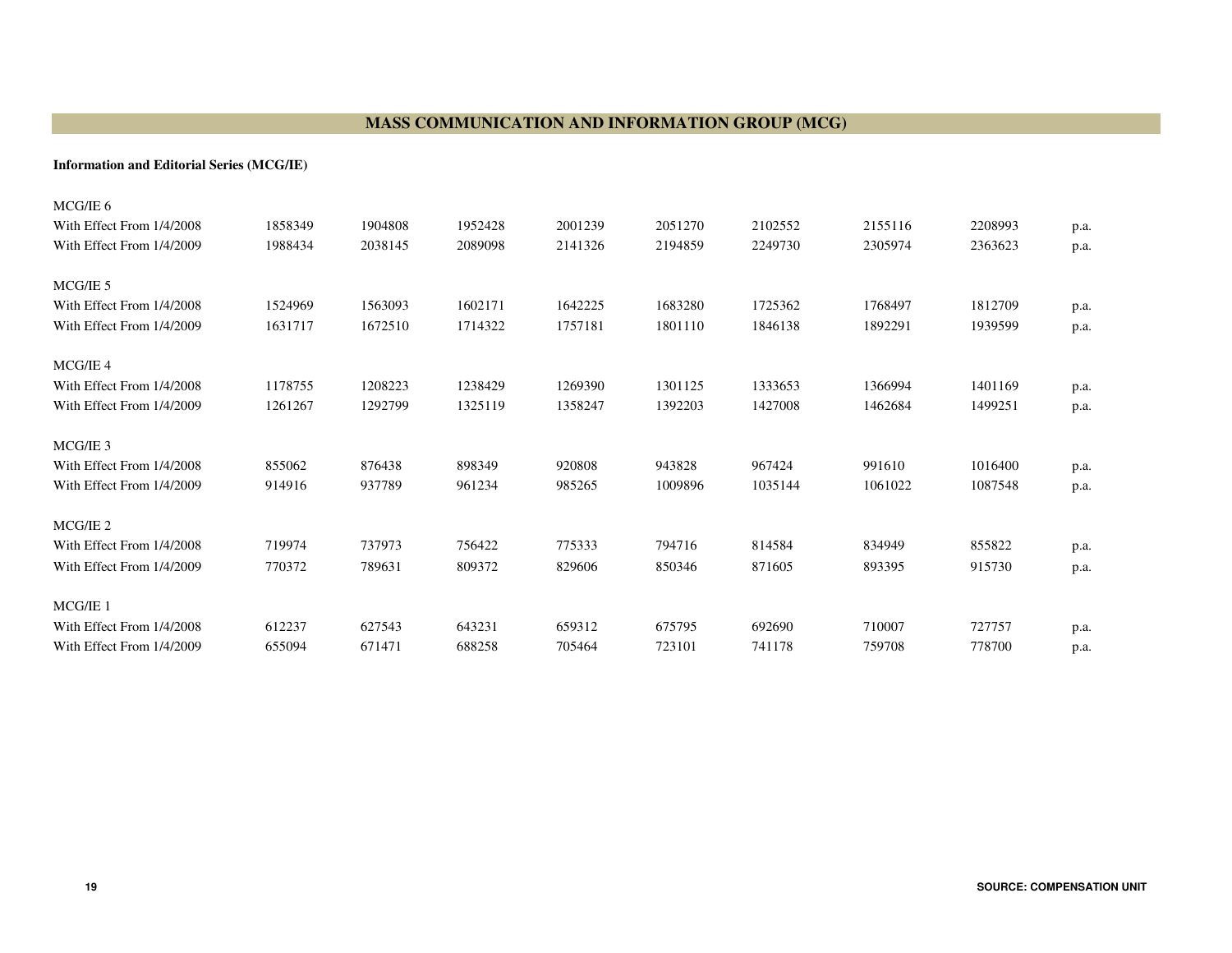# MASS COMMUNICATION AND INFORMATION GROUP (MCG)

**Information and Editorial Series (MCG/IE)**

| | | | | | | | | | |
|---|---|---|---|---|---|---|---|---|---|
| MCG/IE 6 | | | | | | | | | |
| With Effect From 1/4/2008 | 1858349 | 1904808 | 1952428 | 2001239 | 2051270 | 2102552 | 2155116 | 2208993 | p.a. |
| With Effect From 1/4/2009 | 1988434 | 2038145 | 2089098 | 2141326 | 2194859 | 2249730 | 2305974 | 2363623 | p.a. |
| MCG/IE 5 | | | | | | | | | |
| With Effect From 1/4/2008 | 1524969 | 1563093 | 1602171 | 1642225 | 1683280 | 1725362 | 1768497 | 1812709 | p.a. |
| With Effect From 1/4/2009 | 1631717 | 1672510 | 1714322 | 1757181 | 1801110 | 1846138 | 1892291 | 1939599 | p.a. |
| MCG/IE 4 | | | | | | | | | |
| With Effect From 1/4/2008 | 1178755 | 1208223 | 1238429 | 1269390 | 1301125 | 1333653 | 1366994 | 1401169 | p.a. |
| With Effect From 1/4/2009 | 1261267 | 1292799 | 1325119 | 1358247 | 1392203 | 1427008 | 1462684 | 1499251 | p.a. |
| MCG/IE 3 | | | | | | | | | |
| With Effect From 1/4/2008 | 855062 | 876438 | 898349 | 920808 | 943828 | 967424 | 991610 | 1016400 | p.a. |
| With Effect From 1/4/2009 | 914916 | 937789 | 961234 | 985265 | 1009896 | 1035144 | 1061022 | 1087548 | p.a. |
| MCG/IE 2 | | | | | | | | | |
| With Effect From 1/4/2008 | 719974 | 737973 | 756422 | 775333 | 794716 | 814584 | 834949 | 855822 | p.a. |
| With Effect From 1/4/2009 | 770372 | 789631 | 809372 | 829606 | 850346 | 871605 | 893395 | 915730 | p.a. |
| MCG/IE 1 | | | | | | | | | |
| With Effect From 1/4/2008 | 612237 | 627543 | 643231 | 659312 | 675795 | 692690 | 710007 | 727757 | p.a. |
| With Effect From 1/4/2009 | 655094 | 671471 | 688258 | 705464 | 723101 | 741178 | 759708 | 778700 | p.a. |

**SOURCE: COMPENSATION UNIT**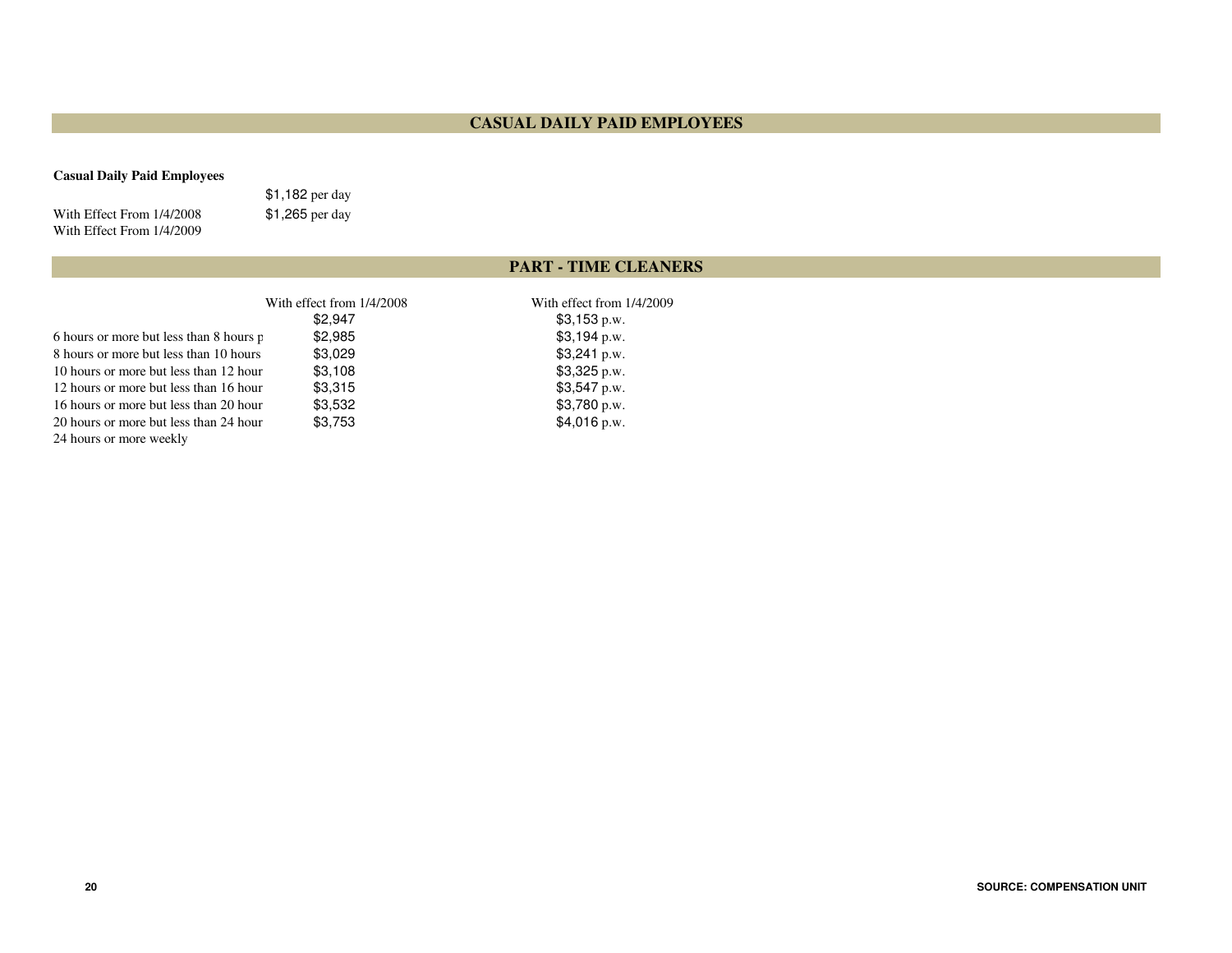## CASUAL DAILY PAID EMPLOYEES

**Casual Daily Paid Employees**

| | |
|---|---|
| | $1,182 per day |
| With Effect From 1/4/2008 | $1,265 per day |
| With Effect From 1/4/2009 | |

## PART - TIME CLEANERS

| | With effect from 1/4/2008 | With effect from 1/4/2009 |
|---|---|---|
| | $2,947 | $3,153 p.w. |
| 6 hours or more but less than 8 hours p | $2,985 | $3,194 p.w. |
| 8 hours or more but less than 10 hours | $3,029 | $3,241 p.w. |
| 10 hours or more but less than 12 hour | $3,108 | $3,325 p.w. |
| 12 hours or more but less than 16 hour | $3,315 | $3,547 p.w. |
| 16 hours or more but less than 20 hour | $3,532 | $3,780 p.w. |
| 20 hours or more but less than 24 hour | $3,753 | $4,016 p.w. |
| 24 hours or more weekly | | |

SOURCE: COMPENSATION UNIT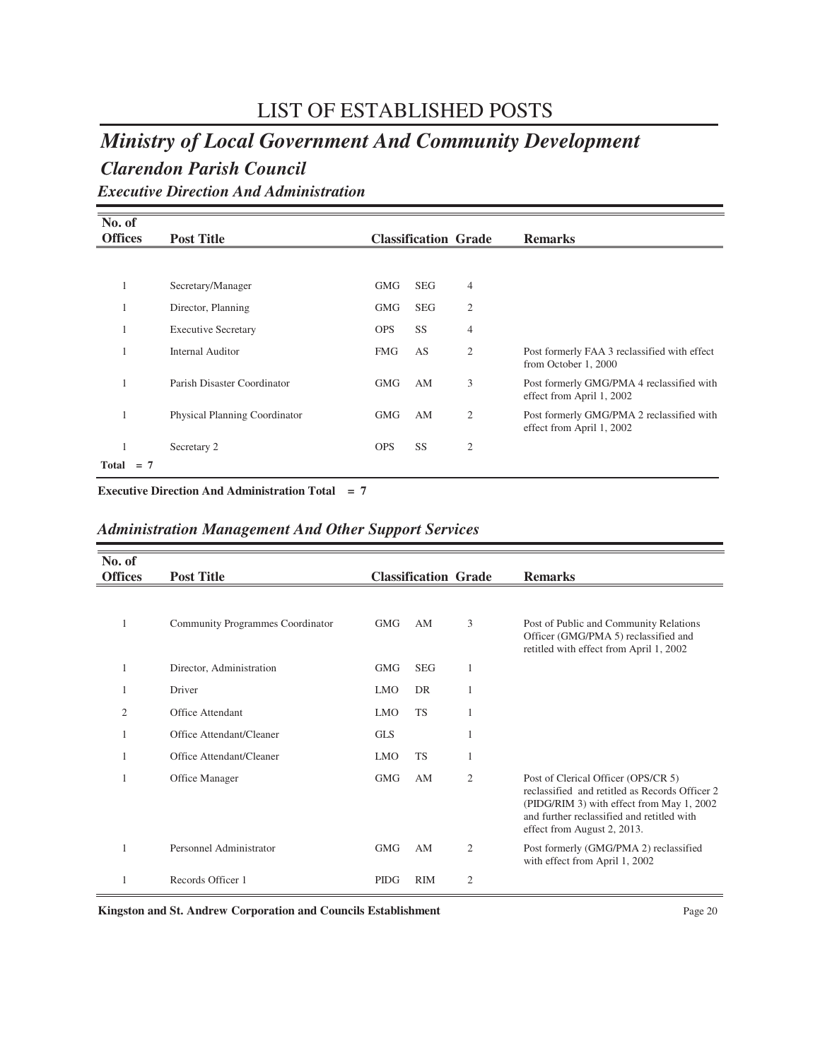# LIST OF ESTABLISHED POSTS

## *Ministry of Local Government And Community Development*

### *Clarendon Parish Council*

#### *Executive Direction And Administration*

| No. of Offices | Post Title | Classification | | Grade | Remarks |
|---|---|---|---|---|---|
| 1 | Secretary/Manager | GMG | SEG | 4 | |
| 1 | Director, Planning | GMG | SEG | 2 | |
| 1 | Executive Secretary | OPS | SS | 4 | |
| 1 | Internal Auditor | FMG | AS | 2 | Post formerly FAA 3 reclassified with effect from October 1, 2000 |
| 1 | Parish Disaster Coordinator | GMG | AM | 3 | Post formerly GMG/PMA 4 reclassified with effect from April 1, 2002 |
| 1 | Physical Planning Coordinator | GMG | AM | 2 | Post formerly GMG/PMA 2 reclassified with effect from April 1, 2002 |
| 1 | Secretary 2 | OPS | SS | 2 | |
| Total = 7 | | | | | |

**Executive Direction And Administration Total = 7**

#### *Administration Management And Other Support Services*

| No. of Offices | Post Title | Classification | | Grade | Remarks |
|---|---|---|---|---|---|
| 1 | Community Programmes Coordinator | GMG | AM | 3 | Post of Public and Community Relations Officer (GMG/PMA 5) reclassified and retitled with effect from April 1, 2002 |
| 1 | Director, Administration | GMG | SEG | 1 | |
| 1 | Driver | LMO | DR | 1 | |
| 2 | Office Attendant | LMO | TS | 1 | |
| 1 | Office Attendant/Cleaner | GLS | | 1 | |
| 1 | Office Attendant/Cleaner | LMO | TS | 1 | |
| 1 | Office Manager | GMG | AM | 2 | Post of Clerical Officer (OPS/CR 5) reclassified and retitled as Records Officer 2 (PIDG/RIM 3) with effect from May 1, 2002 and further reclassified and retitled with effect from August 2, 2013. |
| 1 | Personnel Administrator | GMG | AM | 2 | Post formerly (GMG/PMA 2) reclassified with effect from April 1, 2002 |
| 1 | Records Officer 1 | PIDG | RIM | 2 | |

**Kingston and St. Andrew Corporation and Councils Establishment**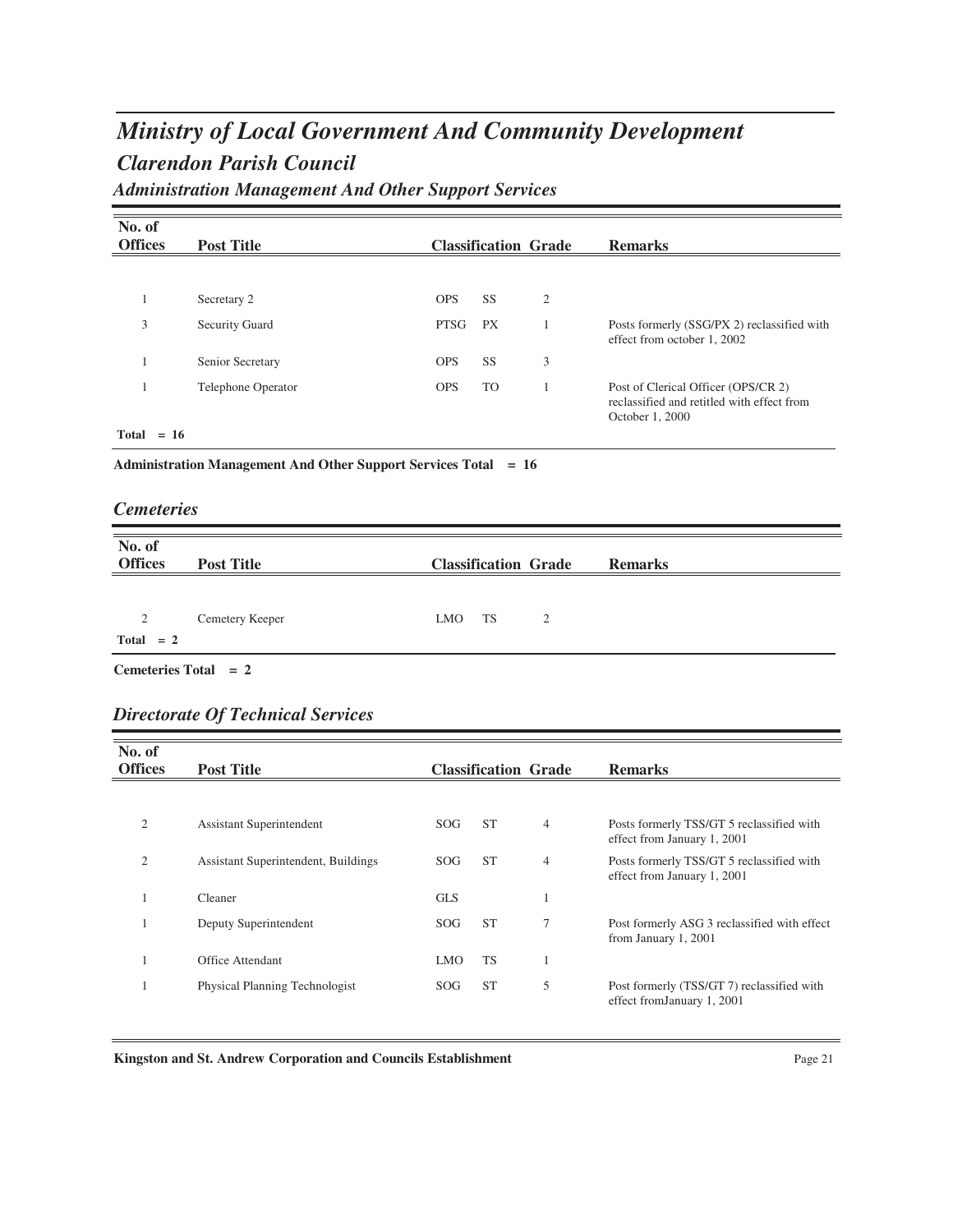# *Ministry of Local Government And Community Development*

## *Clarendon Parish Council*

### *Administration Management And Other Support Services*

| No. of Offices | Post Title | Classification | | Grade | Remarks |
|---|---|---|---|---|---|
| 1 | Secretary 2 | OPS | SS | 2 | |
| 3 | Security Guard | PTSG | PX | 1 | Posts formerly (SSG/PX 2) reclassified with effect from october 1, 2002 |
| 1 | Senior Secretary | OPS | SS | 3 | |
| 1 | Telephone Operator | OPS | TO | 1 | Post of Clerical Officer (OPS/CR 2) reclassified and retitled with effect from October 1, 2000 |
| **Total = 16** | | | | | |

**Administration Management And Other Support Services Total = 16**

### *Cemeteries*

| No. of Offices | Post Title | Classification | | Grade | Remarks |
|---|---|---|---|---|---|
| 2 | Cemetery Keeper | LMO | TS | 2 | |
| **Total = 2** | | | | | |

**Cemeteries Total = 2**

### *Directorate Of Technical Services*

| No. of Offices | Post Title | Classification | | Grade | Remarks |
|---|---|---|---|---|---|
| 2 | Assistant Superintendent | SOG | ST | 4 | Posts formerly TSS/GT 5 reclassified with effect from January 1, 2001 |
| 2 | Assistant Superintendent, Buildings | SOG | ST | 4 | Posts formerly TSS/GT 5 reclassified with effect from January 1, 2001 |
| 1 | Cleaner | GLS | | 1 | |
| 1 | Deputy Superintendent | SOG | ST | 7 | Post formerly ASG 3 reclassified with effect from January 1, 2001 |
| 1 | Office Attendant | LMO | TS | 1 | |
| 1 | Physical Planning Technologist | SOG | ST | 5 | Post formerly (TSS/GT 7) reclassified with effect fromJanuary 1, 2001 |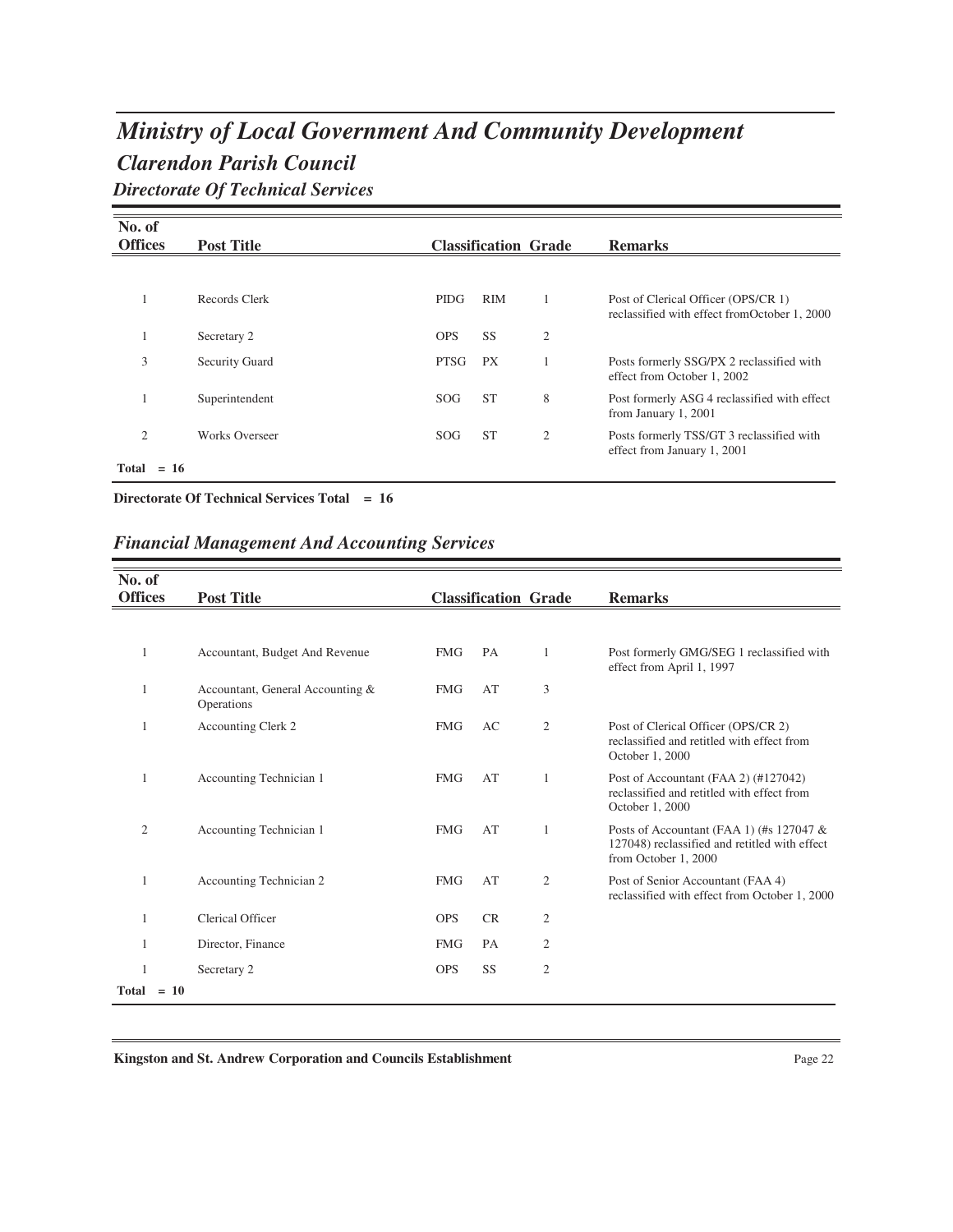# Ministry of Local Government And Community Development

## Clarendon Parish Council

### Directorate Of Technical Services

| No. of Offices | Post Title | Classification | | Grade | Remarks |
|---|---|---|---|---|---|
| 1 | Records Clerk | PIDG | RIM | 1 | Post of Clerical Officer (OPS/CR 1) reclassified with effect fromOctober 1, 2000 |
| 1 | Secretary 2 | OPS | SS | 2 | |
| 3 | Security Guard | PTSG | PX | 1 | Posts formerly SSG/PX 2 reclassified with effect from October 1, 2002 |
| 1 | Superintendent | SOG | ST | 8 | Post formerly ASG 4 reclassified with effect from January 1, 2001 |
| 2 | Works Overseer | SOG | ST | 2 | Posts formerly TSS/GT 3 reclassified with effect from January 1, 2001 |
| **Total = 16** | | | | | |

**Directorate Of Technical Services Total = 16**

### Financial Management And Accounting Services

| No. of Offices | Post Title | Classification | | Grade | Remarks |
|---|---|---|---|---|---|
| 1 | Accountant, Budget And Revenue | FMG | PA | 1 | Post formerly GMG/SEG 1 reclassified with effect from April 1, 1997 |
| 1 | Accountant, General Accounting & Operations | FMG | AT | 3 | |
| 1 | Accounting Clerk 2 | FMG | AC | 2 | Post of Clerical Officer (OPS/CR 2) reclassified and retitled with effect from October 1, 2000 |
| 1 | Accounting Technician 1 | FMG | AT | 1 | Post of Accountant (FAA 2) (#127042) reclassified and retitled with effect from October 1, 2000 |
| 2 | Accounting Technician 1 | FMG | AT | 1 | Posts of Accountant (FAA 1) (#s 127047 & 127048) reclassified and retitled with effect from October 1, 2000 |
| 1 | Accounting Technician 2 | FMG | AT | 2 | Post of Senior Accountant (FAA 4) reclassified with effect from October 1, 2000 |
| 1 | Clerical Officer | OPS | CR | 2 | |
| 1 | Director, Finance | FMG | PA | 2 | |
| 1 | Secretary 2 | OPS | SS | 2 | |
| **Total = 10** | | | | | |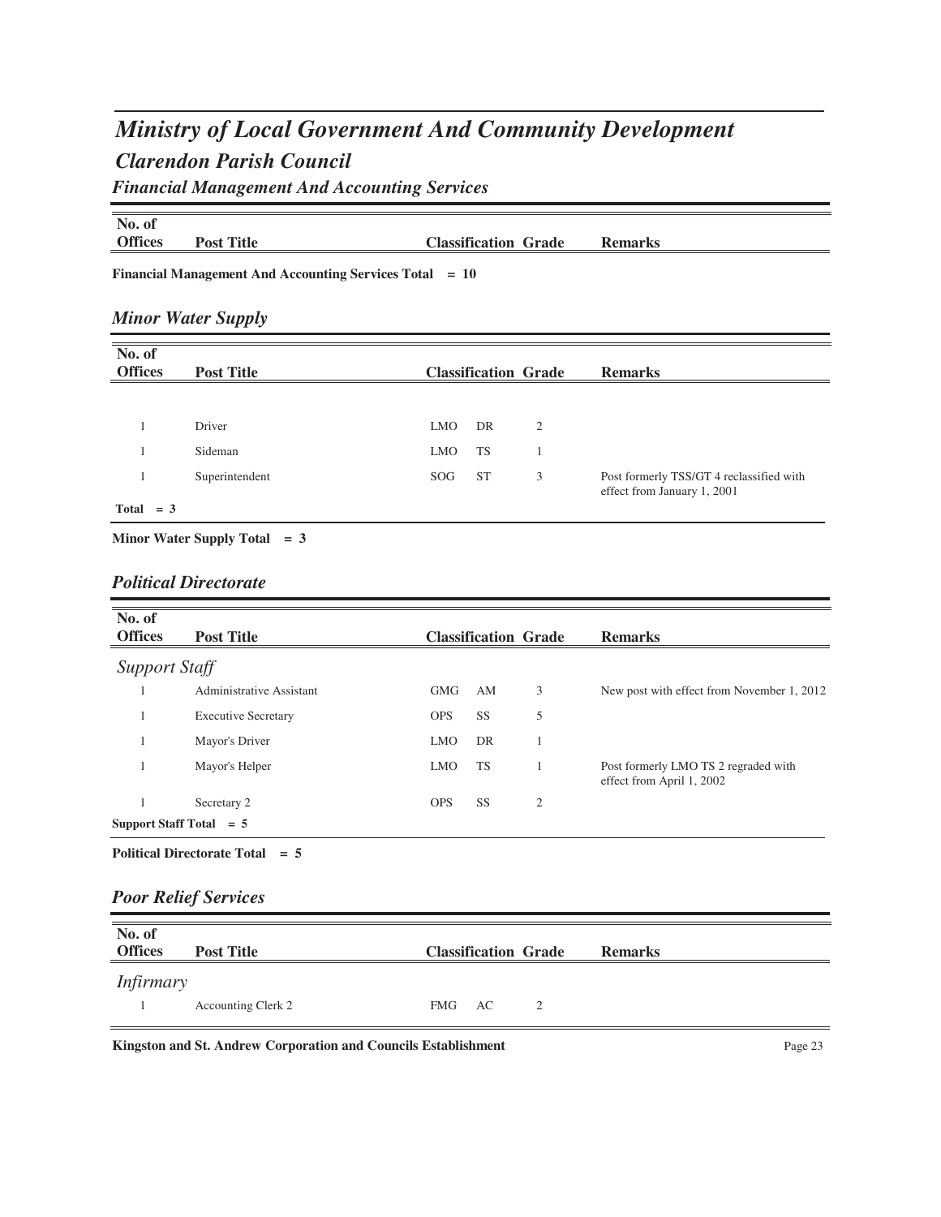# *Ministry of Local Government And Community Development*

## *Clarendon Parish Council*

### *Financial Management And Accounting Services*

| No. of Offices | Post Title | Classification | | Grade | Remarks |
|---|---|---|---|---|---|

**Financial Management And Accounting Services Total = 10**

### *Minor Water Supply*

| No. of Offices | Post Title | Classification | | Grade | Remarks |
|---|---|---|---|---|---|
| 1 | Driver | LMO | DR | 2 | |
| 1 | Sideman | LMO | TS | 1 | |
| 1 | Superintendent | SOG | ST | 3 | Post formerly TSS/GT 4 reclassified with effect from January 1, 2001 |
| **Total = 3** | | | | | |

**Minor Water Supply Total = 3**

### *Political Directorate*

| No. of Offices | Post Title | Classification | | Grade | Remarks |
|---|---|---|---|---|---|
| *Support Staff* | | | | | |
| 1 | Administrative Assistant | GMG | AM | 3 | New post with effect from November 1, 2012 |
| 1 | Executive Secretary | OPS | SS | 5 | |
| 1 | Mayor's Driver | LMO | DR | 1 | |
| 1 | Mayor's Helper | LMO | TS | 1 | Post formerly LMO TS 2 regraded with effect from April 1, 2002 |
| 1 | Secretary 2 | OPS | SS | 2 | |
| **Support Staff Total = 5** | | | | | |

**Political Directorate Total = 5**

### *Poor Relief Services*

| No. of Offices | Post Title | Classification | | Grade | Remarks |
|---|---|---|---|---|---|
| *Infirmary* | | | | | |
| 1 | Accounting Clerk 2 | FMG | AC | 2 | |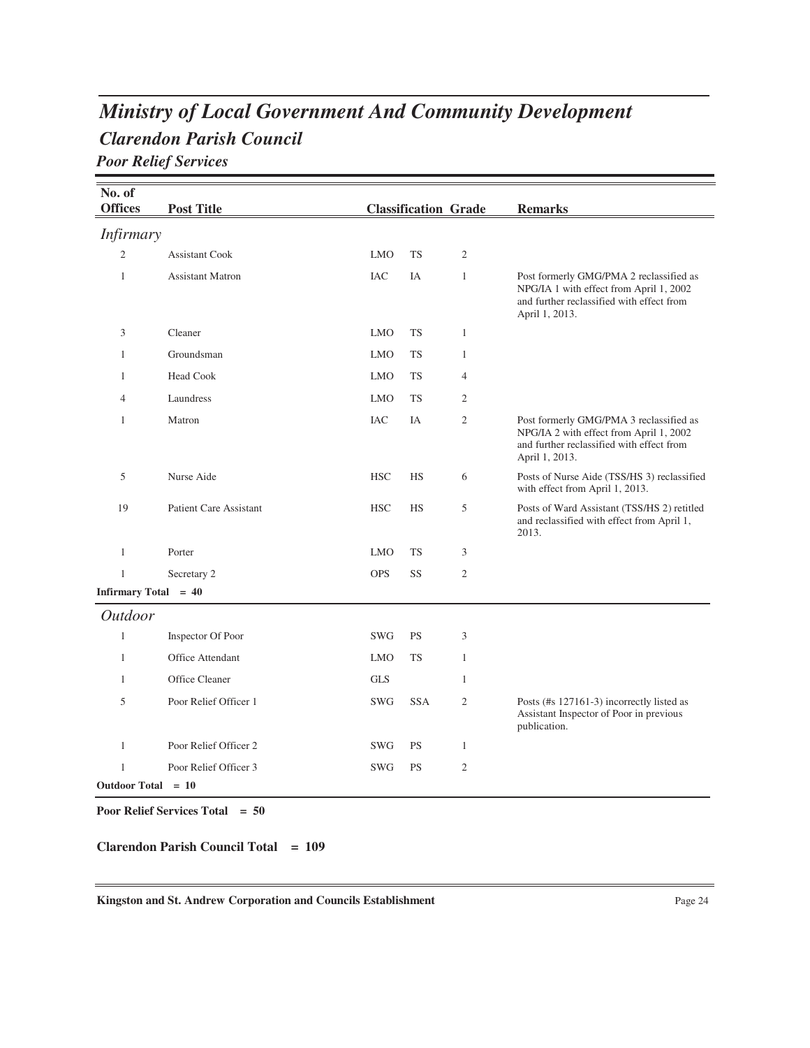# Ministry of Local Government And Community Development

## Clarendon Parish Council

### Poor Relief Services

| No. of Offices | Post Title | Classification | | Grade | Remarks |
|---|---|---|---|---|---|
| ***Infirmary*** | | | | | |
| 2 | Assistant Cook | LMO | TS | 2 | |
| 1 | Assistant Matron | IAC | IA | 1 | Post formerly GMG/PMA 2 reclassified as NPG/IA 1 with effect from April 1, 2002 and further reclassified with effect from April 1, 2013. |
| 3 | Cleaner | LMO | TS | 1 | |
| 1 | Groundsman | LMO | TS | 1 | |
| 1 | Head Cook | LMO | TS | 4 | |
| 4 | Laundress | LMO | TS | 2 | |
| 1 | Matron | IAC | IA | 2 | Post formerly GMG/PMA 3 reclassified as NPG/IA 2 with effect from April 1, 2002 and further reclassified with effect from April 1, 2013. |
| 5 | Nurse Aide | HSC | HS | 6 | Posts of Nurse Aide (TSS/HS 3) reclassified with effect from April 1, 2013. |
| 19 | Patient Care Assistant | HSC | HS | 5 | Posts of Ward Assistant (TSS/HS 2) retitled and reclassified with effect from April 1, 2013. |
| 1 | Porter | LMO | TS | 3 | |
| 1 | Secretary 2 | OPS | SS | 2 | |
| **Infirmary Total = 40** | | | | | |
| ***Outdoor*** | | | | | |
| 1 | Inspector Of Poor | SWG | PS | 3 | |
| 1 | Office Attendant | LMO | TS | 1 | |
| 1 | Office Cleaner | GLS | | 1 | |
| 5 | Poor Relief Officer 1 | SWG | SSA | 2 | Posts (#s 127161-3) incorrectly listed as Assistant Inspector of Poor in previous publication. |
| 1 | Poor Relief Officer 2 | SWG | PS | 1 | |
| 1 | Poor Relief Officer 3 | SWG | PS | 2 | |
| **Outdoor Total = 10** | | | | | |

**Poor Relief Services Total = 50**

**Clarendon Parish Council Total = 109**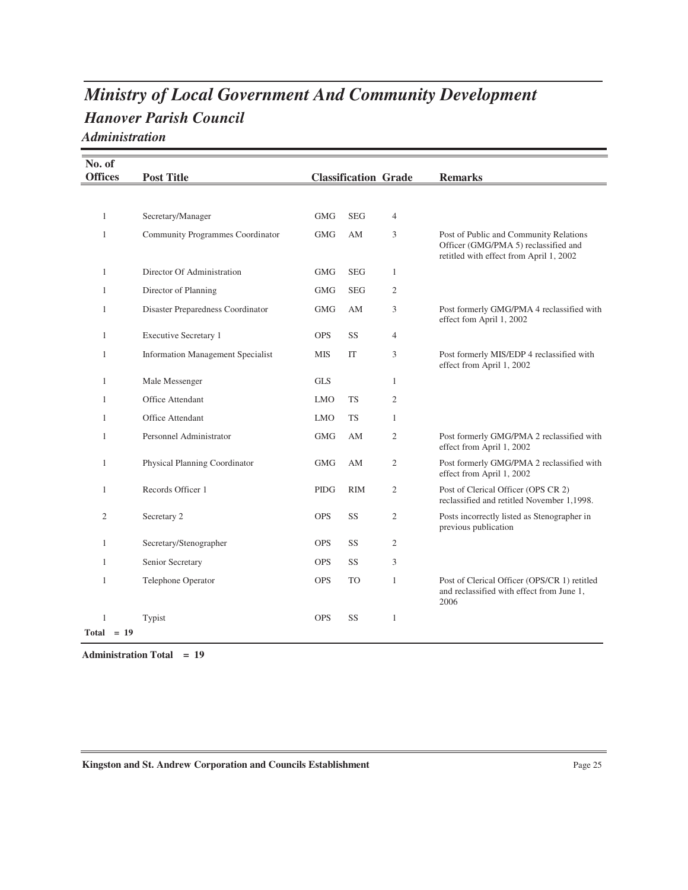# Ministry of Local Government And Community Development

## Hanover Parish Council

### Administration

| No. of Offices | Post Title | Classification | | Grade | Remarks |
|---|---|---|---|---|---|
| 1 | Secretary/Manager | GMG | SEG | 4 | |
| 1 | Community Programmes Coordinator | GMG | AM | 3 | Post of Public and Community Relations Officer (GMG/PMA 5) reclassified and retitled with effect from April 1, 2002 |
| 1 | Director Of Administration | GMG | SEG | 1 | |
| 1 | Director of Planning | GMG | SEG | 2 | |
| 1 | Disaster Preparedness Coordinator | GMG | AM | 3 | Post formerly GMG/PMA 4 reclassified with effect fom April 1, 2002 |
| 1 | Executive Secretary 1 | OPS | SS | 4 | |
| 1 | Information Management Specialist | MIS | IT | 3 | Post formerly MIS/EDP 4 reclassified with effect from April 1, 2002 |
| 1 | Male Messenger | GLS | | 1 | |
| 1 | Office Attendant | LMO | TS | 2 | |
| 1 | Office Attendant | LMO | TS | 1 | |
| 1 | Personnel Administrator | GMG | AM | 2 | Post formerly GMG/PMA 2 reclassified with effect from April 1, 2002 |
| 1 | Physical Planning Coordinator | GMG | AM | 2 | Post formerly GMG/PMA 2 reclassified with effect from April 1, 2002 |
| 1 | Records Officer 1 | PIDG | RIM | 2 | Post of Clerical Officer (OPS CR 2) reclassified and retitled November 1,1998. |
| 2 | Secretary 2 | OPS | SS | 2 | Posts incorrectly listed as Stenographer in previous publication |
| 1 | Secretary/Stenographer | OPS | SS | 2 | |
| 1 | Senior Secretary | OPS | SS | 3 | |
| 1 | Telephone Operator | OPS | TO | 1 | Post of Clerical Officer (OPS/CR 1) retitled and reclassified with effect from June 1, 2006 |
| 1 | Typist | OPS | SS | 1 | |
| **Total = 19** | | | | | |

**Administration Total = 19**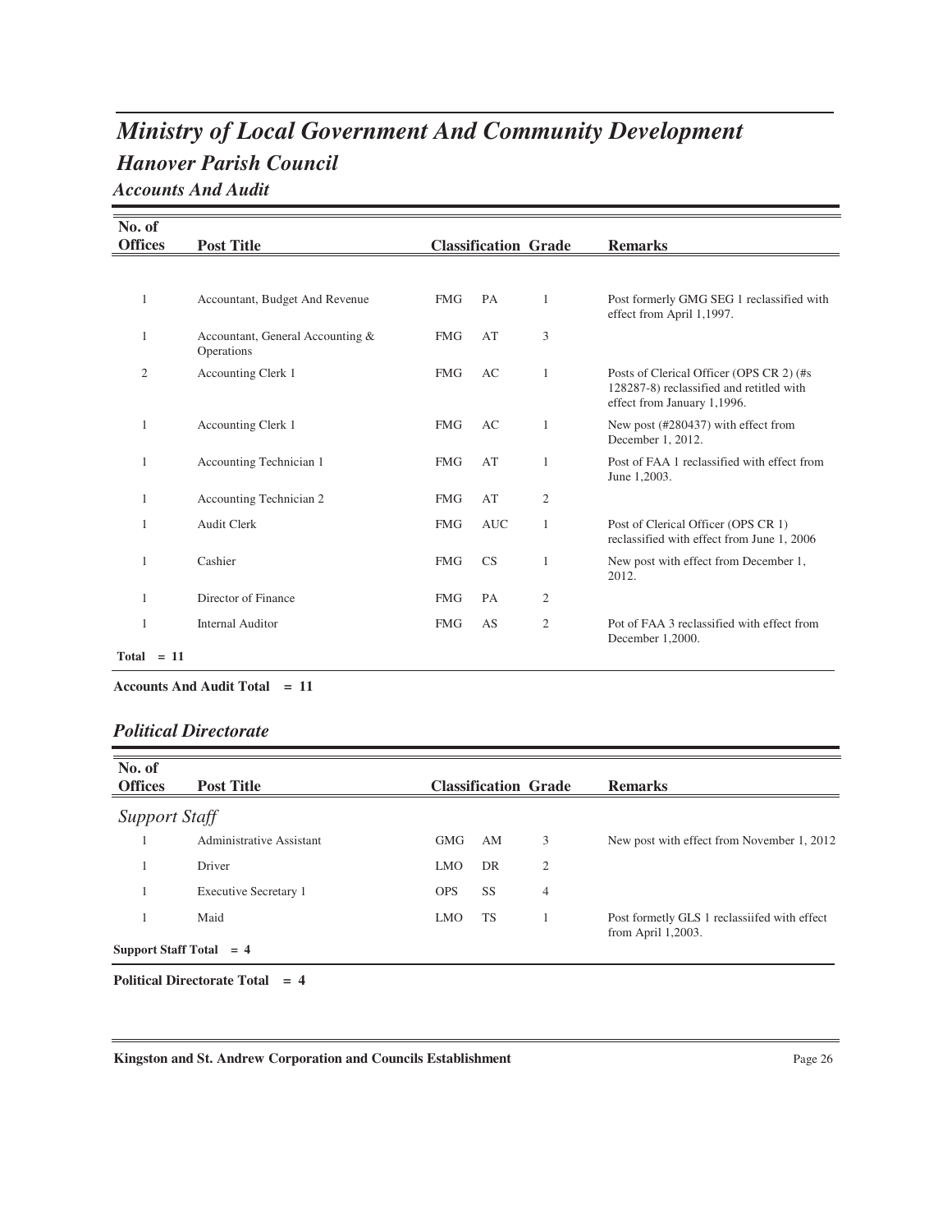# Ministry of Local Government And Community Development

## Hanover Parish Council

### Accounts And Audit

| No. of Offices | Post Title | Classification | | Grade | Remarks |
|---|---|---|---|---|---|
| 1 | Accountant, Budget And Revenue | FMG | PA | 1 | Post formerly GMG SEG 1 reclassified with effect from April 1,1997. |
| 1 | Accountant, General Accounting & Operations | FMG | AT | 3 | |
| 2 | Accounting Clerk 1 | FMG | AC | 1 | Posts of Clerical Officer (OPS CR 2) (#s 128287-8) reclassified and retitled with effect from January 1,1996. |
| 1 | Accounting Clerk 1 | FMG | AC | 1 | New post (#280437) with effect from December 1, 2012. |
| 1 | Accounting Technician 1 | FMG | AT | 1 | Post of FAA 1 reclassified with effect from June 1,2003. |
| 1 | Accounting Technician 2 | FMG | AT | 2 | |
| 1 | Audit Clerk | FMG | AUC | 1 | Post of Clerical Officer (OPS CR 1) reclassified with effect from June 1, 2006 |
| 1 | Cashier | FMG | CS | 1 | New post with effect from December 1, 2012. |
| 1 | Director of Finance | FMG | PA | 2 | |
| 1 | Internal Auditor | FMG | AS | 2 | Pot of FAA 3 reclassified with effect from December 1,2000. |

**Total = 11**

**Accounts And Audit Total = 11**

### Political Directorate

| No. of Offices | Post Title | Classification | | Grade | Remarks |
|---|---|---|---|---|---|
| *Support Staff* | | | | | |
| 1 | Administrative Assistant | GMG | AM | 3 | New post with effect from November 1, 2012 |
| 1 | Driver | LMO | DR | 2 | |
| 1 | Executive Secretary 1 | OPS | SS | 4 | |
| 1 | Maid | LMO | TS | 1 | Post formetly GLS 1 reclassiifed with effect from April 1,2003. |

**Support Staff Total = 4**

**Political Directorate Total = 4**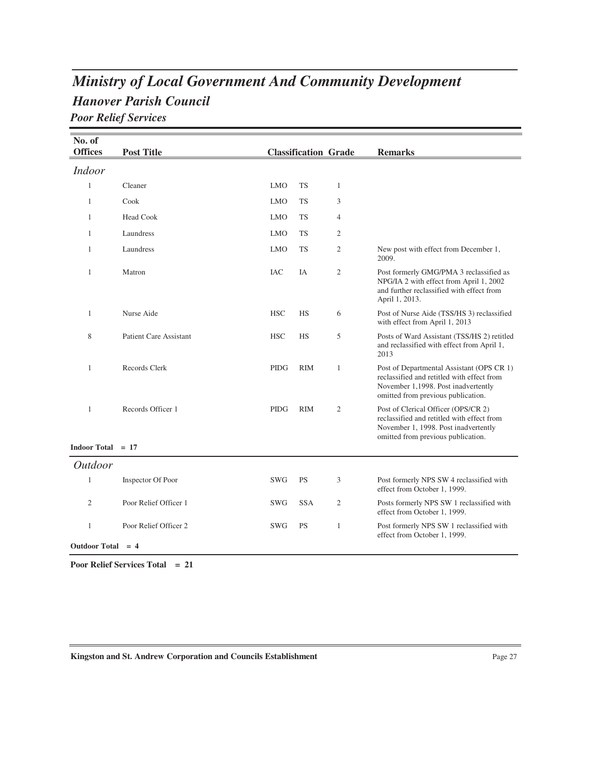# Ministry of Local Government And Community Development

## Hanover Parish Council

### Poor Relief Services

| No. of Offices | Post Title | Classification | | Grade | Remarks |
|---|---|---|---|---|---|
| *Indoor* | | | | | |
| 1 | Cleaner | LMO | TS | 1 | |
| 1 | Cook | LMO | TS | 3 | |
| 1 | Head Cook | LMO | TS | 4 | |
| 1 | Laundress | LMO | TS | 2 | |
| 1 | Laundress | LMO | TS | 2 | New post with effect from December 1, 2009. |
| 1 | Matron | IAC | IA | 2 | Post formerly GMG/PMA 3 reclassified as NPG/IA 2 with effect from April 1, 2002 and further reclassified with effect from April 1, 2013. |
| 1 | Nurse Aide | HSC | HS | 6 | Post of Nurse Aide (TSS/HS 3) reclassified with effect from April 1, 2013 |
| 8 | Patient Care Assistant | HSC | HS | 5 | Posts of Ward Assistant (TSS/HS 2) retitled and reclassified with effect from April 1, 2013 |
| 1 | Records Clerk | PIDG | RIM | 1 | Post of Departmental Assistant (OPS CR 1) reclassified and retitled with effect from November 1,1998. Post inadvertently omitted from previous publication. |
| 1 | Records Officer 1 | PIDG | RIM | 2 | Post of Clerical Officer (OPS/CR 2) reclassified and retitled with effect from November 1, 1998. Post inadvertently omitted from previous publication. |
| **Indoor Total = 17** | | | | | |
| *Outdoor* | | | | | |
| 1 | Inspector Of Poor | SWG | PS | 3 | Post formerly NPS SW 4 reclassified with effect from October 1, 1999. |
| 2 | Poor Relief Officer 1 | SWG | SSA | 2 | Posts formerly NPS SW 1 reclassified with effect from October 1, 1999. |
| 1 | Poor Relief Officer 2 | SWG | PS | 1 | Post formerly NPS SW 1 reclassified with effect from October 1, 1999. |
| **Outdoor Total = 4** | | | | | |

**Poor Relief Services Total = 21**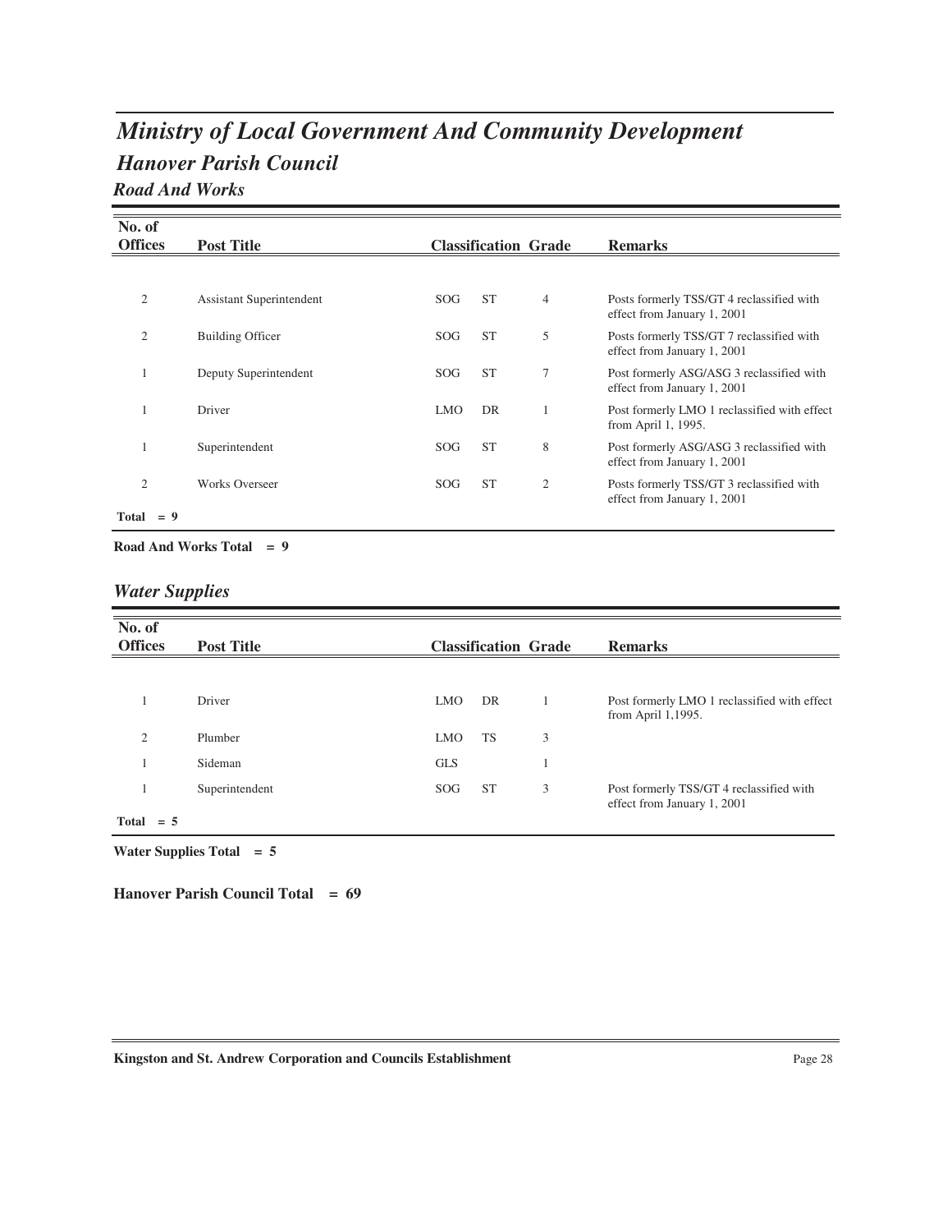# Ministry of Local Government And Community Development

## Hanover Parish Council

### Road And Works

| No. of Offices | Post Title | Classification | | Grade | Remarks |
|---|---|---|---|---|---|
| 2 | Assistant Superintendent | SOG | ST | 4 | Posts formerly TSS/GT 4 reclassified with effect from January 1, 2001 |
| 2 | Building Officer | SOG | ST | 5 | Posts formerly TSS/GT 7 reclassified with effect from January 1, 2001 |
| 1 | Deputy Superintendent | SOG | ST | 7 | Post formerly ASG/ASG 3 reclassified with effect from January 1, 2001 |
| 1 | Driver | LMO | DR | 1 | Post formerly LMO 1 reclassified with effect from April 1, 1995. |
| 1 | Superintendent | SOG | ST | 8 | Post formerly ASG/ASG 3 reclassified with effect from January 1, 2001 |
| 2 | Works Overseer | SOG | ST | 2 | Posts formerly TSS/GT 3 reclassified with effect from January 1, 2001 |
| **Total = 9** | | | | | |

**Road And Works Total = 9**

### Water Supplies

| No. of Offices | Post Title | Classification | | Grade | Remarks |
|---|---|---|---|---|---|
| 1 | Driver | LMO | DR | 1 | Post formerly LMO 1 reclassified with effect from April 1,1995. |
| 2 | Plumber | LMO | TS | 3 | |
| 1 | Sideman | GLS | | 1 | |
| 1 | Superintendent | SOG | ST | 3 | Post formerly TSS/GT 4 reclassified with effect from January 1, 2001 |
| **Total = 5** | | | | | |

**Water Supplies Total = 5**

**Hanover Parish Council Total = 69**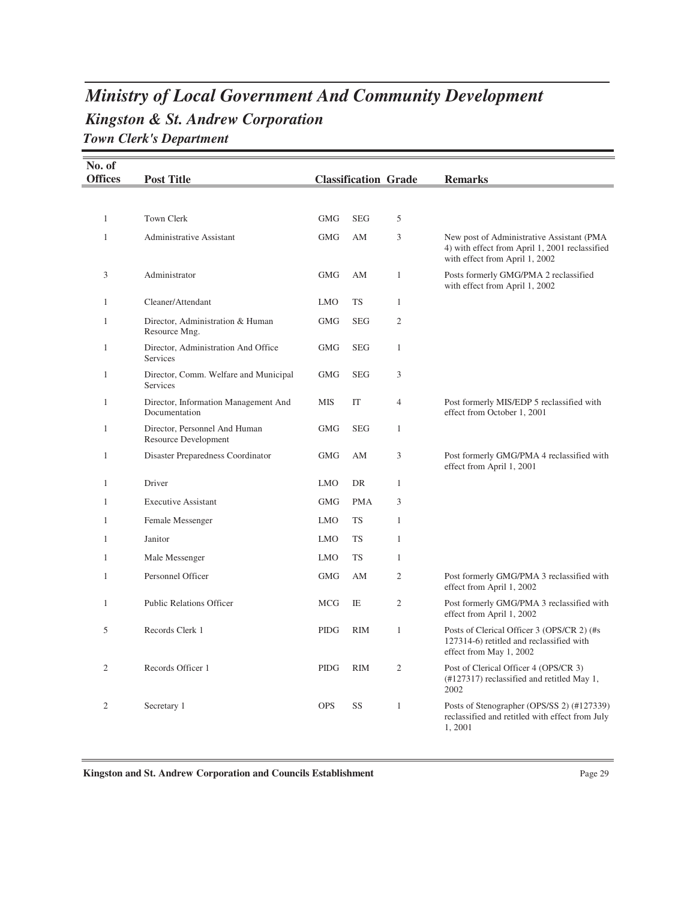# Ministry of Local Government And Community Development

## Kingston & St. Andrew Corporation

### Town Clerk's Department

| No. of Offices | Post Title | Classification | | Grade | Remarks |
|---|---|---|---|---|---|
| 1 | Town Clerk | GMG | SEG | 5 | |
| 1 | Administrative Assistant | GMG | AM | 3 | New post of Administrative Assistant (PMA 4) with effect from April 1, 2001 reclassified with effect from April 1, 2002 |
| 3 | Administrator | GMG | AM | 1 | Posts formerly GMG/PMA 2 reclassified with effect from April 1, 2002 |
| 1 | Cleaner/Attendant | LMO | TS | 1 | |
| 1 | Director, Administration & Human Resource Mng. | GMG | SEG | 2 | |
| 1 | Director, Administration And Office Services | GMG | SEG | 1 | |
| 1 | Director, Comm. Welfare and Municipal Services | GMG | SEG | 3 | |
| 1 | Director, Information Management And Documentation | MIS | IT | 4 | Post formerly MIS/EDP 5 reclassified with effect from October 1, 2001 |
| 1 | Director, Personnel And Human Resource Development | GMG | SEG | 1 | |
| 1 | Disaster Preparedness Coordinator | GMG | AM | 3 | Post formerly GMG/PMA 4 reclassified with effect from April 1, 2001 |
| 1 | Driver | LMO | DR | 1 | |
| 1 | Executive Assistant | GMG | PMA | 3 | |
| 1 | Female Messenger | LMO | TS | 1 | |
| 1 | Janitor | LMO | TS | 1 | |
| 1 | Male Messenger | LMO | TS | 1 | |
| 1 | Personnel Officer | GMG | AM | 2 | Post formerly GMG/PMA 3 reclassified with effect from April 1, 2002 |
| 1 | Public Relations Officer | MCG | IE | 2 | Post formerly GMG/PMA 3 reclassified with effect from April 1, 2002 |
| 5 | Records Clerk 1 | PIDG | RIM | 1 | Posts of Clerical Officer 3 (OPS/CR 2) (#s 127314-6) retitled and reclassified with effect from May 1, 2002 |
| 2 | Records Officer 1 | PIDG | RIM | 2 | Post of Clerical Officer 4 (OPS/CR 3) (#127317) reclassified and retitled May 1, 2002 |
| 2 | Secretary 1 | OPS | SS | 1 | Posts of Stenographer (OPS/SS 2) (#127339) reclassified and retitled with effect from July 1, 2001 |

**Kingston and St. Andrew Corporation and Councils Establishment**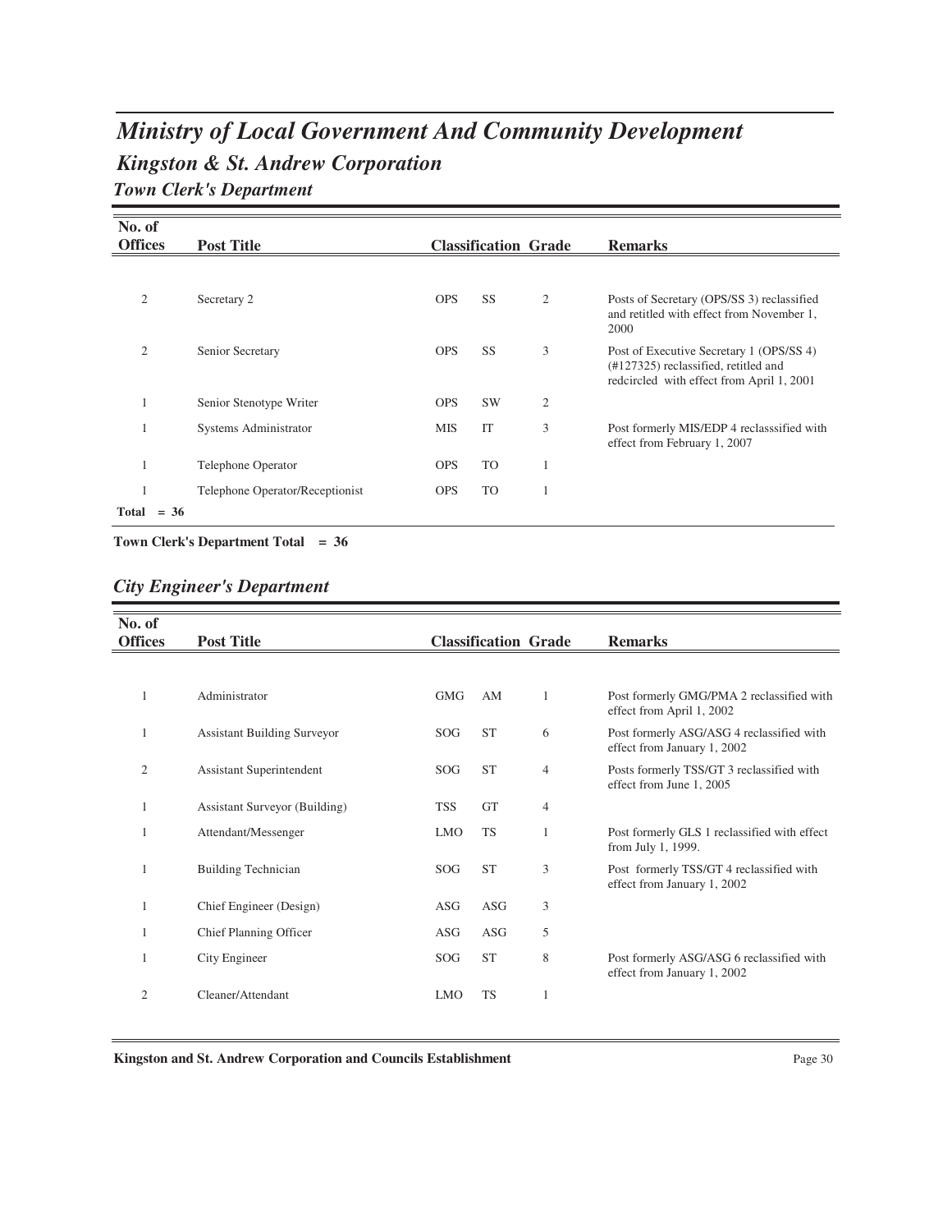# Ministry of Local Government And Community Development

## Kingston & St. Andrew Corporation

### Town Clerk's Department

| No. of Offices | Post Title | Classification | | Grade | Remarks |
|---|---|---|---|---|---|
| 2 | Secretary 2 | OPS | SS | 2 | Posts of Secretary (OPS/SS 3) reclassified and retitled with effect from November 1, 2000 |
| 2 | Senior Secretary | OPS | SS | 3 | Post of Executive Secretary 1 (OPS/SS 4) (#127325) reclassified, retitled and redcircled with effect from April 1, 2001 |
| 1 | Senior Stenotype Writer | OPS | SW | 2 | |
| 1 | Systems Administrator | MIS | IT | 3 | Post formerly MIS/EDP 4 reclasssified with effect from February 1, 2007 |
| 1 | Telephone Operator | OPS | TO | 1 | |
| 1 | Telephone Operator/Receptionist | OPS | TO | 1 | |
| **Total = 36** | | | | | |

**Town Clerk's Department Total = 36**

### City Engineer's Department

| No. of Offices | Post Title | Classification | | Grade | Remarks |
|---|---|---|---|---|---|
| 1 | Administrator | GMG | AM | 1 | Post formerly GMG/PMA 2 reclassified with effect from April 1, 2002 |
| 1 | Assistant Building Surveyor | SOG | ST | 6 | Post formerly ASG/ASG 4 reclassified with effect from January 1, 2002 |
| 2 | Assistant Superintendent | SOG | ST | 4 | Posts formerly TSS/GT 3 reclassified with effect from June 1, 2005 |
| 1 | Assistant Surveyor (Building) | TSS | GT | 4 | |
| 1 | Attendant/Messenger | LMO | TS | 1 | Post formerly GLS 1 reclassified with effect from July 1, 1999. |
| 1 | Building Technician | SOG | ST | 3 | Post formerly TSS/GT 4 reclassified with effect from January 1, 2002 |
| 1 | Chief Engineer (Design) | ASG | ASG | 3 | |
| 1 | Chief Planning Officer | ASG | ASG | 5 | |
| 1 | City Engineer | SOG | ST | 8 | Post formerly ASG/ASG 6 reclassified with effect from January 1, 2002 |
| 2 | Cleaner/Attendant | LMO | TS | 1 | |

Kingston and St. Andrew Corporation and Councils Establishment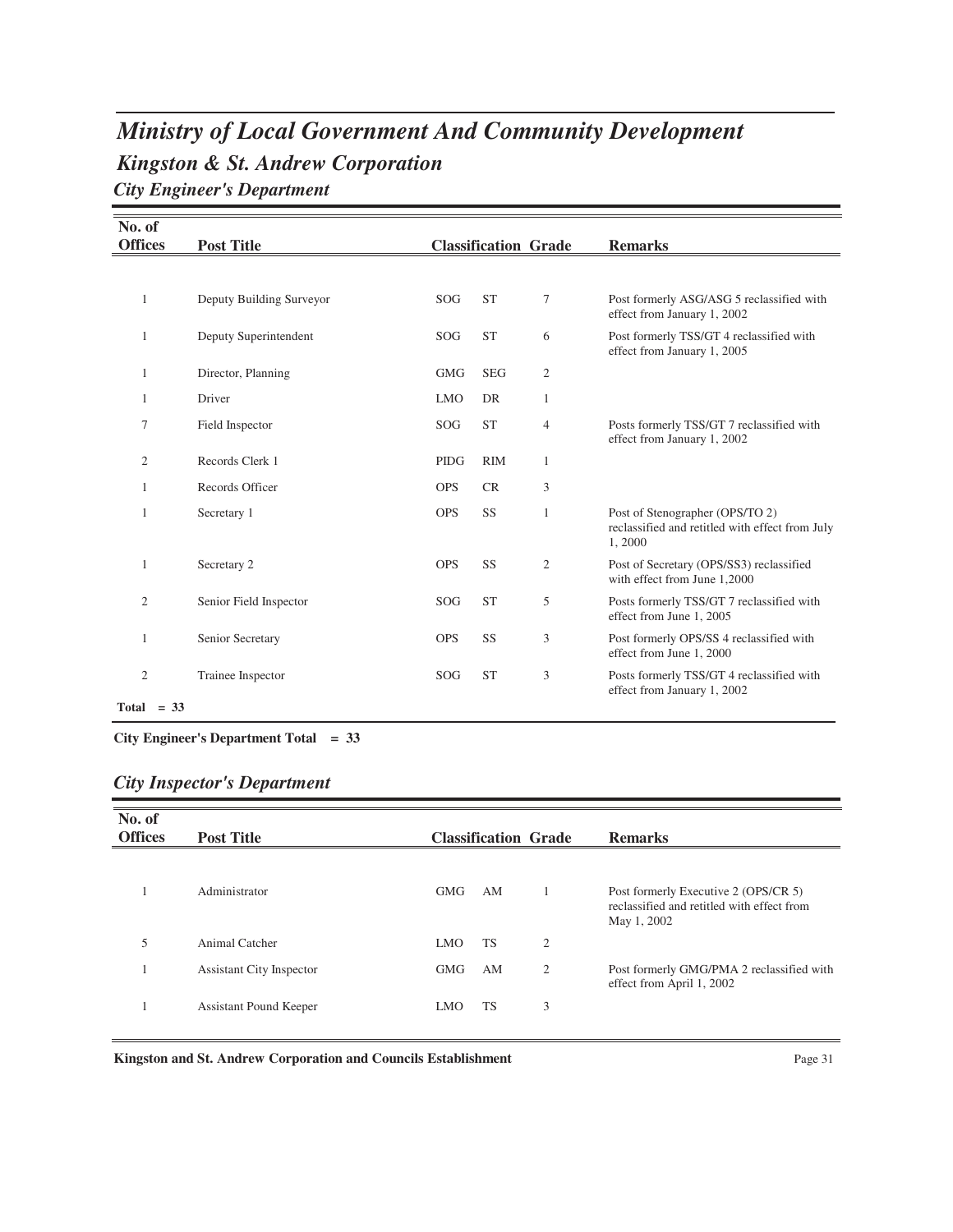# *Ministry of Local Government And Community Development*

## *Kingston & St. Andrew Corporation*

### *City Engineer's Department*

| No. of Offices | Post Title | Classification | | Grade | Remarks |
|---|---|---|---|---|---|
| 1 | Deputy Building Surveyor | SOG | ST | 7 | Post formerly ASG/ASG 5 reclassified with effect from January 1, 2002 |
| 1 | Deputy Superintendent | SOG | ST | 6 | Post formerly TSS/GT 4 reclassified with effect from January 1, 2005 |
| 1 | Director, Planning | GMG | SEG | 2 | |
| 1 | Driver | LMO | DR | 1 | |
| 7 | Field Inspector | SOG | ST | 4 | Posts formerly TSS/GT 7 reclassified with effect from January 1, 2002 |
| 2 | Records Clerk 1 | PIDG | RIM | 1 | |
| 1 | Records Officer | OPS | CR | 3 | |
| 1 | Secretary 1 | OPS | SS | 1 | Post of Stenographer (OPS/TO 2) reclassified and retitled with effect from July 1, 2000 |
| 1 | Secretary 2 | OPS | SS | 2 | Post of Secretary (OPS/SS3) reclassified with effect from June 1,2000 |
| 2 | Senior Field Inspector | SOG | ST | 5 | Posts formerly TSS/GT 7 reclassified with effect from June 1, 2005 |
| 1 | Senior Secretary | OPS | SS | 3 | Post formerly OPS/SS 4 reclassified with effect from June 1, 2000 |
| 2 | Trainee Inspector | SOG | ST | 3 | Posts formerly TSS/GT 4 reclassified with effect from January 1, 2002 |
| **Total = 33** | | | | | |

**City Engineer's Department Total = 33**

### *City Inspector's Department*

| No. of Offices | Post Title | Classification | | Grade | Remarks |
|---|---|---|---|---|---|
| 1 | Administrator | GMG | AM | 1 | Post formerly Executive 2 (OPS/CR 5) reclassified and retitled with effect from May 1, 2002 |
| 5 | Animal Catcher | LMO | TS | 2 | |
| 1 | Assistant City Inspector | GMG | AM | 2 | Post formerly GMG/PMA 2 reclassified with effect from April 1, 2002 |
| 1 | Assistant Pound Keeper | LMO | TS | 3 | |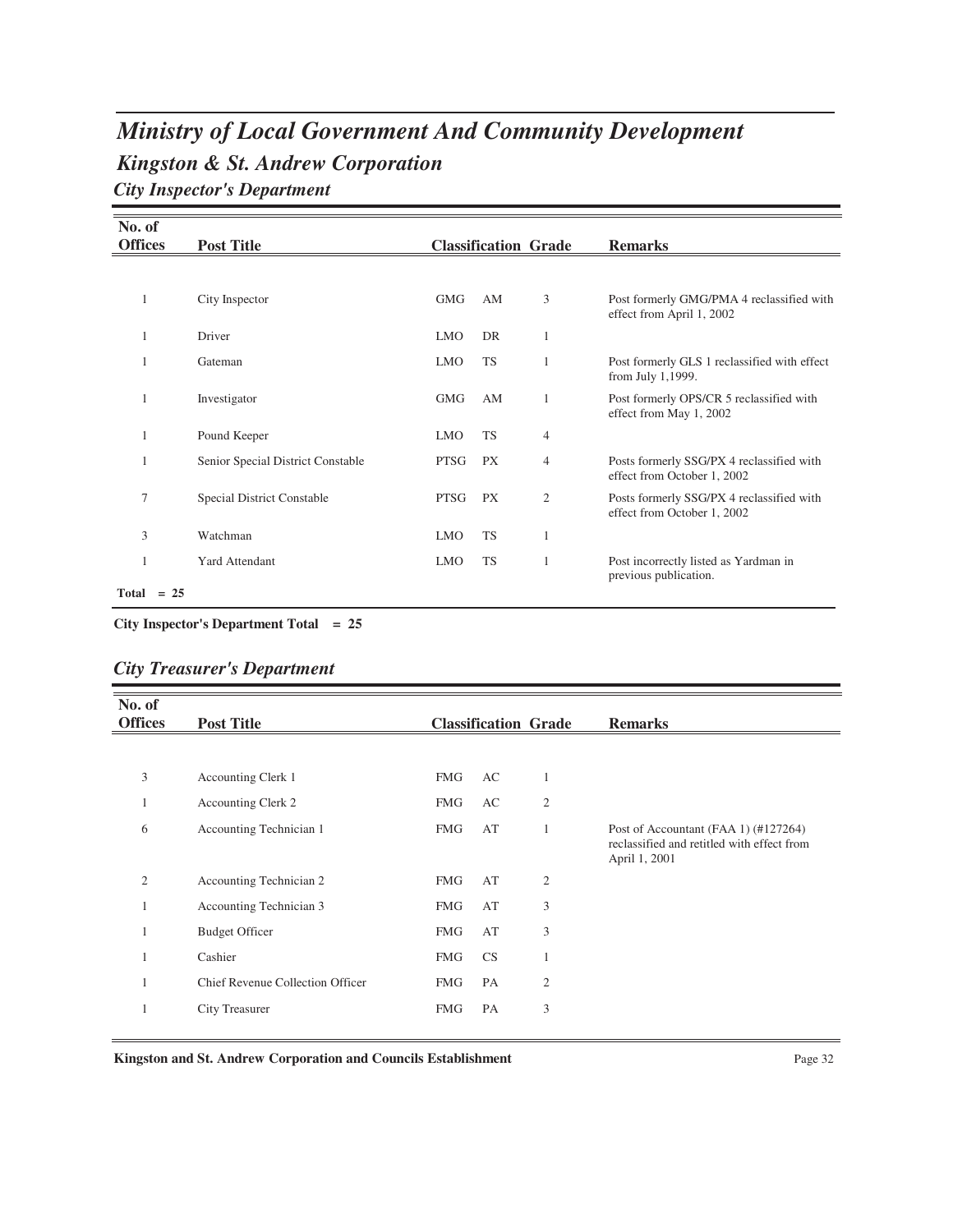# *Ministry of Local Government And Community Development*

## *Kingston & St. Andrew Corporation*

### *City Inspector's Department*

| No. of Offices | Post Title | Classification | | Grade | Remarks |
|---|---|---|---|---|---|
| 1 | City Inspector | GMG | AM | 3 | Post formerly GMG/PMA 4 reclassified with effect from April 1, 2002 |
| 1 | Driver | LMO | DR | 1 | |
| 1 | Gateman | LMO | TS | 1 | Post formerly GLS 1 reclassified with effect from July 1,1999. |
| 1 | Investigator | GMG | AM | 1 | Post formerly OPS/CR 5 reclassified with effect from May 1, 2002 |
| 1 | Pound Keeper | LMO | TS | 4 | |
| 1 | Senior Special District Constable | PTSG | PX | 4 | Posts formerly SSG/PX 4 reclassified with effect from October 1, 2002 |
| 7 | Special District Constable | PTSG | PX | 2 | Posts formerly SSG/PX 4 reclassified with effect from October 1, 2002 |
| 3 | Watchman | LMO | TS | 1 | |
| 1 | Yard Attendant | LMO | TS | 1 | Post incorrectly listed as Yardman in previous publication. |
| **Total = 25** | | | | | |

**City Inspector's Department Total = 25**

### *City Treasurer's Department*

| No. of Offices | Post Title | Classification | | Grade | Remarks |
|---|---|---|---|---|---|
| 3 | Accounting Clerk 1 | FMG | AC | 1 | |
| 1 | Accounting Clerk 2 | FMG | AC | 2 | |
| 6 | Accounting Technician 1 | FMG | AT | 1 | Post of Accountant (FAA 1) (#127264) reclassified and retitled with effect from April 1, 2001 |
| 2 | Accounting Technician 2 | FMG | AT | 2 | |
| 1 | Accounting Technician 3 | FMG | AT | 3 | |
| 1 | Budget Officer | FMG | AT | 3 | |
| 1 | Cashier | FMG | CS | 1 | |
| 1 | Chief Revenue Collection Officer | FMG | PA | 2 | |
| 1 | City Treasurer | FMG | PA | 3 | |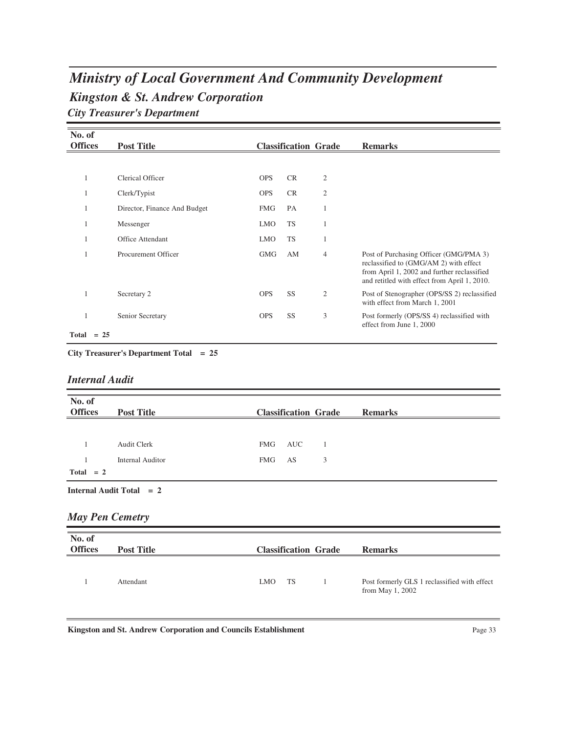# *Ministry of Local Government And Community Development*

## *Kingston & St. Andrew Corporation*

### *City Treasurer's Department*

| No. of Offices | Post Title | Classification | | Grade | Remarks |
|---|---|---|---|---|---|
| 1 | Clerical Officer | OPS | CR | 2 | |
| 1 | Clerk/Typist | OPS | CR | 2 | |
| 1 | Director, Finance And Budget | FMG | PA | 1 | |
| 1 | Messenger | LMO | TS | 1 | |
| 1 | Office Attendant | LMO | TS | 1 | |
| 1 | Procurement Officer | GMG | AM | 4 | Post of Purchasing Officer (GMG/PMA 3) reclassified to (GMG/AM 2) with effect from April 1, 2002 and further reclassified and retitled with effect from April 1, 2010. |
| 1 | Secretary 2 | OPS | SS | 2 | Post of Stenographer (OPS/SS 2) reclassified with effect from March 1, 2001 |
| 1 | Senior Secretary | OPS | SS | 3 | Post formerly (OPS/SS 4) reclassified with effect from June 1, 2000 |
| **Total = 25** | | | | | |

**City Treasurer's Department Total = 25**

### *Internal Audit*

| No. of Offices | Post Title | Classification | | Grade | Remarks |
|---|---|---|---|---|---|
| 1 | Audit Clerk | FMG | AUC | 1 | |
| 1 | Internal Auditor | FMG | AS | 3 | |
| **Total = 2** | | | | | |

**Internal Audit Total = 2**

### *May Pen Cemetry*

| No. of Offices | Post Title | Classification | | Grade | Remarks |
|---|---|---|---|---|---|
| 1 | Attendant | LMO | TS | 1 | Post formerly GLS 1 reclassified with effect from May 1, 2002 |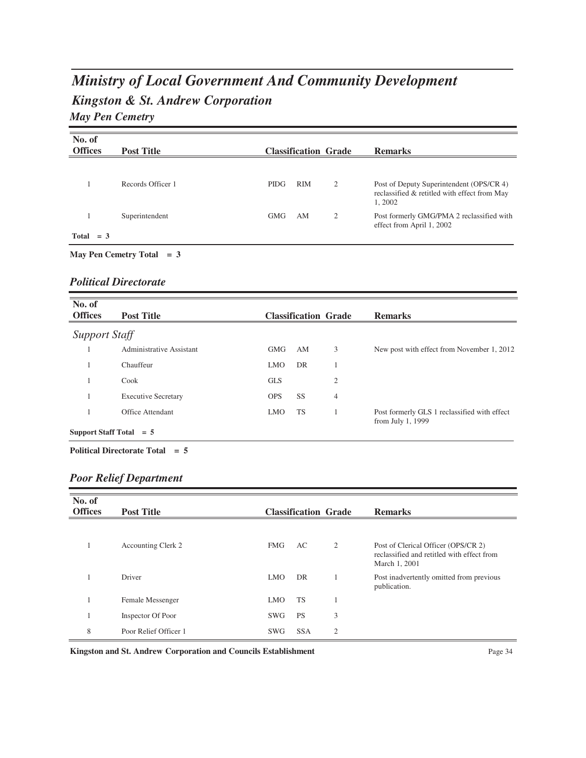# Ministry of Local Government And Community Development

## Kingston & St. Andrew Corporation

### May Pen Cemetry

| No. of Offices | Post Title | Classification | | Grade | Remarks |
|---|---|---|---|---|---|
| 1 | Records Officer 1 | PIDG | RIM | 2 | Post of Deputy Superintendent (OPS/CR 4) reclassified & retitled with effect from May 1, 2002 |
| 1 | Superintendent | GMG | AM | 2 | Post formerly GMG/PMA 2 reclassified with effect from April 1, 2002 |
| **Total = 3** | | | | | |

**May Pen Cemetry Total = 3**

### Political Directorate

| No. of Offices | Post Title | Classification | | Grade | Remarks |
|---|---|---|---|---|---|
| *Support Staff* | | | | | |
| 1 | Administrative Assistant | GMG | AM | 3 | New post with effect from November 1, 2012 |
| 1 | Chauffeur | LMO | DR | 1 | |
| 1 | Cook | GLS | | 2 | |
| 1 | Executive Secretary | OPS | SS | 4 | |
| 1 | Office Attendant | LMO | TS | 1 | Post formerly GLS 1 reclassified with effect from July 1, 1999 |
| **Support Staff Total = 5** | | | | | |

**Political Directorate Total = 5**

### Poor Relief Department

| No. of Offices | Post Title | Classification | | Grade | Remarks |
|---|---|---|---|---|---|
| 1 | Accounting Clerk 2 | FMG | AC | 2 | Post of Clerical Officer (OPS/CR 2) reclassified and retitled with effect from March 1, 2001 |
| 1 | Driver | LMO | DR | 1 | Post inadvertently omitted from previous publication. |
| 1 | Female Messenger | LMO | TS | 1 | |
| 1 | Inspector Of Poor | SWG | PS | 3 | |
| 8 | Poor Relief Officer 1 | SWG | SSA | 2 | |

**Kingston and St. Andrew Corporation and Councils Establishment**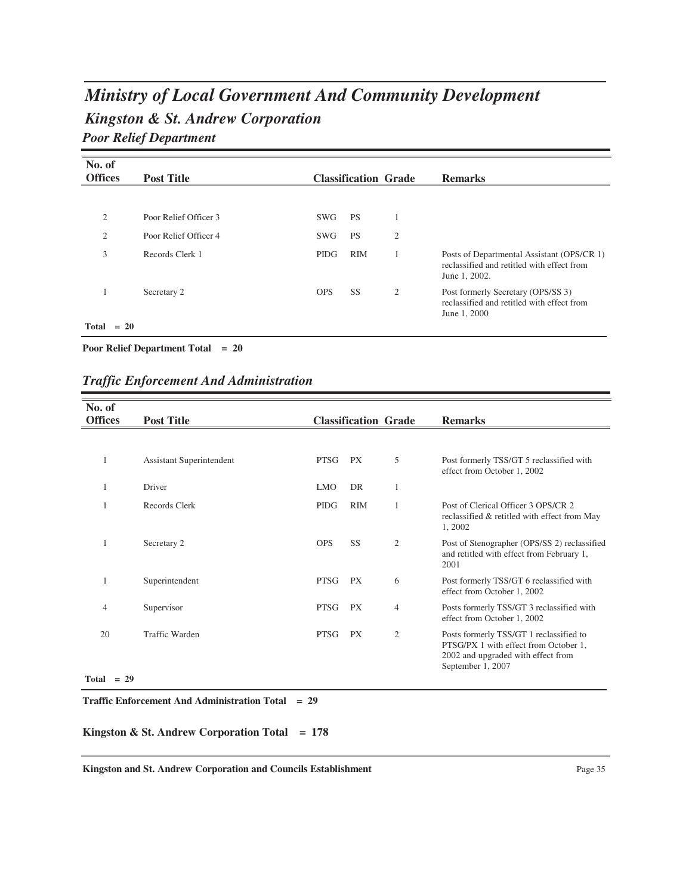# *Ministry of Local Government And Community Development*

## *Kingston & St. Andrew Corporation*

### *Poor Relief Department*

| No. of Offices | Post Title | Classification | | Grade | Remarks |
|---|---|---|---|---|---|
| 2 | Poor Relief Officer 3 | SWG | PS | 1 | |
| 2 | Poor Relief Officer 4 | SWG | PS | 2 | |
| 3 | Records Clerk 1 | PIDG | RIM | 1 | Posts of Departmental Assistant (OPS/CR 1) reclassified and retitled with effect from June 1, 2002. |
| 1 | Secretary 2 | OPS | SS | 2 | Post formerly Secretary (OPS/SS 3) reclassified and retitled with effect from June 1, 2000 |
| **Total = 20** | | | | | |

**Poor Relief Department Total = 20**

### *Traffic Enforcement And Administration*

| No. of Offices | Post Title | Classification | | Grade | Remarks |
|---|---|---|---|---|---|
| 1 | Assistant Superintendent | PTSG | PX | 5 | Post formerly TSS/GT 5 reclassified with effect from October 1, 2002 |
| 1 | Driver | LMO | DR | 1 | |
| 1 | Records Clerk | PIDG | RIM | 1 | Post of Clerical Officer 3 OPS/CR 2 reclassified & retitled with effect from May 1, 2002 |
| 1 | Secretary 2 | OPS | SS | 2 | Post of Stenographer (OPS/SS 2) reclassified and retitled with effect from February 1, 2001 |
| 1 | Superintendent | PTSG | PX | 6 | Post formerly TSS/GT 6 reclassified with effect from October 1, 2002 |
| 4 | Supervisor | PTSG | PX | 4 | Posts formerly TSS/GT 3 reclassified with effect from October 1, 2002 |
| 20 | Traffic Warden | PTSG | PX | 2 | Posts formerly TSS/GT 1 reclassified to PTSG/PX 1 with effect from October 1, 2002 and upgraded with effect from September 1, 2007 |
| **Total = 29** | | | | | |

**Traffic Enforcement And Administration Total = 29**

**Kingston & St. Andrew Corporation Total = 178**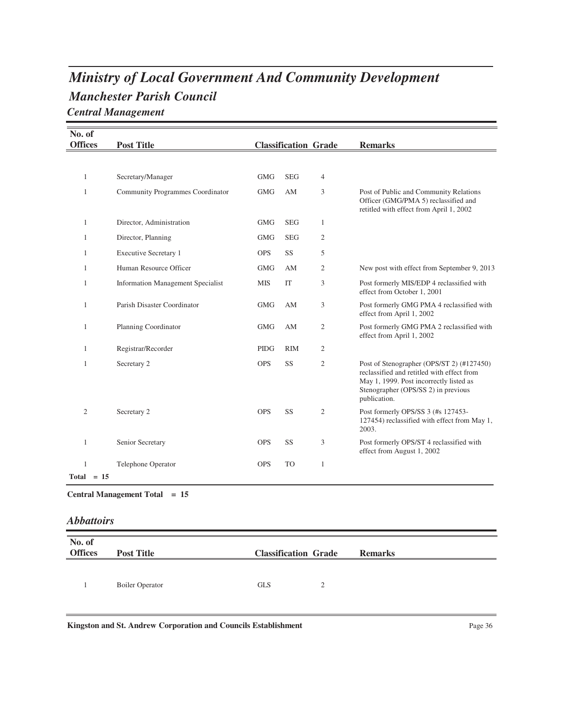# *Ministry of Local Government And Community Development*

## *Manchester Parish Council*

### *Central Management*

| No. of Offices | Post Title | Classification | | Grade | Remarks |
|---|---|---|---|---|---|
| 1 | Secretary/Manager | GMG | SEG | 4 | |
| 1 | Community Programmes Coordinator | GMG | AM | 3 | Post of Public and Community Relations Officer (GMG/PMA 5) reclassified and retitled with effect from April 1, 2002 |
| 1 | Director, Administration | GMG | SEG | 1 | |
| 1 | Director, Planning | GMG | SEG | 2 | |
| 1 | Executive Secretary 1 | OPS | SS | 5 | |
| 1 | Human Resource Officer | GMG | AM | 2 | New post with effect from September 9, 2013 |
| 1 | Information Management Specialist | MIS | IT | 3 | Post formerly MIS/EDP 4 reclassified with effect from October 1, 2001 |
| 1 | Parish Disaster Coordinator | GMG | AM | 3 | Post formerly GMG PMA 4 reclassified with effect from April 1, 2002 |
| 1 | Planning Coordinator | GMG | AM | 2 | Post formerly GMG PMA 2 reclassified with effect from April 1, 2002 |
| 1 | Registrar/Recorder | PIDG | RIM | 2 | |
| 1 | Secretary 2 | OPS | SS | 2 | Post of Stenographer (OPS/ST 2) (#127450) reclassified and retitled with effect from May 1, 1999. Post incorrectly listed as Stenographer (OPS/SS 2) in previous publication. |
| 2 | Secretary 2 | OPS | SS | 2 | Post formerly OPS/SS 3 (#s 127453-127454) reclassified with effect from May 1, 2003. |
| 1 | Senior Secretary | OPS | SS | 3 | Post formerly OPS/ST 4 reclassified with effect from August 1, 2002 |
| 1 | Telephone Operator | OPS | TO | 1 | |
| **Total = 15** | | | | | |

**Central Management Total = 15**

### *Abbattoirs*

| No. of Offices | Post Title | Classification | | Grade | Remarks |
|---|---|---|---|---|---|
| 1 | Boiler Operator | GLS | | 2 | |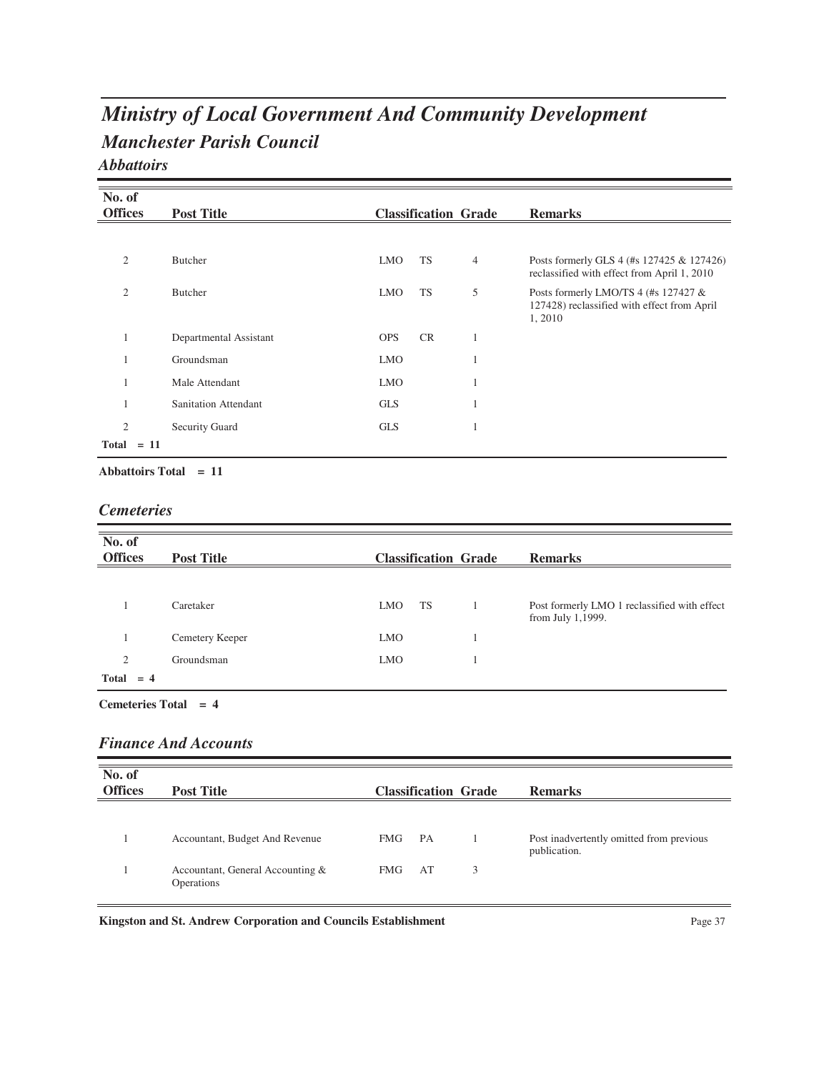# *Ministry of Local Government And Community Development*

## *Manchester Parish Council*

### *Abbattoirs*

| No. of Offices | Post Title | Classification | | Grade | Remarks |
|---|---|---|---|---|---|
| 2 | Butcher | LMO | TS | 4 | Posts formerly GLS 4 (#s 127425 & 127426) reclassified with effect from April 1, 2010 |
| 2 | Butcher | LMO | TS | 5 | Posts formerly LMO/TS 4 (#s 127427 & 127428) reclassified with effect from April 1, 2010 |
| 1 | Departmental Assistant | OPS | CR | 1 | |
| 1 | Groundsman | LMO | | 1 | |
| 1 | Male Attendant | LMO | | 1 | |
| 1 | Sanitation Attendant | GLS | | 1 | |
| 2 | Security Guard | GLS | | 1 | |
| **Total = 11** | | | | | |

**Abbattoirs Total = 11**

### *Cemeteries*

| No. of Offices | Post Title | Classification | | Grade | Remarks |
|---|---|---|---|---|---|
| 1 | Caretaker | LMO | TS | 1 | Post formerly LMO 1 reclassified with effect from July 1,1999. |
| 1 | Cemetery Keeper | LMO | | 1 | |
| 2 | Groundsman | LMO | | 1 | |
| **Total = 4** | | | | | |

**Cemeteries Total = 4**

### *Finance And Accounts*

| No. of Offices | Post Title | Classification | | Grade | Remarks |
|---|---|---|---|---|---|
| 1 | Accountant, Budget And Revenue | FMG | PA | 1 | Post inadvertently omitted from previous publication. |
| 1 | Accountant, General Accounting & Operations | FMG | AT | 3 | |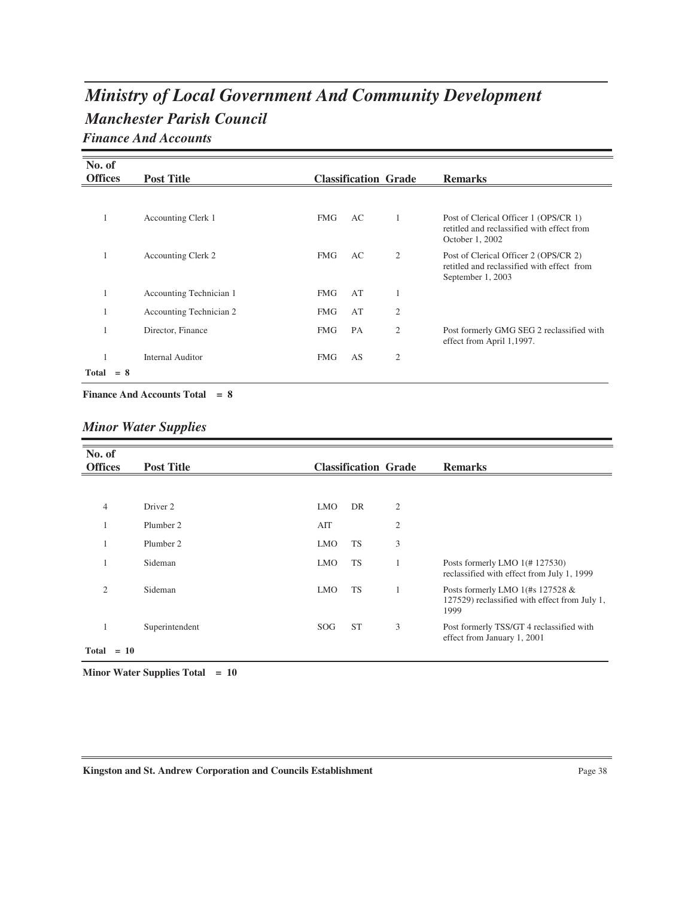# Ministry of Local Government And Community Development

## Manchester Parish Council

### Finance And Accounts

| No. of Offices | Post Title | Classification | | Grade | Remarks |
|---|---|---|---|---|---|
| 1 | Accounting Clerk 1 | FMG | AC | 1 | Post of Clerical Officer 1 (OPS/CR 1) retitled and reclassified with effect from October 1, 2002 |
| 1 | Accounting Clerk 2 | FMG | AC | 2 | Post of Clerical Officer 2 (OPS/CR 2) retitled and reclassified with effect from September 1, 2003 |
| 1 | Accounting Technician 1 | FMG | AT | 1 | |
| 1 | Accounting Technician 2 | FMG | AT | 2 | |
| 1 | Director, Finance | FMG | PA | 2 | Post formerly GMG SEG 2 reclassified with effect from April 1,1997. |
| 1 | Internal Auditor | FMG | AS | 2 | |
| Total = 8 | | | | | |

**Finance And Accounts Total = 8**

### Minor Water Supplies

| No. of Offices | Post Title | Classification | | Grade | Remarks |
|---|---|---|---|---|---|
| 4 | Driver 2 | LMO | DR | 2 | |
| 1 | Plumber 2 | AIT | | 2 | |
| 1 | Plumber 2 | LMO | TS | 3 | |
| 1 | Sideman | LMO | TS | 1 | Posts formerly LMO 1(# 127530) reclassified with effect from July 1, 1999 |
| 2 | Sideman | LMO | TS | 1 | Posts formerly LMO 1(#s 127528 & 127529) reclassified with effect from July 1, 1999 |
| 1 | Superintendent | SOG | ST | 3 | Post formerly TSS/GT 4 reclassified with effect from January 1, 2001 |
| Total = 10 | | | | | |

**Minor Water Supplies Total = 10**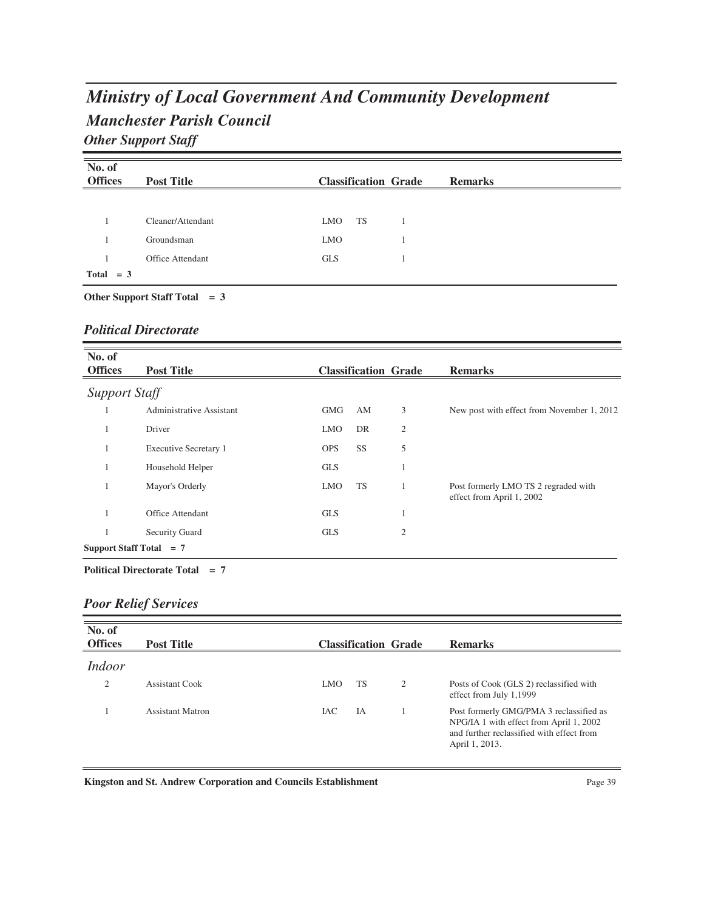# *Ministry of Local Government And Community Development*

## *Manchester Parish Council*

### *Other Support Staff*

| No. of Offices | Post Title | Classification | | Grade | Remarks |
|---|---|---|---|---|---|
| 1 | Cleaner/Attendant | LMO | TS | 1 | |
| 1 | Groundsman | LMO | | 1 | |
| 1 | Office Attendant | GLS | | 1 | |
| **Total = 3** | | | | | |

**Other Support Staff Total = 3**

### *Political Directorate*

| No. of Offices | Post Title | Classification | | Grade | Remarks |
|---|---|---|---|---|---|
| *Support Staff* | | | | | |
| 1 | Administrative Assistant | GMG | AM | 3 | New post with effect from November 1, 2012 |
| 1 | Driver | LMO | DR | 2 | |
| 1 | Executive Secretary 1 | OPS | SS | 5 | |
| 1 | Household Helper | GLS | | 1 | |
| 1 | Mayor's Orderly | LMO | TS | 1 | Post formerly LMO TS 2 regraded with effect from April 1, 2002 |
| 1 | Office Attendant | GLS | | 1 | |
| 1 | Security Guard | GLS | | 2 | |
| **Support Staff Total = 7** | | | | | |

**Political Directorate Total = 7**

### *Poor Relief Services*

| No. of Offices | Post Title | Classification | | Grade | Remarks |
|---|---|---|---|---|---|
| *Indoor* | | | | | |
| 2 | Assistant Cook | LMO | TS | 2 | Posts of Cook (GLS 2) reclassified with effect from July 1,1999 |
| 1 | Assistant Matron | IAC | IA | 1 | Post formerly GMG/PMA 3 reclassified as NPG/IA 1 with effect from April 1, 2002 and further reclassified with effect from April 1, 2013. |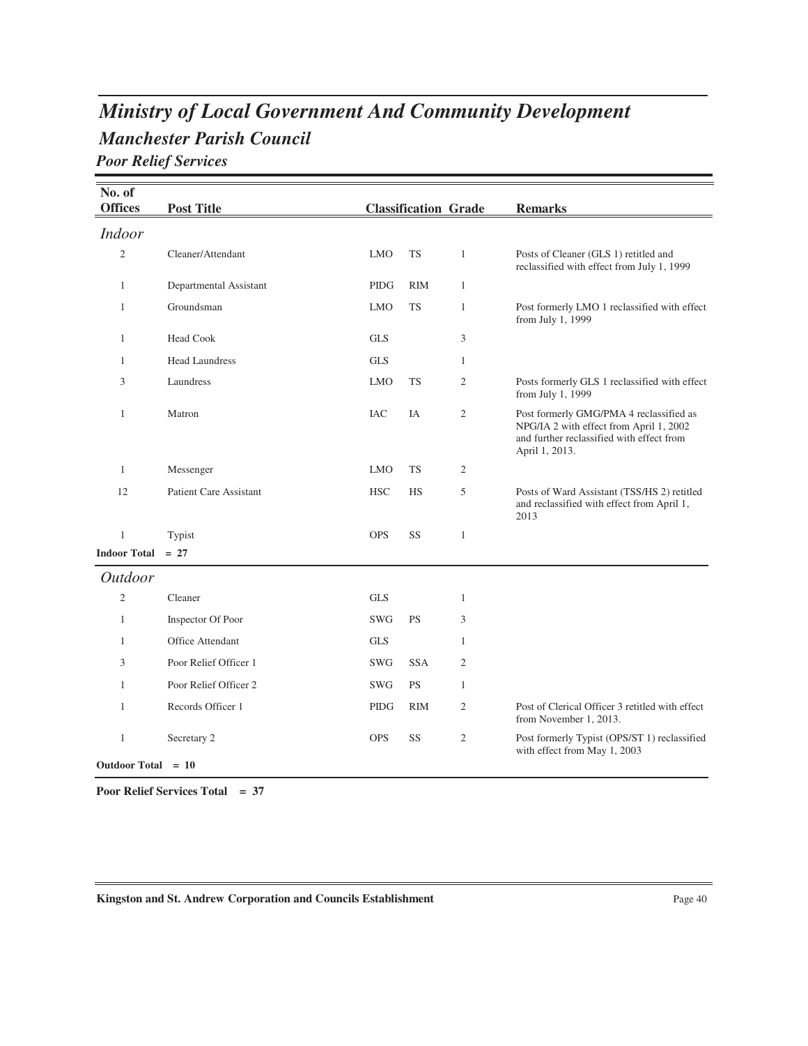# Ministry of Local Government And Community Development

## Manchester Parish Council

### Poor Relief Services

| No. of Offices | Post Title | Classification | | Grade | Remarks |
|---|---|---|---|---|---|
| *Indoor* | | | | | |
| 2 | Cleaner/Attendant | LMO | TS | 1 | Posts of Cleaner (GLS 1) retitled and reclassified with effect from July 1, 1999 |
| 1 | Departmental Assistant | PIDG | RIM | 1 | |
| 1 | Groundsman | LMO | TS | 1 | Post formerly LMO 1 reclassified with effect from July 1, 1999 |
| 1 | Head Cook | GLS | | 3 | |
| 1 | Head Laundress | GLS | | 1 | |
| 3 | Laundress | LMO | TS | 2 | Posts formerly GLS 1 reclassified with effect from July 1, 1999 |
| 1 | Matron | IAC | IA | 2 | Post formerly GMG/PMA 4 reclassified as NPG/IA 2 with effect from April 1, 2002 and further reclassified with effect from April 1, 2013. |
| 1 | Messenger | LMO | TS | 2 | |
| 12 | Patient Care Assistant | HSC | HS | 5 | Posts of Ward Assistant (TSS/HS 2) retitled and reclassified with effect from April 1, 2013 |
| 1 | Typist | OPS | SS | 1 | |
| **Indoor Total** | **= 27** | | | | |
| *Outdoor* | | | | | |
| 2 | Cleaner | GLS | | 1 | |
| 1 | Inspector Of Poor | SWG | PS | 3 | |
| 1 | Office Attendant | GLS | | 1 | |
| 3 | Poor Relief Officer 1 | SWG | SSA | 2 | |
| 1 | Poor Relief Officer 2 | SWG | PS | 1 | |
| 1 | Records Officer 1 | PIDG | RIM | 2 | Post of Clerical Officer 3 retitled with effect from November 1, 2013. |
| 1 | Secretary 2 | OPS | SS | 2 | Post formerly Typist (OPS/ST 1) reclassified with effect from May 1, 2003 |
| **Outdoor Total** | **= 10** | | | | |

**Poor Relief Services Total = 37**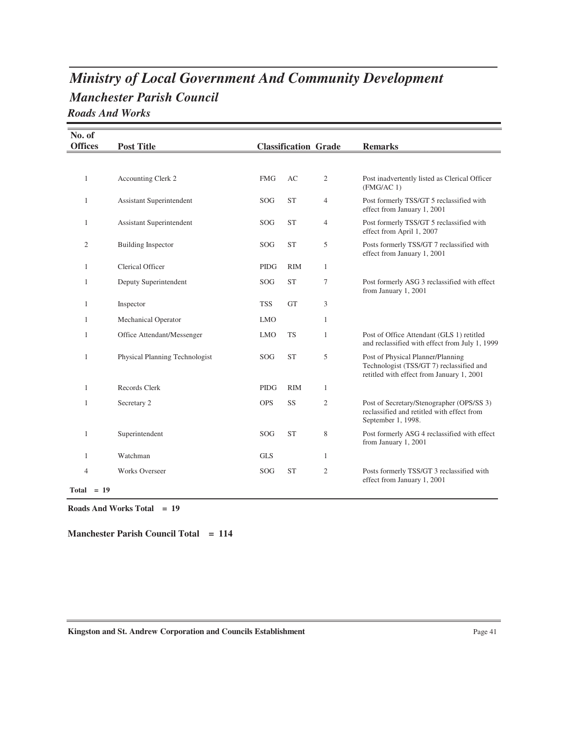# Ministry of Local Government And Community Development

## Manchester Parish Council

### Roads And Works

| No. of Offices | Post Title | Classification | | Grade | Remarks |
|---|---|---|---|---|---|
| 1 | Accounting Clerk 2 | FMG | AC | 2 | Post inadvertently listed as Clerical Officer (FMG/AC 1) |
| 1 | Assistant Superintendent | SOG | ST | 4 | Post formerly TSS/GT 5 reclassified with effect from January 1, 2001 |
| 1 | Assistant Superintendent | SOG | ST | 4 | Post formerly TSS/GT 5 reclassified with effect from April 1, 2007 |
| 2 | Building Inspector | SOG | ST | 5 | Posts formerly TSS/GT 7 reclassified with effect from January 1, 2001 |
| 1 | Clerical Officer | PIDG | RIM | 1 | |
| 1 | Deputy Superintendent | SOG | ST | 7 | Post formerly ASG 3 reclassified with effect from January 1, 2001 |
| 1 | Inspector | TSS | GT | 3 | |
| 1 | Mechanical Operator | LMO | | 1 | |
| 1 | Office Attendant/Messenger | LMO | TS | 1 | Post of Office Attendant (GLS 1) retitled and reclassified with effect from July 1, 1999 |
| 1 | Physical Planning Technologist | SOG | ST | 5 | Post of Physical Planner/Planning Technologist (TSS/GT 7) reclassified and retitled with effect from January 1, 2001 |
| 1 | Records Clerk | PIDG | RIM | 1 | |
| 1 | Secretary 2 | OPS | SS | 2 | Post of Secretary/Stenographer (OPS/SS 3) reclassified and retitled with effect from September 1, 1998. |
| 1 | Superintendent | SOG | ST | 8 | Post formerly ASG 4 reclassified with effect from January 1, 2001 |
| 1 | Watchman | GLS | | 1 | |
| 4 | Works Overseer | SOG | ST | 2 | Posts formerly TSS/GT 3 reclassified with effect from January 1, 2001 |
| **Total = 19** | | | | | |

**Roads And Works Total = 19**

**Manchester Parish Council Total = 114**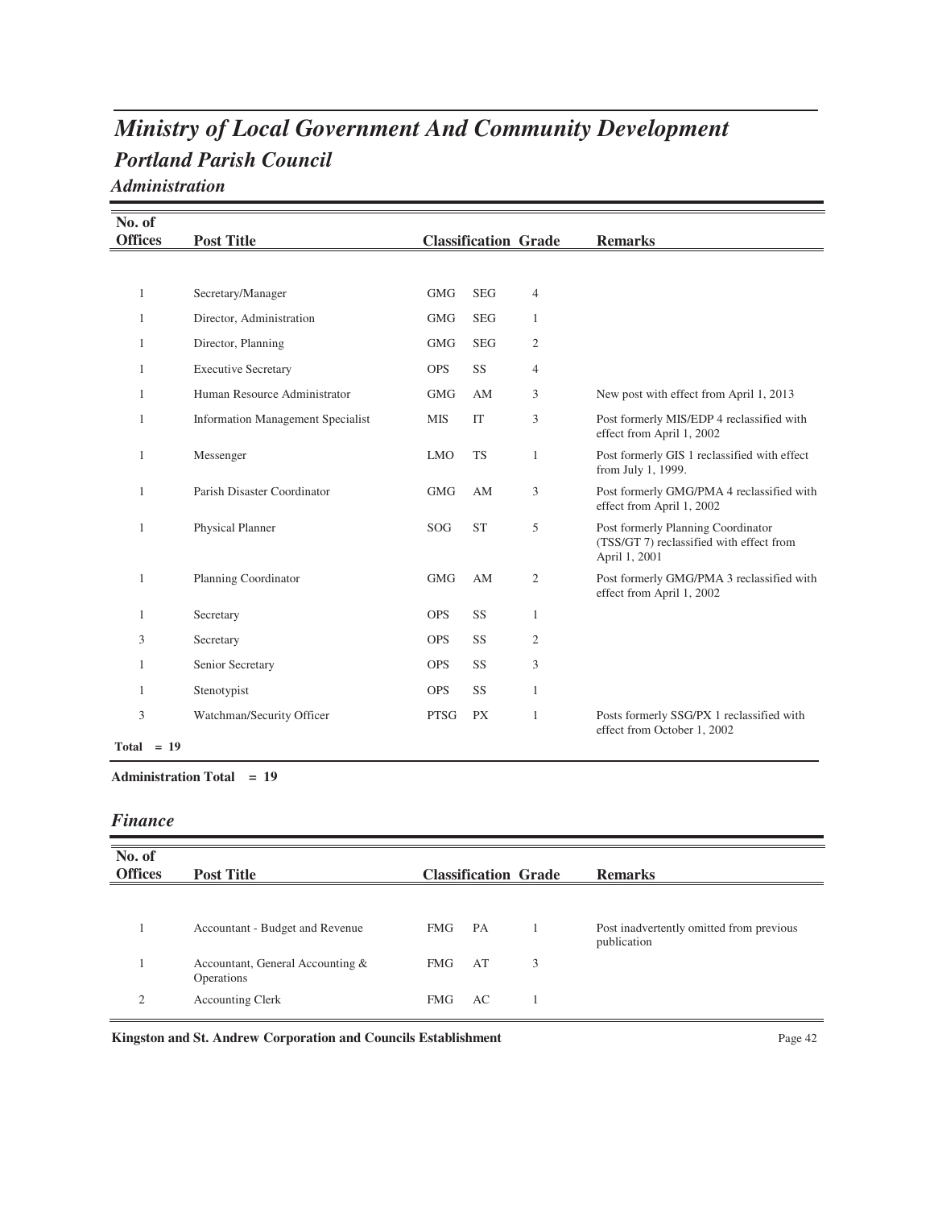# Ministry of Local Government And Community Development

## Portland Parish Council

### Administration

| No. of Offices | Post Title | Classification | | Grade | Remarks |
|---|---|---|---|---|---|
| 1 | Secretary/Manager | GMG | SEG | 4 | |
| 1 | Director, Administration | GMG | SEG | 1 | |
| 1 | Director, Planning | GMG | SEG | 2 | |
| 1 | Executive Secretary | OPS | SS | 4 | |
| 1 | Human Resource Administrator | GMG | AM | 3 | New post with effect from April 1, 2013 |
| 1 | Information Management Specialist | MIS | IT | 3 | Post formerly MIS/EDP 4 reclassified with effect from April 1, 2002 |
| 1 | Messenger | LMO | TS | 1 | Post formerly GIS 1 reclassified with effect from July 1, 1999. |
| 1 | Parish Disaster Coordinator | GMG | AM | 3 | Post formerly GMG/PMA 4 reclassified with effect from April 1, 2002 |
| 1 | Physical Planner | SOG | ST | 5 | Post formerly Planning Coordinator (TSS/GT 7) reclassified with effect from April 1, 2001 |
| 1 | Planning Coordinator | GMG | AM | 2 | Post formerly GMG/PMA 3 reclassified with effect from April 1, 2002 |
| 1 | Secretary | OPS | SS | 1 | |
| 3 | Secretary | OPS | SS | 2 | |
| 1 | Senior Secretary | OPS | SS | 3 | |
| 1 | Stenotypist | OPS | SS | 1 | |
| 3 | Watchman/Security Officer | PTSG | PX | 1 | Posts formerly SSG/PX 1 reclassified with effect from October 1, 2002 |

**Total = 19**

**Administration Total = 19**

### Finance

| No. of Offices | Post Title | Classification | | Grade | Remarks |
|---|---|---|---|---|---|
| 1 | Accountant - Budget and Revenue | FMG | PA | 1 | Post inadvertently omitted from previous publication |
| 1 | Accountant, General Accounting & Operations | FMG | AT | 3 | |
| 2 | Accounting Clerk | FMG | AC | 1 | |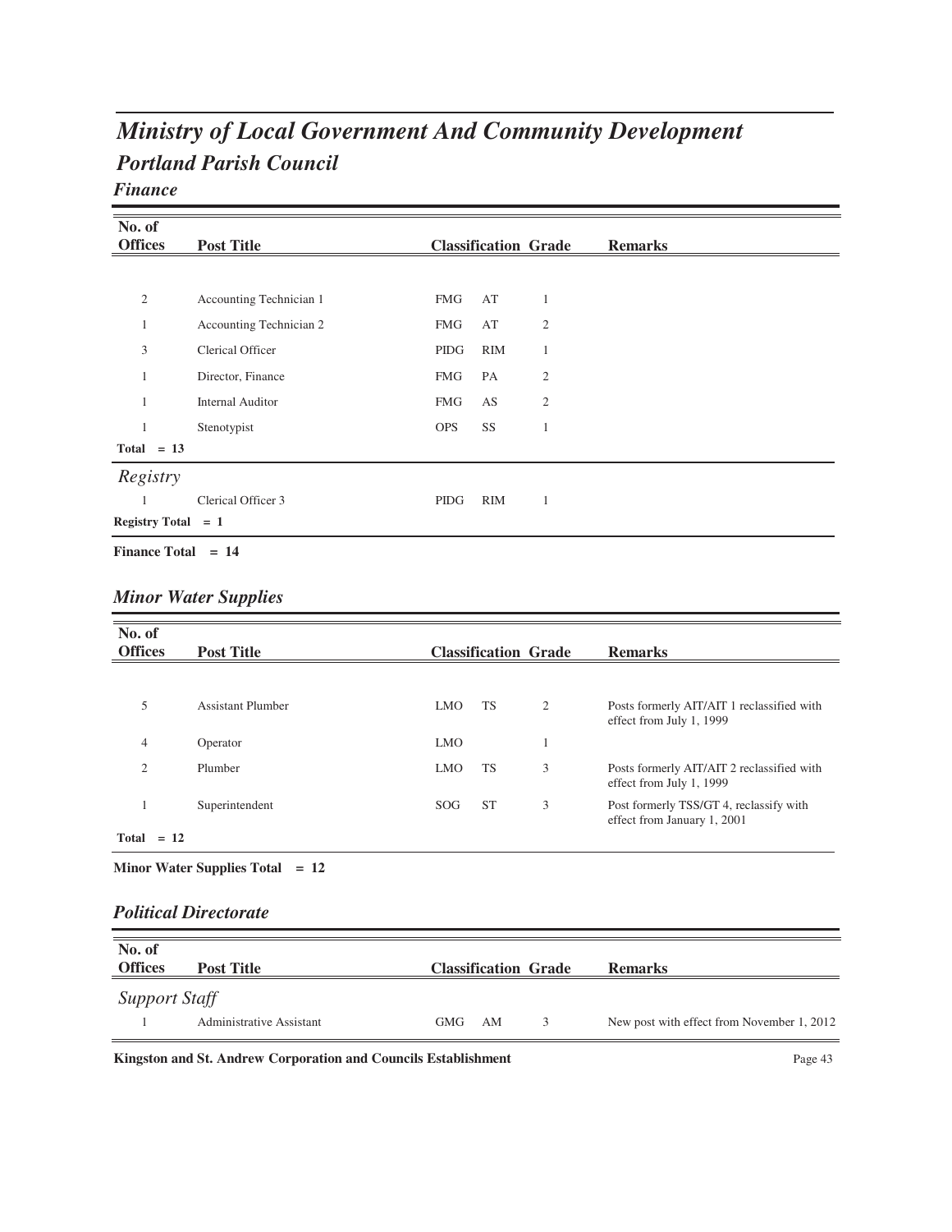# *Ministry of Local Government And Community Development*

## *Portland Parish Council*

### *Finance*

| No. of Offices | Post Title | Classification | | Grade | Remarks |
|---|---|---|---|---|---|
| 2 | Accounting Technician 1 | FMG | AT | 1 | |
| 1 | Accounting Technician 2 | FMG | AT | 2 | |
| 3 | Clerical Officer | PIDG | RIM | 1 | |
| 1 | Director, Finance | FMG | PA | 2 | |
| 1 | Internal Auditor | FMG | AS | 2 | |
| 1 | Stenotypist | OPS | SS | 1 | |
| **Total = 13** | | | | | |
| *Registry* | | | | | |
| 1 | Clerical Officer 3 | PIDG | RIM | 1 | |
| **Registry Total = 1** | | | | | |

**Finance Total = 14**

### *Minor Water Supplies*

| No. of Offices | Post Title | Classification | | Grade | Remarks |
|---|---|---|---|---|---|
| 5 | Assistant Plumber | LMO | TS | 2 | Posts formerly AIT/AIT 1 reclassified with effect from July 1, 1999 |
| 4 | Operator | LMO | | 1 | |
| 2 | Plumber | LMO | TS | 3 | Posts formerly AIT/AIT 2 reclassified with effect from July 1, 1999 |
| 1 | Superintendent | SOG | ST | 3 | Post formerly TSS/GT 4, reclassify with effect from January 1, 2001 |
| **Total = 12** | | | | | |

**Minor Water Supplies Total = 12**

### *Political Directorate*

| No. of Offices | Post Title | Classification | | Grade | Remarks |
|---|---|---|---|---|---|
| *Support Staff* | | | | | |
| 1 | Administrative Assistant | GMG | AM | 3 | New post with effect from November 1, 2012 |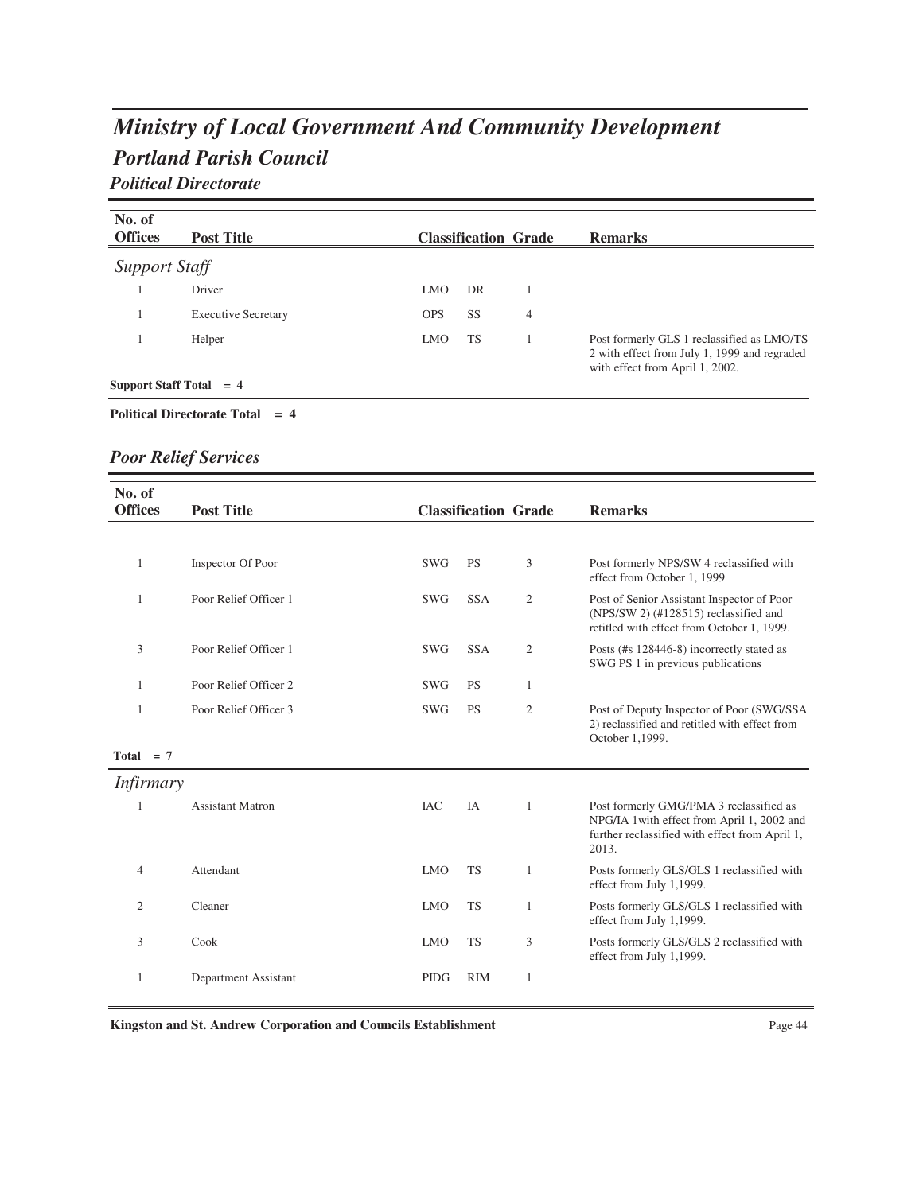# *Ministry of Local Government And Community Development*

## *Portland Parish Council*

### *Political Directorate*

| No. of Offices | Post Title | Classification | | Grade | Remarks |
|---|---|---|---|---|---|
| ***Support Staff*** | | | | | |
| 1 | Driver | LMO | DR | 1 | |
| 1 | Executive Secretary | OPS | SS | 4 | |
| 1 | Helper | LMO | TS | 1 | Post formerly GLS 1 reclassified as LMO/TS 2 with effect from July 1, 1999 and regraded with effect from April 1, 2002. |

**Support Staff Total = 4**

**Political Directorate Total = 4**

### *Poor Relief Services*

| No. of Offices | Post Title | Classification | | Grade | Remarks |
|---|---|---|---|---|---|
| 1 | Inspector Of Poor | SWG | PS | 3 | Post formerly NPS/SW 4 reclassified with effect from October 1, 1999 |
| 1 | Poor Relief Officer 1 | SWG | SSA | 2 | Post of Senior Assistant Inspector of Poor (NPS/SW 2) (#128515) reclassified and retitled with effect from October 1, 1999. |
| 3 | Poor Relief Officer 1 | SWG | SSA | 2 | Posts (#s 128446-8) incorrectly stated as SWG PS 1 in previous publications |
| 1 | Poor Relief Officer 2 | SWG | PS | 1 | |
| 1 | Poor Relief Officer 3 | SWG | PS | 2 | Post of Deputy Inspector of Poor (SWG/SSA 2) reclassified and retitled with effect from October 1,1999. |

**Total = 7**

| No. of Offices | Post Title | Classification | | Grade | Remarks |
|---|---|---|---|---|---|
| ***Infirmary*** | | | | | |
| 1 | Assistant Matron | IAC | IA | 1 | Post formerly GMG/PMA 3 reclassified as NPG/IA 1with effect from April 1, 2002 and further reclassified with effect from April 1, 2013. |
| 4 | Attendant | LMO | TS | 1 | Posts formerly GLS/GLS 1 reclassified with effect from July 1,1999. |
| 2 | Cleaner | LMO | TS | 1 | Posts formerly GLS/GLS 1 reclassified with effect from July 1,1999. |
| 3 | Cook | LMO | TS | 3 | Posts formerly GLS/GLS 2 reclassified with effect from July 1,1999. |
| 1 | Department Assistant | PIDG | RIM | 1 | |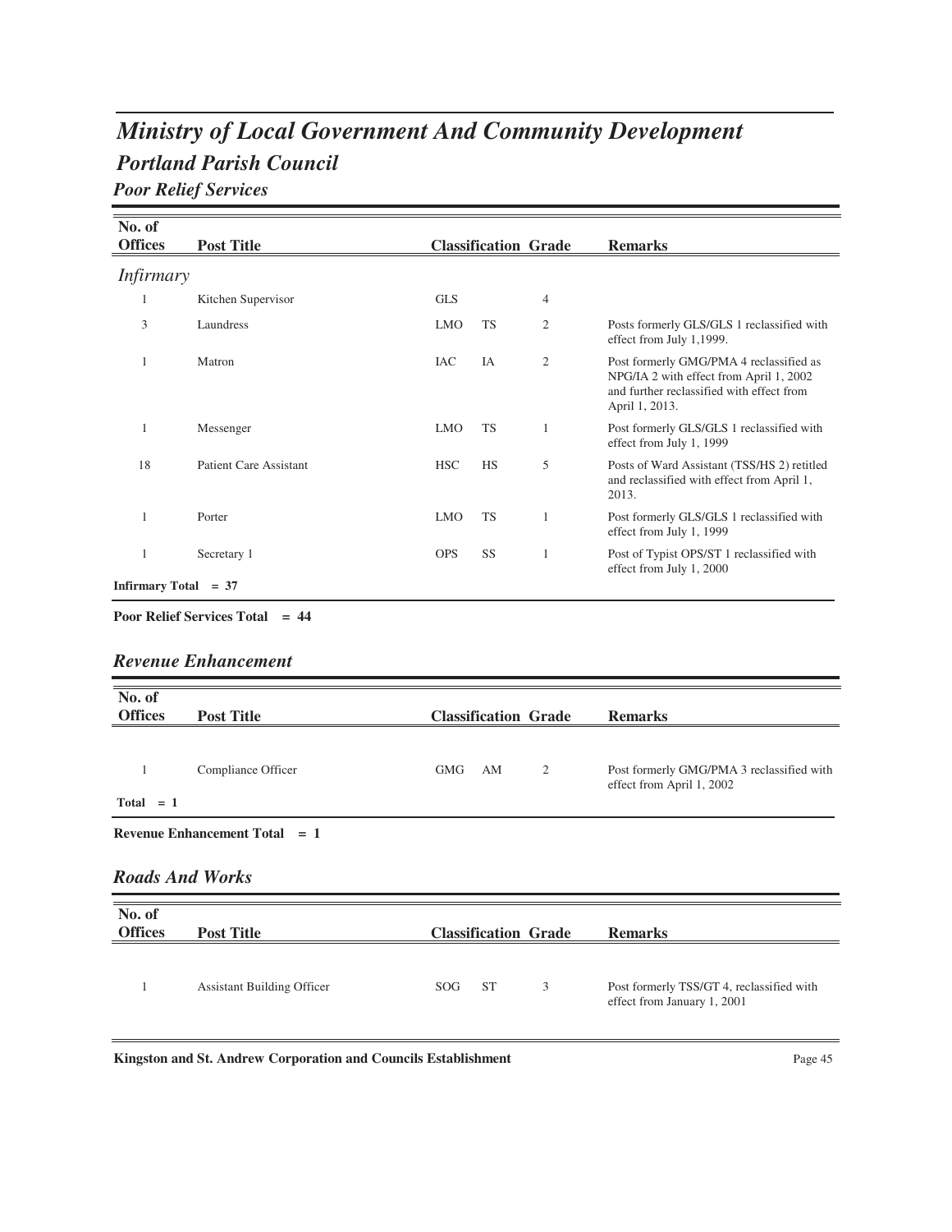# *Ministry of Local Government And Community Development*

## *Portland Parish Council*

### *Poor Relief Services*

| No. of Offices | Post Title | Classification | | Grade | Remarks |
|---|---|---|---|---|---|
| *Infirmary* | | | | | |
| 1 | Kitchen Supervisor | GLS | | 4 | |
| 3 | Laundress | LMO | TS | 2 | Posts formerly GLS/GLS 1 reclassified with effect from July 1,1999. |
| 1 | Matron | IAC | IA | 2 | Post formerly GMG/PMA 4 reclassified as NPG/IA 2 with effect from April 1, 2002 and further reclassified with effect from April 1, 2013. |
| 1 | Messenger | LMO | TS | 1 | Post formerly GLS/GLS 1 reclassified with effect from July 1, 1999 |
| 18 | Patient Care Assistant | HSC | HS | 5 | Posts of Ward Assistant (TSS/HS 2) retitled and reclassified with effect from April 1, 2013. |
| 1 | Porter | LMO | TS | 1 | Post formerly GLS/GLS 1 reclassified with effect from July 1, 1999 |
| 1 | Secretary 1 | OPS | SS | 1 | Post of Typist OPS/ST 1 reclassified with effect from July 1, 2000 |

**Infirmary Total = 37**

**Poor Relief Services Total = 44**

### *Revenue Enhancement*

| No. of Offices | Post Title | Classification | | Grade | Remarks |
|---|---|---|---|---|---|
| 1 | Compliance Officer | GMG | AM | 2 | Post formerly GMG/PMA 3 reclassified with effect from April 1, 2002 |

**Total = 1**

**Revenue Enhancement Total = 1**

### *Roads And Works*

| No. of Offices | Post Title | Classification | | Grade | Remarks |
|---|---|---|---|---|---|
| 1 | Assistant Building Officer | SOG | ST | 3 | Post formerly TSS/GT 4, reclassified with effect from January 1, 2001 |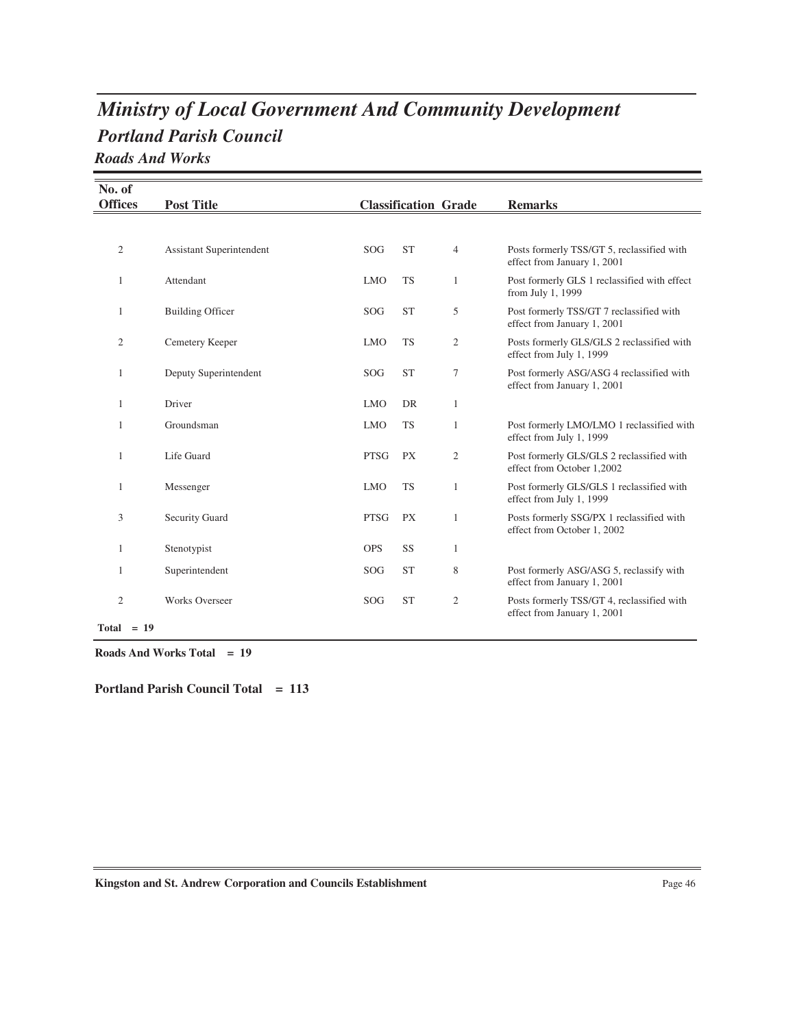# Ministry of Local Government And Community Development

## Portland Parish Council

### Roads And Works

| No. of Offices | Post Title | Classification | | Grade | Remarks |
|---|---|---|---|---|---|
| 2 | Assistant Superintendent | SOG | ST | 4 | Posts formerly TSS/GT 5, reclassified with effect from January 1, 2001 |
| 1 | Attendant | LMO | TS | 1 | Post formerly GLS 1 reclassified with effect from July 1, 1999 |
| 1 | Building Officer | SOG | ST | 5 | Post formerly TSS/GT 7 reclassified with effect from January 1, 2001 |
| 2 | Cemetery Keeper | LMO | TS | 2 | Posts formerly GLS/GLS 2 reclassified with effect from July 1, 1999 |
| 1 | Deputy Superintendent | SOG | ST | 7 | Post formerly ASG/ASG 4 reclassified with effect from January 1, 2001 |
| 1 | Driver | LMO | DR | 1 | |
| 1 | Groundsman | LMO | TS | 1 | Post formerly LMO/LMO 1 reclassified with effect from July 1, 1999 |
| 1 | Life Guard | PTSG | PX | 2 | Post formerly GLS/GLS 2 reclassified with effect from October 1,2002 |
| 1 | Messenger | LMO | TS | 1 | Post formerly GLS/GLS 1 reclassified with effect from July 1, 1999 |
| 3 | Security Guard | PTSG | PX | 1 | Posts formerly SSG/PX 1 reclassified with effect from October 1, 2002 |
| 1 | Stenotypist | OPS | SS | 1 | |
| 1 | Superintendent | SOG | ST | 8 | Post formerly ASG/ASG 5, reclassify with effect from January 1, 2001 |
| 2 | Works Overseer | SOG | ST | 2 | Posts formerly TSS/GT 4, reclassified with effect from January 1, 2001 |
| **Total = 19** | | | | | |

**Roads And Works Total = 19**

**Portland Parish Council Total = 113**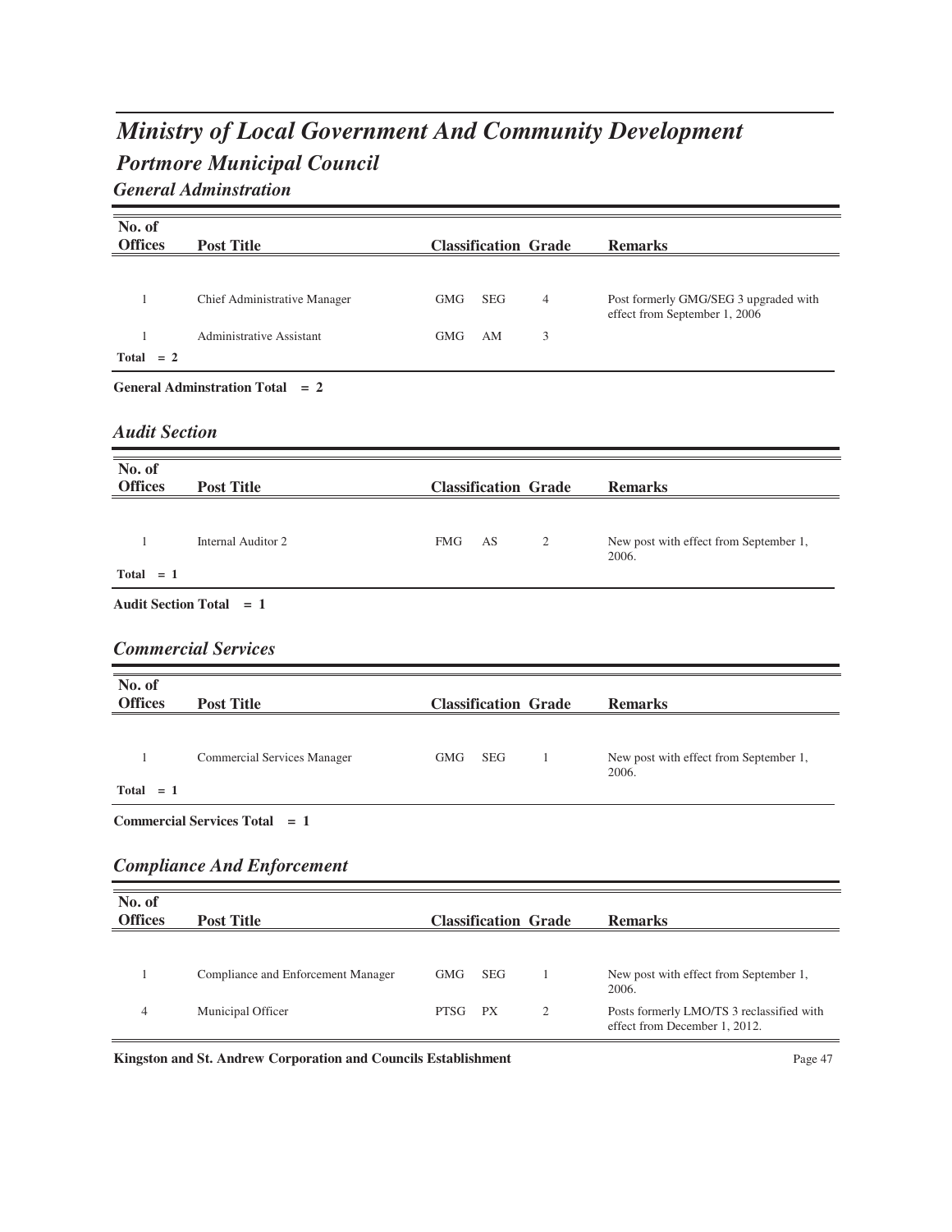# *Ministry of Local Government And Community Development*

## *Portmore Municipal Council*

### *General Adminstration*

| No. of Offices | Post Title | Classification | | Grade | Remarks |
|---|---|---|---|---|---|
| 1 | Chief Administrative Manager | GMG | SEG | 4 | Post formerly GMG/SEG 3 upgraded with effect from September 1, 2006 |
| 1 | Administrative Assistant | GMG | AM | 3 | |
| **Total = 2** | | | | | |

**General Adminstration Total = 2**

### *Audit Section*

| No. of Offices | Post Title | Classification | | Grade | Remarks |
|---|---|---|---|---|---|
| 1 | Internal Auditor 2 | FMG | AS | 2 | New post with effect from September 1, 2006. |
| **Total = 1** | | | | | |

**Audit Section Total = 1**

### *Commercial Services*

| No. of Offices | Post Title | Classification | | Grade | Remarks |
|---|---|---|---|---|---|
| 1 | Commercial Services Manager | GMG | SEG | 1 | New post with effect from September 1, 2006. |
| **Total = 1** | | | | | |

**Commercial Services Total = 1**

### *Compliance And Enforcement*

| No. of Offices | Post Title | Classification | | Grade | Remarks |
|---|---|---|---|---|---|
| 1 | Compliance and Enforcement Manager | GMG | SEG | 1 | New post with effect from September 1, 2006. |
| 4 | Municipal Officer | PTSG | PX | 2 | Posts formerly LMO/TS 3 reclassified with effect from December 1, 2012. |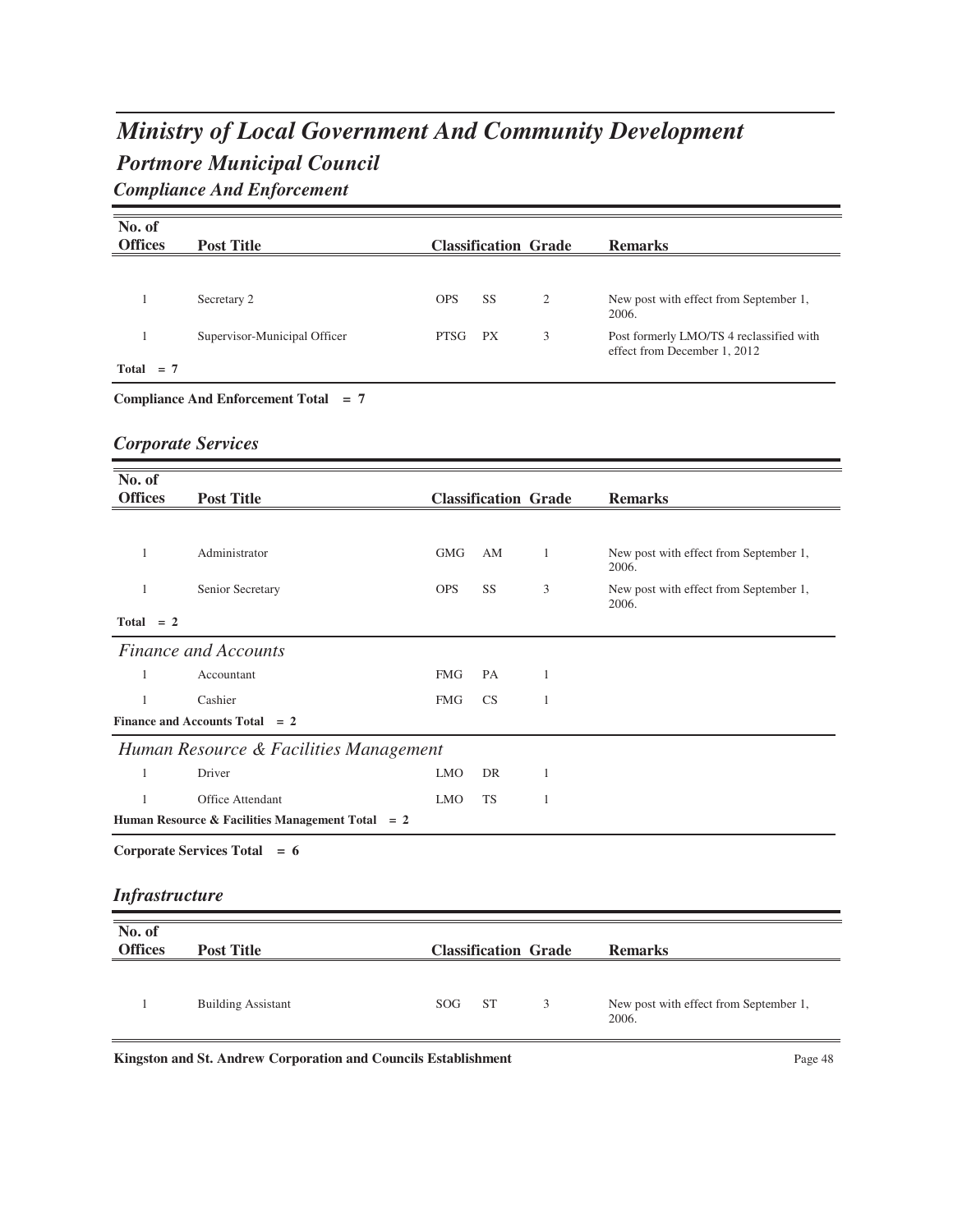# *Ministry of Local Government And Community Development*

## *Portmore Municipal Council*

### *Compliance And Enforcement*

| No. of Offices | Post Title | Classification | | Grade | Remarks |
|---|---|---|---|---|---|
| 1 | Secretary 2 | OPS | SS | 2 | New post with effect from September 1, 2006. |
| 1 | Supervisor-Municipal Officer | PTSG | PX | 3 | Post formerly LMO/TS 4 reclassified with effect from December 1, 2012 |
| **Total = 7** | | | | | |

**Compliance And Enforcement Total = 7**

### *Corporate Services*

| No. of Offices | Post Title | Classification | | Grade | Remarks |
|---|---|---|---|---|---|
| 1 | Administrator | GMG | AM | 1 | New post with effect from September 1, 2006. |
| 1 | Senior Secretary | OPS | SS | 3 | New post with effect from September 1, 2006. |
| **Total = 2** | | | | | |
| *Finance and Accounts* | | | | | |
| 1 | Accountant | FMG | PA | 1 | |
| 1 | Cashier | FMG | CS | 1 | |
| **Finance and Accounts Total = 2** | | | | | |
| *Human Resource & Facilities Management* | | | | | |
| 1 | Driver | LMO | DR | 1 | |
| 1 | Office Attendant | LMO | TS | 1 | |
| **Human Resource & Facilities Management Total = 2** | | | | | |

**Corporate Services Total = 6**

### *Infrastructure*

| No. of Offices | Post Title | Classification | | Grade | Remarks |
|---|---|---|---|---|---|
| 1 | Building Assistant | SOG | ST | 3 | New post with effect from September 1, 2006. |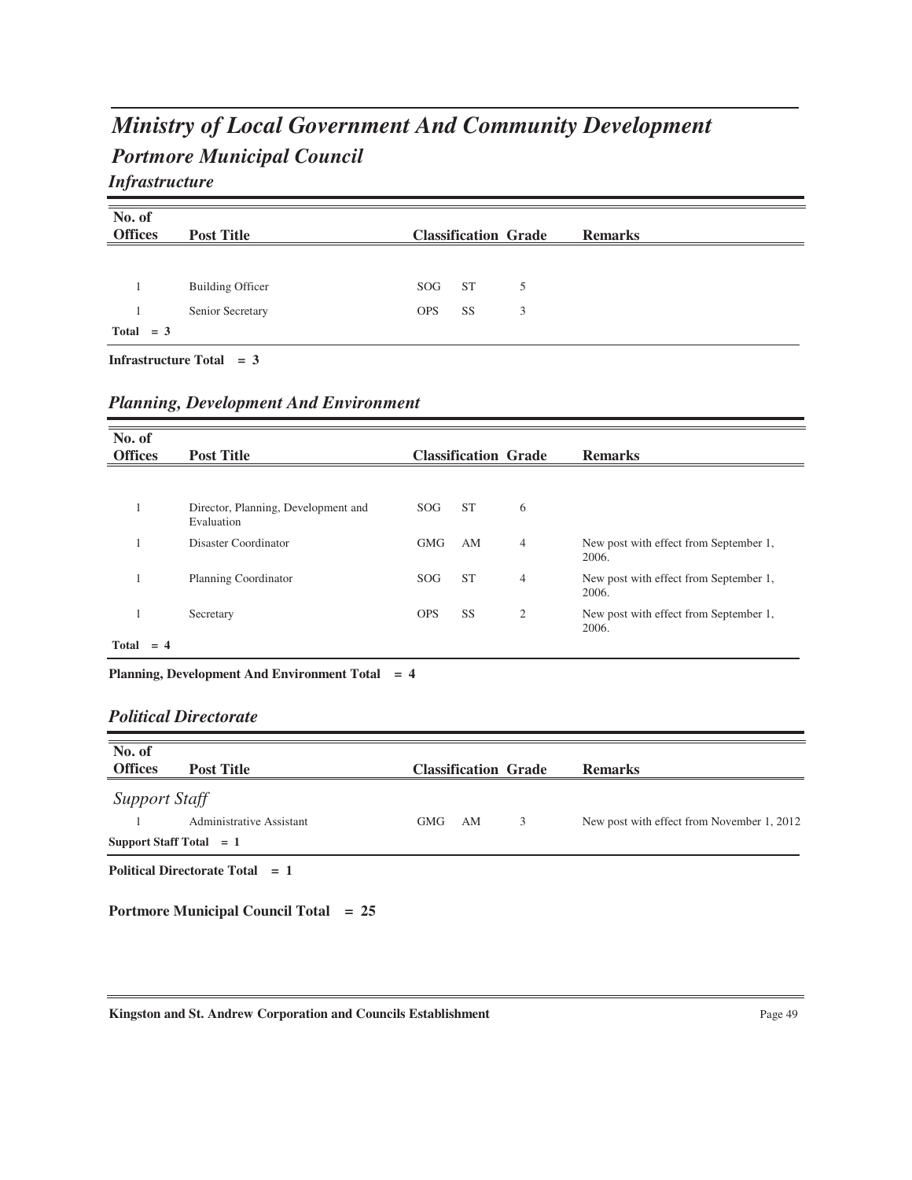# *Ministry of Local Government And Community Development*

## *Portmore Municipal Council*

### *Infrastructure*

| No. of Offices | Post Title | Classification | | Grade | Remarks |
|---|---|---|---|---|---|
| 1 | Building Officer | SOG | ST | 5 | |
| 1 | Senior Secretary | OPS | SS | 3 | |
| **Total = 3** | | | | | |

**Infrastructure Total = 3**

### *Planning, Development And Environment*

| No. of Offices | Post Title | Classification | | Grade | Remarks |
|---|---|---|---|---|---|
| 1 | Director, Planning, Development and Evaluation | SOG | ST | 6 | |
| 1 | Disaster Coordinator | GMG | AM | 4 | New post with effect from September 1, 2006. |
| 1 | Planning Coordinator | SOG | ST | 4 | New post with effect from September 1, 2006. |
| 1 | Secretary | OPS | SS | 2 | New post with effect from September 1, 2006. |
| **Total = 4** | | | | | |

**Planning, Development And Environment Total = 4**

### *Political Directorate*

| No. of Offices | Post Title | Classification | | Grade | Remarks |
|---|---|---|---|---|---|
| *Support Staff* | | | | | |
| 1 | Administrative Assistant | GMG | AM | 3 | New post with effect from November 1, 2012 |
| **Support Staff Total = 1** | | | | | |

**Political Directorate Total = 1**

**Portmore Municipal Council Total = 25**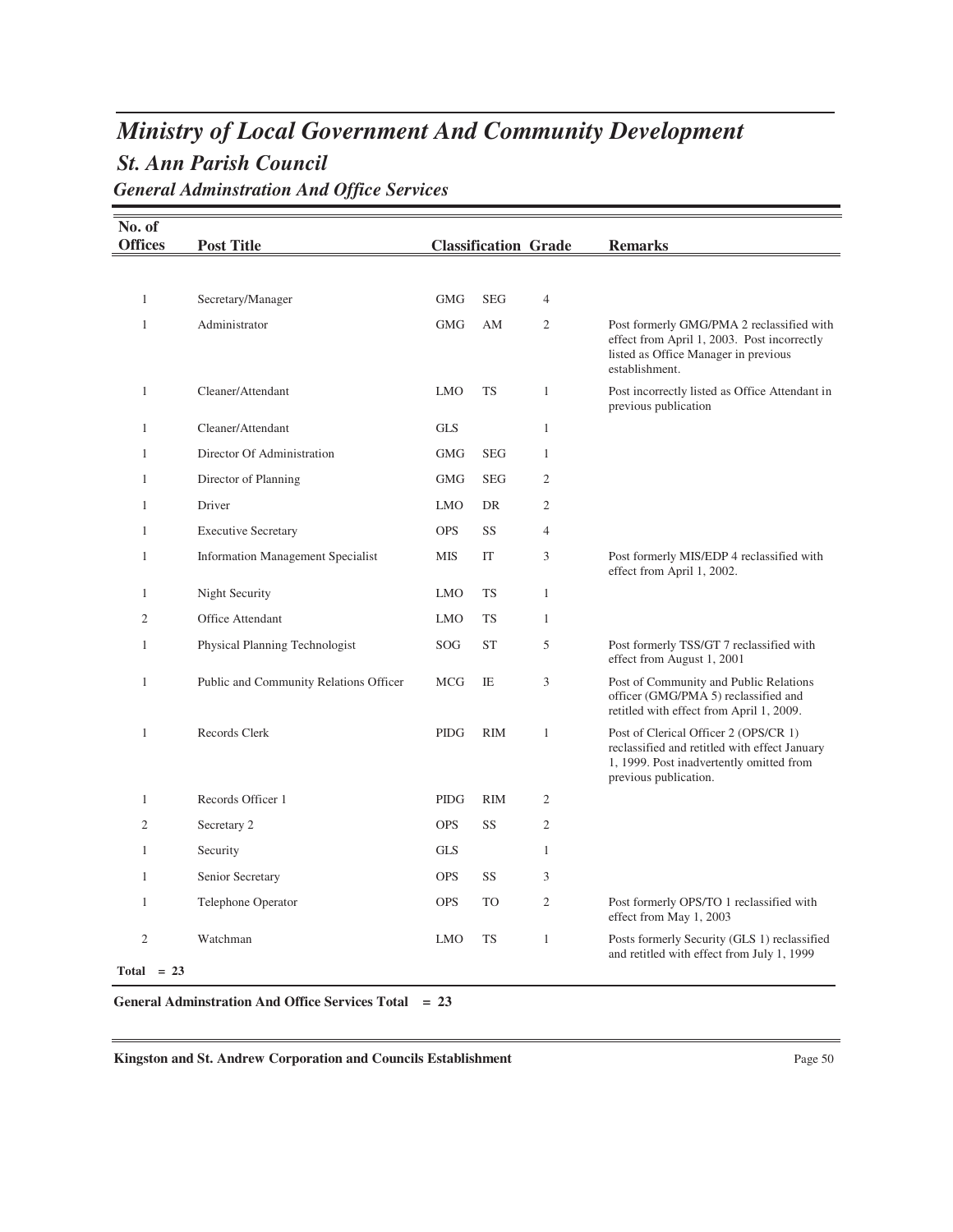# *Ministry of Local Government And Community Development*

## *St. Ann Parish Council*

### *General Adminstration And Office Services*

| No. of Offices | Post Title | Classification | | Grade | Remarks |
|---|---|---|---|---|---|
| 1 | Secretary/Manager | GMG | SEG | 4 | |
| 1 | Administrator | GMG | AM | 2 | Post formerly GMG/PMA 2 reclassified with effect from April 1, 2003. Post incorrectly listed as Office Manager in previous establishment. |
| 1 | Cleaner/Attendant | LMO | TS | 1 | Post incorrectly listed as Office Attendant in previous publication |
| 1 | Cleaner/Attendant | GLS | | 1 | |
| 1 | Director Of Administration | GMG | SEG | 1 | |
| 1 | Director of Planning | GMG | SEG | 2 | |
| 1 | Driver | LMO | DR | 2 | |
| 1 | Executive Secretary | OPS | SS | 4 | |
| 1 | Information Management Specialist | MIS | IT | 3 | Post formerly MIS/EDP 4 reclassified with effect from April 1, 2002. |
| 1 | Night Security | LMO | TS | 1 | |
| 2 | Office Attendant | LMO | TS | 1 | |
| 1 | Physical Planning Technologist | SOG | ST | 5 | Post formerly TSS/GT 7 reclassified with effect from August 1, 2001 |
| 1 | Public and Community Relations Officer | MCG | IE | 3 | Post of Community and Public Relations officer (GMG/PMA 5) reclassified and retitled with effect from April 1, 2009. |
| 1 | Records Clerk | PIDG | RIM | 1 | Post of Clerical Officer 2 (OPS/CR 1) reclassified and retitled with effect January 1, 1999. Post inadvertently omitted from previous publication. |
| 1 | Records Officer 1 | PIDG | RIM | 2 | |
| 2 | Secretary 2 | OPS | SS | 2 | |
| 1 | Security | GLS | | 1 | |
| 1 | Senior Secretary | OPS | SS | 3 | |
| 1 | Telephone Operator | OPS | TO | 2 | Post formerly OPS/TO 1 reclassified with effect from May 1, 2003 |
| 2 | Watchman | LMO | TS | 1 | Posts formerly Security (GLS 1) reclassified and retitled with effect from July 1, 1999 |

**Total = 23**

**General Adminstration And Office Services Total = 23**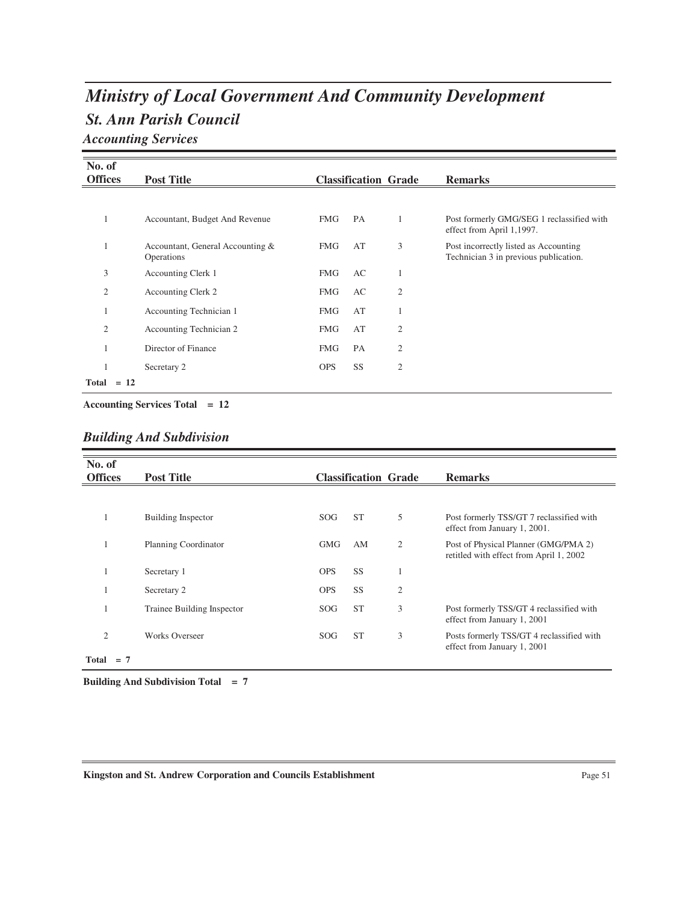# *Ministry of Local Government And Community Development*

## *St. Ann Parish Council*

### *Accounting Services*

| No. of Offices | Post Title | Classification | | Grade | Remarks |
|---|---|---|---|---|---|
| 1 | Accountant, Budget And Revenue | FMG | PA | 1 | Post formerly GMG/SEG 1 reclassified with effect from April 1,1997. |
| 1 | Accountant, General Accounting & Operations | FMG | AT | 3 | Post incorrectly listed as Accounting Technician 3 in previous publication. |
| 3 | Accounting Clerk 1 | FMG | AC | 1 | |
| 2 | Accounting Clerk 2 | FMG | AC | 2 | |
| 1 | Accounting Technician 1 | FMG | AT | 1 | |
| 2 | Accounting Technician 2 | FMG | AT | 2 | |
| 1 | Director of Finance | FMG | PA | 2 | |
| 1 | Secretary 2 | OPS | SS | 2 | |
| **Total = 12** | | | | | |

**Accounting Services Total = 12**

### *Building And Subdivision*

| No. of Offices | Post Title | Classification | | Grade | Remarks |
|---|---|---|---|---|---|
| 1 | Building Inspector | SOG | ST | 5 | Post formerly TSS/GT 7 reclassified with effect from January 1, 2001. |
| 1 | Planning Coordinator | GMG | AM | 2 | Post of Physical Planner (GMG/PMA 2) retitled with effect from April 1, 2002 |
| 1 | Secretary 1 | OPS | SS | 1 | |
| 1 | Secretary 2 | OPS | SS | 2 | |
| 1 | Trainee Building Inspector | SOG | ST | 3 | Post formerly TSS/GT 4 reclassified with effect from January 1, 2001 |
| 2 | Works Overseer | SOG | ST | 3 | Posts formerly TSS/GT 4 reclassified with effect from January 1, 2001 |
| **Total = 7** | | | | | |

**Building And Subdivision Total = 7**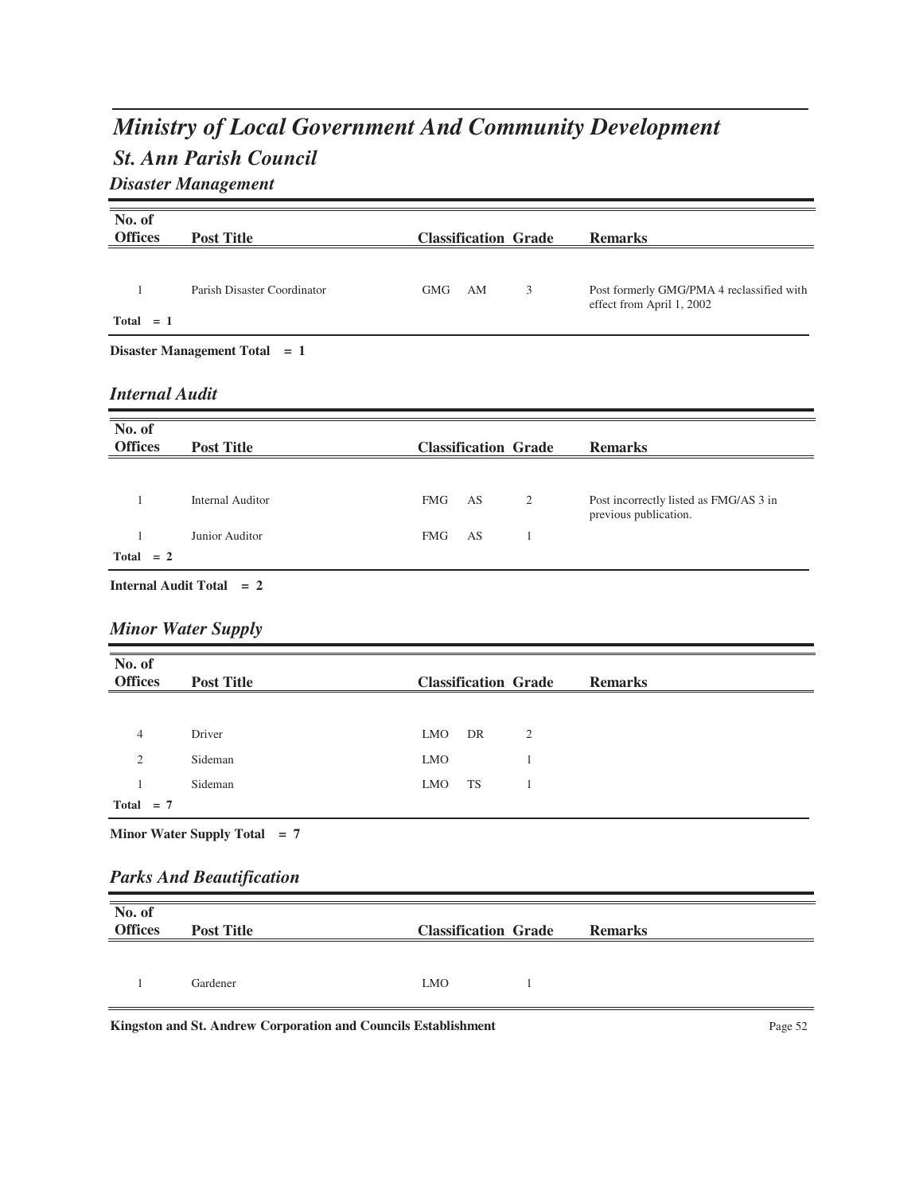# *Ministry of Local Government And Community Development*

## *St. Ann Parish Council*

### *Disaster Management*

| No. of Offices | Post Title | Classification | | Grade | Remarks |
|---|---|---|---|---|---|
| 1 | Parish Disaster Coordinator | GMG | AM | 3 | Post formerly GMG/PMA 4 reclassified with effect from April 1, 2002 |
| Total = 1 | | | | | |

**Disaster Management Total = 1**

### *Internal Audit*

| No. of Offices | Post Title | Classification | | Grade | Remarks |
|---|---|---|---|---|---|
| 1 | Internal Auditor | FMG | AS | 2 | Post incorrectly listed as FMG/AS 3 in previous publication. |
| 1 | Junior Auditor | FMG | AS | 1 | |
| Total = 2 | | | | | |

**Internal Audit Total = 2**

### *Minor Water Supply*

| No. of Offices | Post Title | Classification | | Grade | Remarks |
|---|---|---|---|---|---|
| 4 | Driver | LMO | DR | 2 | |
| 2 | Sideman | LMO | | 1 | |
| 1 | Sideman | LMO | TS | 1 | |
| Total = 7 | | | | | |

**Minor Water Supply Total = 7**

### *Parks And Beautification*

| No. of Offices | Post Title | Classification | | Grade | Remarks |
|---|---|---|---|---|---|
| 1 | Gardener | LMO | | 1 | |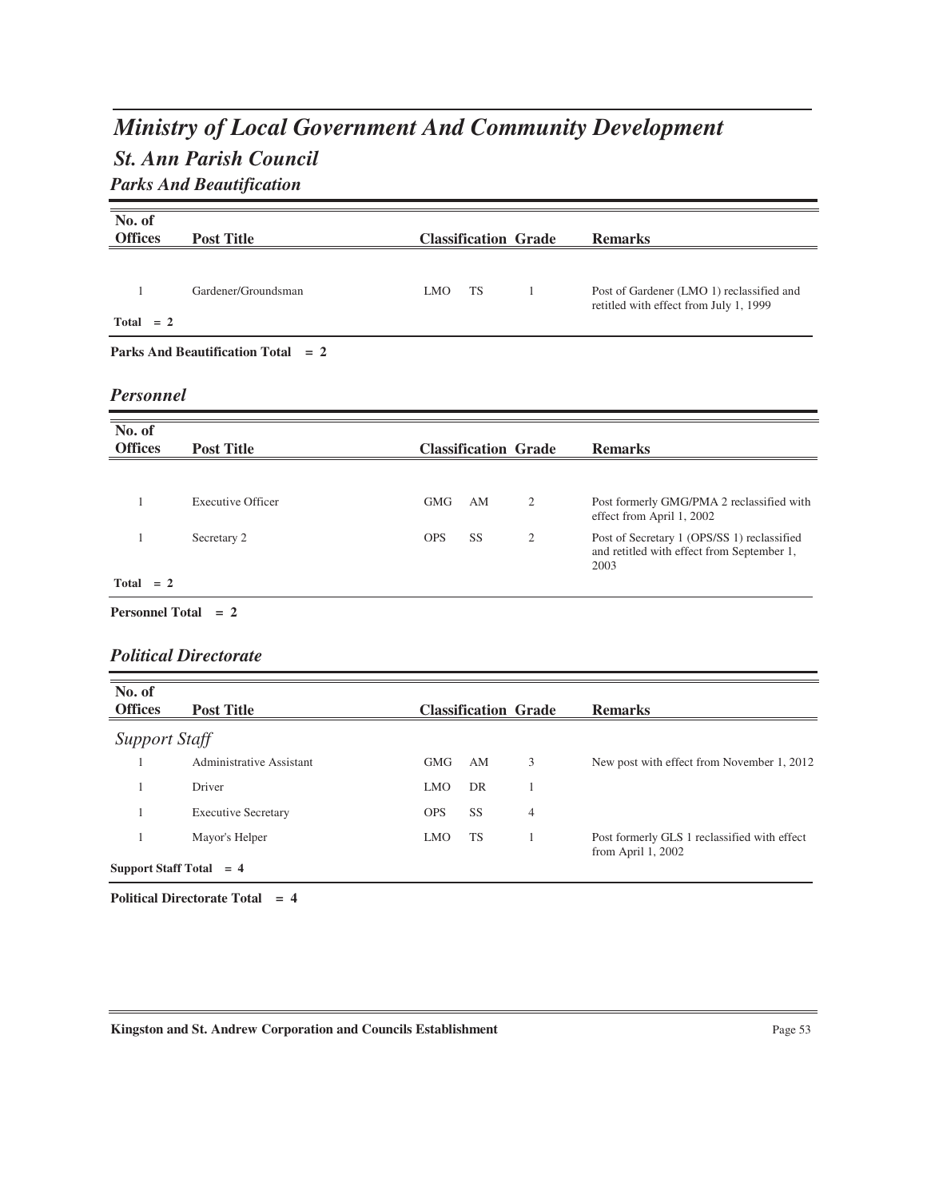# Ministry of Local Government And Community Development

## St. Ann Parish Council

### Parks And Beautification

| No. of Offices | Post Title | Classification | | Grade | Remarks |
|---|---|---|---|---|---|
| 1 | Gardener/Groundsman | LMO | TS | 1 | Post of Gardener (LMO 1) reclassified and retitled with effect from July 1, 1999 |
| **Total = 2** | | | | | |

**Parks And Beautification Total = 2**

### Personnel

| No. of Offices | Post Title | Classification | | Grade | Remarks |
|---|---|---|---|---|---|
| 1 | Executive Officer | GMG | AM | 2 | Post formerly GMG/PMA 2 reclassified with effect from April 1, 2002 |
| 1 | Secretary 2 | OPS | SS | 2 | Post of Secretary 1 (OPS/SS 1) reclassified and retitled with effect from September 1, 2003 |
| **Total = 2** | | | | | |

**Personnel Total = 2**

### Political Directorate

| No. of Offices | Post Title | Classification | | Grade | Remarks |
|---|---|---|---|---|---|
| *Support Staff* | | | | | |
| 1 | Administrative Assistant | GMG | AM | 3 | New post with effect from November 1, 2012 |
| 1 | Driver | LMO | DR | 1 | |
| 1 | Executive Secretary | OPS | SS | 4 | |
| 1 | Mayor's Helper | LMO | TS | 1 | Post formerly GLS 1 reclassified with effect from April 1, 2002 |
| **Support Staff Total = 4** | | | | | |

**Political Directorate Total = 4**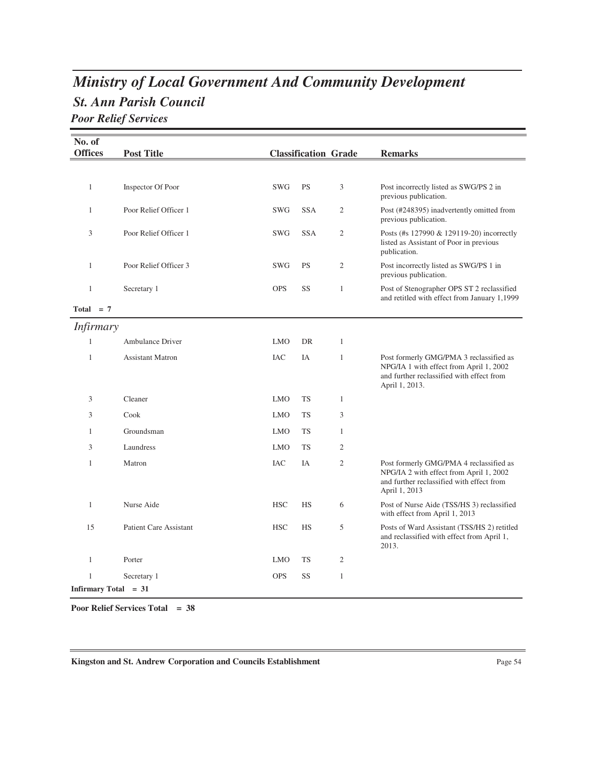# Ministry of Local Government And Community Development

## St. Ann Parish Council

### Poor Relief Services

| No. of Offices | Post Title | Classification | | Grade | Remarks |
|---|---|---|---|---|---|
| 1 | Inspector Of Poor | SWG | PS | 3 | Post incorrectly listed as SWG/PS 2 in previous publication. |
| 1 | Poor Relief Officer 1 | SWG | SSA | 2 | Post (#248395) inadvertently omitted from previous publication. |
| 3 | Poor Relief Officer 1 | SWG | SSA | 2 | Posts (#s 127990 & 129119-20) incorrectly listed as Assistant of Poor in previous publication. |
| 1 | Poor Relief Officer 3 | SWG | PS | 2 | Post incorrectly listed as SWG/PS 1 in previous publication. |
| 1 | Secretary 1 | OPS | SS | 1 | Post of Stenographer OPS ST 2 reclassified and retitled with effect from January 1,1999 |

**Total = 7**

*Infirmary*

| No. of Offices | Post Title | Classification | | Grade | Remarks |
|---|---|---|---|---|---|
| 1 | Ambulance Driver | LMO | DR | 1 | |
| 1 | Assistant Matron | IAC | IA | 1 | Post formerly GMG/PMA 3 reclassified as NPG/IA 1 with effect from April 1, 2002 and further reclassified with effect from April 1, 2013. |
| 3 | Cleaner | LMO | TS | 1 | |
| 3 | Cook | LMO | TS | 3 | |
| 1 | Groundsman | LMO | TS | 1 | |
| 3 | Laundress | LMO | TS | 2 | |
| 1 | Matron | IAC | IA | 2 | Post formerly GMG/PMA 4 reclassified as NPG/IA 2 with effect from April 1, 2002 and further reclassified with effect from April 1, 2013 |
| 1 | Nurse Aide | HSC | HS | 6 | Post of Nurse Aide (TSS/HS 3) reclassified with effect from April 1, 2013 |
| 15 | Patient Care Assistant | HSC | HS | 5 | Posts of Ward Assistant (TSS/HS 2) retitled and reclassified with effect from April 1, 2013. |
| 1 | Porter | LMO | TS | 2 | |
| 1 | Secretary 1 | OPS | SS | 1 | |

**Infirmary Total = 31**

**Poor Relief Services Total = 38**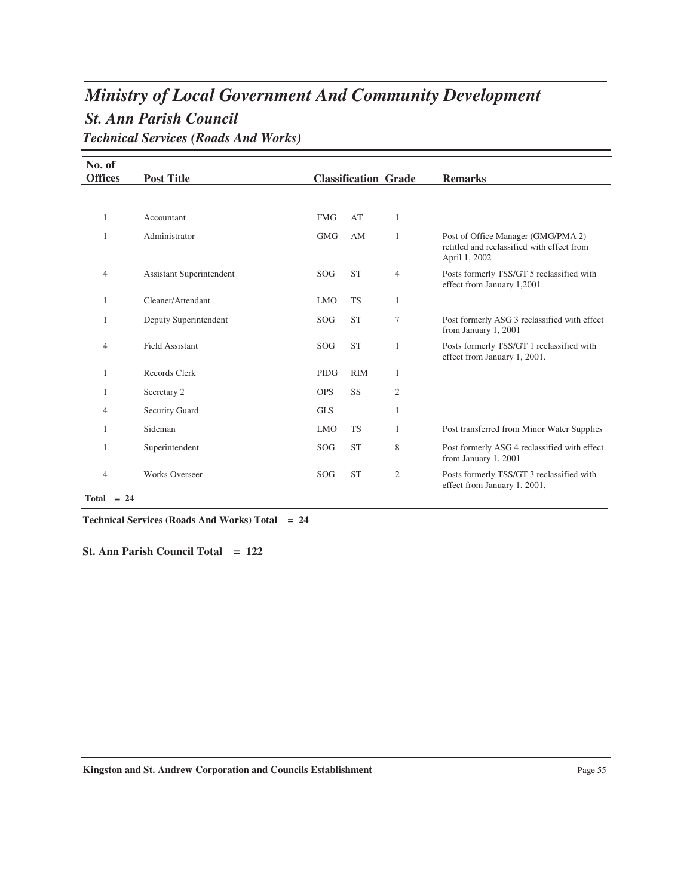# *Ministry of Local Government And Community Development*

## *St. Ann Parish Council*

### *Technical Services (Roads And Works)*

| No. of Offices | Post Title | Classification | | Grade | Remarks |
|---|---|---|---|---|---|
| 1 | Accountant | FMG | AT | 1 | |
| 1 | Administrator | GMG | AM | 1 | Post of Office Manager (GMG/PMA 2) retitled and reclassified with effect from April 1, 2002 |
| 4 | Assistant Superintendent | SOG | ST | 4 | Posts formerly TSS/GT 5 reclassified with effect from January 1,2001. |
| 1 | Cleaner/Attendant | LMO | TS | 1 | |
| 1 | Deputy Superintendent | SOG | ST | 7 | Post formerly ASG 3 reclassified with effect from January 1, 2001 |
| 4 | Field Assistant | SOG | ST | 1 | Posts formerly TSS/GT 1 reclassified with effect from January 1, 2001. |
| 1 | Records Clerk | PIDG | RIM | 1 | |
| 1 | Secretary 2 | OPS | SS | 2 | |
| 4 | Security Guard | GLS | | 1 | |
| 1 | Sideman | LMO | TS | 1 | Post transferred from Minor Water Supplies |
| 1 | Superintendent | SOG | ST | 8 | Post formerly ASG 4 reclassified with effect from January 1, 2001 |
| 4 | Works Overseer | SOG | ST | 2 | Posts formerly TSS/GT 3 reclassified with effect from January 1, 2001. |
| **Total = 24** | | | | | |

**Technical Services (Roads And Works) Total = 24**

**St. Ann Parish Council Total = 122**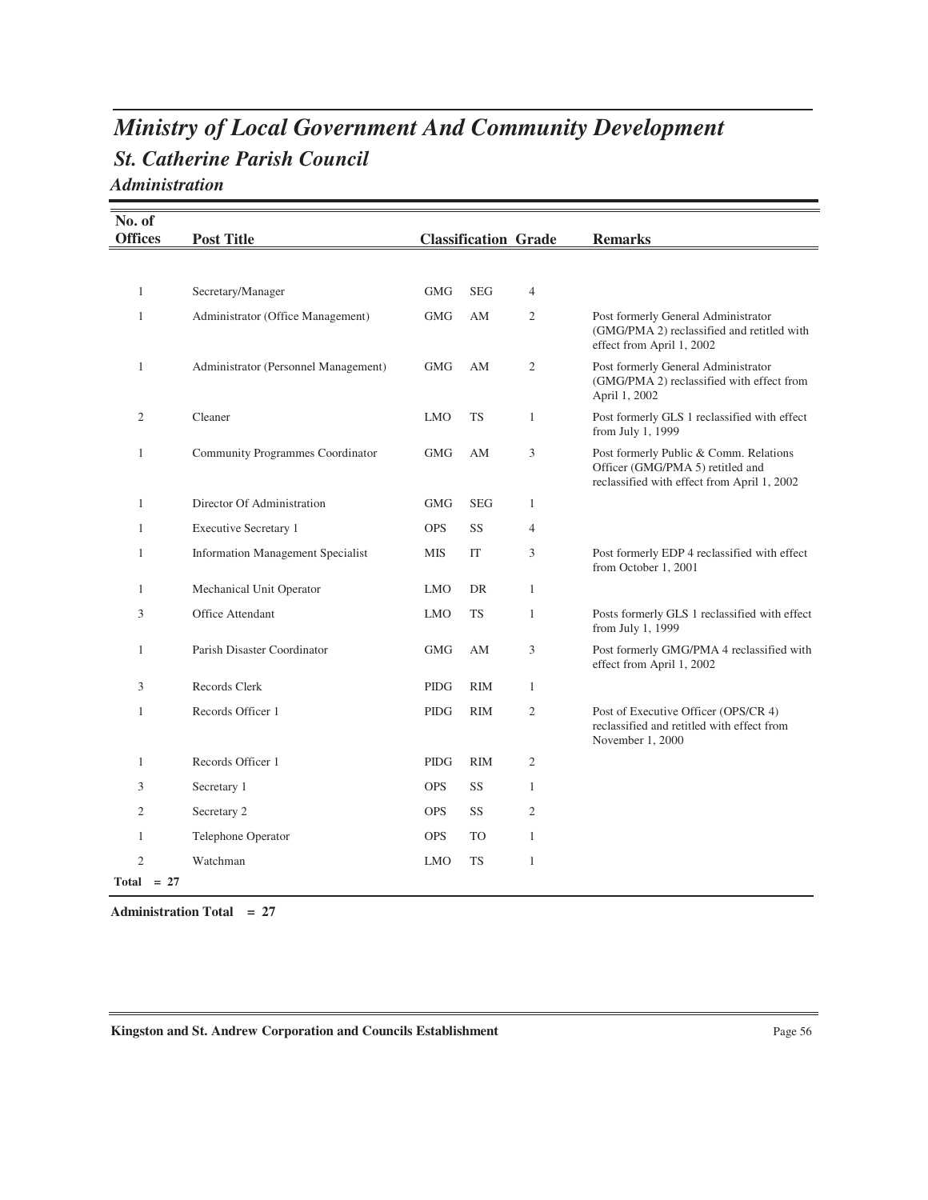# *Ministry of Local Government And Community Development*

## *St. Catherine Parish Council*

### *Administration*

| No. of Offices | Post Title | Classification | | Grade | Remarks |
|---|---|---|---|---|---|
| 1 | Secretary/Manager | GMG | SEG | 4 | |
| 1 | Administrator (Office Management) | GMG | AM | 2 | Post formerly General Administrator (GMG/PMA 2) reclassified and retitled with effect from April 1, 2002 |
| 1 | Administrator (Personnel Management) | GMG | AM | 2 | Post formerly General Administrator (GMG/PMA 2) reclassified with effect from April 1, 2002 |
| 2 | Cleaner | LMO | TS | 1 | Post formerly GLS 1 reclassified with effect from July 1, 1999 |
| 1 | Community Programmes Coordinator | GMG | AM | 3 | Post formerly Public & Comm. Relations Officer (GMG/PMA 5) retitled and reclassified with effect from April 1, 2002 |
| 1 | Director Of Administration | GMG | SEG | 1 | |
| 1 | Executive Secretary 1 | OPS | SS | 4 | |
| 1 | Information Management Specialist | MIS | IT | 3 | Post formerly EDP 4 reclassified with effect from October 1, 2001 |
| 1 | Mechanical Unit Operator | LMO | DR | 1 | |
| 3 | Office Attendant | LMO | TS | 1 | Posts formerly GLS 1 reclassified with effect from July 1, 1999 |
| 1 | Parish Disaster Coordinator | GMG | AM | 3 | Post formerly GMG/PMA 4 reclassified with effect from April 1, 2002 |
| 3 | Records Clerk | PIDG | RIM | 1 | |
| 1 | Records Officer 1 | PIDG | RIM | 2 | Post of Executive Officer (OPS/CR 4) reclassified and retitled with effect from November 1, 2000 |
| 1 | Records Officer 1 | PIDG | RIM | 2 | |
| 3 | Secretary 1 | OPS | SS | 1 | |
| 2 | Secretary 2 | OPS | SS | 2 | |
| 1 | Telephone Operator | OPS | TO | 1 | |
| 2 | Watchman | LMO | TS | 1 | |
| **Total = 27** | | | | | |

**Administration Total = 27**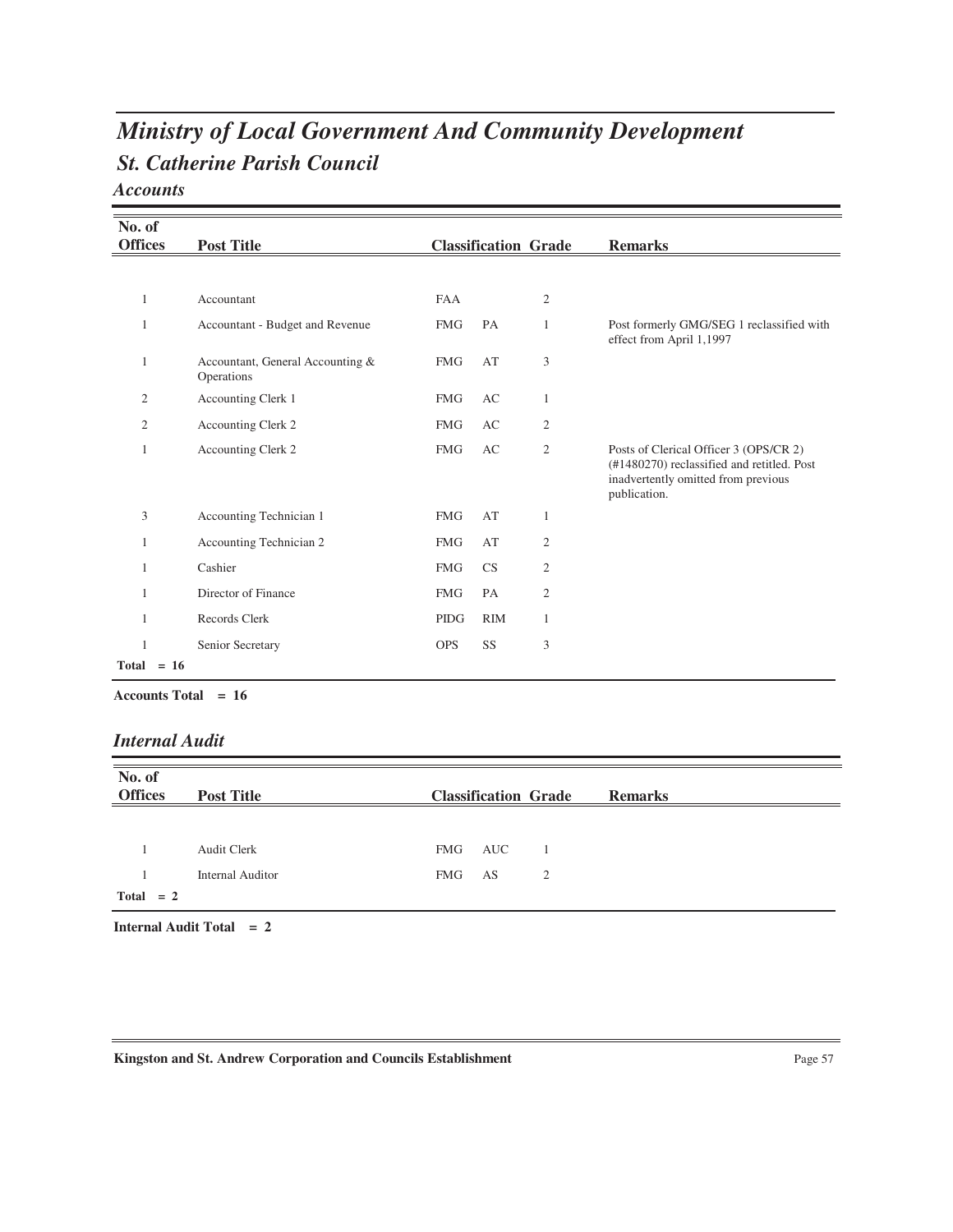# *Ministry of Local Government And Community Development*

## *St. Catherine Parish Council*

### *Accounts*

| No. of Offices | Post Title | Classification | | Grade | Remarks |
|---|---|---|---|---|---|
| 1 | Accountant | FAA | | 2 | |
| 1 | Accountant - Budget and Revenue | FMG | PA | 1 | Post formerly GMG/SEG 1 reclassified with effect from April 1,1997 |
| 1 | Accountant, General Accounting & Operations | FMG | AT | 3 | |
| 2 | Accounting Clerk 1 | FMG | AC | 1 | |
| 2 | Accounting Clerk 2 | FMG | AC | 2 | |
| 1 | Accounting Clerk 2 | FMG | AC | 2 | Posts of Clerical Officer 3 (OPS/CR 2) (#1480270) reclassified and retitled. Post inadvertently omitted from previous publication. |
| 3 | Accounting Technician 1 | FMG | AT | 1 | |
| 1 | Accounting Technician 2 | FMG | AT | 2 | |
| 1 | Cashier | FMG | CS | 2 | |
| 1 | Director of Finance | FMG | PA | 2 | |
| 1 | Records Clerk | PIDG | RIM | 1 | |
| 1 | Senior Secretary | OPS | SS | 3 | |
| **Total = 16** | | | | | |

**Accounts Total = 16**

### *Internal Audit*

| No. of Offices | Post Title | Classification | | Grade | Remarks |
|---|---|---|---|---|---|
| 1 | Audit Clerk | FMG | AUC | 1 | |
| 1 | Internal Auditor | FMG | AS | 2 | |
| **Total = 2** | | | | | |

**Internal Audit Total = 2**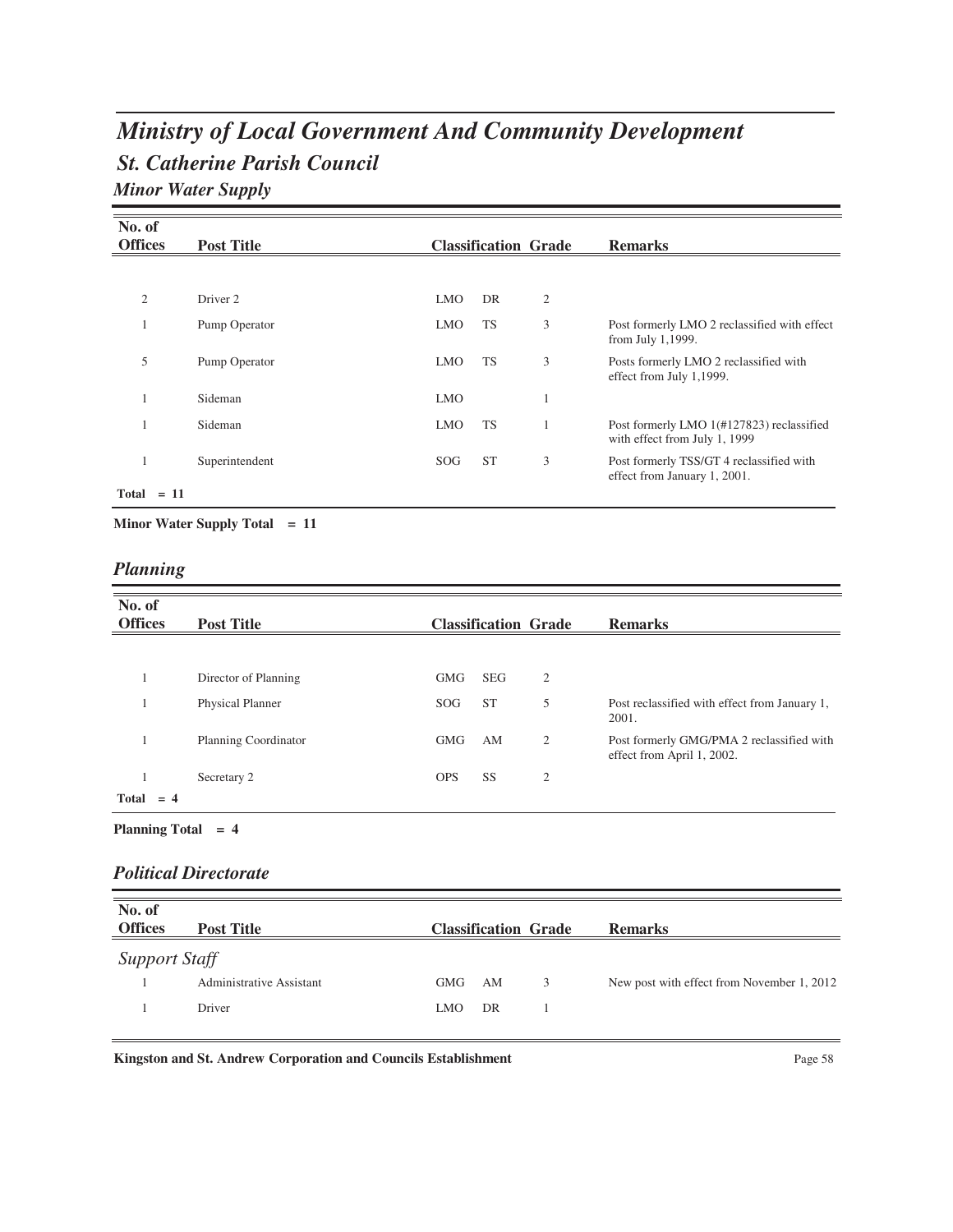# *Ministry of Local Government And Community Development*

## *St. Catherine Parish Council*

### *Minor Water Supply*

| No. of Offices | Post Title | Classification | | Grade | Remarks |
|---|---|---|---|---|---|
| 2 | Driver 2 | LMO | DR | 2 | |
| 1 | Pump Operator | LMO | TS | 3 | Post formerly LMO 2 reclassified with effect from July 1,1999. |
| 5 | Pump Operator | LMO | TS | 3 | Posts formerly LMO 2 reclassified with effect from July 1,1999. |
| 1 | Sideman | LMO | | 1 | |
| 1 | Sideman | LMO | TS | 1 | Post formerly LMO 1(#127823) reclassified with effect from July 1, 1999 |
| 1 | Superintendent | SOG | ST | 3 | Post formerly TSS/GT 4 reclassified with effect from January 1, 2001. |
| **Total = 11** | | | | | |

**Minor Water Supply Total = 11**

### *Planning*

| No. of Offices | Post Title | Classification | | Grade | Remarks |
|---|---|---|---|---|---|
| 1 | Director of Planning | GMG | SEG | 2 | |
| 1 | Physical Planner | SOG | ST | 5 | Post reclassified with effect from January 1, 2001. |
| 1 | Planning Coordinator | GMG | AM | 2 | Post formerly GMG/PMA 2 reclassified with effect from April 1, 2002. |
| 1 | Secretary 2 | OPS | SS | 2 | |
| **Total = 4** | | | | | |

**Planning Total = 4**

### *Political Directorate*

| No. of Offices | Post Title | Classification | | Grade | Remarks |
|---|---|---|---|---|---|
| *Support Staff* | | | | | |
| 1 | Administrative Assistant | GMG | AM | 3 | New post with effect from November 1, 2012 |
| 1 | Driver | LMO | DR | 1 | |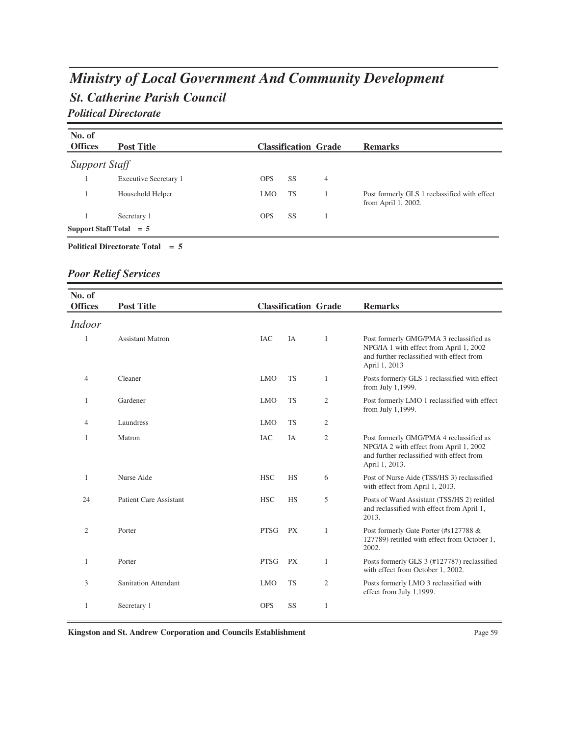# Ministry of Local Government And Community Development

## St. Catherine Parish Council

### Political Directorate

| No. of Offices | Post Title | Classification | | Grade | Remarks |
|---|---|---|---|---|---|
| ***Support Staff*** | | | | | |
| 1 | Executive Secretary 1 | OPS | SS | 4 | |
| 1 | Household Helper | LMO | TS | 1 | Post formerly GLS 1 reclassified with effect from April 1, 2002. |
| 1 | Secretary 1 | OPS | SS | 1 | |
| **Support Staff Total = 5** | | | | | |

**Political Directorate Total = 5**

### Poor Relief Services

| No. of Offices | Post Title | Classification | | Grade | Remarks |
|---|---|---|---|---|---|
| ***Indoor*** | | | | | |
| 1 | Assistant Matron | IAC | IA | 1 | Post formerly GMG/PMA 3 reclassified as NPG/IA 1 with effect from April 1, 2002 and further reclassified with effect from April 1, 2013 |
| 4 | Cleaner | LMO | TS | 1 | Posts formerly GLS 1 reclassified with effect from July 1,1999. |
| 1 | Gardener | LMO | TS | 2 | Post formerly LMO 1 reclassified with effect from July 1,1999. |
| 4 | Laundress | LMO | TS | 2 | |
| 1 | Matron | IAC | IA | 2 | Post formerly GMG/PMA 4 reclassified as NPG/IA 2 with effect from April 1, 2002 and further reclassified with effect from April 1, 2013. |
| 1 | Nurse Aide | HSC | HS | 6 | Post of Nurse Aide (TSS/HS 3) reclassified with effect from April 1, 2013. |
| 24 | Patient Care Assistant | HSC | HS | 5 | Posts of Ward Assistant (TSS/HS 2) retitled and reclassified with effect from April 1, 2013. |
| 2 | Porter | PTSG | PX | 1 | Post formerly Gate Porter (#s127788 & 127789) retitled with effect from October 1, 2002. |
| 1 | Porter | PTSG | PX | 1 | Posts formerly GLS 3 (#127787) reclassified with effect from October 1, 2002. |
| 3 | Sanitation Attendant | LMO | TS | 2 | Posts formerly LMO 3 reclassified with effect from July 1,1999. |
| 1 | Secretary 1 | OPS | SS | 1 | |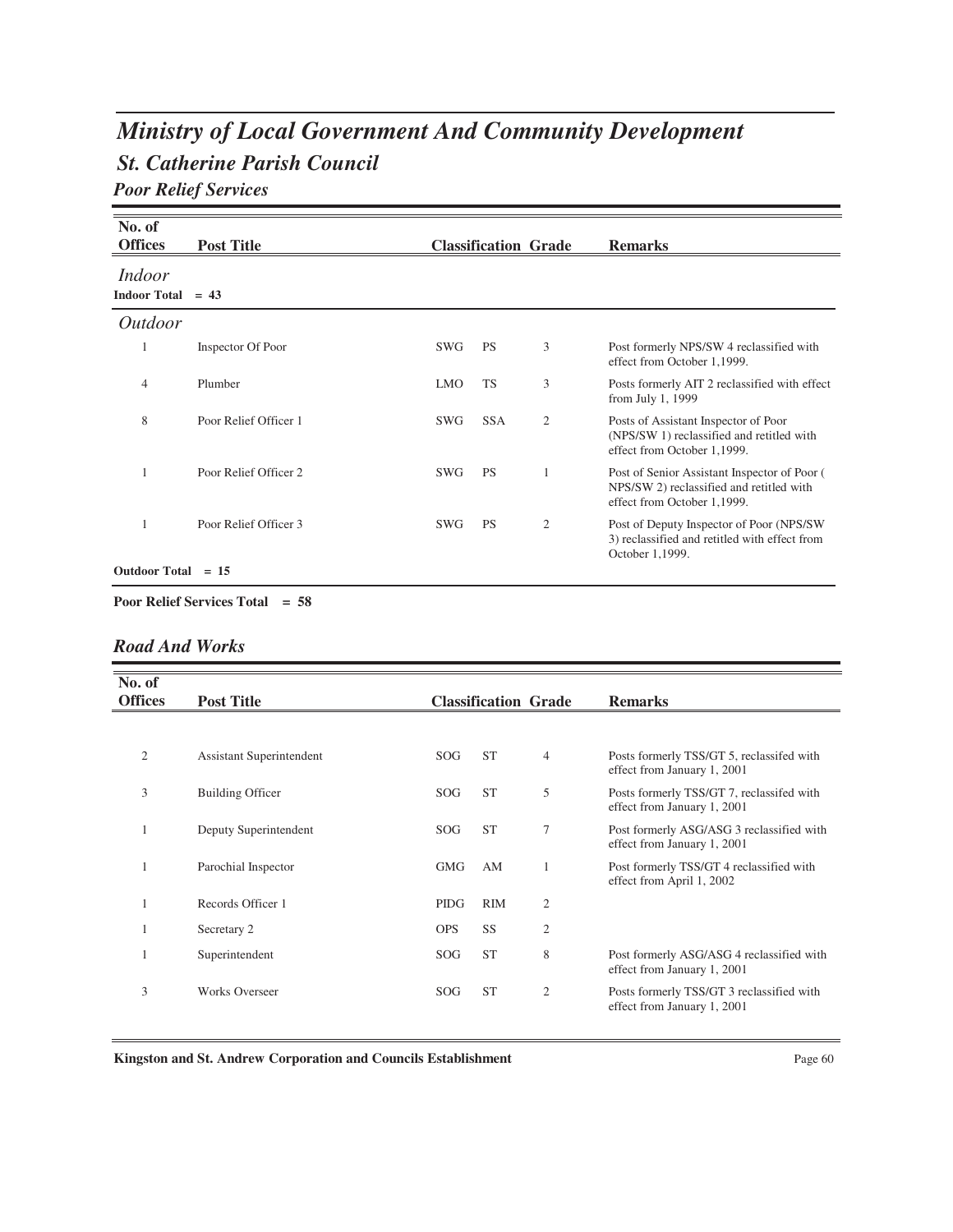# Ministry of Local Government And Community Development

## St. Catherine Parish Council

### Poor Relief Services

| No. of Offices | Post Title | Classification | | Grade | Remarks |
|---|---|---|---|---|---|
| *Indoor* | | | | | |
| **Indoor Total = 43** | | | | | |
| *Outdoor* | | | | | |
| 1 | Inspector Of Poor | SWG | PS | 3 | Post formerly NPS/SW 4 reclassified with effect from October 1,1999. |
| 4 | Plumber | LMO | TS | 3 | Posts formerly AIT 2 reclassified with effect from July 1, 1999 |
| 8 | Poor Relief Officer 1 | SWG | SSA | 2 | Posts of Assistant Inspector of Poor (NPS/SW 1) reclassified and retitled with effect from October 1,1999. |
| 1 | Poor Relief Officer 2 | SWG | PS | 1 | Post of Senior Assistant Inspector of Poor ( NPS/SW 2) reclassified and retitled with effect from October 1,1999. |
| 1 | Poor Relief Officer 3 | SWG | PS | 2 | Post of Deputy Inspector of Poor (NPS/SW 3) reclassified and retitled with effect from October 1,1999. |
| **Outdoor Total = 15** | | | | | |

**Poor Relief Services Total = 58**

### Road And Works

| No. of Offices | Post Title | Classification | | Grade | Remarks |
|---|---|---|---|---|---|
| 2 | Assistant Superintendent | SOG | ST | 4 | Posts formerly TSS/GT 5, reclassifed with effect from January 1, 2001 |
| 3 | Building Officer | SOG | ST | 5 | Posts formerly TSS/GT 7, reclassifed with effect from January 1, 2001 |
| 1 | Deputy Superintendent | SOG | ST | 7 | Post formerly ASG/ASG 3 reclassified with effect from January 1, 2001 |
| 1 | Parochial Inspector | GMG | AM | 1 | Post formerly TSS/GT 4 reclassified with effect from April 1, 2002 |
| 1 | Records Officer 1 | PIDG | RIM | 2 | |
| 1 | Secretary 2 | OPS | SS | 2 | |
| 1 | Superintendent | SOG | ST | 8 | Post formerly ASG/ASG 4 reclassified with effect from January 1, 2001 |
| 3 | Works Overseer | SOG | ST | 2 | Posts formerly TSS/GT 3 reclassified with effect from January 1, 2001 |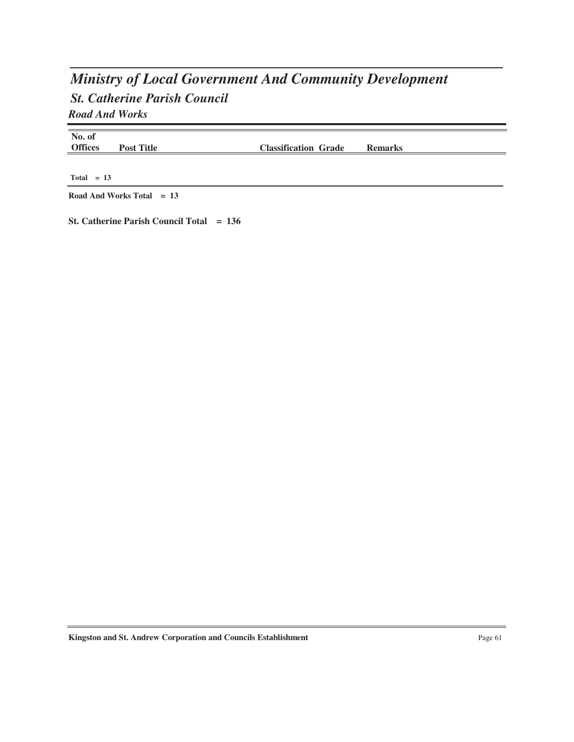# *Ministry of Local Government And Community Development*

## *St. Catherine Parish Council*

### *Road And Works*

| No. of Offices | Post Title | Classification | Grade | Remarks |
|---|---|---|---|---|

**Total = 13**

**Road And Works Total = 13**

**St. Catherine Parish Council Total = 136**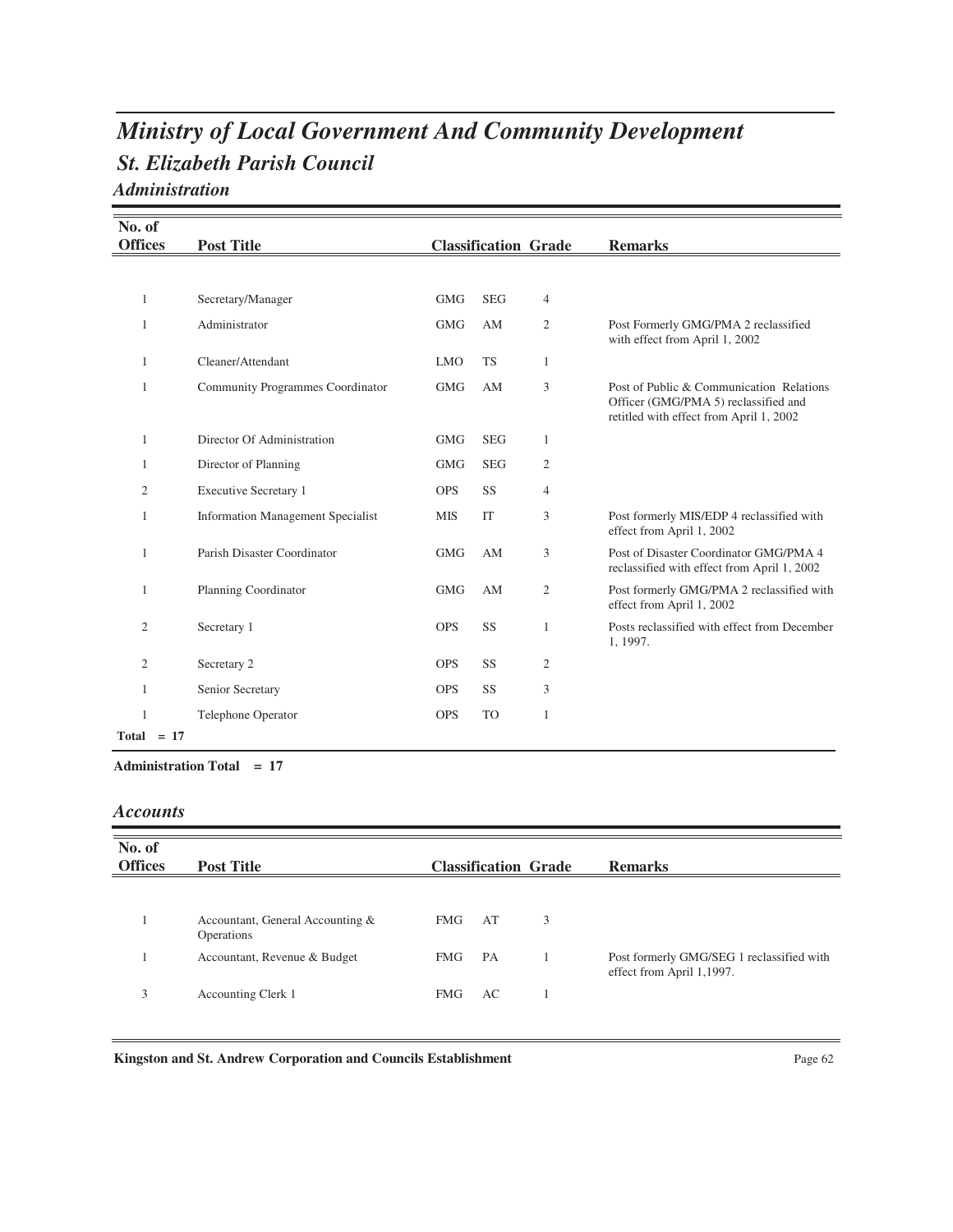# Ministry of Local Government And Community Development

## St. Elizabeth Parish Council

### Administration

| No. of Offices | Post Title | Classification | | Grade | Remarks |
|---|---|---|---|---|---|
| 1 | Secretary/Manager | GMG | SEG | 4 | |
| 1 | Administrator | GMG | AM | 2 | Post Formerly GMG/PMA 2 reclassified with effect from April 1, 2002 |
| 1 | Cleaner/Attendant | LMO | TS | 1 | |
| 1 | Community Programmes Coordinator | GMG | AM | 3 | Post of Public & Communication Relations Officer (GMG/PMA 5) reclassified and retitled with effect from April 1, 2002 |
| 1 | Director Of Administration | GMG | SEG | 1 | |
| 1 | Director of Planning | GMG | SEG | 2 | |
| 2 | Executive Secretary 1 | OPS | SS | 4 | |
| 1 | Information Management Specialist | MIS | IT | 3 | Post formerly MIS/EDP 4 reclassified with effect from April 1, 2002 |
| 1 | Parish Disaster Coordinator | GMG | AM | 3 | Post of Disaster Coordinator GMG/PMA 4 reclassified with effect from April 1, 2002 |
| 1 | Planning Coordinator | GMG | AM | 2 | Post formerly GMG/PMA 2 reclassified with effect from April 1, 2002 |
| 2 | Secretary 1 | OPS | SS | 1 | Posts reclassified with effect from December 1, 1997. |
| 2 | Secretary 2 | OPS | SS | 2 | |
| 1 | Senior Secretary | OPS | SS | 3 | |
| 1 | Telephone Operator | OPS | TO | 1 | |
| **Total = 17** | | | | | |

**Administration Total = 17**

### Accounts

| No. of Offices | Post Title | Classification | | Grade | Remarks |
|---|---|---|---|---|---|
| 1 | Accountant, General Accounting & Operations | FMG | AT | 3 | |
| 1 | Accountant, Revenue & Budget | FMG | PA | 1 | Post formerly GMG/SEG 1 reclassified with effect from April 1,1997. |
| 3 | Accounting Clerk 1 | FMG | AC | 1 | |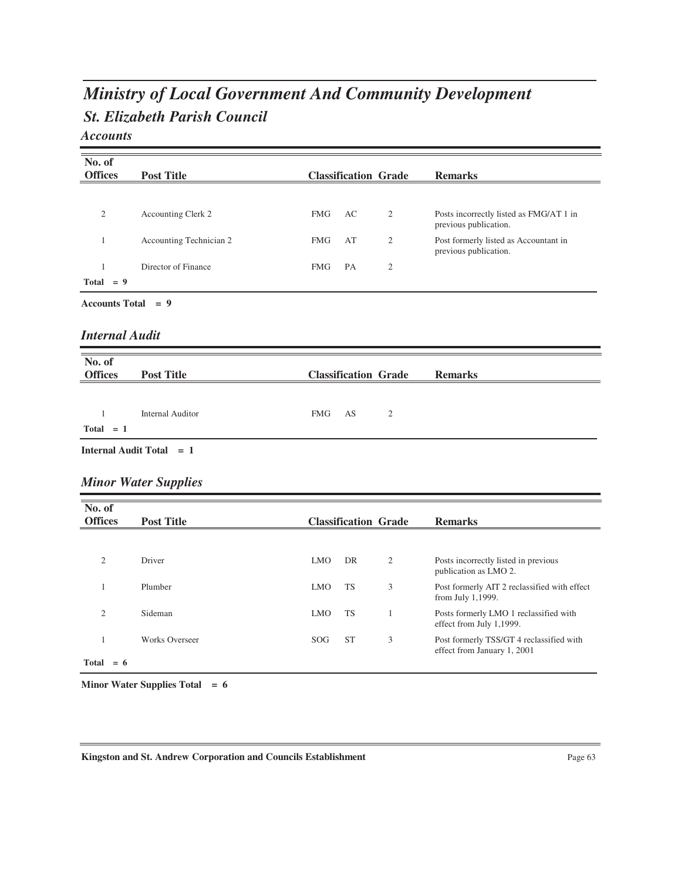# *Ministry of Local Government And Community Development*

## *St. Elizabeth Parish Council*

### *Accounts*

| No. of Offices | Post Title | Classification | | Grade | Remarks |
|---|---|---|---|---|---|
| 2 | Accounting Clerk 2 | FMG | AC | 2 | Posts incorrectly listed as FMG/AT 1 in previous publication. |
| 1 | Accounting Technician 2 | FMG | AT | 2 | Post formerly listed as Accountant in previous publication. |
| 1 | Director of Finance | FMG | PA | 2 | |
| **Total = 9** | | | | | |

**Accounts Total = 9**

### *Internal Audit*

| No. of Offices | Post Title | Classification | | Grade | Remarks |
|---|---|---|---|---|---|
| 1 | Internal Auditor | FMG | AS | 2 | |
| **Total = 1** | | | | | |

**Internal Audit Total = 1**

### *Minor Water Supplies*

| No. of Offices | Post Title | Classification | | Grade | Remarks |
|---|---|---|---|---|---|
| 2 | Driver | LMO | DR | 2 | Posts incorrectly listed in previous publication as LMO 2. |
| 1 | Plumber | LMO | TS | 3 | Post formerly AIT 2 reclassified with effect from July 1,1999. |
| 2 | Sideman | LMO | TS | 1 | Posts formerly LMO 1 reclassified with effect from July 1,1999. |
| 1 | Works Overseer | SOG | ST | 3 | Post formerly TSS/GT 4 reclassified with effect from January 1, 2001 |
| **Total = 6** | | | | | |

**Minor Water Supplies Total = 6**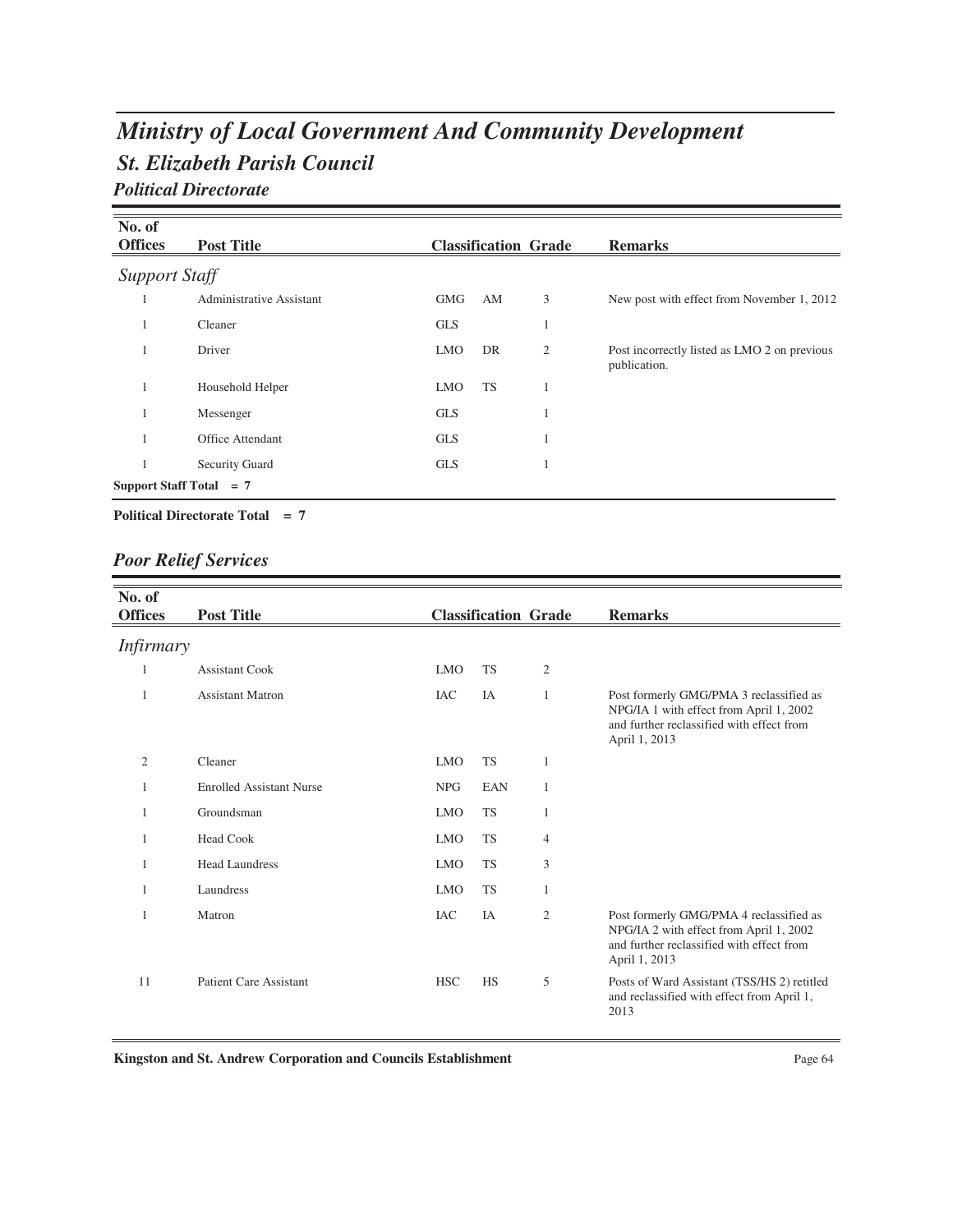# Ministry of Local Government And Community Development

## St. Elizabeth Parish Council

### Political Directorate

| No. of Offices | Post Title | Classification | | Grade | Remarks |
|---|---|---|---|---|---|
| *Support Staff* | | | | | |
| 1 | Administrative Assistant | GMG | AM | 3 | New post with effect from November 1, 2012 |
| 1 | Cleaner | GLS | | 1 | |
| 1 | Driver | LMO | DR | 2 | Post incorrectly listed as LMO 2 on previous publication. |
| 1 | Household Helper | LMO | TS | 1 | |
| 1 | Messenger | GLS | | 1 | |
| 1 | Office Attendant | GLS | | 1 | |
| 1 | Security Guard | GLS | | 1 | |
| **Support Staff Total = 7** | | | | | |

**Political Directorate Total = 7**

### Poor Relief Services

| No. of Offices | Post Title | Classification | | Grade | Remarks |
|---|---|---|---|---|---|
| *Infirmary* | | | | | |
| 1 | Assistant Cook | LMO | TS | 2 | |
| 1 | Assistant Matron | IAC | IA | 1 | Post formerly GMG/PMA 3 reclassified as NPG/IA 1 with effect from April 1, 2002 and further reclassified with effect from April 1, 2013 |
| 2 | Cleaner | LMO | TS | 1 | |
| 1 | Enrolled Assistant Nurse | NPG | EAN | 1 | |
| 1 | Groundsman | LMO | TS | 1 | |
| 1 | Head Cook | LMO | TS | 4 | |
| 1 | Head Laundress | LMO | TS | 3 | |
| 1 | Laundress | LMO | TS | 1 | |
| 1 | Matron | IAC | IA | 2 | Post formerly GMG/PMA 4 reclassified as NPG/IA 2 with effect from April 1, 2002 and further reclassified with effect from April 1, 2013 |
| 11 | Patient Care Assistant | HSC | HS | 5 | Posts of Ward Assistant (TSS/HS 2) retitled and reclassified with effect from April 1, 2013 |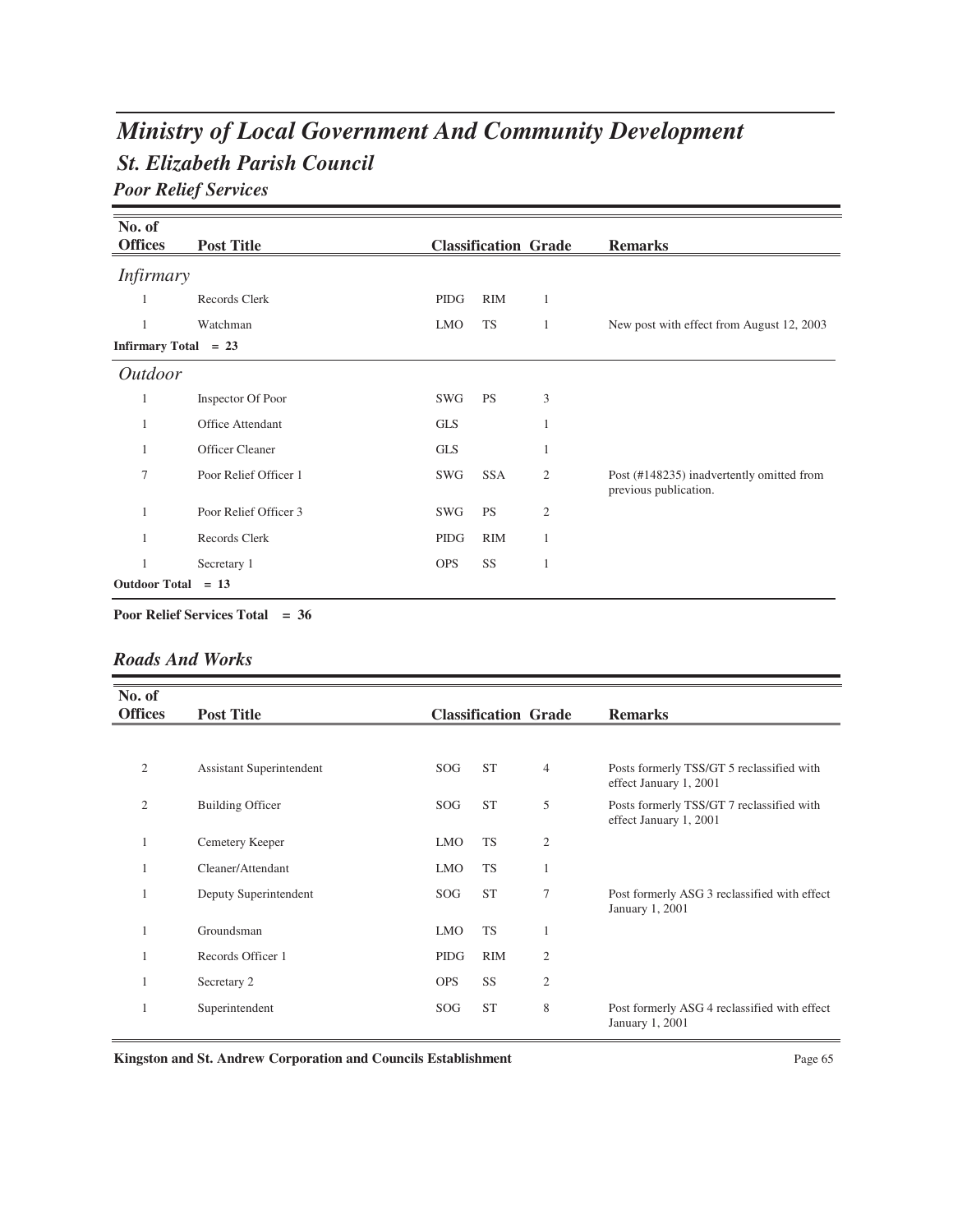# Ministry of Local Government And Community Development

## St. Elizabeth Parish Council

### Poor Relief Services

| No. of Offices | Post Title | Classification | | Grade | Remarks |
|---|---|---|---|---|---|
| *Infirmary* | | | | | |
| 1 | Records Clerk | PIDG | RIM | 1 | |
| 1 | Watchman | LMO | TS | 1 | New post with effect from August 12, 2003 |
| **Infirmary Total = 23** | | | | | |
| *Outdoor* | | | | | |
| 1 | Inspector Of Poor | SWG | PS | 3 | |
| 1 | Office Attendant | GLS | | 1 | |
| 1 | Officer Cleaner | GLS | | 1 | |
| 7 | Poor Relief Officer 1 | SWG | SSA | 2 | Post (#148235) inadvertently omitted from previous publication. |
| 1 | Poor Relief Officer 3 | SWG | PS | 2 | |
| 1 | Records Clerk | PIDG | RIM | 1 | |
| 1 | Secretary 1 | OPS | SS | 1 | |
| **Outdoor Total = 13** | | | | | |

**Poor Relief Services Total = 36**

### Roads And Works

| No. of Offices | Post Title | Classification | | Grade | Remarks |
|---|---|---|---|---|---|
| 2 | Assistant Superintendent | SOG | ST | 4 | Posts formerly TSS/GT 5 reclassified with effect January 1, 2001 |
| 2 | Building Officer | SOG | ST | 5 | Posts formerly TSS/GT 7 reclassified with effect January 1, 2001 |
| 1 | Cemetery Keeper | LMO | TS | 2 | |
| 1 | Cleaner/Attendant | LMO | TS | 1 | |
| 1 | Deputy Superintendent | SOG | ST | 7 | Post formerly ASG 3 reclassified with effect January 1, 2001 |
| 1 | Groundsman | LMO | TS | 1 | |
| 1 | Records Officer 1 | PIDG | RIM | 2 | |
| 1 | Secretary 2 | OPS | SS | 2 | |
| 1 | Superintendent | SOG | ST | 8 | Post formerly ASG 4 reclassified with effect January 1, 2001 |

**Kingston and St. Andrew Corporation and Councils Establishment**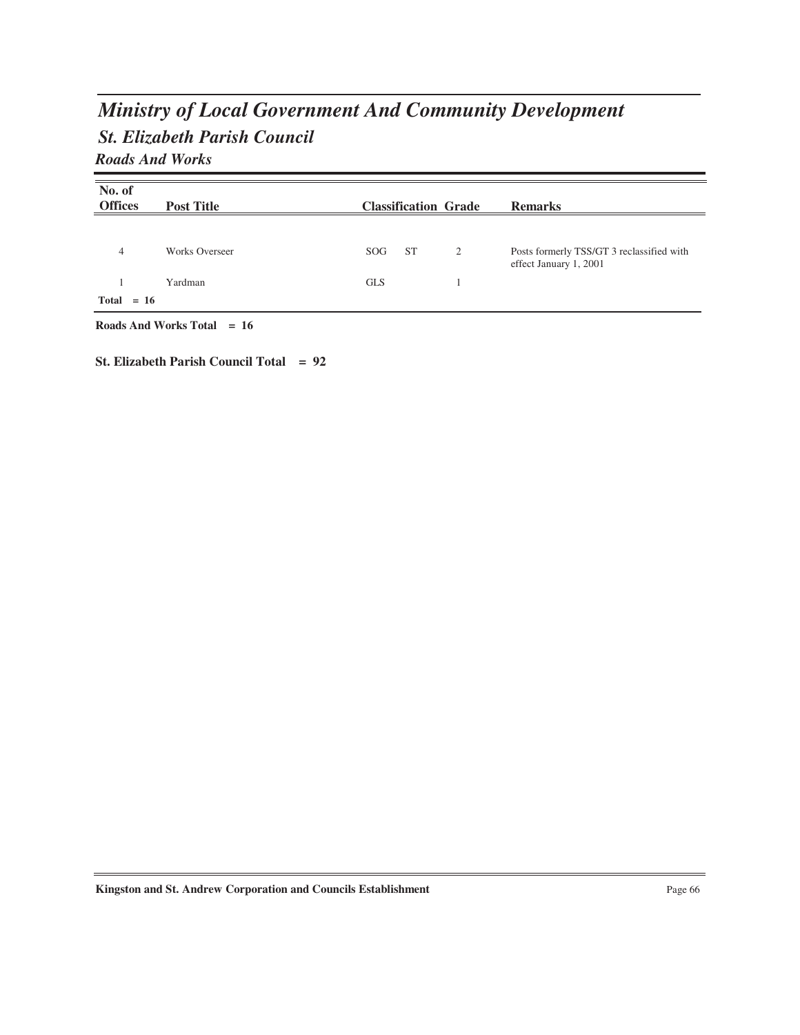# Ministry of Local Government And Community Development

## St. Elizabeth Parish Council

### Roads And Works

| No. of Offices | Post Title | Classification | | Grade | Remarks |
|---|---|---|---|---|---|
| 4 | Works Overseer | SOG | ST | 2 | Posts formerly TSS/GT 3 reclassified with effect January 1, 2001 |
| 1 | Yardman | GLS | | 1 | |
| **Total = 16** | | | | | |

**Roads And Works Total = 16**

**St. Elizabeth Parish Council Total = 92**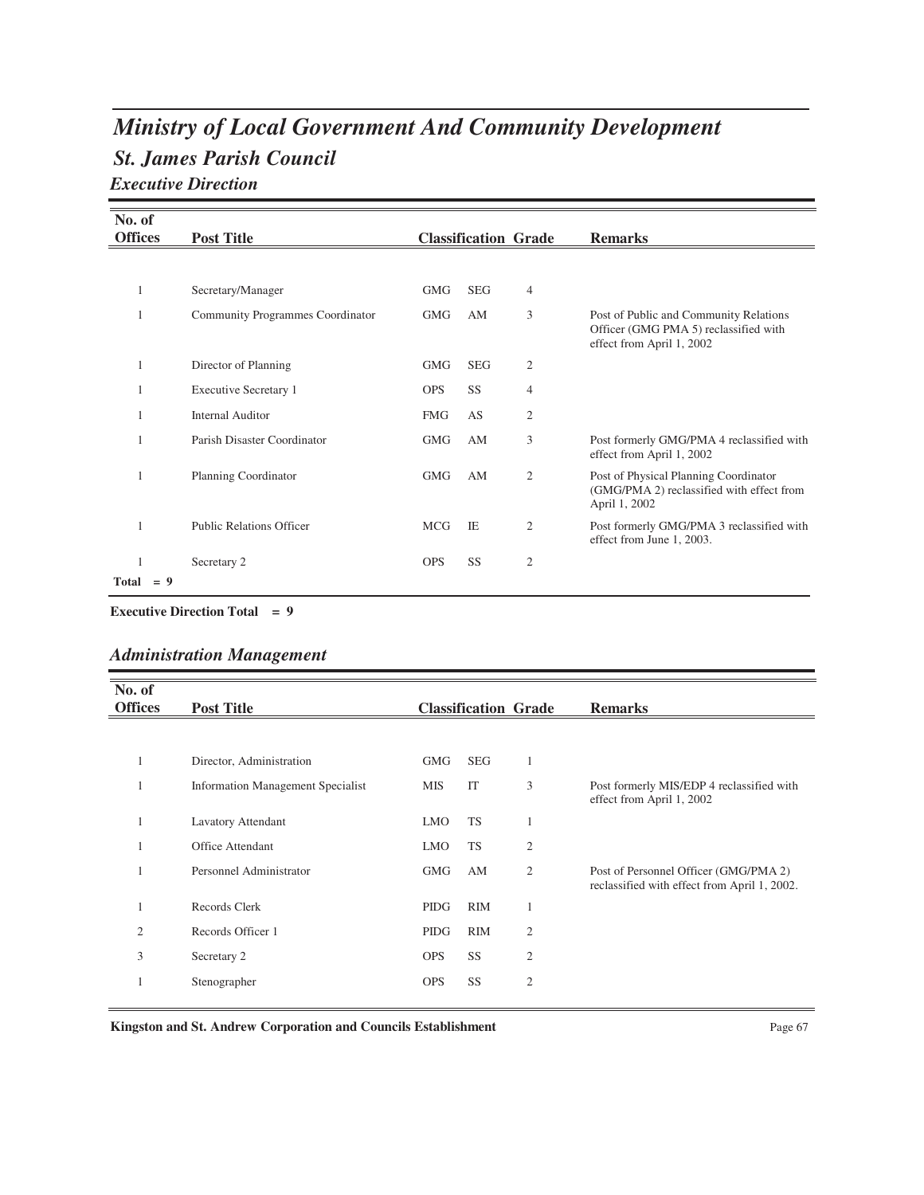# Ministry of Local Government And Community Development

## St. James Parish Council

### Executive Direction

| No. of Offices | Post Title | Classification | | Grade | Remarks |
|---|---|---|---|---|---|
| 1 | Secretary/Manager | GMG | SEG | 4 | |
| 1 | Community Programmes Coordinator | GMG | AM | 3 | Post of Public and Community Relations Officer (GMG PMA 5) reclassified with effect from April 1, 2002 |
| 1 | Director of Planning | GMG | SEG | 2 | |
| 1 | Executive Secretary 1 | OPS | SS | 4 | |
| 1 | Internal Auditor | FMG | AS | 2 | |
| 1 | Parish Disaster Coordinator | GMG | AM | 3 | Post formerly GMG/PMA 4 reclassified with effect from April 1, 2002 |
| 1 | Planning Coordinator | GMG | AM | 2 | Post of Physical Planning Coordinator (GMG/PMA 2) reclassified with effect from April 1, 2002 |
| 1 | Public Relations Officer | MCG | IE | 2 | Post formerly GMG/PMA 3 reclassified with effect from June 1, 2003. |
| 1 | Secretary 2 | OPS | SS | 2 | |
| Total = 9 | | | | | |

**Executive Direction Total = 9**

### Administration Management

| No. of Offices | Post Title | Classification | | Grade | Remarks |
|---|---|---|---|---|---|
| 1 | Director, Administration | GMG | SEG | 1 | |
| 1 | Information Management Specialist | MIS | IT | 3 | Post formerly MIS/EDP 4 reclassified with effect from April 1, 2002 |
| 1 | Lavatory Attendant | LMO | TS | 1 | |
| 1 | Office Attendant | LMO | TS | 2 | |
| 1 | Personnel Administrator | GMG | AM | 2 | Post of Personnel Officer (GMG/PMA 2) reclassified with effect from April 1, 2002. |
| 1 | Records Clerk | PIDG | RIM | 1 | |
| 2 | Records Officer 1 | PIDG | RIM | 2 | |
| 3 | Secretary 2 | OPS | SS | 2 | |
| 1 | Stenographer | OPS | SS | 2 | |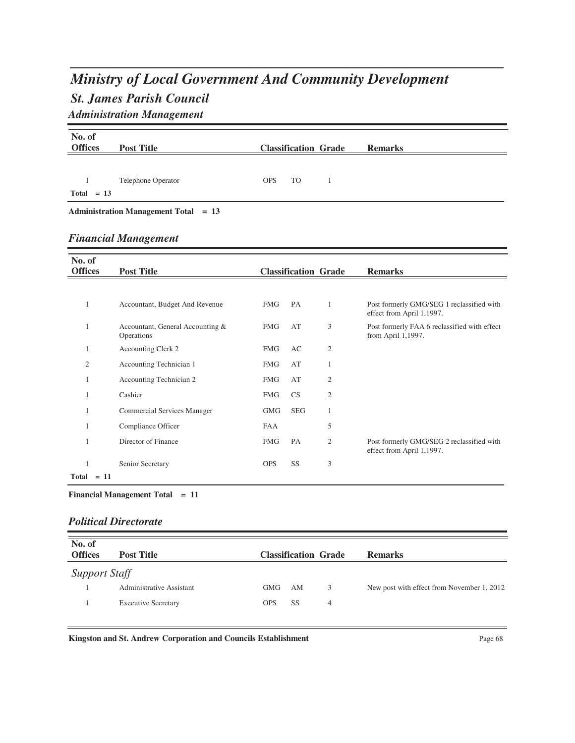# *Ministry of Local Government And Community Development*

## *St. James Parish Council*

### *Administration Management*

| No. of Offices | Post Title | Classification | | Grade | Remarks |
|---|---|---|---|---|---|
| 1 | Telephone Operator | OPS | TO | 1 | |
| **Total = 13** | | | | | |

**Administration Management Total = 13**

### *Financial Management*

| No. of Offices | Post Title | Classification | | Grade | Remarks |
|---|---|---|---|---|---|
| 1 | Accountant, Budget And Revenue | FMG | PA | 1 | Post formerly GMG/SEG 1 reclassified with effect from April 1,1997. |
| 1 | Accountant, General Accounting & Operations | FMG | AT | 3 | Post formerly FAA 6 reclassified with effect from April 1,1997. |
| 1 | Accounting Clerk 2 | FMG | AC | 2 | |
| 2 | Accounting Technician 1 | FMG | AT | 1 | |
| 1 | Accounting Technician 2 | FMG | AT | 2 | |
| 1 | Cashier | FMG | CS | 2 | |
| 1 | Commercial Services Manager | GMG | SEG | 1 | |
| 1 | Compliance Officer | FAA | | 5 | |
| 1 | Director of Finance | FMG | PA | 2 | Post formerly GMG/SEG 2 reclassified with effect from April 1,1997. |
| 1 | Senior Secretary | OPS | SS | 3 | |
| **Total = 11** | | | | | |

**Financial Management Total = 11**

### *Political Directorate*

| No. of Offices | Post Title | Classification | | Grade | Remarks |
|---|---|---|---|---|---|
| *Support Staff* | | | | | |
| 1 | Administrative Assistant | GMG | AM | 3 | New post with effect from November 1, 2012 |
| 1 | Executive Secretary | OPS | SS | 4 | |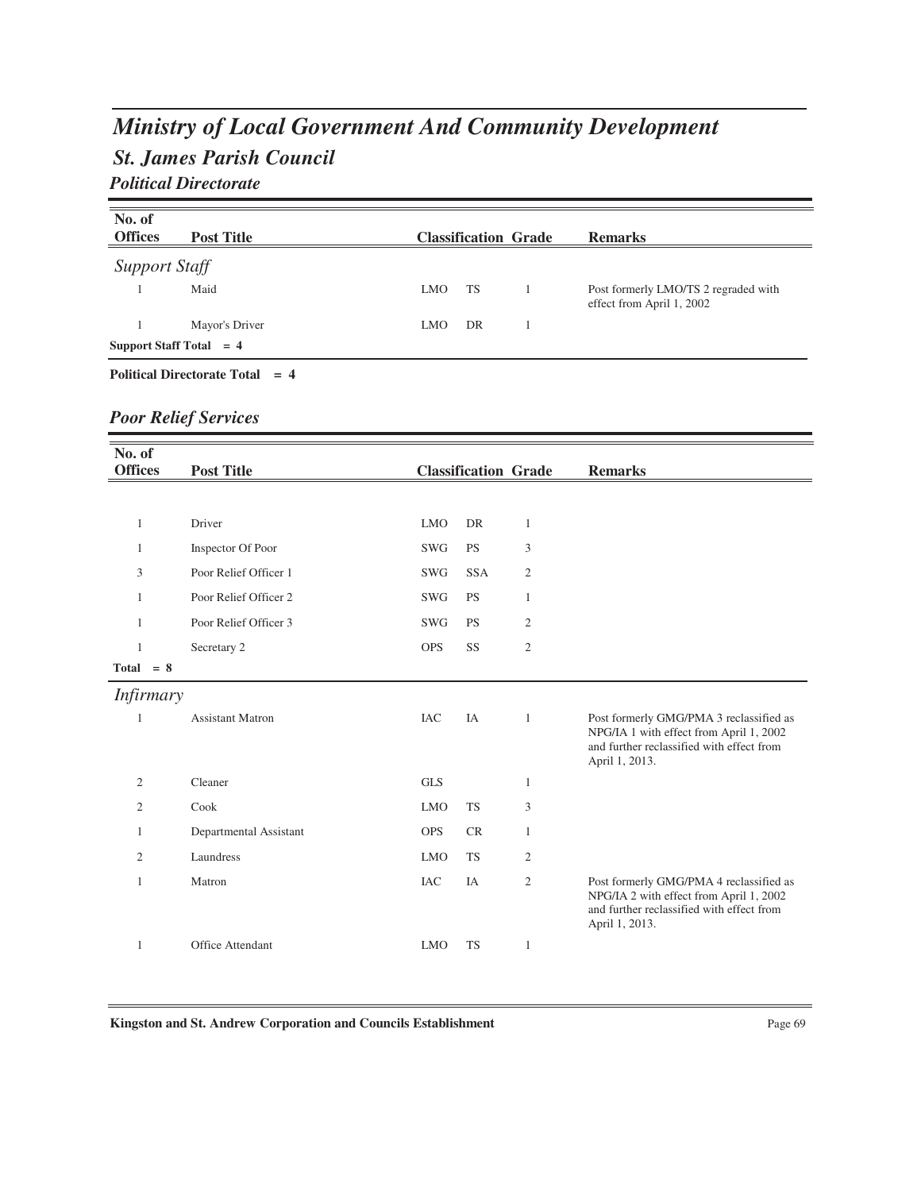# Ministry of Local Government And Community Development

## St. James Parish Council

### Political Directorate

| No. of Offices | Post Title | Classification | | Grade | Remarks |
|---|---|---|---|---|---|
| *Support Staff* | | | | | |
| 1 | Maid | LMO | TS | 1 | Post formerly LMO/TS 2 regraded with effect from April 1, 2002 |
| 1 | Mayor's Driver | LMO | DR | 1 | |
| **Support Staff Total = 4** | | | | | |

**Political Directorate Total = 4**

### Poor Relief Services

| No. of Offices | Post Title | Classification | | Grade | Remarks |
|---|---|---|---|---|---|
| 1 | Driver | LMO | DR | 1 | |
| 1 | Inspector Of Poor | SWG | PS | 3 | |
| 3 | Poor Relief Officer 1 | SWG | SSA | 2 | |
| 1 | Poor Relief Officer 2 | SWG | PS | 1 | |
| 1 | Poor Relief Officer 3 | SWG | PS | 2 | |
| 1 | Secretary 2 | OPS | SS | 2 | |
| **Total = 8** | | | | | |
| *Infirmary* | | | | | |
| 1 | Assistant Matron | IAC | IA | 1 | Post formerly GMG/PMA 3 reclassified as NPG/IA 1 with effect from April 1, 2002 and further reclassified with effect from April 1, 2013. |
| 2 | Cleaner | GLS | | 1 | |
| 2 | Cook | LMO | TS | 3 | |
| 1 | Departmental Assistant | OPS | CR | 1 | |
| 2 | Laundress | LMO | TS | 2 | |
| 1 | Matron | IAC | IA | 2 | Post formerly GMG/PMA 4 reclassified as NPG/IA 2 with effect from April 1, 2002 and further reclassified with effect from April 1, 2013. |
| 1 | Office Attendant | LMO | TS | 1 | |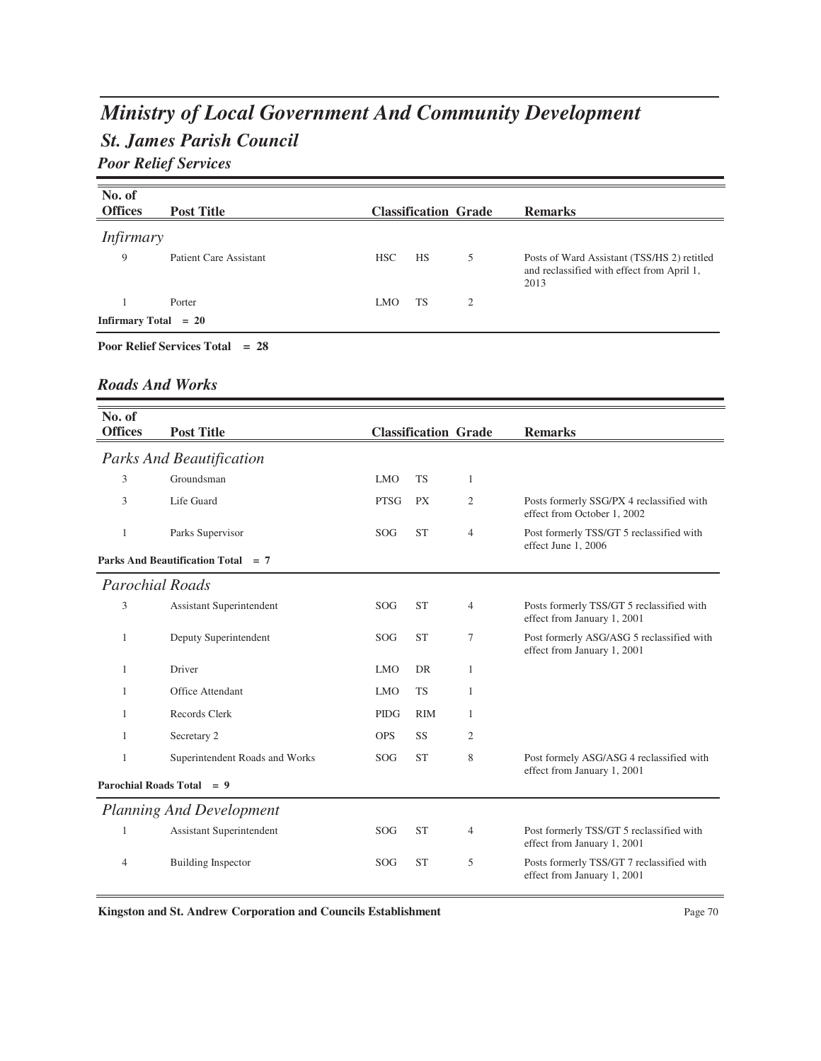# Ministry of Local Government And Community Development

## St. James Parish Council

### Poor Relief Services

| No. of Offices | Post Title | Classification | | Grade | Remarks |
|---|---|---|---|---|---|
| *Infirmary* | | | | | |
| 9 | Patient Care Assistant | HSC | HS | 5 | Posts of Ward Assistant (TSS/HS 2) retitled and reclassified with effect from April 1, 2013 |
| 1 | Porter | LMO | TS | 2 | |
| **Infirmary Total = 20** | | | | | |

**Poor Relief Services Total = 28**

### Roads And Works

| No. of Offices | Post Title | Classification | | Grade | Remarks |
|---|---|---|---|---|---|
| *Parks And Beautification* | | | | | |
| 3 | Groundsman | LMO | TS | 1 | |
| 3 | Life Guard | PTSG | PX | 2 | Posts formerly SSG/PX 4 reclassified with effect from October 1, 2002 |
| 1 | Parks Supervisor | SOG | ST | 4 | Post formerly TSS/GT 5 reclassified with effect June 1, 2006 |
| **Parks And Beautification Total = 7** | | | | | |
| *Parochial Roads* | | | | | |
| 3 | Assistant Superintendent | SOG | ST | 4 | Posts formerly TSS/GT 5 reclassified with effect from January 1, 2001 |
| 1 | Deputy Superintendent | SOG | ST | 7 | Post formerly ASG/ASG 5 reclassified with effect from January 1, 2001 |
| 1 | Driver | LMO | DR | 1 | |
| 1 | Office Attendant | LMO | TS | 1 | |
| 1 | Records Clerk | PIDG | RIM | 1 | |
| 1 | Secretary 2 | OPS | SS | 2 | |
| 1 | Superintendent Roads and Works | SOG | ST | 8 | Post formely ASG/ASG 4 reclassified with effect from January 1, 2001 |
| **Parochial Roads Total = 9** | | | | | |
| *Planning And Development* | | | | | |
| 1 | Assistant Superintendent | SOG | ST | 4 | Post formerly TSS/GT 5 reclassified with effect from January 1, 2001 |
| 4 | Building Inspector | SOG | ST | 5 | Posts formerly TSS/GT 7 reclassified with effect from January 1, 2001 |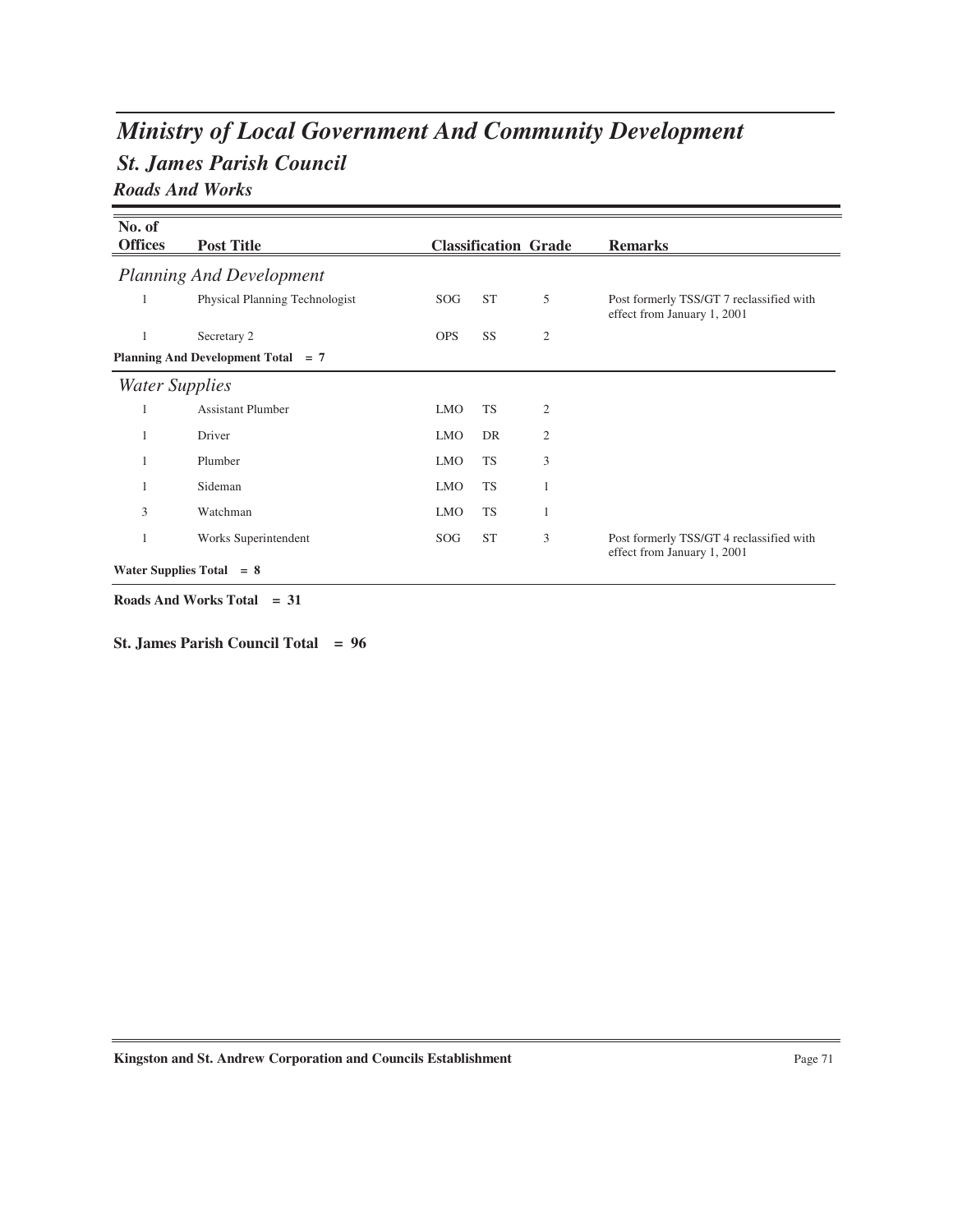# *Ministry of Local Government And Community Development*

## *St. James Parish Council*

### *Roads And Works*

| No. of Offices | Post Title | Classification | | Grade | Remarks |
|---|---|---|---|---|---|
| ***Planning And Development*** | | | | | |
| 1 | Physical Planning Technologist | SOG | ST | 5 | Post formerly TSS/GT 7 reclassified with effect from January 1, 2001 |
| 1 | Secretary 2 | OPS | SS | 2 | |
| **Planning And Development Total = 7** | | | | | |
| ***Water Supplies*** | | | | | |
| 1 | Assistant Plumber | LMO | TS | 2 | |
| 1 | Driver | LMO | DR | 2 | |
| 1 | Plumber | LMO | TS | 3 | |
| 1 | Sideman | LMO | TS | 1 | |
| 3 | Watchman | LMO | TS | 1 | |
| 1 | Works Superintendent | SOG | ST | 3 | Post formerly TSS/GT 4 reclassified with effect from January 1, 2001 |
| **Water Supplies Total = 8** | | | | | |

**Roads And Works Total = 31**

**St. James Parish Council Total = 96**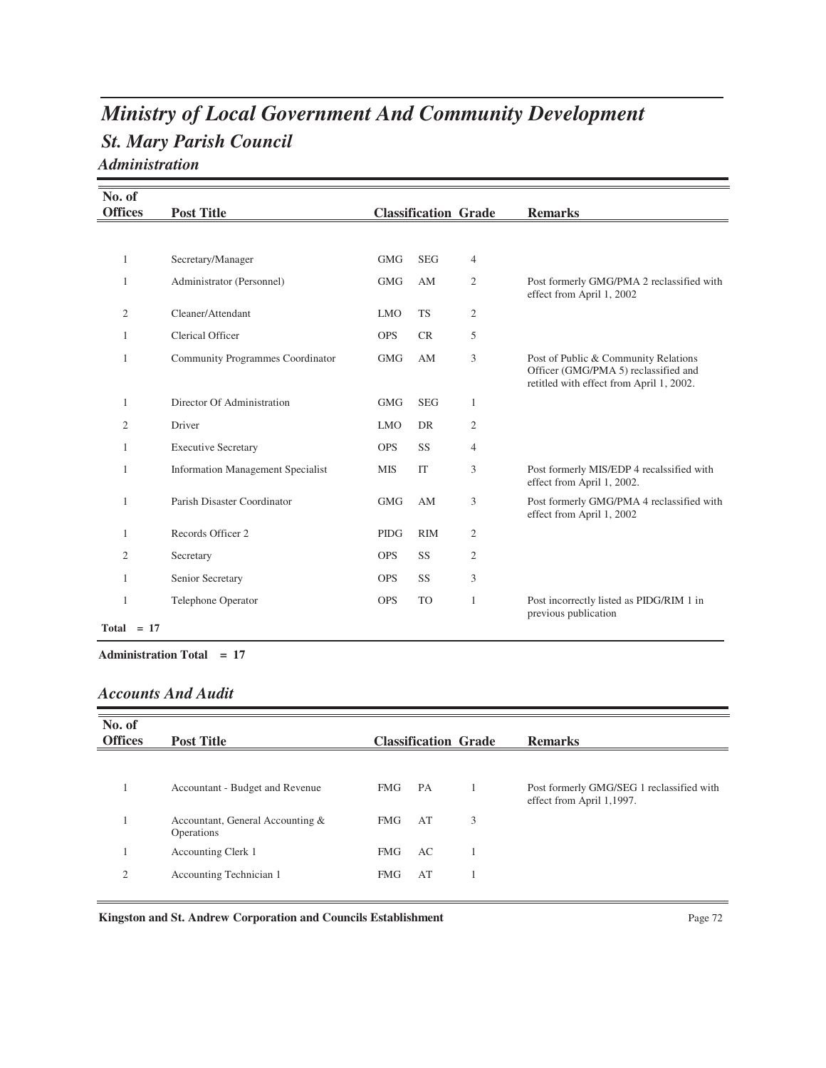# *Ministry of Local Government And Community Development*

## *St. Mary Parish Council*

### *Administration*

| No. of Offices | Post Title | Classification | | Grade | Remarks |
|---|---|---|---|---|---|
| 1 | Secretary/Manager | GMG | SEG | 4 | |
| 1 | Administrator (Personnel) | GMG | AM | 2 | Post formerly GMG/PMA 2 reclassified with effect from April 1, 2002 |
| 2 | Cleaner/Attendant | LMO | TS | 2 | |
| 1 | Clerical Officer | OPS | CR | 5 | |
| 1 | Community Programmes Coordinator | GMG | AM | 3 | Post of Public & Community Relations Officer (GMG/PMA 5) reclassified and retitled with effect from April 1, 2002. |
| 1 | Director Of Administration | GMG | SEG | 1 | |
| 2 | Driver | LMO | DR | 2 | |
| 1 | Executive Secretary | OPS | SS | 4 | |
| 1 | Information Management Specialist | MIS | IT | 3 | Post formerly MIS/EDP 4 recalssified with effect from April 1, 2002. |
| 1 | Parish Disaster Coordinator | GMG | AM | 3 | Post formerly GMG/PMA 4 reclassified with effect from April 1, 2002 |
| 1 | Records Officer 2 | PIDG | RIM | 2 | |
| 2 | Secretary | OPS | SS | 2 | |
| 1 | Senior Secretary | OPS | SS | 3 | |
| 1 | Telephone Operator | OPS | TO | 1 | Post incorrectly listed as PIDG/RIM 1 in previous publication |

**Total = 17**

**Administration Total = 17**

### *Accounts And Audit*

| No. of Offices | Post Title | Classification | | Grade | Remarks |
|---|---|---|---|---|---|
| 1 | Accountant - Budget and Revenue | FMG | PA | 1 | Post formerly GMG/SEG 1 reclassified with effect from April 1,1997. |
| 1 | Accountant, General Accounting & Operations | FMG | AT | 3 | |
| 1 | Accounting Clerk 1 | FMG | AC | 1 | |
| 2 | Accounting Technician 1 | FMG | AT | 1 | |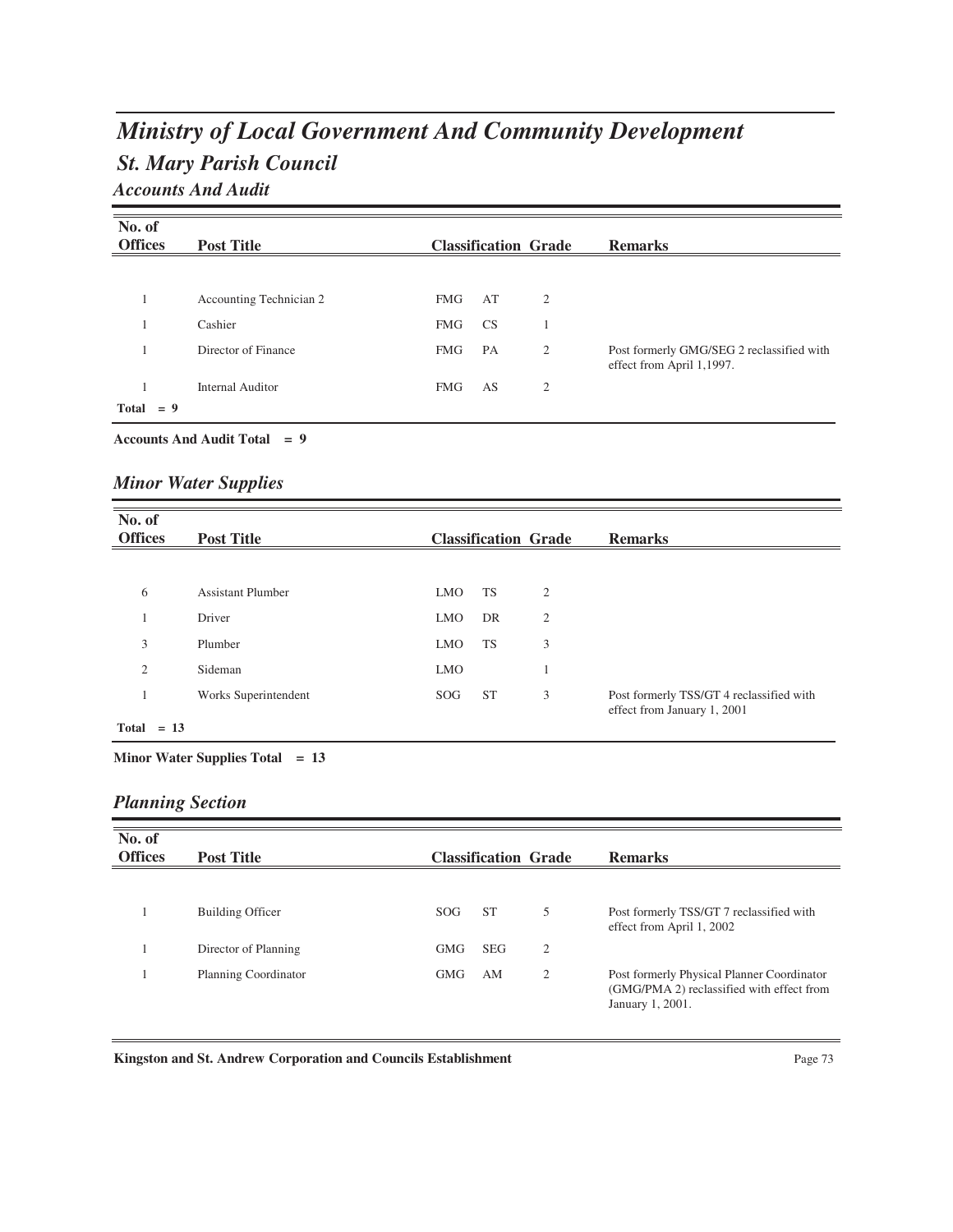# *Ministry of Local Government And Community Development*

## *St. Mary Parish Council*

### *Accounts And Audit*

| No. of Offices | Post Title | Classification | | Grade | Remarks |
|---|---|---|---|---|---|
| 1 | Accounting Technician 2 | FMG | AT | 2 | |
| 1 | Cashier | FMG | CS | 1 | |
| 1 | Director of Finance | FMG | PA | 2 | Post formerly GMG/SEG 2 reclassified with effect from April 1,1997. |
| 1 | Internal Auditor | FMG | AS | 2 | |
| **Total = 9** | | | | | |

**Accounts And Audit Total = 9**

### *Minor Water Supplies*

| No. of Offices | Post Title | Classification | | Grade | Remarks |
|---|---|---|---|---|---|
| 6 | Assistant Plumber | LMO | TS | 2 | |
| 1 | Driver | LMO | DR | 2 | |
| 3 | Plumber | LMO | TS | 3 | |
| 2 | Sideman | LMO | | 1 | |
| 1 | Works Superintendent | SOG | ST | 3 | Post formerly TSS/GT 4 reclassified with effect from January 1, 2001 |
| **Total = 13** | | | | | |

**Minor Water Supplies Total = 13**

### *Planning Section*

| No. of Offices | Post Title | Classification | | Grade | Remarks |
|---|---|---|---|---|---|
| 1 | Building Officer | SOG | ST | 5 | Post formerly TSS/GT 7 reclassified with effect from April 1, 2002 |
| 1 | Director of Planning | GMG | SEG | 2 | |
| 1 | Planning Coordinator | GMG | AM | 2 | Post formerly Physical Planner Coordinator (GMG/PMA 2) reclassified with effect from January 1, 2001. |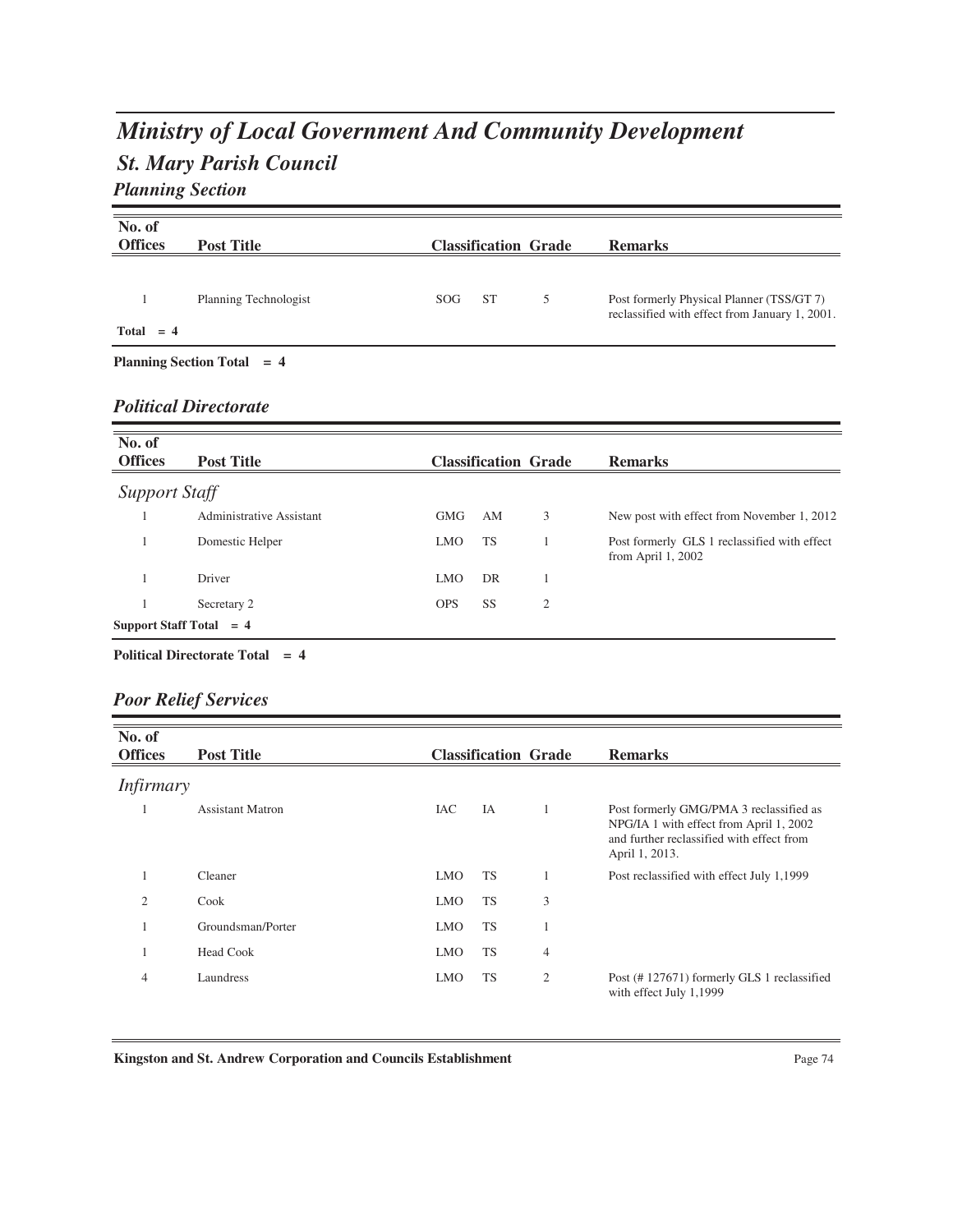# Ministry of Local Government And Community Development

## St. Mary Parish Council

### Planning Section

| No. of Offices | Post Title | Classification | | Grade | Remarks |
|---|---|---|---|---|---|
| 1 | Planning Technologist | SOG | ST | 5 | Post formerly Physical Planner (TSS/GT 7) reclassified with effect from January 1, 2001. |
| **Total = 4** | | | | | |

**Planning Section Total = 4**

### Political Directorate

| No. of Offices | Post Title | Classification | | Grade | Remarks |
|---|---|---|---|---|---|
| *Support Staff* | | | | | |
| 1 | Administrative Assistant | GMG | AM | 3 | New post with effect from November 1, 2012 |
| 1 | Domestic Helper | LMO | TS | 1 | Post formerly GLS 1 reclassified with effect from April 1, 2002 |
| 1 | Driver | LMO | DR | 1 | |
| 1 | Secretary 2 | OPS | SS | 2 | |
| **Support Staff Total = 4** | | | | | |

**Political Directorate Total = 4**

### Poor Relief Services

| No. of Offices | Post Title | Classification | | Grade | Remarks |
|---|---|---|---|---|---|
| *Infirmary* | | | | | |
| 1 | Assistant Matron | IAC | IA | 1 | Post formerly GMG/PMA 3 reclassified as NPG/IA 1 with effect from April 1, 2002 and further reclassified with effect from April 1, 2013. |
| 1 | Cleaner | LMO | TS | 1 | Post reclassified with effect July 1,1999 |
| 2 | Cook | LMO | TS | 3 | |
| 1 | Groundsman/Porter | LMO | TS | 1 | |
| 1 | Head Cook | LMO | TS | 4 | |
| 4 | Laundress | LMO | TS | 2 | Post (# 127671) formerly GLS 1 reclassified with effect July 1,1999 |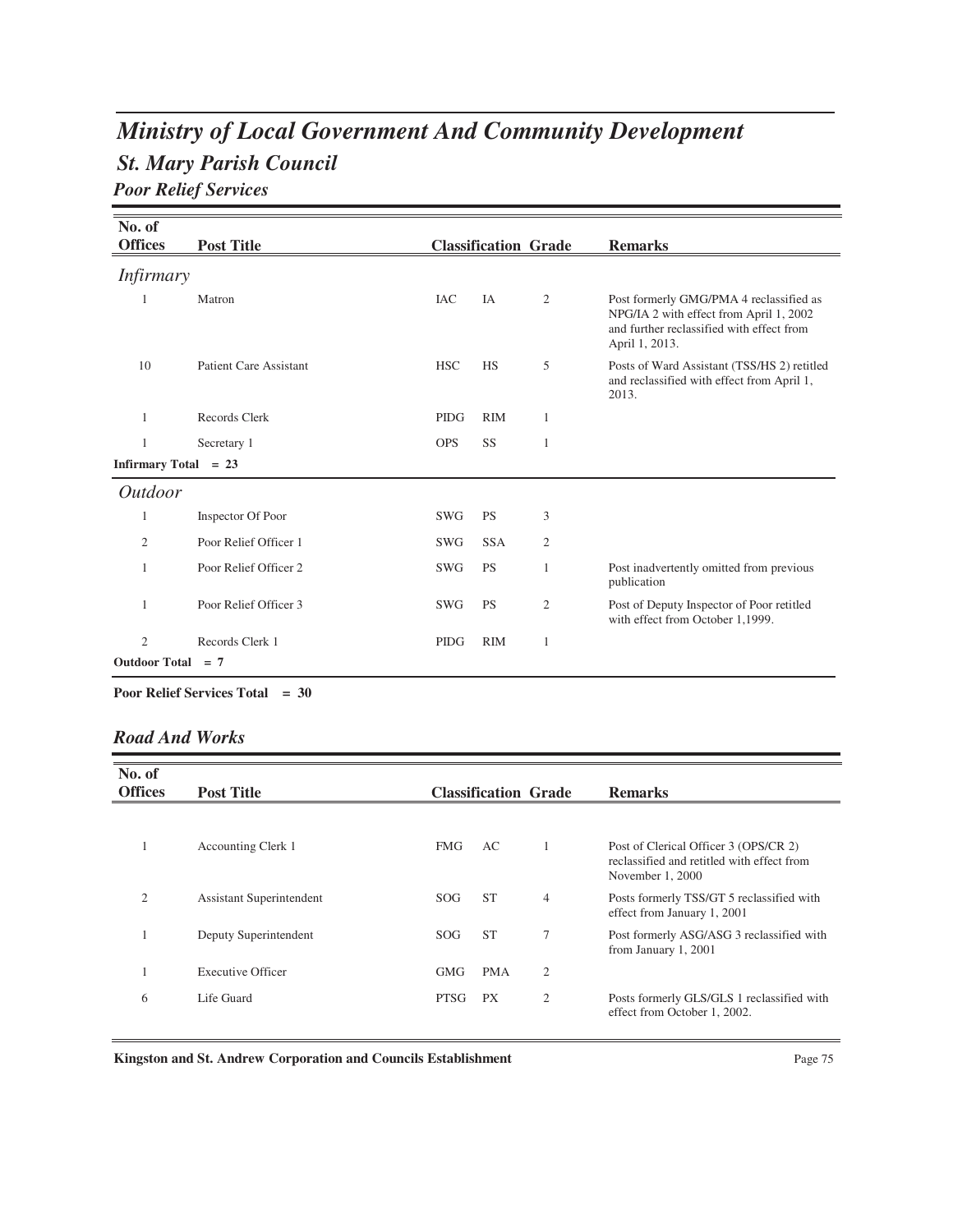# Ministry of Local Government And Community Development

## St. Mary Parish Council

### Poor Relief Services

| No. of Offices | Post Title | Classification | | Grade | Remarks |
|---|---|---|---|---|---|
| *Infirmary* | | | | | |
| 1 | Matron | IAC | IA | 2 | Post formerly GMG/PMA 4 reclassified as NPG/IA 2 with effect from April 1, 2002 and further reclassified with effect from April 1, 2013. |
| 10 | Patient Care Assistant | HSC | HS | 5 | Posts of Ward Assistant (TSS/HS 2) retitled and reclassified with effect from April 1, 2013. |
| 1 | Records Clerk | PIDG | RIM | 1 | |
| 1 | Secretary 1 | OPS | SS | 1 | |
| **Infirmary Total = 23** | | | | | |
| *Outdoor* | | | | | |
| 1 | Inspector Of Poor | SWG | PS | 3 | |
| 2 | Poor Relief Officer 1 | SWG | SSA | 2 | |
| 1 | Poor Relief Officer 2 | SWG | PS | 1 | Post inadvertently omitted from previous publication |
| 1 | Poor Relief Officer 3 | SWG | PS | 2 | Post of Deputy Inspector of Poor retitled with effect from October 1,1999. |
| 2 | Records Clerk 1 | PIDG | RIM | 1 | |
| **Outdoor Total = 7** | | | | | |

**Poor Relief Services Total = 30**

### Road And Works

| No. of Offices | Post Title | Classification | | Grade | Remarks |
|---|---|---|---|---|---|
| 1 | Accounting Clerk 1 | FMG | AC | 1 | Post of Clerical Officer 3 (OPS/CR 2) reclassified and retitled with effect from November 1, 2000 |
| 2 | Assistant Superintendent | SOG | ST | 4 | Posts formerly TSS/GT 5 reclassified with effect from January 1, 2001 |
| 1 | Deputy Superintendent | SOG | ST | 7 | Post formerly ASG/ASG 3 reclassified with from January 1, 2001 |
| 1 | Executive Officer | GMG | PMA | 2 | |
| 6 | Life Guard | PTSG | PX | 2 | Posts formerly GLS/GLS 1 reclassified with effect from October 1, 2002. |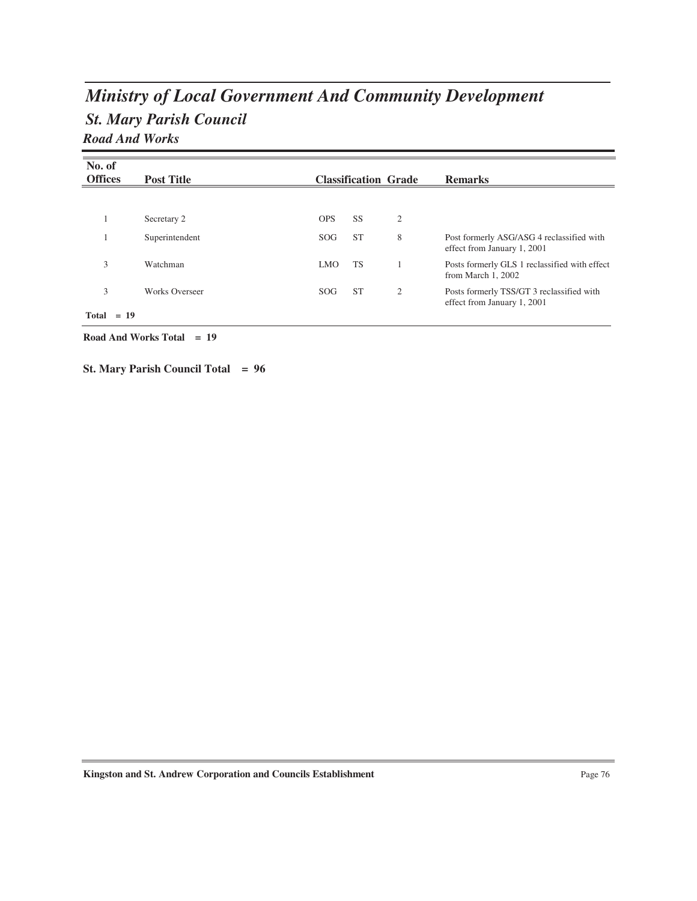# *Ministry of Local Government And Community Development*

## *St. Mary Parish Council*

### *Road And Works*

| No. of Offices | Post Title | Classification | | Grade | Remarks |
|---|---|---|---|---|---|
| 1 | Secretary 2 | OPS | SS | 2 | |
| 1 | Superintendent | SOG | ST | 8 | Post formerly ASG/ASG 4 reclassified with effect from January 1, 2001 |
| 3 | Watchman | LMO | TS | 1 | Posts formerly GLS 1 reclassified with effect from March 1, 2002 |
| 3 | Works Overseer | SOG | ST | 2 | Posts formerly TSS/GT 3 reclassified with effect from January 1, 2001 |
| **Total = 19** | | | | | |

**Road And Works Total = 19**

**St. Mary Parish Council Total = 96**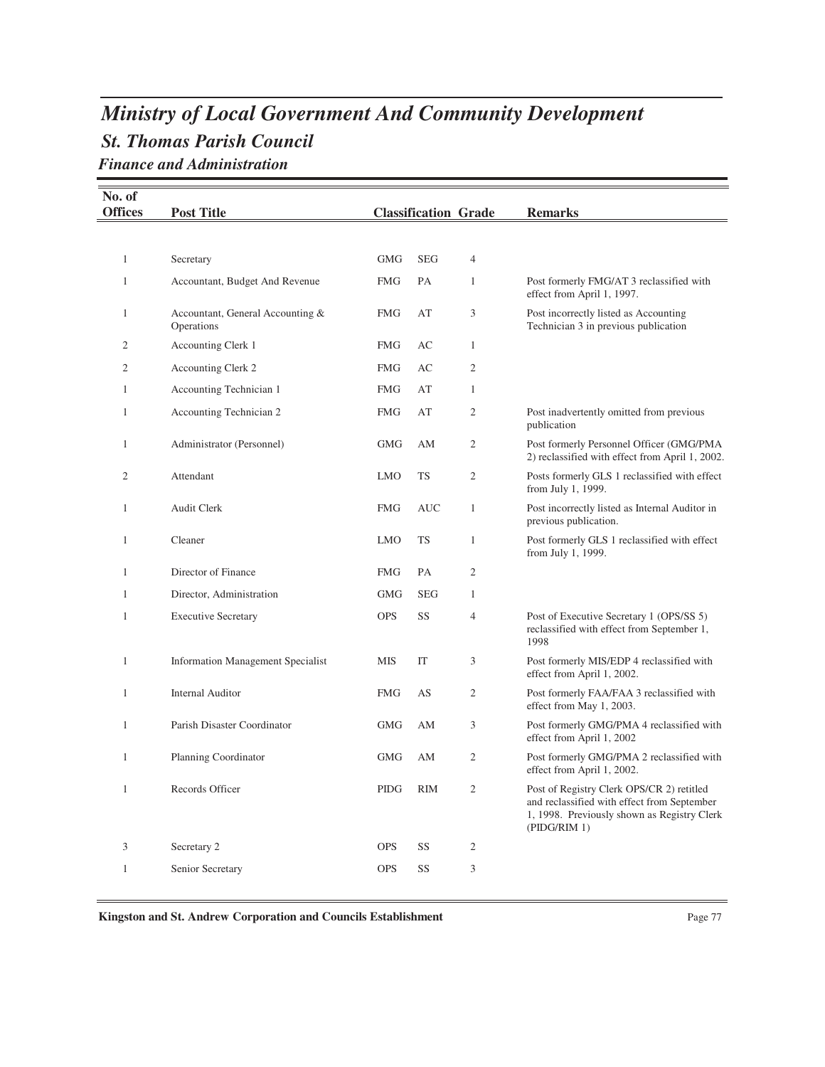# Ministry of Local Government And Community Development

## St. Thomas Parish Council

### Finance and Administration

| No. of Offices | Post Title | Classification | | Grade | Remarks |
|---|---|---|---|---|---|
| 1 | Secretary | GMG | SEG | 4 | |
| 1 | Accountant, Budget And Revenue | FMG | PA | 1 | Post formerly FMG/AT 3 reclassified with effect from April 1, 1997. |
| 1 | Accountant, General Accounting & Operations | FMG | AT | 3 | Post incorrectly listed as Accounting Technician 3 in previous publication |
| 2 | Accounting Clerk 1 | FMG | AC | 1 | |
| 2 | Accounting Clerk 2 | FMG | AC | 2 | |
| 1 | Accounting Technician 1 | FMG | AT | 1 | |
| 1 | Accounting Technician 2 | FMG | AT | 2 | Post inadvertently omitted from previous publication |
| 1 | Administrator (Personnel) | GMG | AM | 2 | Post formerly Personnel Officer (GMG/PMA 2) reclassified with effect from April 1, 2002. |
| 2 | Attendant | LMO | TS | 2 | Posts formerly GLS 1 reclassified with effect from July 1, 1999. |
| 1 | Audit Clerk | FMG | AUC | 1 | Post incorrectly listed as Internal Auditor in previous publication. |
| 1 | Cleaner | LMO | TS | 1 | Post formerly GLS 1 reclassified with effect from July 1, 1999. |
| 1 | Director of Finance | FMG | PA | 2 | |
| 1 | Director, Administration | GMG | SEG | 1 | |
| 1 | Executive Secretary | OPS | SS | 4 | Post of Executive Secretary 1 (OPS/SS 5) reclassified with effect from September 1, 1998 |
| 1 | Information Management Specialist | MIS | IT | 3 | Post formerly MIS/EDP 4 reclassified with effect from April 1, 2002. |
| 1 | Internal Auditor | FMG | AS | 2 | Post formerly FAA/FAA 3 reclassified with effect from May 1, 2003. |
| 1 | Parish Disaster Coordinator | GMG | AM | 3 | Post formerly GMG/PMA 4 reclassified with effect from April 1, 2002 |
| 1 | Planning Coordinator | GMG | AM | 2 | Post formerly GMG/PMA 2 reclassified with effect from April 1, 2002. |
| 1 | Records Officer | PIDG | RIM | 2 | Post of Registry Clerk OPS/CR 2) retitled and reclassified with effect from September 1, 1998. Previously shown as Registry Clerk (PIDG/RIM 1) |
| 3 | Secretary 2 | OPS | SS | 2 | |
| 1 | Senior Secretary | OPS | SS | 3 | |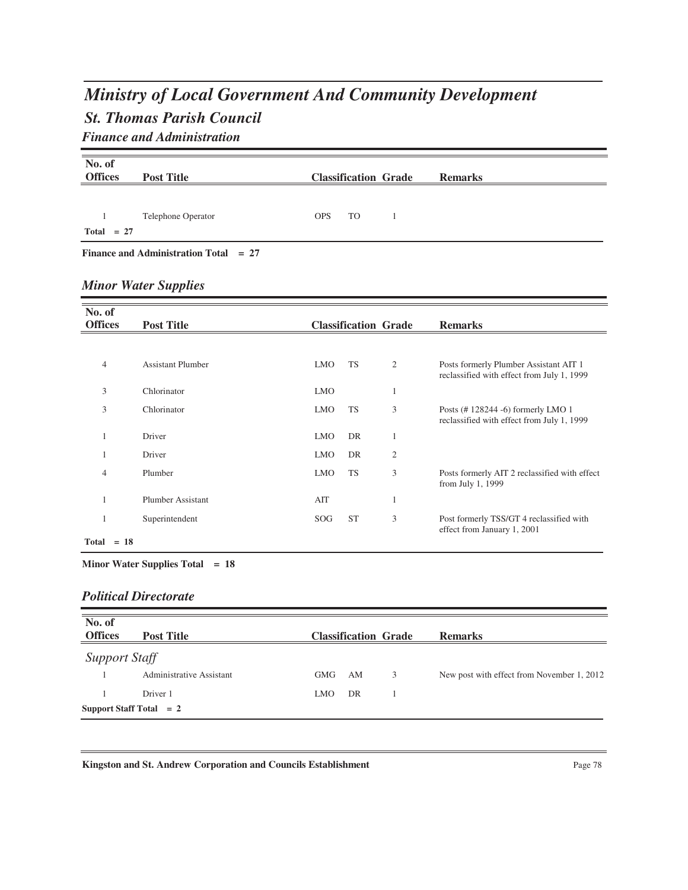# *Ministry of Local Government And Community Development*

## *St. Thomas Parish Council*

### *Finance and Administration*

| No. of Offices | Post Title | Classification | | Grade | Remarks |
|---|---|---|---|---|---|
| 1 | Telephone Operator | OPS | TO | 1 | |
| **Total = 27** | | | | | |

**Finance and Administration Total = 27**

### *Minor Water Supplies*

| No. of Offices | Post Title | Classification | | Grade | Remarks |
|---|---|---|---|---|---|
| 4 | Assistant Plumber | LMO | TS | 2 | Posts formerly Plumber Assistant AIT 1 reclassified with effect from July 1, 1999 |
| 3 | Chlorinator | LMO | | 1 | |
| 3 | Chlorinator | LMO | TS | 3 | Posts (# 128244 -6) formerly LMO 1 reclassified with effect from July 1, 1999 |
| 1 | Driver | LMO | DR | 1 | |
| 1 | Driver | LMO | DR | 2 | |
| 4 | Plumber | LMO | TS | 3 | Posts formerly AIT 2 reclassified with effect from July 1, 1999 |
| 1 | Plumber Assistant | AIT | | 1 | |
| 1 | Superintendent | SOG | ST | 3 | Post formerly TSS/GT 4 reclassified with effect from January 1, 2001 |
| **Total = 18** | | | | | |

**Minor Water Supplies Total = 18**

### *Political Directorate*

| No. of Offices | Post Title | Classification | | Grade | Remarks |
|---|---|---|---|---|---|
| *Support Staff* | | | | | |
| 1 | Administrative Assistant | GMG | AM | 3 | New post with effect from November 1, 2012 |
| 1 | Driver 1 | LMO | DR | 1 | |
| **Support Staff Total = 2** | | | | | |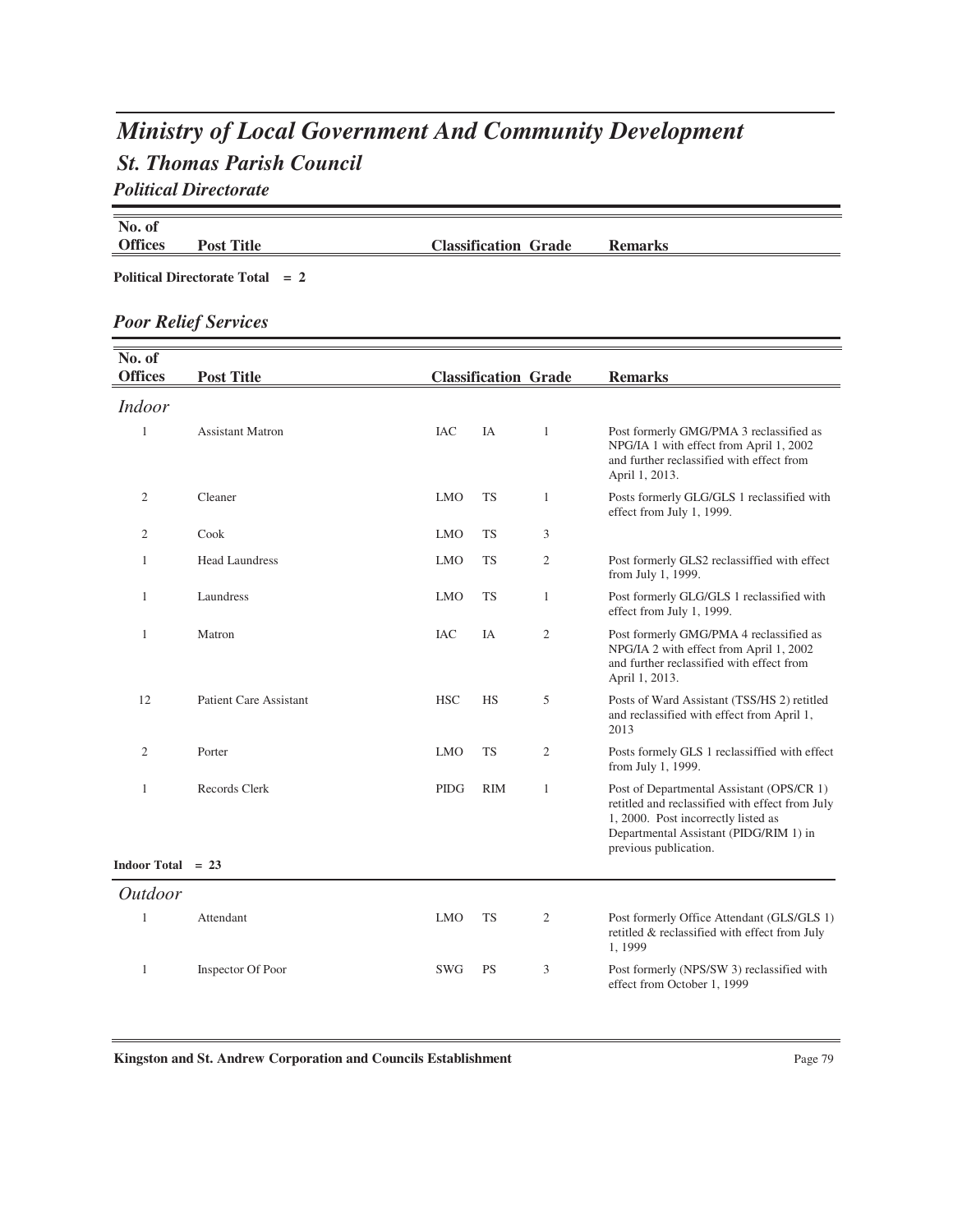# *Ministry of Local Government And Community Development*

## *St. Thomas Parish Council*

### *Political Directorate*

| No. of Offices | Post Title | Classification | | Grade | Remarks |
|---|---|---|---|---|---|

**Political Directorate Total = 2**

### *Poor Relief Services*

| No. of Offices | Post Title | Classification | | Grade | Remarks |
|---|---|---|---|---|---|
| *Indoor* | | | | | |
| 1 | Assistant Matron | IAC | IA | 1 | Post formerly GMG/PMA 3 reclassified as NPG/IA 1 with effect from April 1, 2002 and further reclassified with effect from April 1, 2013. |
| 2 | Cleaner | LMO | TS | 1 | Posts formerly GLG/GLS 1 reclassified with effect from July 1, 1999. |
| 2 | Cook | LMO | TS | 3 | |
| 1 | Head Laundress | LMO | TS | 2 | Post formerly GLS2 reclassiffied with effect from July 1, 1999. |
| 1 | Laundress | LMO | TS | 1 | Post formerly GLG/GLS 1 reclassified with effect from July 1, 1999. |
| 1 | Matron | IAC | IA | 2 | Post formerly GMG/PMA 4 reclassified as NPG/IA 2 with effect from April 1, 2002 and further reclassified with effect from April 1, 2013. |
| 12 | Patient Care Assistant | HSC | HS | 5 | Posts of Ward Assistant (TSS/HS 2) retitled and reclassified with effect from April 1, 2013 |
| 2 | Porter | LMO | TS | 2 | Posts formely GLS 1 reclassiffied with effect from July 1, 1999. |
| 1 | Records Clerk | PIDG | RIM | 1 | Post of Departmental Assistant (OPS/CR 1) retitled and reclassified with effect from July 1, 2000. Post incorrectly listed as Departmental Assistant (PIDG/RIM 1) in previous publication. |

**Indoor Total = 23**

| No. of Offices | Post Title | Classification | | Grade | Remarks |
|---|---|---|---|---|---|
| *Outdoor* | | | | | |
| 1 | Attendant | LMO | TS | 2 | Post formerly Office Attendant (GLS/GLS 1) retitled & reclassified with effect from July 1, 1999 |
| 1 | Inspector Of Poor | SWG | PS | 3 | Post formerly (NPS/SW 3) reclassified with effect from October 1, 1999 |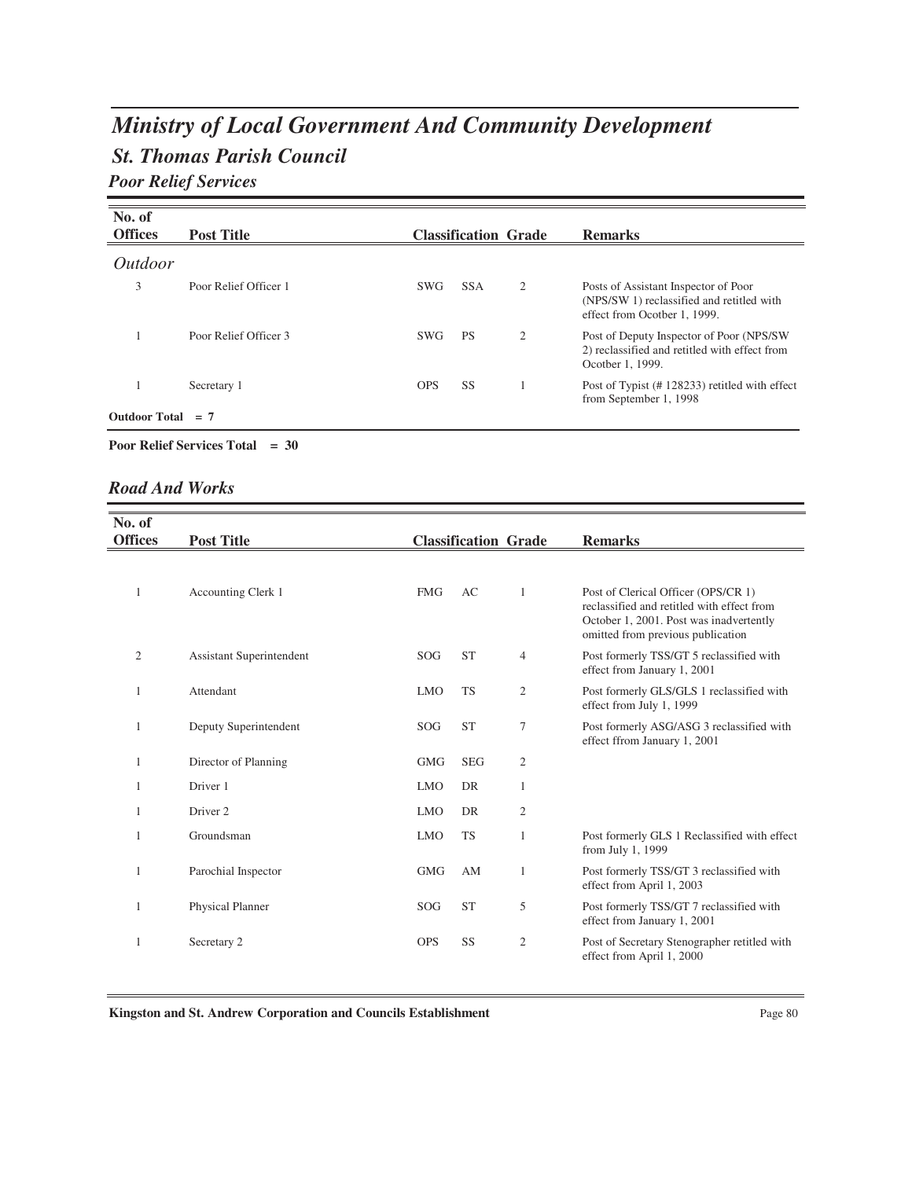# *Ministry of Local Government And Community Development*

## *St. Thomas Parish Council*

### *Poor Relief Services*

| No. of Offices | Post Title | Classification | | Grade | Remarks |
|---|---|---|---|---|---|
| *Outdoor* | | | | | |
| 3 | Poor Relief Officer 1 | SWG | SSA | 2 | Posts of Assistant Inspector of Poor (NPS/SW 1) reclassified and retitled with effect from Ocotber 1, 1999. |
| 1 | Poor Relief Officer 3 | SWG | PS | 2 | Post of Deputy Inspector of Poor (NPS/SW 2) reclassified and retitled with effect from Ocotber 1, 1999. |
| 1 | Secretary 1 | OPS | SS | 1 | Post of Typist (# 128233) retitled with effect from September 1, 1998 |

**Outdoor Total = 7**

**Poor Relief Services Total = 30**

### *Road And Works*

| No. of Offices | Post Title | Classification | | Grade | Remarks |
|---|---|---|---|---|---|
| 1 | Accounting Clerk 1 | FMG | AC | 1 | Post of Clerical Officer (OPS/CR 1) reclassified and retitled with effect from October 1, 2001. Post was inadvertently omitted from previous publication |
| 2 | Assistant Superintendent | SOG | ST | 4 | Post formerly TSS/GT 5 reclassified with effect from January 1, 2001 |
| 1 | Attendant | LMO | TS | 2 | Post formerly GLS/GLS 1 reclassified with effect from July 1, 1999 |
| 1 | Deputy Superintendent | SOG | ST | 7 | Post formerly ASG/ASG 3 reclassified with effect ffrom January 1, 2001 |
| 1 | Director of Planning | GMG | SEG | 2 | |
| 1 | Driver 1 | LMO | DR | 1 | |
| 1 | Driver 2 | LMO | DR | 2 | |
| 1 | Groundsman | LMO | TS | 1 | Post formerly GLS 1 Reclassified with effect from July 1, 1999 |
| 1 | Parochial Inspector | GMG | AM | 1 | Post formerly TSS/GT 3 reclassified with effect from April 1, 2003 |
| 1 | Physical Planner | SOG | ST | 5 | Post formerly TSS/GT 7 reclassified with effect from January 1, 2001 |
| 1 | Secretary 2 | OPS | SS | 2 | Post of Secretary Stenographer retitled with effect from April 1, 2000 |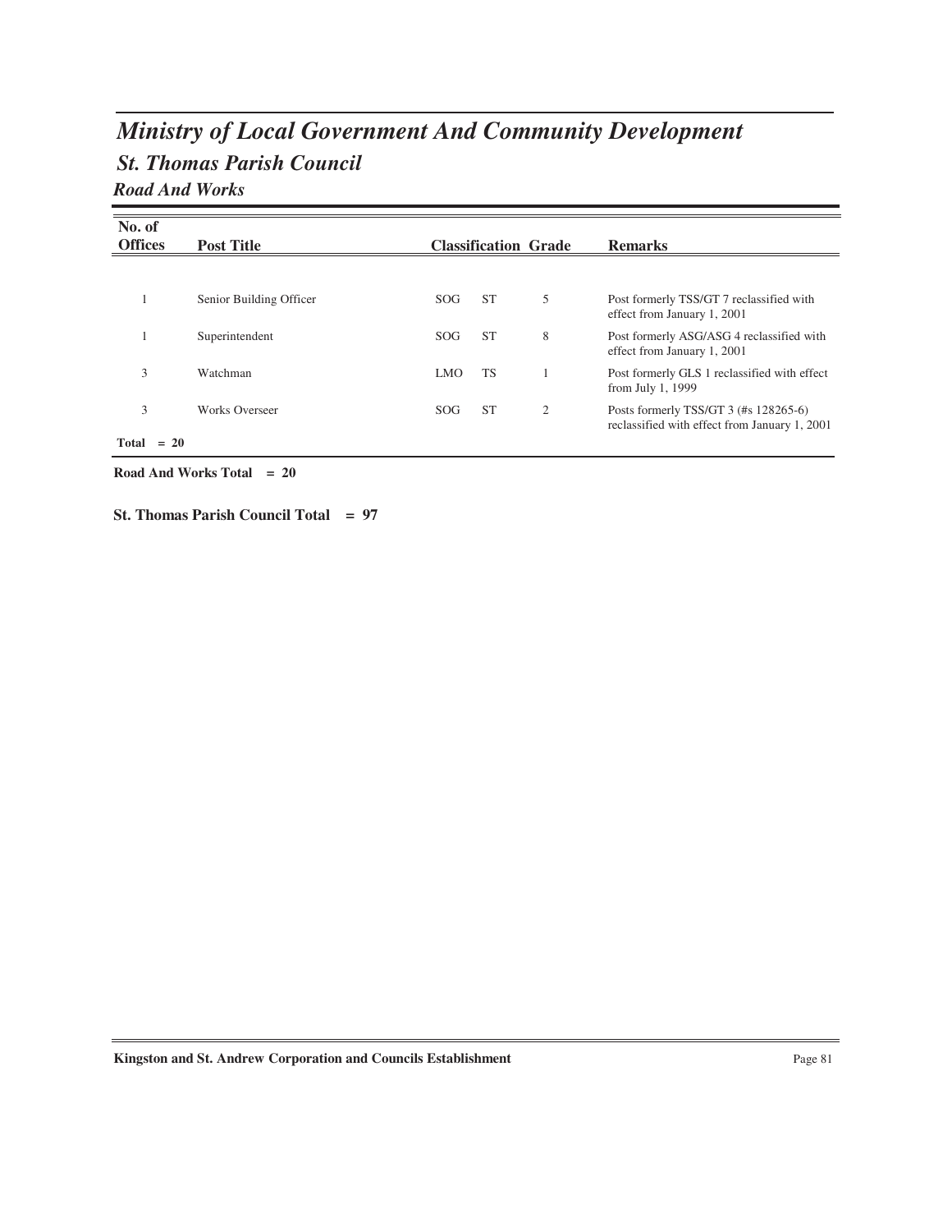# *Ministry of Local Government And Community Development*

## *St. Thomas Parish Council*

### *Road And Works*

| No. of Offices | Post Title | Classification | | Grade | Remarks |
|---|---|---|---|---|---|
| 1 | Senior Building Officer | SOG | ST | 5 | Post formerly TSS/GT 7 reclassified with effect from January 1, 2001 |
| 1 | Superintendent | SOG | ST | 8 | Post formerly ASG/ASG 4 reclassified with effect from January 1, 2001 |
| 3 | Watchman | LMO | TS | 1 | Post formerly GLS 1 reclassified with effect from July 1, 1999 |
| 3 | Works Overseer | SOG | ST | 2 | Posts formerly TSS/GT 3 (#s 128265-6) reclassified with effect from January 1, 2001 |
| **Total = 20** | | | | | |

**Road And Works Total = 20**

**St. Thomas Parish Council Total = 97**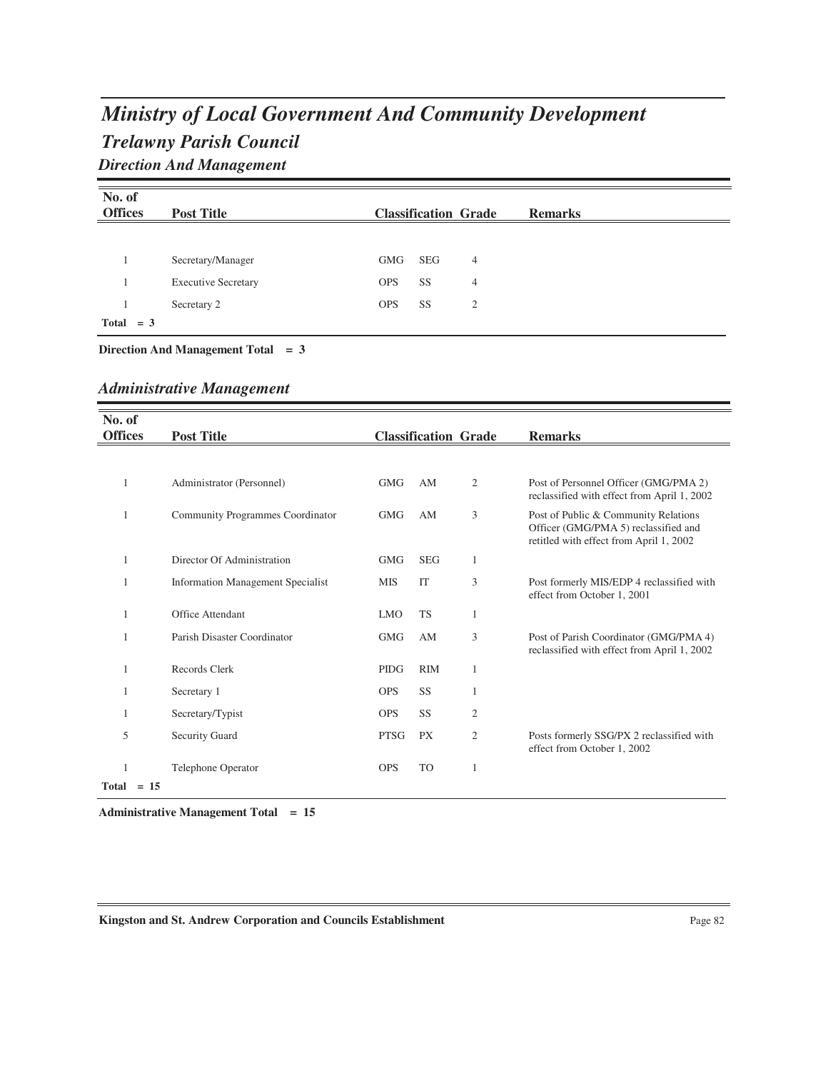# *Ministry of Local Government And Community Development*

## *Trelawny Parish Council*

### *Direction And Management*

| No. of Offices | Post Title | Classification | | Grade | Remarks |
|---|---|---|---|---|---|
| 1 | Secretary/Manager | GMG | SEG | 4 | |
| 1 | Executive Secretary | OPS | SS | 4 | |
| 1 | Secretary 2 | OPS | SS | 2 | |
| **Total = 3** | | | | | |

**Direction And Management Total = 3**

### *Administrative Management*

| No. of Offices | Post Title | Classification | | Grade | Remarks |
|---|---|---|---|---|---|
| 1 | Administrator (Personnel) | GMG | AM | 2 | Post of Personnel Officer (GMG/PMA 2) reclassified with effect from April 1, 2002 |
| 1 | Community Programmes Coordinator | GMG | AM | 3 | Post of Public & Community Relations Officer (GMG/PMA 5) reclassified and retitled with effect from April 1, 2002 |
| 1 | Director Of Administration | GMG | SEG | 1 | |
| 1 | Information Management Specialist | MIS | IT | 3 | Post formerly MIS/EDP 4 reclassified with effect from October 1, 2001 |
| 1 | Office Attendant | LMO | TS | 1 | |
| 1 | Parish Disaster Coordinator | GMG | AM | 3 | Post of Parish Coordinator (GMG/PMA 4) reclassified with effect from April 1, 2002 |
| 1 | Records Clerk | PIDG | RIM | 1 | |
| 1 | Secretary 1 | OPS | SS | 1 | |
| 1 | Secretary/Typist | OPS | SS | 2 | |
| 5 | Security Guard | PTSG | PX | 2 | Posts formerly SSG/PX 2 reclassified with effect from October 1, 2002 |
| 1 | Telephone Operator | OPS | TO | 1 | |
| **Total = 15** | | | | | |

**Administrative Management Total = 15**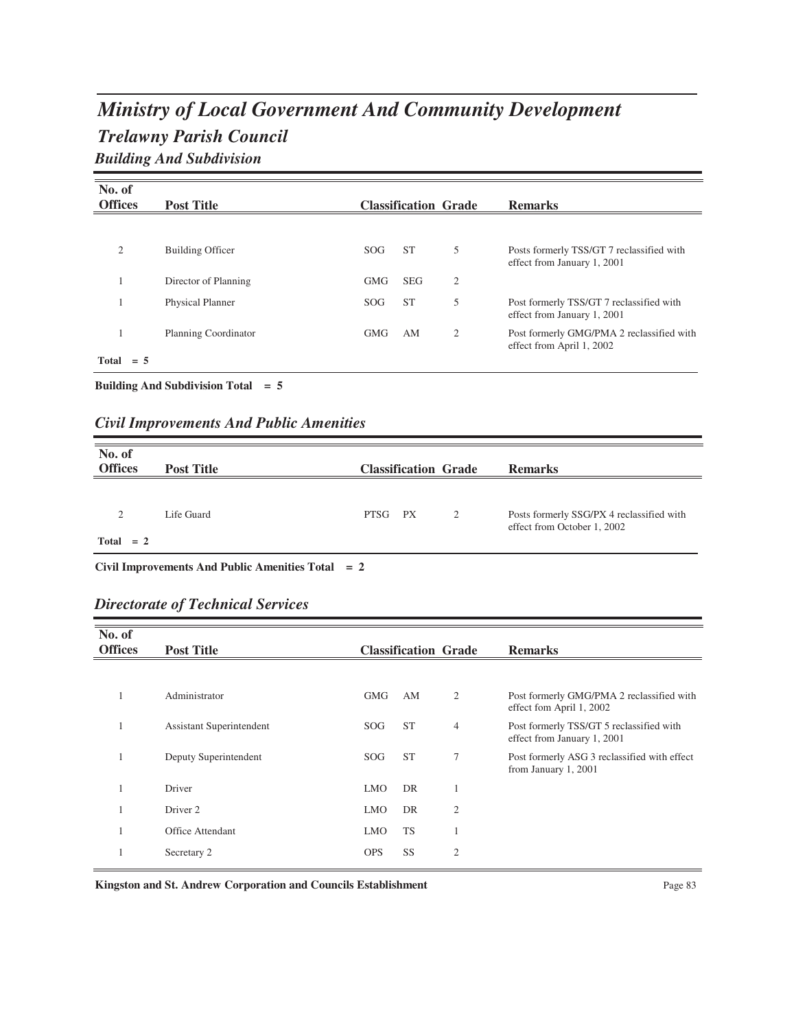# Ministry of Local Government And Community Development

## Trelawny Parish Council

### Building And Subdivision

| No. of Offices | Post Title | Classification | | Grade | Remarks |
|---|---|---|---|---|---|
| 2 | Building Officer | SOG | ST | 5 | Posts formerly TSS/GT 7 reclassified with effect from January 1, 2001 |
| 1 | Director of Planning | GMG | SEG | 2 | |
| 1 | Physical Planner | SOG | ST | 5 | Post formerly TSS/GT 7 reclassified with effect from January 1, 2001 |
| 1 | Planning Coordinator | GMG | AM | 2 | Post formerly GMG/PMA 2 reclassified with effect from April 1, 2002 |
| **Total = 5** | | | | | |

**Building And Subdivision Total = 5**

### Civil Improvements And Public Amenities

| No. of Offices | Post Title | Classification | | Grade | Remarks |
|---|---|---|---|---|---|
| 2 | Life Guard | PTSG | PX | 2 | Posts formerly SSG/PX 4 reclassified with effect from October 1, 2002 |
| **Total = 2** | | | | | |

**Civil Improvements And Public Amenities Total = 2**

### Directorate of Technical Services

| No. of Offices | Post Title | Classification | | Grade | Remarks |
|---|---|---|---|---|---|
| 1 | Administrator | GMG | AM | 2 | Post formerly GMG/PMA 2 reclassified with effect fom April 1, 2002 |
| 1 | Assistant Superintendent | SOG | ST | 4 | Post formerly TSS/GT 5 reclassified with effect from January 1, 2001 |
| 1 | Deputy Superintendent | SOG | ST | 7 | Post formerly ASG 3 reclassified with effect from January 1, 2001 |
| 1 | Driver | LMO | DR | 1 | |
| 1 | Driver 2 | LMO | DR | 2 | |
| 1 | Office Attendant | LMO | TS | 1 | |
| 1 | Secretary 2 | OPS | SS | 2 | |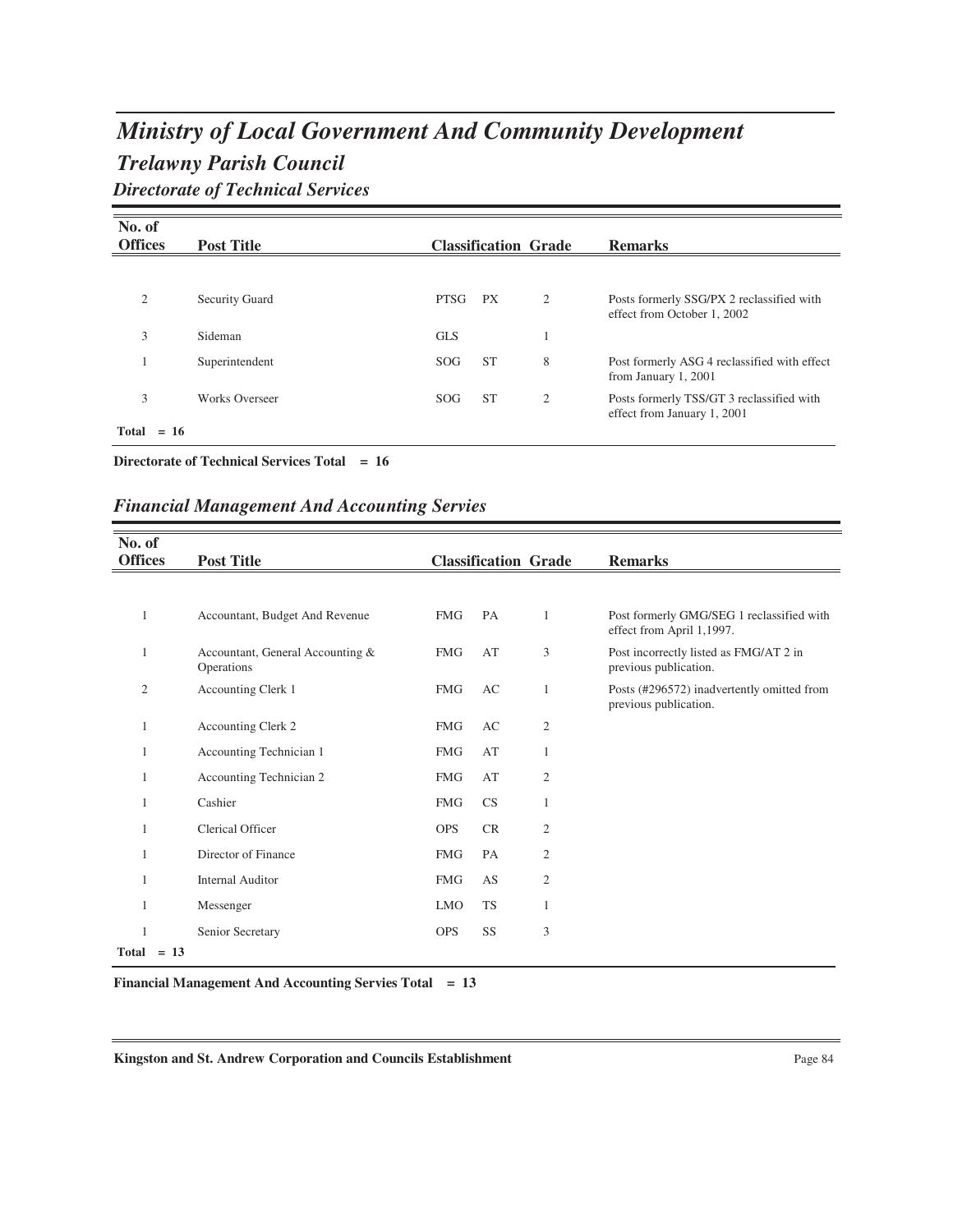# Ministry of Local Government And Community Development

## Trelawny Parish Council

### Directorate of Technical Services

| No. of Offices | Post Title | Classification | | Grade | Remarks |
|---|---|---|---|---|---|
| 2 | Security Guard | PTSG | PX | 2 | Posts formerly SSG/PX 2 reclassified with effect from October 1, 2002 |
| 3 | Sideman | GLS | | 1 | |
| 1 | Superintendent | SOG | ST | 8 | Post formerly ASG 4 reclassified with effect from January 1, 2001 |
| 3 | Works Overseer | SOG | ST | 2 | Posts formerly TSS/GT 3 reclassified with effect from January 1, 2001 |
| Total = 16 | | | | | |

**Directorate of Technical Services Total = 16**

### Financial Management And Accounting Servies

| No. of Offices | Post Title | Classification | | Grade | Remarks |
|---|---|---|---|---|---|
| 1 | Accountant, Budget And Revenue | FMG | PA | 1 | Post formerly GMG/SEG 1 reclassified with effect from April 1,1997. |
| 1 | Accountant, General Accounting & Operations | FMG | AT | 3 | Post incorrectly listed as FMG/AT 2 in previous publication. |
| 2 | Accounting Clerk 1 | FMG | AC | 1 | Posts (#296572) inadvertently omitted from previous publication. |
| 1 | Accounting Clerk 2 | FMG | AC | 2 | |
| 1 | Accounting Technician 1 | FMG | AT | 1 | |
| 1 | Accounting Technician 2 | FMG | AT | 2 | |
| 1 | Cashier | FMG | CS | 1 | |
| 1 | Clerical Officer | OPS | CR | 2 | |
| 1 | Director of Finance | FMG | PA | 2 | |
| 1 | Internal Auditor | FMG | AS | 2 | |
| 1 | Messenger | LMO | TS | 1 | |
| 1 | Senior Secretary | OPS | SS | 3 | |
| Total = 13 | | | | | |

**Financial Management And Accounting Servies Total = 13**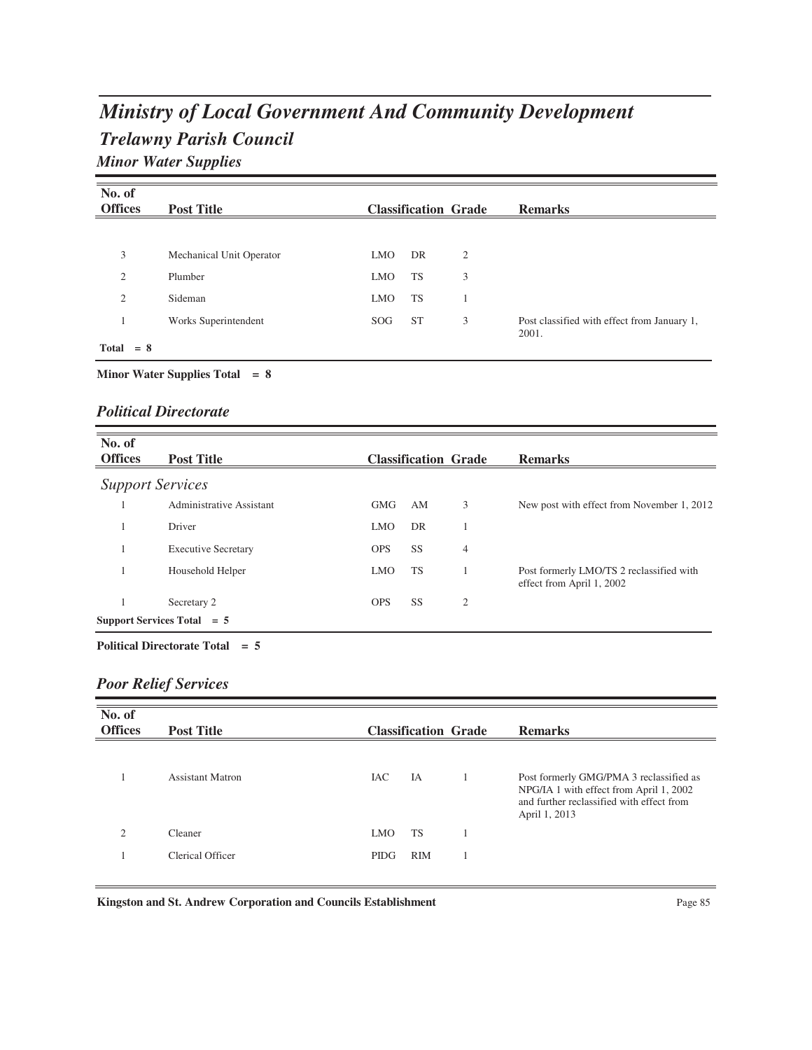# *Ministry of Local Government And Community Development*

## *Trelawny Parish Council*

### *Minor Water Supplies*

| No. of Offices | Post Title | Classification | | Grade | Remarks |
|---|---|---|---|---|---|
| 3 | Mechanical Unit Operator | LMO | DR | 2 | |
| 2 | Plumber | LMO | TS | 3 | |
| 2 | Sideman | LMO | TS | 1 | |
| 1 | Works Superintendent | SOG | ST | 3 | Post classified with effect from January 1, 2001. |
| **Total = 8** | | | | | |

**Minor Water Supplies Total = 8**

### *Political Directorate*

| No. of Offices | Post Title | Classification | | Grade | Remarks |
|---|---|---|---|---|---|
| *Support Services* | | | | | |
| 1 | Administrative Assistant | GMG | AM | 3 | New post with effect from November 1, 2012 |
| 1 | Driver | LMO | DR | 1 | |
| 1 | Executive Secretary | OPS | SS | 4 | |
| 1 | Household Helper | LMO | TS | 1 | Post formerly LMO/TS 2 reclassified with effect from April 1, 2002 |
| 1 | Secretary 2 | OPS | SS | 2 | |
| **Support Services Total = 5** | | | | | |

**Political Directorate Total = 5**

### *Poor Relief Services*

| No. of Offices | Post Title | Classification | | Grade | Remarks |
|---|---|---|---|---|---|
| 1 | Assistant Matron | IAC | IA | 1 | Post formerly GMG/PMA 3 reclassified as NPG/IA 1 with effect from April 1, 2002 and further reclassified with effect from April 1, 2013 |
| 2 | Cleaner | LMO | TS | 1 | |
| 1 | Clerical Officer | PIDG | RIM | 1 | |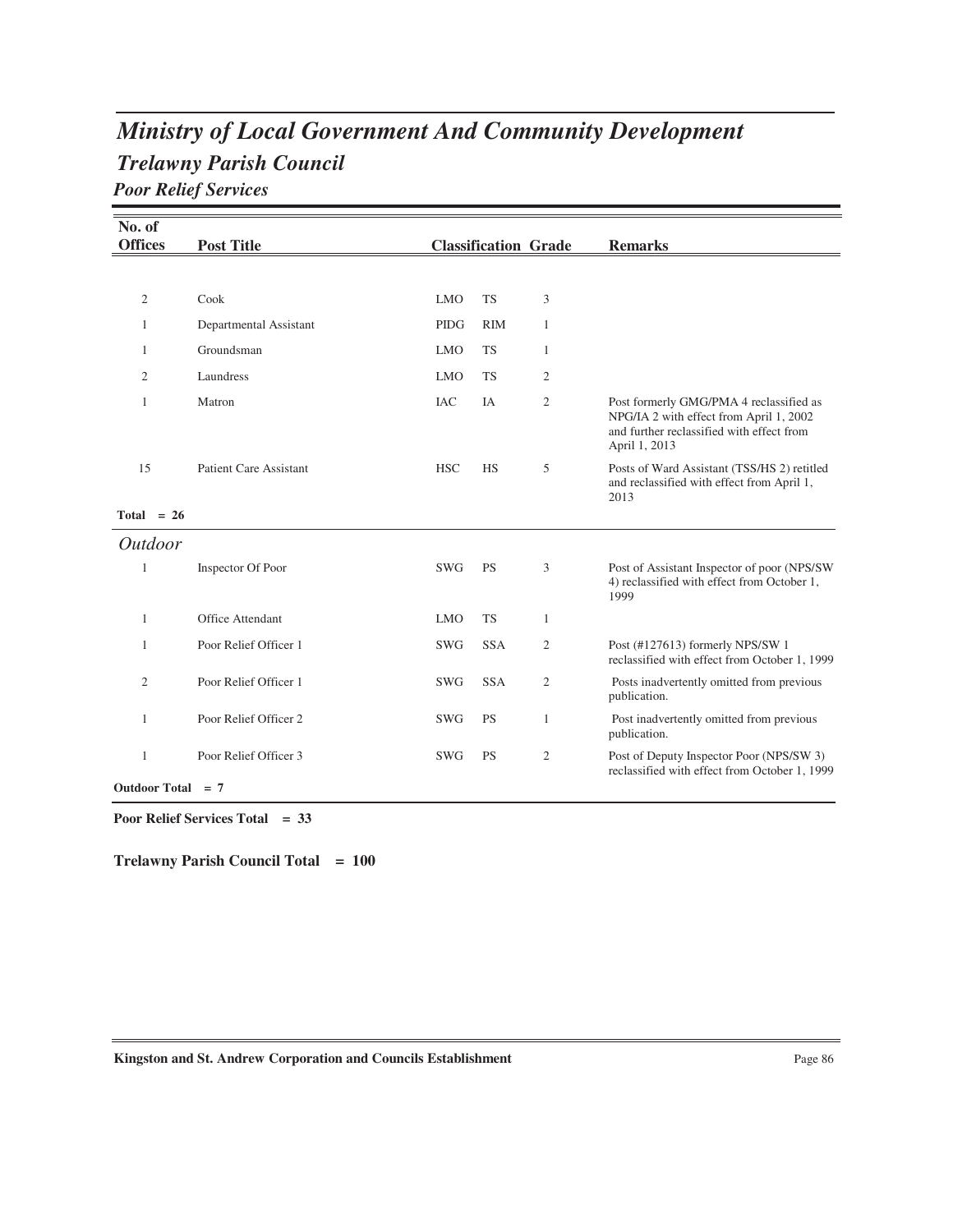# *Ministry of Local Government And Community Development*

## *Trelawny Parish Council*

### *Poor Relief Services*

| No. of Offices | Post Title | Classification | | Grade | Remarks |
|---|---|---|---|---|---|
| 2 | Cook | LMO | TS | 3 | |
| 1 | Departmental Assistant | PIDG | RIM | 1 | |
| 1 | Groundsman | LMO | TS | 1 | |
| 2 | Laundress | LMO | TS | 2 | |
| 1 | Matron | IAC | IA | 2 | Post formerly GMG/PMA 4 reclassified as NPG/IA 2 with effect from April 1, 2002 and further reclassified with effect from April 1, 2013 |
| 15 | Patient Care Assistant | HSC | HS | 5 | Posts of Ward Assistant (TSS/HS 2) retitled and reclassified with effect from April 1, 2013 |
| **Total = 26** | | | | | |

*Outdoor*

| No. of Offices | Post Title | Classification | | Grade | Remarks |
|---|---|---|---|---|---|
| 1 | Inspector Of Poor | SWG | PS | 3 | Post of Assistant Inspector of poor (NPS/SW 4) reclassified with effect from October 1, 1999 |
| 1 | Office Attendant | LMO | TS | 1 | |
| 1 | Poor Relief Officer 1 | SWG | SSA | 2 | Post (#127613) formerly NPS/SW 1 reclassified with effect from October 1, 1999 |
| 2 | Poor Relief Officer 1 | SWG | SSA | 2 | Posts inadvertently omitted from previous publication. |
| 1 | Poor Relief Officer 2 | SWG | PS | 1 | Post inadvertently omitted from previous publication. |
| 1 | Poor Relief Officer 3 | SWG | PS | 2 | Post of Deputy Inspector Poor (NPS/SW 3) reclassified with effect from October 1, 1999 |
| **Outdoor Total = 7** | | | | | |

**Poor Relief Services Total = 33**

**Trelawny Parish Council Total = 100**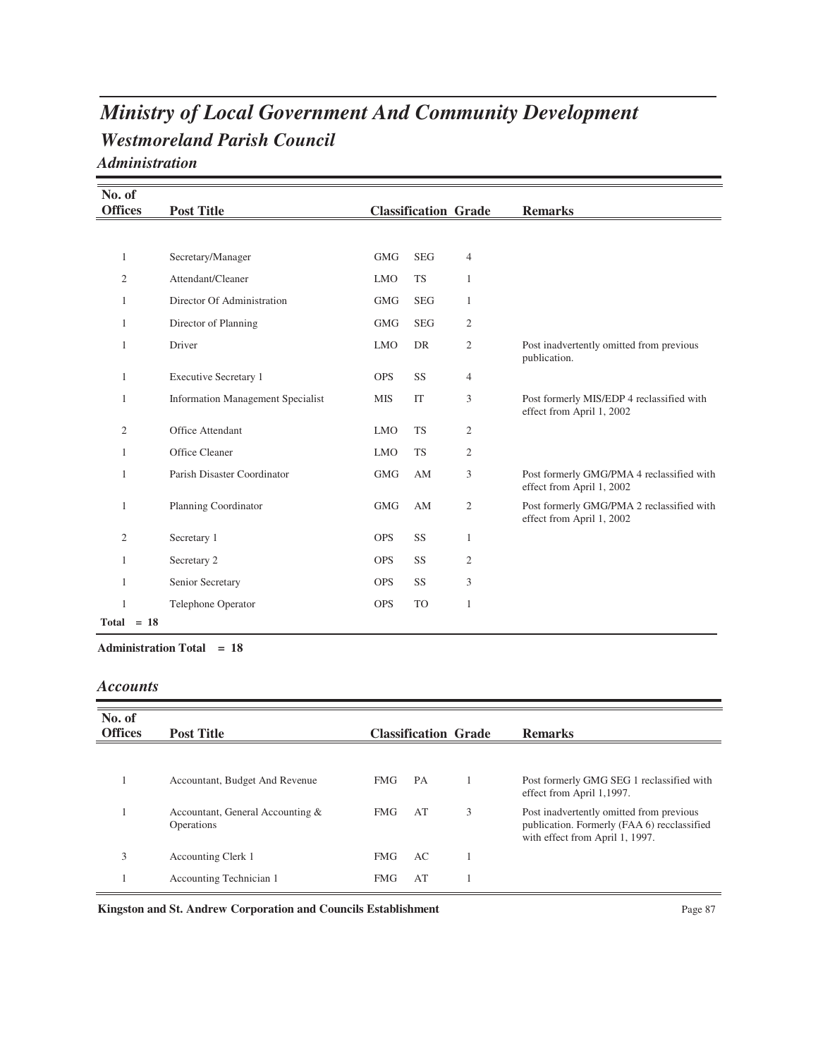# Ministry of Local Government And Community Development

## Westmoreland Parish Council

### Administration

| No. of Offices | Post Title | Classification | | Grade | Remarks |
|---|---|---|---|---|---|
| 1 | Secretary/Manager | GMG | SEG | 4 | |
| 2 | Attendant/Cleaner | LMO | TS | 1 | |
| 1 | Director Of Administration | GMG | SEG | 1 | |
| 1 | Director of Planning | GMG | SEG | 2 | |
| 1 | Driver | LMO | DR | 2 | Post inadvertently omitted from previous publication. |
| 1 | Executive Secretary 1 | OPS | SS | 4 | |
| 1 | Information Management Specialist | MIS | IT | 3 | Post formerly MIS/EDP 4 reclassified with effect from April 1, 2002 |
| 2 | Office Attendant | LMO | TS | 2 | |
| 1 | Office Cleaner | LMO | TS | 2 | |
| 1 | Parish Disaster Coordinator | GMG | AM | 3 | Post formerly GMG/PMA 4 reclassified with effect from April 1, 2002 |
| 1 | Planning Coordinator | GMG | AM | 2 | Post formerly GMG/PMA 2 reclassified with effect from April 1, 2002 |
| 2 | Secretary 1 | OPS | SS | 1 | |
| 1 | Secretary 2 | OPS | SS | 2 | |
| 1 | Senior Secretary | OPS | SS | 3 | |
| 1 | Telephone Operator | OPS | TO | 1 | |
| **Total = 18** | | | | | |

**Administration Total = 18**

### Accounts

| No. of Offices | Post Title | Classification | | Grade | Remarks |
|---|---|---|---|---|---|
| 1 | Accountant, Budget And Revenue | FMG | PA | 1 | Post formerly GMG SEG 1 reclassified with effect from April 1,1997. |
| 1 | Accountant, General Accounting & Operations | FMG | AT | 3 | Post inadvertently omitted from previous publication. Formerly (FAA 6) recclassified with effect from April 1, 1997. |
| 3 | Accounting Clerk 1 | FMG | AC | 1 | |
| 1 | Accounting Technician 1 | FMG | AT | 1 | |

**Kingston and St. Andrew Corporation and Councils Establishment**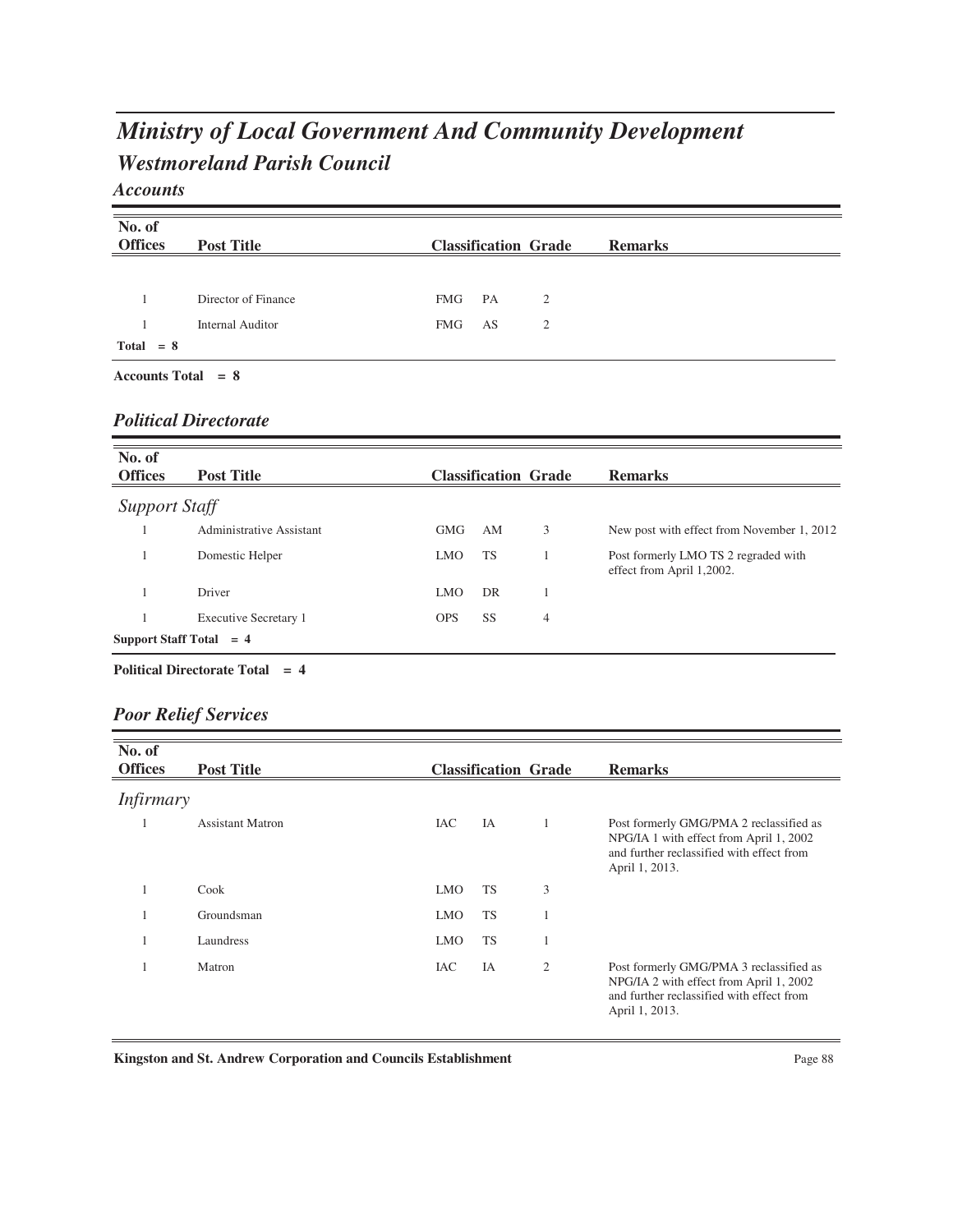# *Ministry of Local Government And Community Development*

## *Westmoreland Parish Council*

### *Accounts*

| No. of Offices | Post Title | Classification | | Grade | Remarks |
|---|---|---|---|---|---|
| 1 | Director of Finance | FMG | PA | 2 | |
| 1 | Internal Auditor | FMG | AS | 2 | |
| **Total = 8** | | | | | |

**Accounts Total = 8**

### *Political Directorate*

| No. of Offices | Post Title | Classification | | Grade | Remarks |
|---|---|---|---|---|---|
| *Support Staff* | | | | | |
| 1 | Administrative Assistant | GMG | AM | 3 | New post with effect from November 1, 2012 |
| 1 | Domestic Helper | LMO | TS | 1 | Post formerly LMO TS 2 regraded with effect from April 1,2002. |
| 1 | Driver | LMO | DR | 1 | |
| 1 | Executive Secretary 1 | OPS | SS | 4 | |
| **Support Staff Total = 4** | | | | | |

**Political Directorate Total = 4**

### *Poor Relief Services*

| No. of Offices | Post Title | Classification | | Grade | Remarks |
|---|---|---|---|---|---|
| *Infirmary* | | | | | |
| 1 | Assistant Matron | IAC | IA | 1 | Post formerly GMG/PMA 2 reclassified as NPG/IA 1 with effect from April 1, 2002 and further reclassified with effect from April 1, 2013. |
| 1 | Cook | LMO | TS | 3 | |
| 1 | Groundsman | LMO | TS | 1 | |
| 1 | Laundress | LMO | TS | 1 | |
| 1 | Matron | IAC | IA | 2 | Post formerly GMG/PMA 3 reclassified as NPG/IA 2 with effect from April 1, 2002 and further reclassified with effect from April 1, 2013. |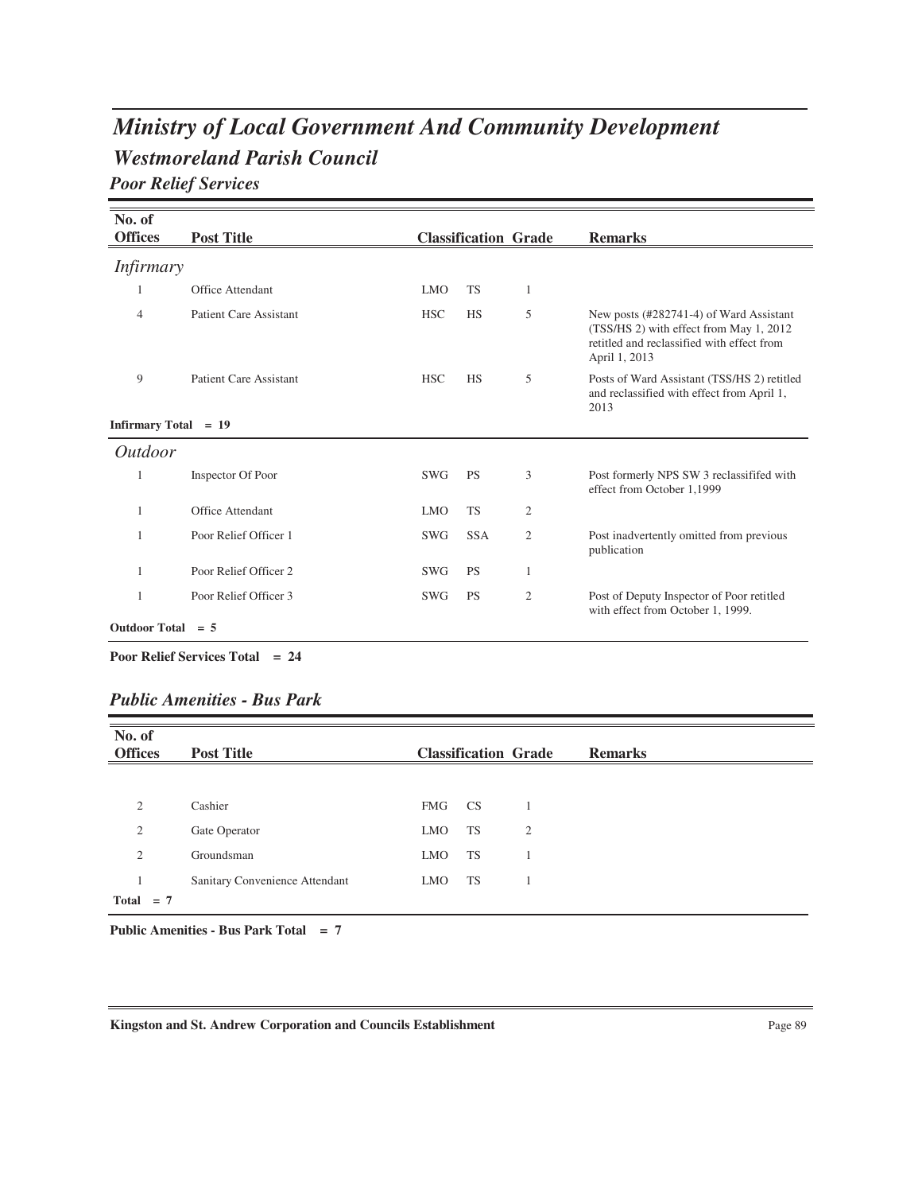# Ministry of Local Government And Community Development

## Westmoreland Parish Council

### Poor Relief Services

| No. of Offices | Post Title | Classification | | Grade | Remarks |
|---|---|---|---|---|---|
| *Infirmary* | | | | | |
| 1 | Office Attendant | LMO | TS | 1 | |
| 4 | Patient Care Assistant | HSC | HS | 5 | New posts (#282741-4) of Ward Assistant (TSS/HS 2) with effect from May 1, 2012 retitled and reclassified with effect from April 1, 2013 |
| 9 | Patient Care Assistant | HSC | HS | 5 | Posts of Ward Assistant (TSS/HS 2) retitled and reclassified with effect from April 1, 2013 |
| **Infirmary Total = 19** | | | | | |
| *Outdoor* | | | | | |
| 1 | Inspector Of Poor | SWG | PS | 3 | Post formerly NPS SW 3 reclassififed with effect from October 1,1999 |
| 1 | Office Attendant | LMO | TS | 2 | |
| 1 | Poor Relief Officer 1 | SWG | SSA | 2 | Post inadvertently omitted from previous publication |
| 1 | Poor Relief Officer 2 | SWG | PS | 1 | |
| 1 | Poor Relief Officer 3 | SWG | PS | 2 | Post of Deputy Inspector of Poor retitled with effect from October 1, 1999. |
| **Outdoor Total = 5** | | | | | |

**Poor Relief Services Total = 24**

### Public Amenities - Bus Park

| No. of Offices | Post Title | Classification | | Grade | Remarks |
|---|---|---|---|---|---|
| 2 | Cashier | FMG | CS | 1 | |
| 2 | Gate Operator | LMO | TS | 2 | |
| 2 | Groundsman | LMO | TS | 1 | |
| 1 | Sanitary Convenience Attendant | LMO | TS | 1 | |
| **Total = 7** | | | | | |

**Public Amenities - Bus Park Total = 7**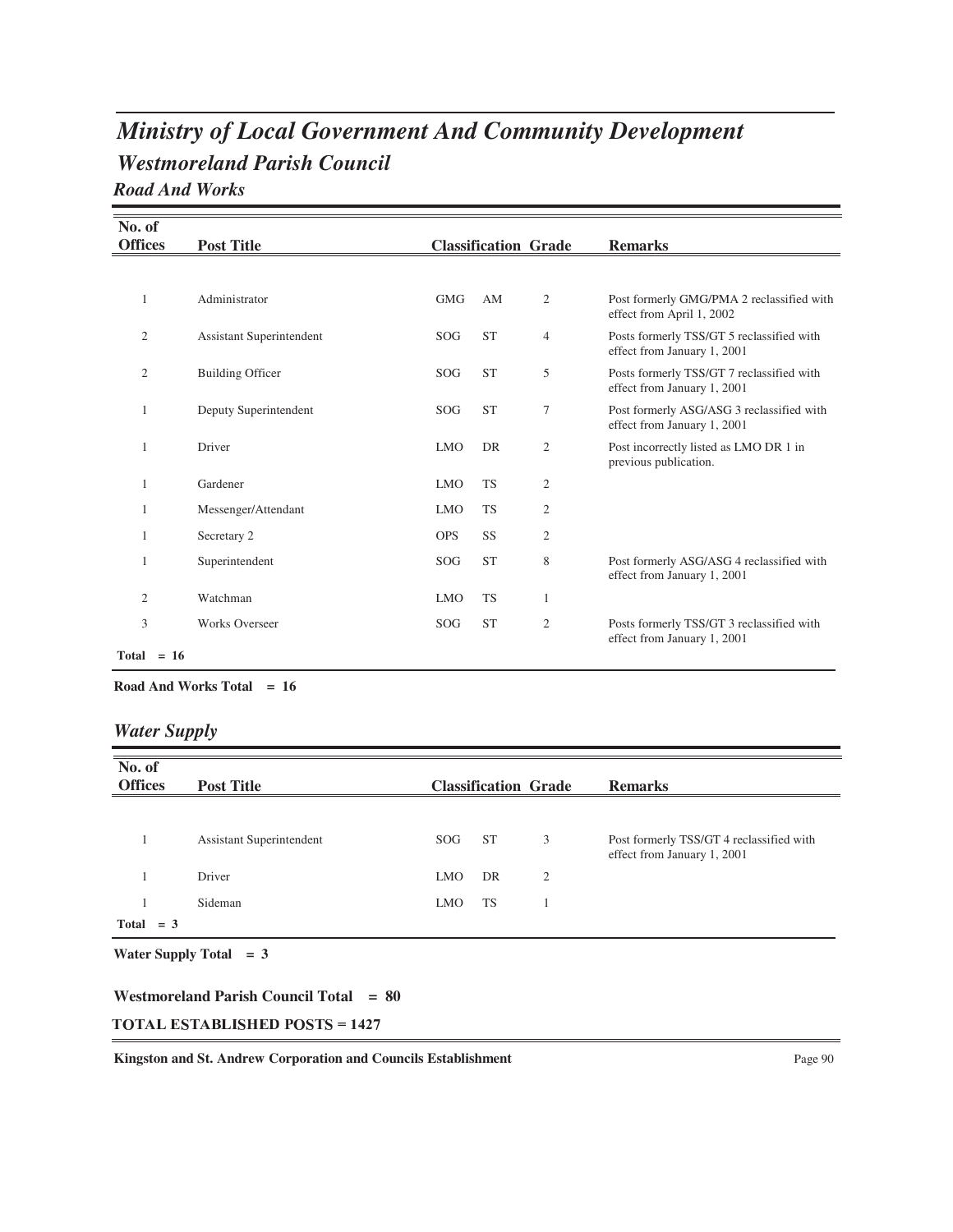# *Ministry of Local Government And Community Development*

## *Westmoreland Parish Council*

### *Road And Works*

| No. of Offices | Post Title | Classification | | Grade | Remarks |
|---|---|---|---|---|---|
| 1 | Administrator | GMG | AM | 2 | Post formerly GMG/PMA 2 reclassified with effect from April 1, 2002 |
| 2 | Assistant Superintendent | SOG | ST | 4 | Posts formerly TSS/GT 5 reclassified with effect from January 1, 2001 |
| 2 | Building Officer | SOG | ST | 5 | Posts formerly TSS/GT 7 reclassified with effect from January 1, 2001 |
| 1 | Deputy Superintendent | SOG | ST | 7 | Post formerly ASG/ASG 3 reclassified with effect from January 1, 2001 |
| 1 | Driver | LMO | DR | 2 | Post incorrectly listed as LMO DR 1 in previous publication. |
| 1 | Gardener | LMO | TS | 2 | |
| 1 | Messenger/Attendant | LMO | TS | 2 | |
| 1 | Secretary 2 | OPS | SS | 2 | |
| 1 | Superintendent | SOG | ST | 8 | Post formerly ASG/ASG 4 reclassified with effect from January 1, 2001 |
| 2 | Watchman | LMO | TS | 1 | |
| 3 | Works Overseer | SOG | ST | 2 | Posts formerly TSS/GT 3 reclassified with effect from January 1, 2001 |
| **Total = 16** | | | | | |

**Road And Works Total = 16**

### *Water Supply*

| No. of Offices | Post Title | Classification | | Grade | Remarks |
|---|---|---|---|---|---|
| 1 | Assistant Superintendent | SOG | ST | 3 | Post formerly TSS/GT 4 reclassified with effect from January 1, 2001 |
| 1 | Driver | LMO | DR | 2 | |
| 1 | Sideman | LMO | TS | 1 | |
| **Total = 3** | | | | | |

**Water Supply Total = 3**

**Westmoreland Parish Council Total = 80**

**TOTAL ESTABLISHED POSTS = 1427**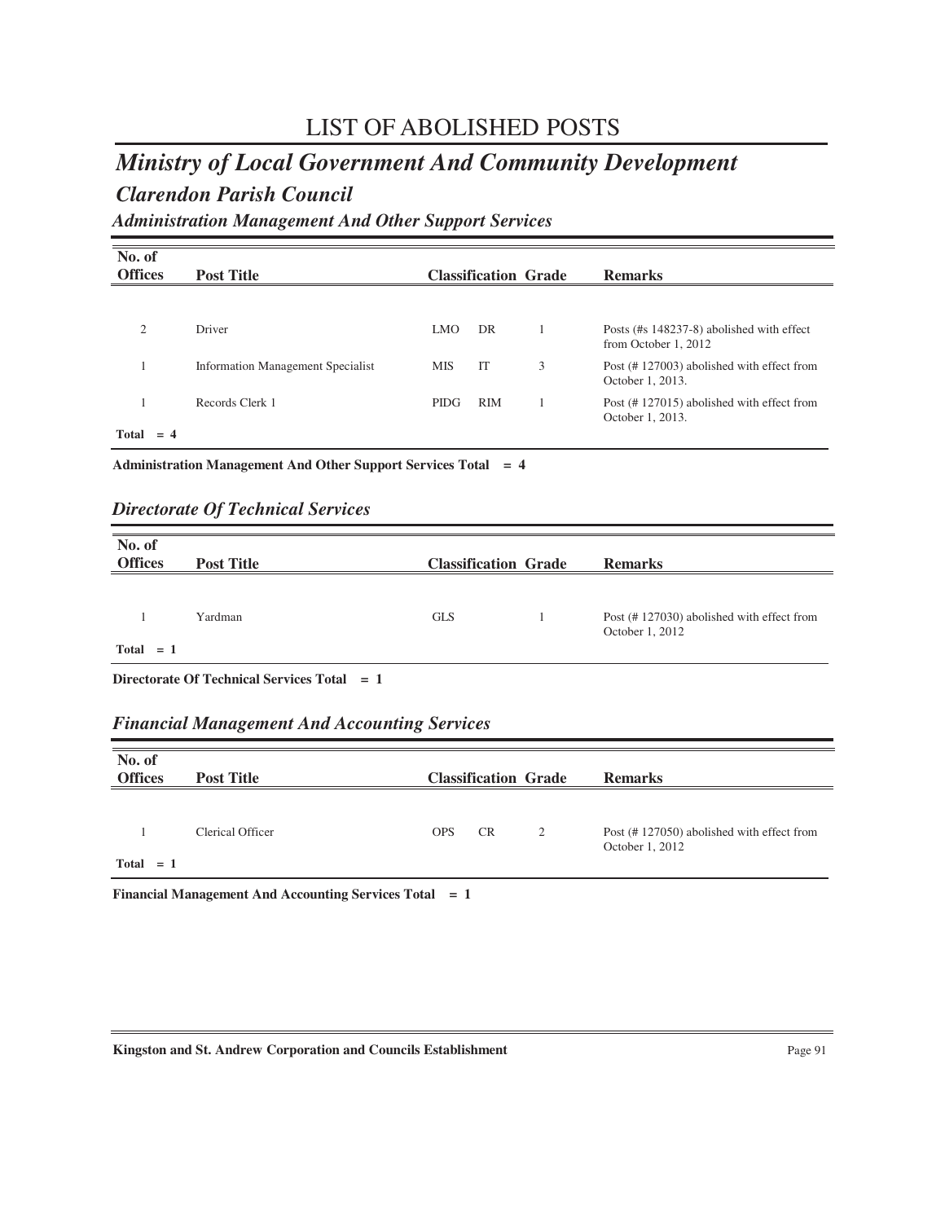# LIST OF ABOLISHED POSTS

## *Ministry of Local Government And Community Development*

### *Clarendon Parish Council*

#### *Administration Management And Other Support Services*

| No. of Offices | Post Title | Classification | | Grade | Remarks |
|---|---|---|---|---|---|
| 2 | Driver | LMO | DR | 1 | Posts (#s 148237-8) abolished with effect from October 1, 2012 |
| 1 | Information Management Specialist | MIS | IT | 3 | Post (# 127003) abolished with effect from October 1, 2013. |
| 1 | Records Clerk 1 | PIDG | RIM | 1 | Post (# 127015) abolished with effect from October 1, 2013. |
| **Total = 4** | | | | | |

**Administration Management And Other Support Services Total = 4**

#### *Directorate Of Technical Services*

| No. of Offices | Post Title | Classification | | Grade | Remarks |
|---|---|---|---|---|---|
| 1 | Yardman | GLS | | 1 | Post (# 127030) abolished with effect from October 1, 2012 |
| **Total = 1** | | | | | |

**Directorate Of Technical Services Total = 1**

#### *Financial Management And Accounting Services*

| No. of Offices | Post Title | Classification | | Grade | Remarks |
|---|---|---|---|---|---|
| 1 | Clerical Officer | OPS | CR | 2 | Post (# 127050) abolished with effect from October 1, 2012 |
| **Total = 1** | | | | | |

**Financial Management And Accounting Services Total = 1**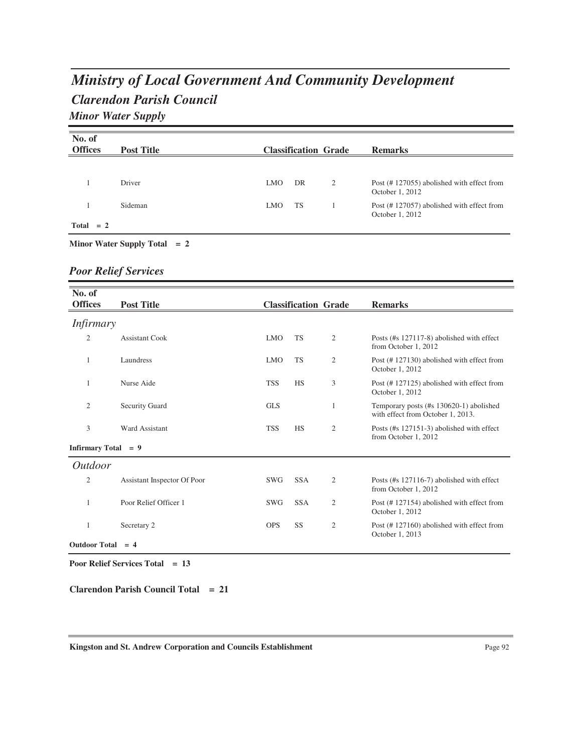# *Ministry of Local Government And Community Development*

## *Clarendon Parish Council*

### *Minor Water Supply*

| No. of Offices | Post Title | Classification | | Grade | Remarks |
|---|---|---|---|---|---|
| 1 | Driver | LMO | DR | 2 | Post (# 127055) abolished with effect from October 1, 2012 |
| 1 | Sideman | LMO | TS | 1 | Post (# 127057) abolished with effect from October 1, 2012 |
| **Total = 2** | | | | | |

**Minor Water Supply Total = 2**

### *Poor Relief Services*

| No. of Offices | Post Title | Classification | | Grade | Remarks |
|---|---|---|---|---|---|
| *Infirmary* | | | | | |
| 2 | Assistant Cook | LMO | TS | 2 | Posts (#s 127117-8) abolished with effect from October 1, 2012 |
| 1 | Laundress | LMO | TS | 2 | Post (# 127130) abolished with effect from October 1, 2012 |
| 1 | Nurse Aide | TSS | HS | 3 | Post (# 127125) abolished with effect from October 1, 2012 |
| 2 | Security Guard | GLS | | 1 | Temporary posts (#s 130620-1) abolished with effect from October 1, 2013. |
| 3 | Ward Assistant | TSS | HS | 2 | Posts (#s 127151-3) abolished with effect from October 1, 2012 |
| **Infirmary Total = 9** | | | | | |
| *Outdoor* | | | | | |
| 2 | Assistant Inspector Of Poor | SWG | SSA | 2 | Posts (#s 127116-7) abolished with effect from October 1, 2012 |
| 1 | Poor Relief Officer 1 | SWG | SSA | 2 | Post (# 127154) abolished with effect from October 1, 2012 |
| 1 | Secretary 2 | OPS | SS | 2 | Post (# 127160) abolished with effect from October 1, 2013 |
| **Outdoor Total = 4** | | | | | |

**Poor Relief Services Total = 13**

**Clarendon Parish Council Total = 21**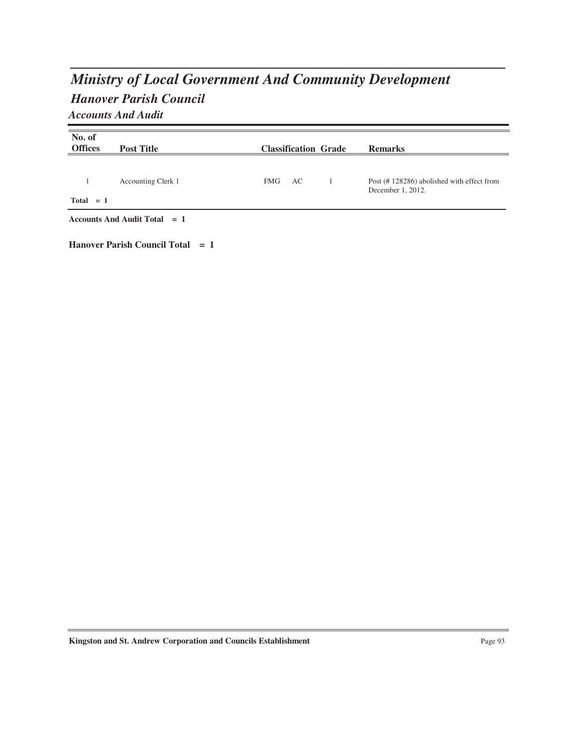# *Ministry of Local Government And Community Development*

## *Hanover Parish Council*

### *Accounts And Audit*

| No. of Offices | Post Title | Classification | | Grade | Remarks |
|---|---|---|---|---|---|
| 1 | Accounting Clerk 1 | FMG | AC | 1 | Post (# 128286) abolished with effect from December 1, 2012. |
| **Total = 1** | | | | | |

**Accounts And Audit Total = 1**

**Hanover Parish Council Total = 1**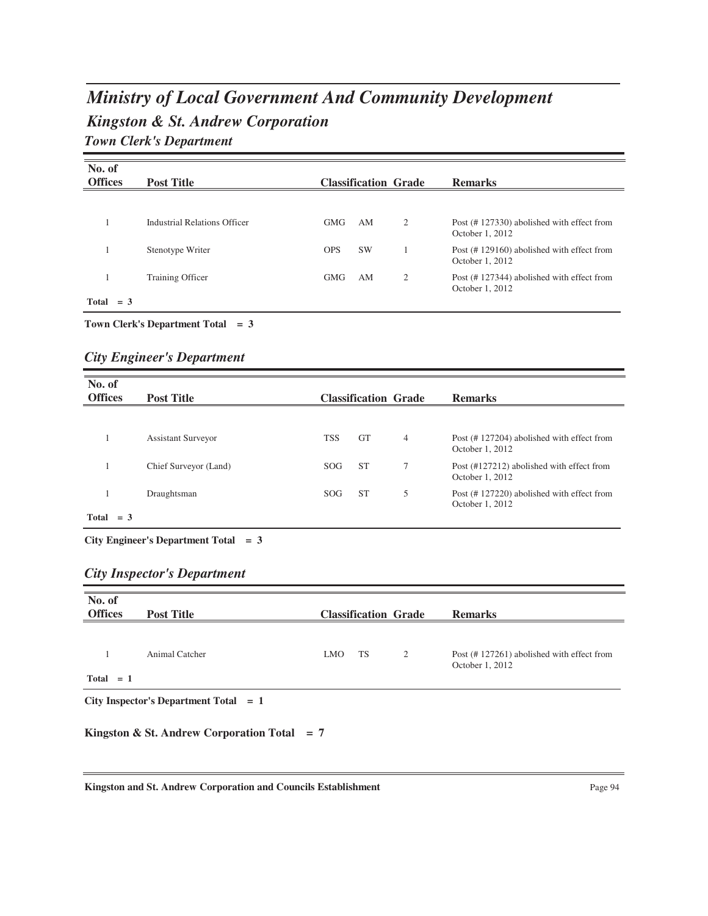# *Ministry of Local Government And Community Development*

## *Kingston & St. Andrew Corporation*

### *Town Clerk's Department*

| No. of Offices | Post Title | Classification | | Grade | Remarks |
|---|---|---|---|---|---|
| 1 | Industrial Relations Officer | GMG | AM | 2 | Post (# 127330) abolished with effect from October 1, 2012 |
| 1 | Stenotype Writer | OPS | SW | 1 | Post (# 129160) abolished with effect from October 1, 2012 |
| 1 | Training Officer | GMG | AM | 2 | Post (# 127344) abolished with effect from October 1, 2012 |
| **Total = 3** | | | | | |

**Town Clerk's Department Total = 3**

### *City Engineer's Department*

| No. of Offices | Post Title | Classification | | Grade | Remarks |
|---|---|---|---|---|---|
| 1 | Assistant Surveyor | TSS | GT | 4 | Post (# 127204) abolished with effect from October 1, 2012 |
| 1 | Chief Surveyor (Land) | SOG | ST | 7 | Post (#127212) abolished with effect from October 1, 2012 |
| 1 | Draughtsman | SOG | ST | 5 | Post (# 127220) abolished with effect from October 1, 2012 |
| **Total = 3** | | | | | |

**City Engineer's Department Total = 3**

### *City Inspector's Department*

| No. of Offices | Post Title | Classification | | Grade | Remarks |
|---|---|---|---|---|---|
| 1 | Animal Catcher | LMO | TS | 2 | Post (# 127261) abolished with effect from October 1, 2012 |
| **Total = 1** | | | | | |

**City Inspector's Department Total = 1**

**Kingston & St. Andrew Corporation Total = 7**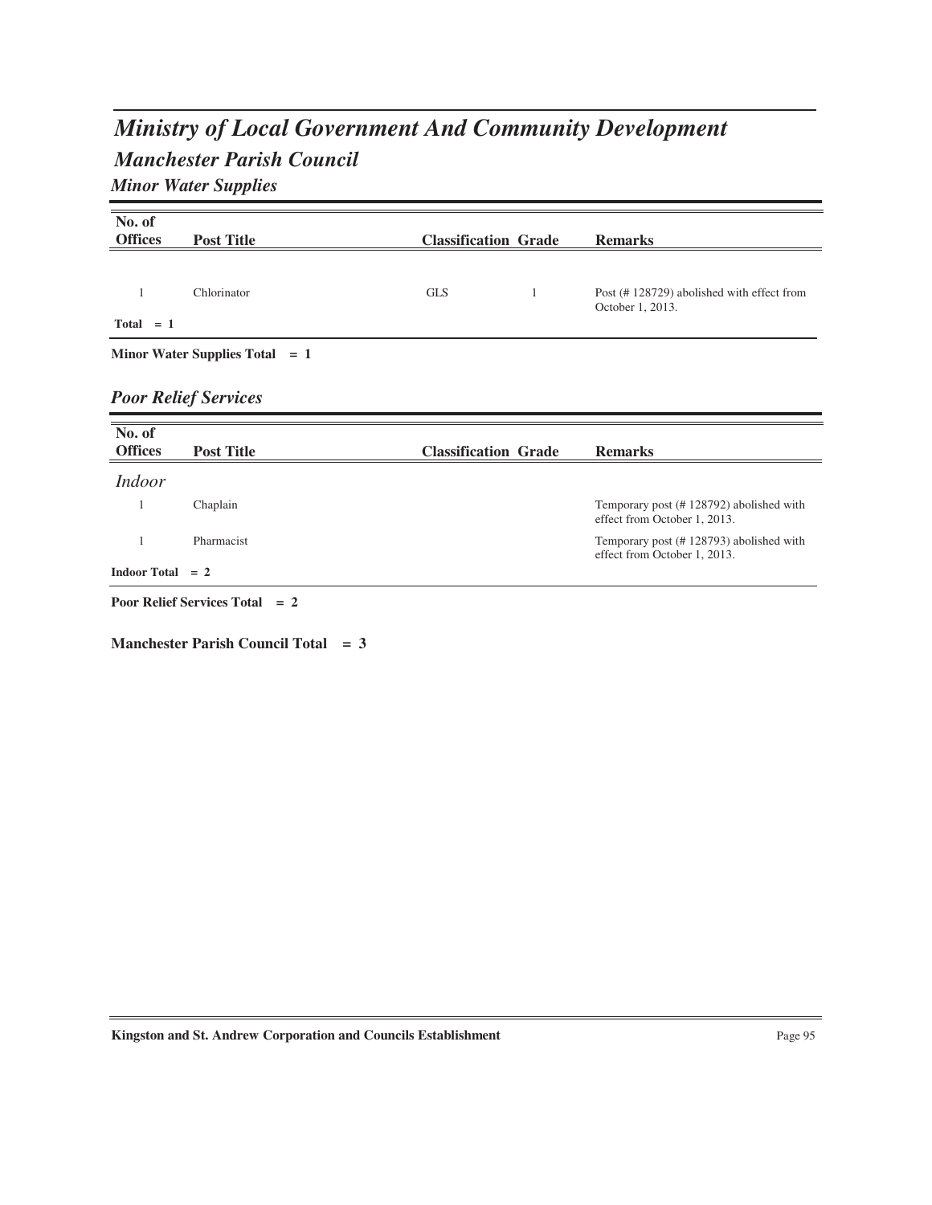# *Ministry of Local Government And Community Development*

## *Manchester Parish Council*

### *Minor Water Supplies*

| No. of Offices | Post Title | Classification | Grade | Remarks |
|---|---|---|---|---|
| 1 | Chlorinator | GLS | 1 | Post (# 128729) abolished with effect from October 1, 2013. |
| **Total = 1** | | | | |

**Minor Water Supplies Total = 1**

### *Poor Relief Services*

| No. of Offices | Post Title | Classification | Grade | Remarks |
|---|---|---|---|---|
| *Indoor* | | | | |
| 1 | Chaplain | | | Temporary post (# 128792) abolished with effect from October 1, 2013. |
| 1 | Pharmacist | | | Temporary post (# 128793) abolished with effect from October 1, 2013. |
| **Indoor Total = 2** | | | | |

**Poor Relief Services Total = 2**

**Manchester Parish Council Total = 3**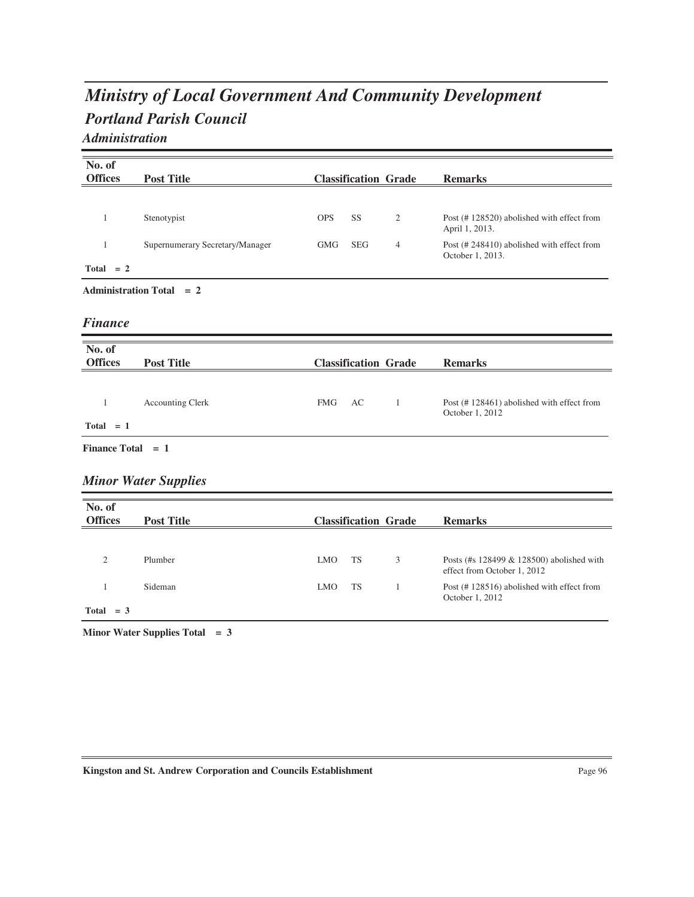# Ministry of Local Government And Community Development

## Portland Parish Council

### Administration

| No. of Offices | Post Title | Classification | | Grade | Remarks |
|---|---|---|---|---|---|
| 1 | Stenotypist | OPS | SS | 2 | Post (# 128520) abolished with effect from April 1, 2013. |
| 1 | Supernumerary Secretary/Manager | GMG | SEG | 4 | Post (# 248410) abolished with effect from October 1, 2013. |
| **Total = 2** | | | | | |

**Administration Total = 2**

### Finance

| No. of Offices | Post Title | Classification | | Grade | Remarks |
|---|---|---|---|---|---|
| 1 | Accounting Clerk | FMG | AC | 1 | Post (# 128461) abolished with effect from October 1, 2012 |
| **Total = 1** | | | | | |

**Finance Total = 1**

### Minor Water Supplies

| No. of Offices | Post Title | Classification | | Grade | Remarks |
|---|---|---|---|---|---|
| 2 | Plumber | LMO | TS | 3 | Posts (#s 128499 & 128500) abolished with effect from October 1, 2012 |
| 1 | Sideman | LMO | TS | 1 | Post (# 128516) abolished with effect from October 1, 2012 |
| **Total = 3** | | | | | |

**Minor Water Supplies Total = 3**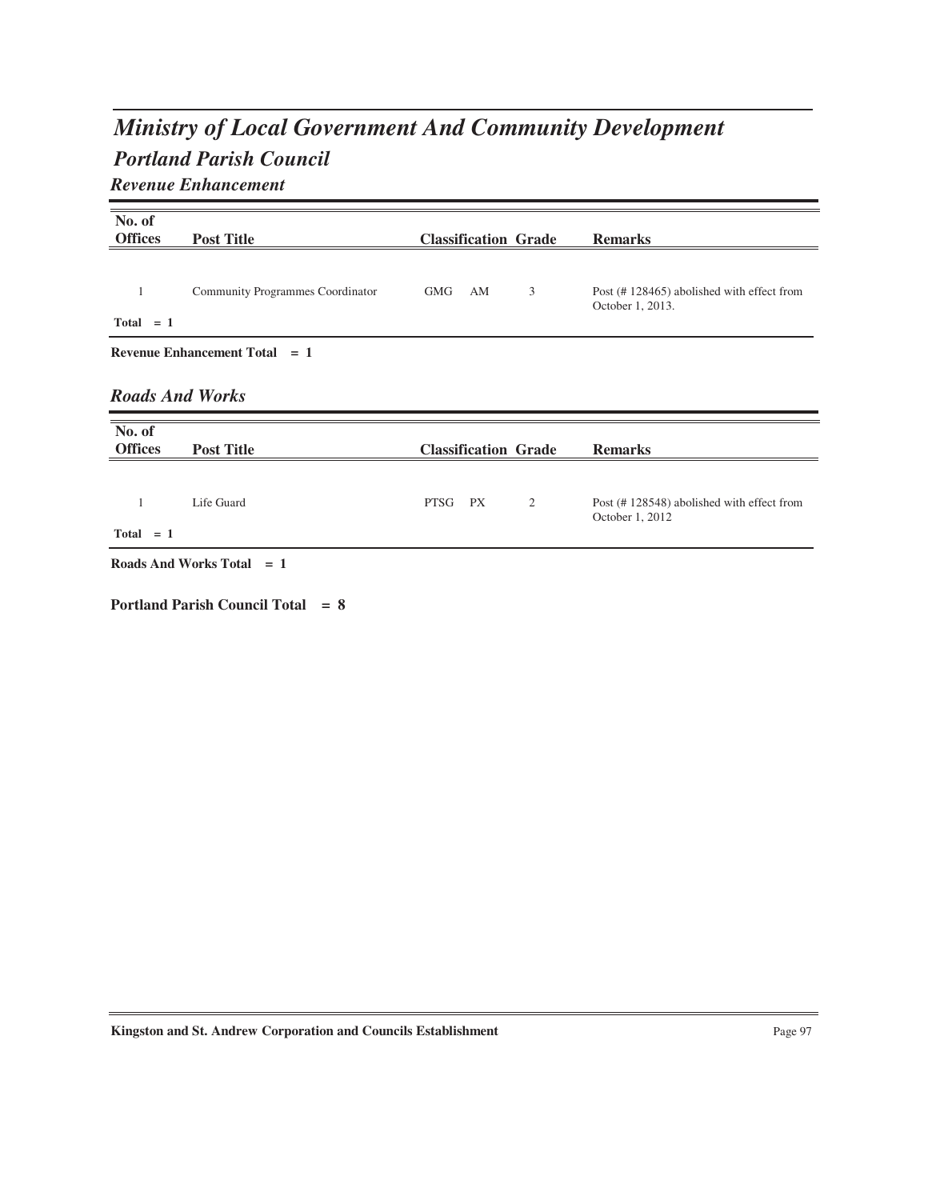# *Ministry of Local Government And Community Development*

## *Portland Parish Council*

### *Revenue Enhancement*

| No. of Offices | Post Title | Classification | | Grade | Remarks |
|---|---|---|---|---|---|
| 1 | Community Programmes Coordinator | GMG | AM | 3 | Post (# 128465) abolished with effect from October 1, 2013. |
| **Total = 1** | | | | | |

**Revenue Enhancement Total = 1**

### *Roads And Works*

| No. of Offices | Post Title | Classification | | Grade | Remarks |
|---|---|---|---|---|---|
| 1 | Life Guard | PTSG | PX | 2 | Post (# 128548) abolished with effect from October 1, 2012 |
| **Total = 1** | | | | | |

**Roads And Works Total = 1**

**Portland Parish Council Total = 8**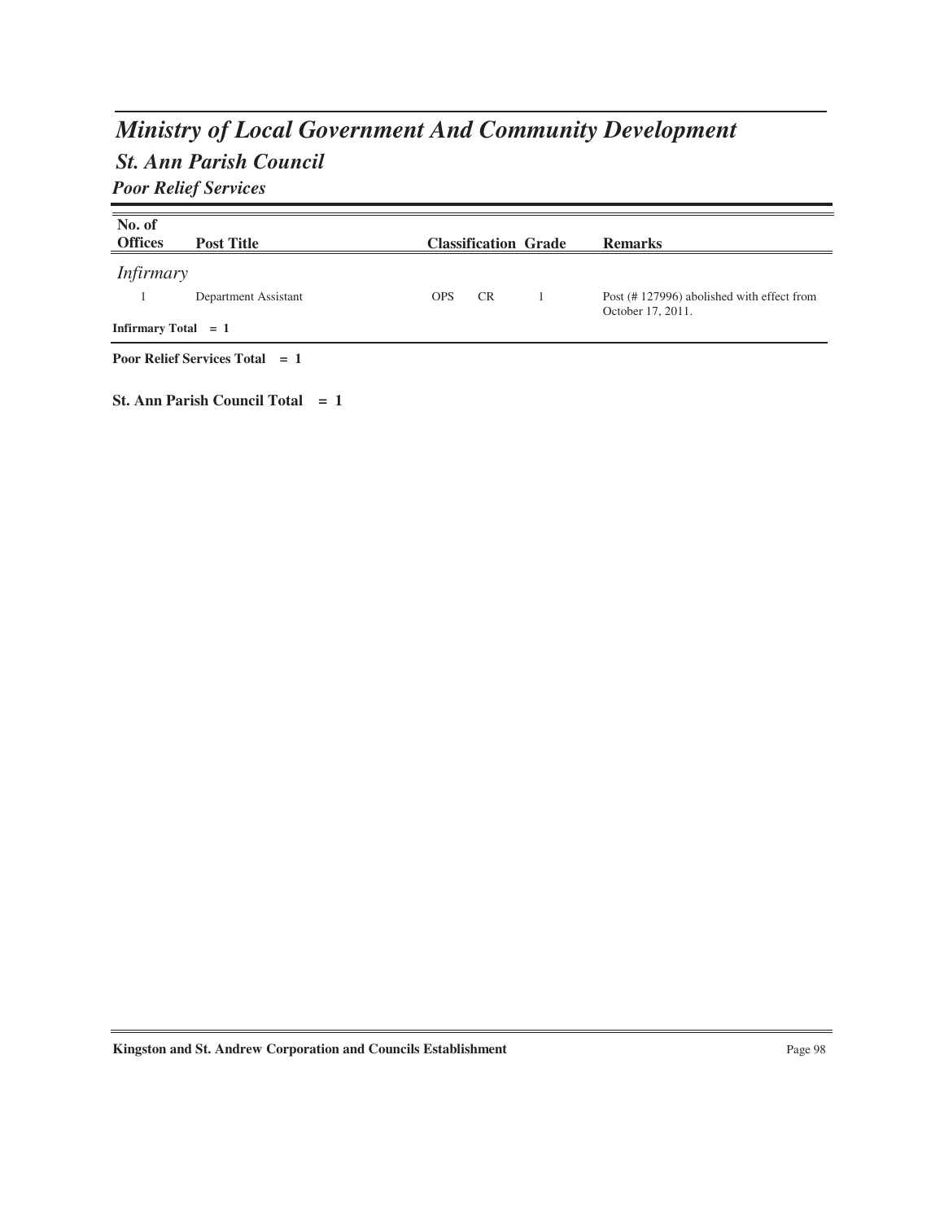# *Ministry of Local Government And Community Development*

## *St. Ann Parish Council*

### *Poor Relief Services*

| No. of Offices | Post Title | Classification | | Grade | Remarks |
|---|---|---|---|---|---|
| *Infirmary* | | | | | |
| 1 | Department Assistant | OPS | CR | 1 | Post (# 127996) abolished with effect from October 17, 2011. |

**Infirmary Total = 1**

**Poor Relief Services Total = 1**

**St. Ann Parish Council Total = 1**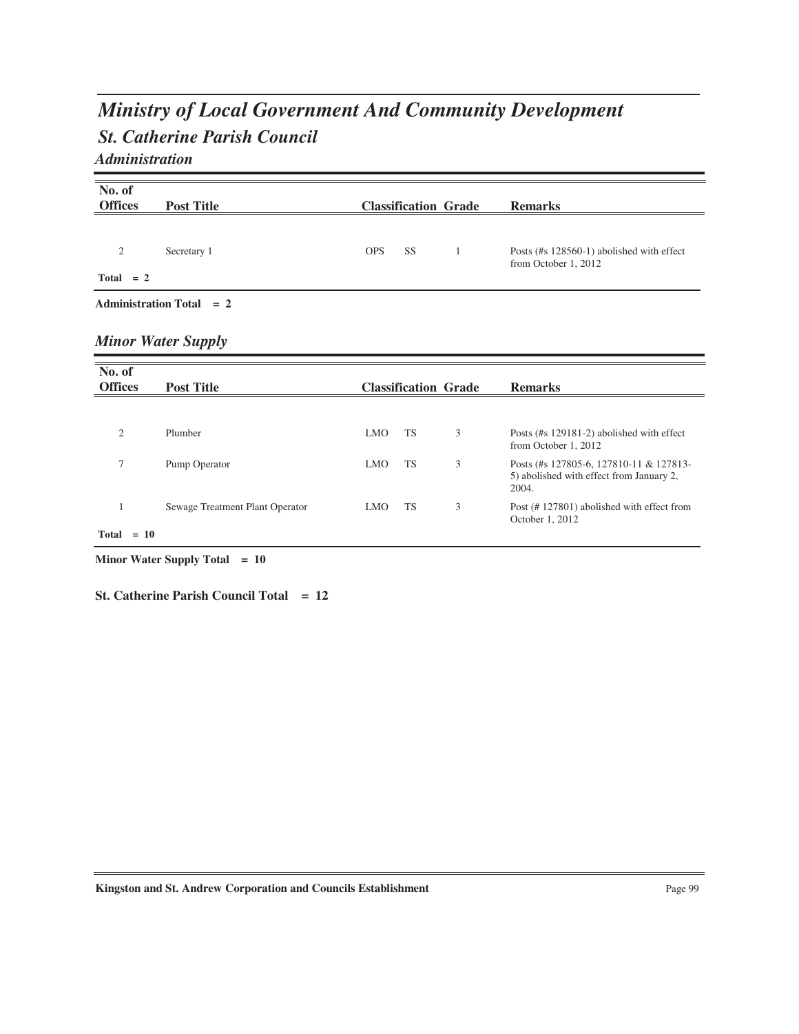# *Ministry of Local Government And Community Development*

## *St. Catherine Parish Council*

### *Administration*

| No. of Offices | Post Title | Classification | | Grade | Remarks |
|---|---|---|---|---|---|
| 2 | Secretary 1 | OPS | SS | 1 | Posts (#s 128560-1) abolished with effect from October 1, 2012 |
| Total = 2 | | | | | |

**Administration Total = 2**

### *Minor Water Supply*

| No. of Offices | Post Title | Classification | | Grade | Remarks |
|---|---|---|---|---|---|
| 2 | Plumber | LMO | TS | 3 | Posts (#s 129181-2) abolished with effect from October 1, 2012 |
| 7 | Pump Operator | LMO | TS | 3 | Posts (#s 127805-6, 127810-11 & 127813-5) abolished with effect from January 2, 2004. |
| 1 | Sewage Treatment Plant Operator | LMO | TS | 3 | Post (# 127801) abolished with effect from October 1, 2012 |
| Total = 10 | | | | | |

**Minor Water Supply Total = 10**

**St. Catherine Parish Council Total = 12**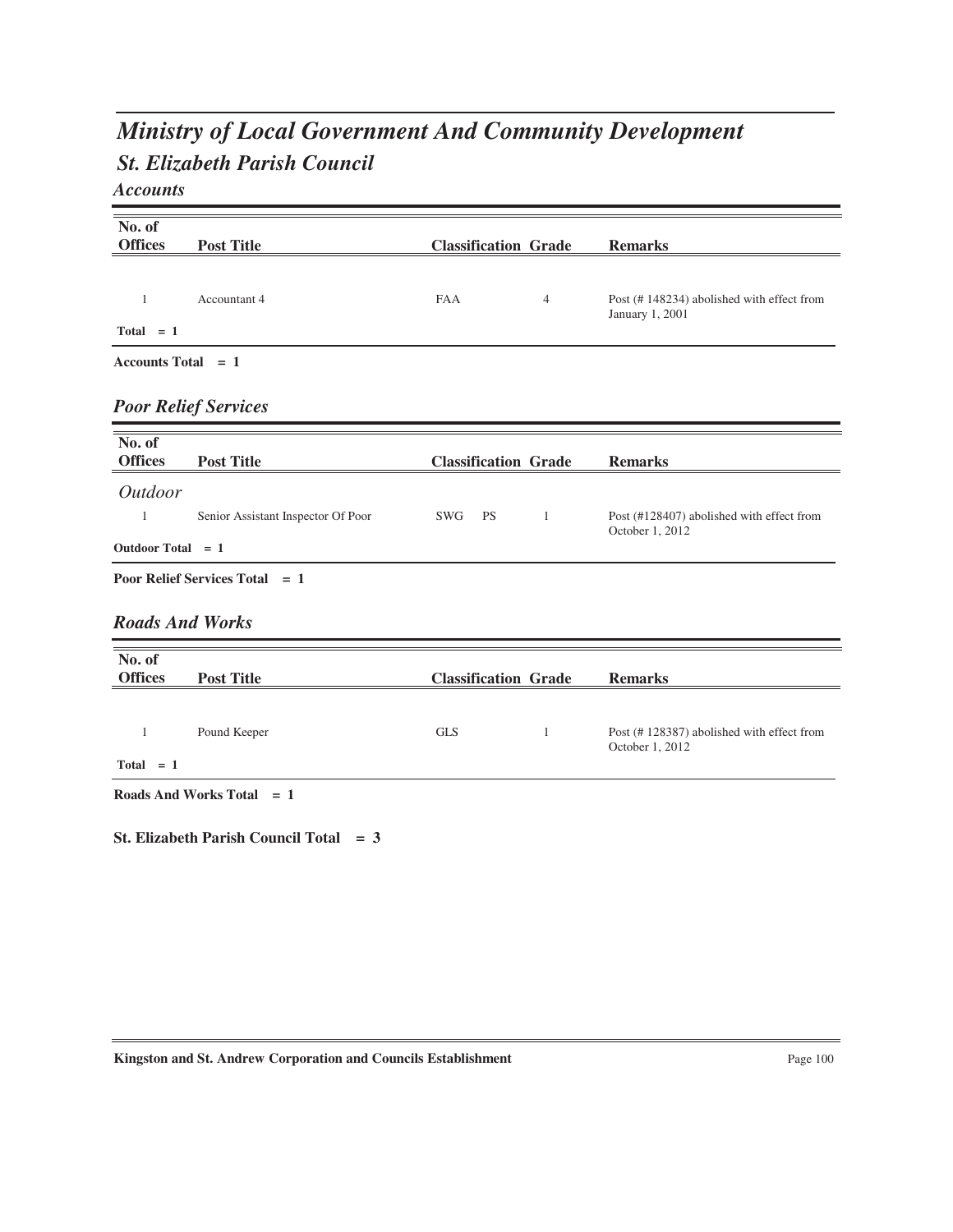# *Ministry of Local Government And Community Development*

## *St. Elizabeth Parish Council*

### *Accounts*

| No. of Offices | Post Title | Classification | Grade | Remarks |
|---|---|---|---|---|
| 1 | Accountant 4 | FAA | 4 | Post (# 148234) abolished with effect from January 1, 2001 |
| **Total = 1** | | | | |

**Accounts Total = 1**

### *Poor Relief Services*

| No. of Offices | Post Title | Classification | Grade | Remarks |
|---|---|---|---|---|
| *Outdoor* | | | | |
| 1 | Senior Assistant Inspector Of Poor | SWG PS | 1 | Post (#128407) abolished with effect from October 1, 2012 |
| **Outdoor Total = 1** | | | | |

**Poor Relief Services Total = 1**

### *Roads And Works*

| No. of Offices | Post Title | Classification | Grade | Remarks |
|---|---|---|---|---|
| 1 | Pound Keeper | GLS | 1 | Post (# 128387) abolished with effect from October 1, 2012 |
| **Total = 1** | | | | |

**Roads And Works Total = 1**

**St. Elizabeth Parish Council Total = 3**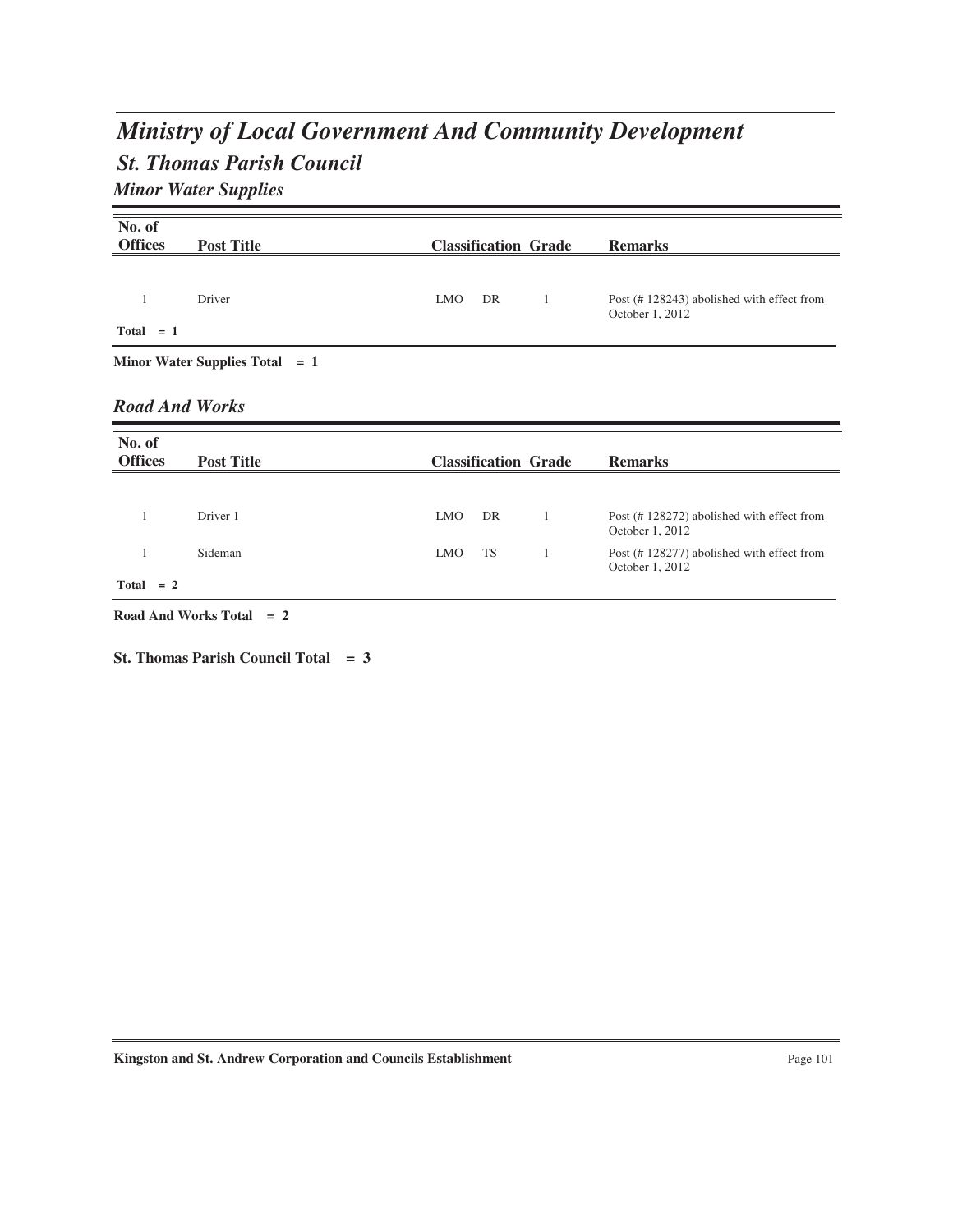# *Ministry of Local Government And Community Development*

## *St. Thomas Parish Council*

### *Minor Water Supplies*

| No. of Offices | Post Title | Classification | | Grade | Remarks |
|---|---|---|---|---|---|
| 1 | Driver | LMO | DR | 1 | Post (# 128243) abolished with effect from October 1, 2012 |
| **Total = 1** | | | | | |

**Minor Water Supplies Total = 1**

### *Road And Works*

| No. of Offices | Post Title | Classification | | Grade | Remarks |
|---|---|---|---|---|---|
| 1 | Driver 1 | LMO | DR | 1 | Post (# 128272) abolished with effect from October 1, 2012 |
| 1 | Sideman | LMO | TS | 1 | Post (# 128277) abolished with effect from October 1, 2012 |
| **Total = 2** | | | | | |

**Road And Works Total = 2**

**St. Thomas Parish Council Total = 3**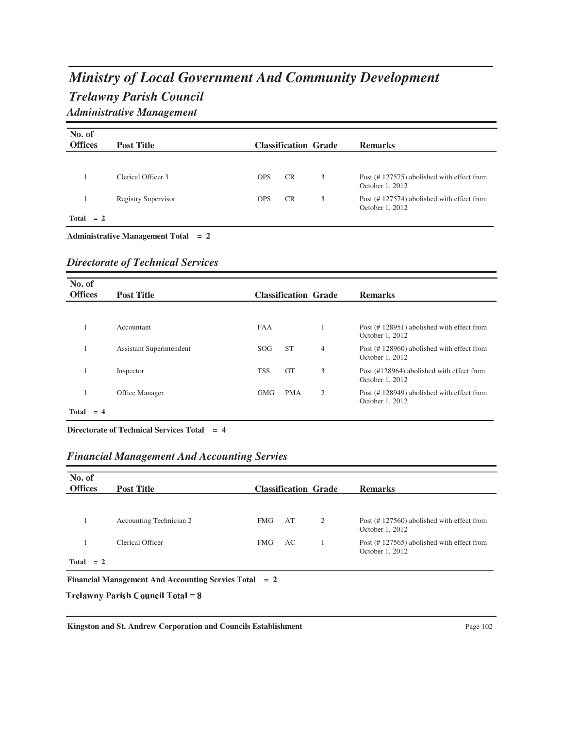# *Ministry of Local Government And Community Development*

## *Trelawny Parish Council*

### *Administrative Management*

| No. of Offices | Post Title | Classification | | Grade | Remarks |
|---|---|---|---|---|---|
| 1 | Clerical Officer 3 | OPS | CR | 3 | Post (# 127575) abolished with effect from October 1, 2012 |
| 1 | Registry Supervisor | OPS | CR | 3 | Post (# 127574) abolished with effect from October 1, 2012 |
| **Total = 2** | | | | | |

**Administrative Management Total = 2**

### *Directorate of Technical Services*

| No. of Offices | Post Title | Classification | | Grade | Remarks |
|---|---|---|---|---|---|
| 1 | Accountant | FAA | | 1 | Post (# 128951) abolished with effect from October 1, 2012 |
| 1 | Assistant Superintendent | SOG | ST | 4 | Post (# 128960) abolished with effect from October 1, 2012 |
| 1 | Inspector | TSS | GT | 3 | Post (#128964) abolished with effect from October 1, 2012 |
| 1 | Office Manager | GMG | PMA | 2 | Post (# 128949) abolished with effect from October 1, 2012 |
| **Total = 4** | | | | | |

**Directorate of Technical Services Total = 4**

### *Financial Management And Accounting Servies*

| No. of Offices | Post Title | Classification | | Grade | Remarks |
|---|---|---|---|---|---|
| 1 | Accounting Technician 2 | FMG | AT | 2 | Post (# 127560) abolished with effect from October 1, 2012 |
| 1 | Clerical Officer | FMG | AC | 1 | Post (# 127565) abolished with effect from October 1, 2012 |
| **Total = 2** | | | | | |

**Financial Management And Accounting Servies Total = 2**

**Trelawny Parish Council Total = 8**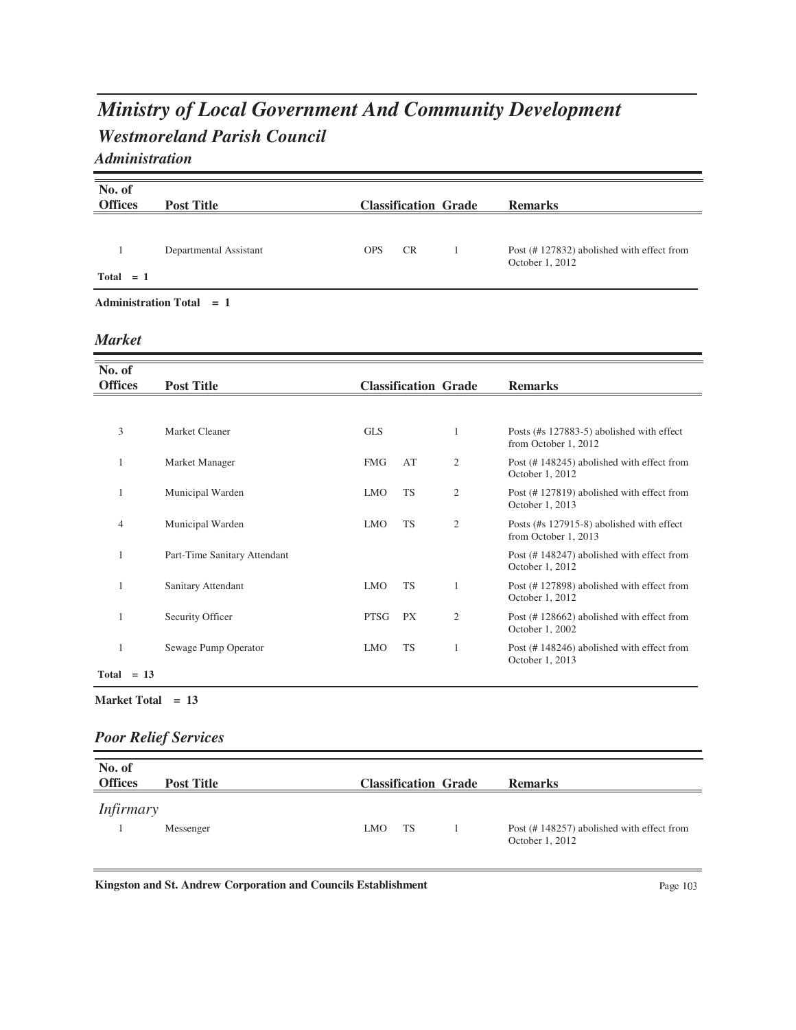# Ministry of Local Government And Community Development

## Westmoreland Parish Council

### Administration

| No. of Offices | Post Title | Classification | | Grade | Remarks |
|---|---|---|---|---|---|
| 1 | Departmental Assistant | OPS | CR | 1 | Post (# 127832) abolished with effect from October 1, 2012 |
| **Total = 1** | | | | | |

**Administration Total = 1**

### Market

| No. of Offices | Post Title | Classification | | Grade | Remarks |
|---|---|---|---|---|---|
| 3 | Market Cleaner | GLS | | 1 | Posts (#s 127883-5) abolished with effect from October 1, 2012 |
| 1 | Market Manager | FMG | AT | 2 | Post (# 148245) abolished with effect from October 1, 2012 |
| 1 | Municipal Warden | LMO | TS | 2 | Post (# 127819) abolished with effect from October 1, 2013 |
| 4 | Municipal Warden | LMO | TS | 2 | Posts (#s 127915-8) abolished with effect from October 1, 2013 |
| 1 | Part-Time Sanitary Attendant | | | | Post (# 148247) abolished with effect from October 1, 2012 |
| 1 | Sanitary Attendant | LMO | TS | 1 | Post (# 127898) abolished with effect from October 1, 2012 |
| 1 | Security Officer | PTSG | PX | 2 | Post (# 128662) abolished with effect from October 1, 2002 |
| 1 | Sewage Pump Operator | LMO | TS | 1 | Post (# 148246) abolished with effect from October 1, 2013 |
| **Total = 13** | | | | | |

**Market Total = 13**

### Poor Relief Services

| No. of Offices | Post Title | Classification | | Grade | Remarks |
|---|---|---|---|---|---|
| *Infirmary* | | | | | |
| 1 | Messenger | LMO | TS | 1 | Post (# 148257) abolished with effect from October 1, 2012 |

**Kingston and St. Andrew Corporation and Councils Establishment**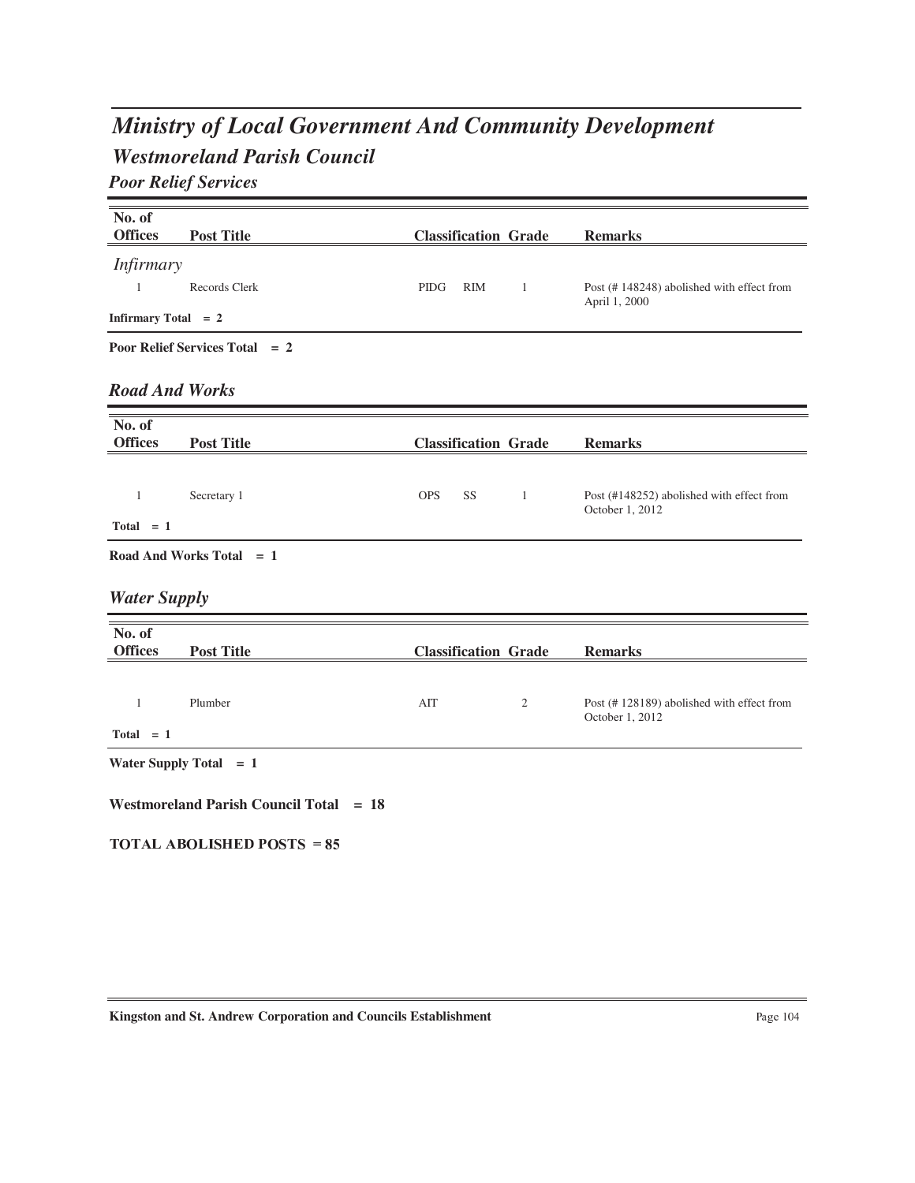# *Ministry of Local Government And Community Development*

## *Westmoreland Parish Council*

### *Poor Relief Services*

| No. of Offices | Post Title | Classification | | Grade | Remarks |
|---|---|---|---|---|---|
| *Infirmary* | | | | | |
| 1 | Records Clerk | PIDG | RIM | 1 | Post (# 148248) abolished with effect from April 1, 2000 |
| **Infirmary Total = 2** | | | | | |

**Poor Relief Services Total = 2**

### *Road And Works*

| No. of Offices | Post Title | Classification | | Grade | Remarks |
|---|---|---|---|---|---|
| 1 | Secretary 1 | OPS | SS | 1 | Post (#148252) abolished with effect from October 1, 2012 |
| **Total = 1** | | | | | |

**Road And Works Total = 1**

### *Water Supply*

| No. of Offices | Post Title | Classification | | Grade | Remarks |
|---|---|---|---|---|---|
| 1 | Plumber | AIT | | 2 | Post (# 128189) abolished with effect from October 1, 2012 |
| **Total = 1** | | | | | |

**Water Supply Total = 1**

**Westmoreland Parish Council Total = 18**

**TOTAL ABOLISHED POSTS = 85**